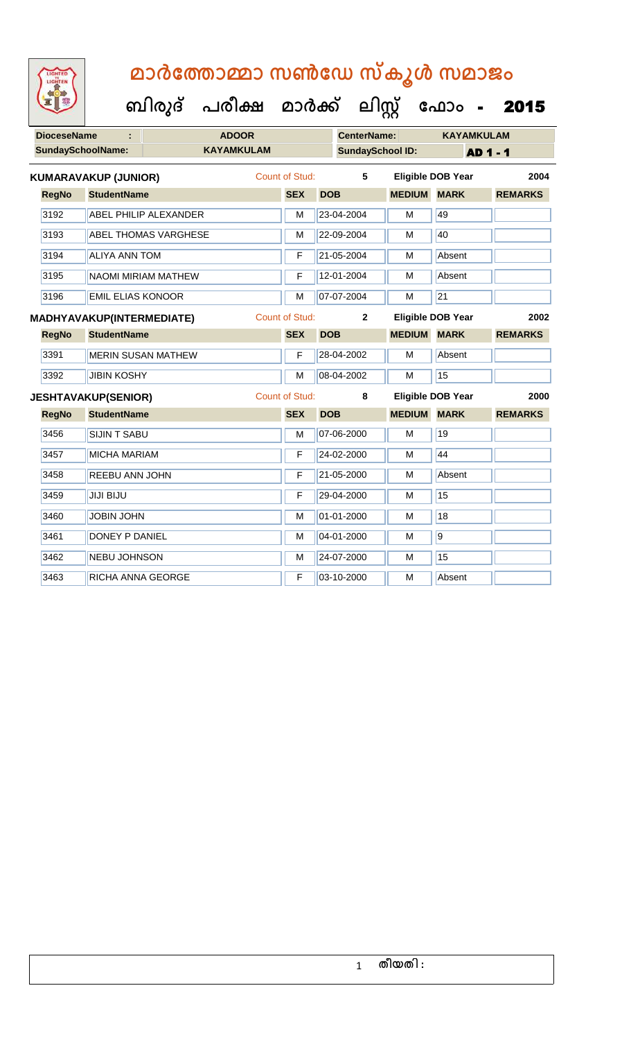# മാർത്തോമ്മാ സൺഡേ സ്കൂൾ സമാജം

## ബിരുദ് പരീക്ഷ മാർക്ക് ലിസ്റ്റ് ഫോം - 2015

**DioceseName :** ADOOR  **CenterName:** KAYAMKULAM

**SundaySchoolName:** KAYAMKULAM  **SundaySchool ID:** AD 1 - 1

**KUMARAVAKUP (JUNIOR)**  Count of Stud: 5  Eligible DOB Year 2004

| RegNo | StudentName | SEX | DOB | MEDIUM | MARK | REMARKS |
|---|---|---|---|---|---|---|
| 3192 | ABEL PHILIP ALEXANDER | M | 23-04-2004 | M | 49 | |
| 3193 | ABEL THOMAS VARGHESE | M | 22-09-2004 | M | 40 | |
| 3194 | ALIYA ANN TOM | F | 21-05-2004 | M | Absent | |
| 3195 | NAOMI MIRIAM MATHEW | F | 12-01-2004 | M | Absent | |
| 3196 | EMIL ELIAS KONOOR | M | 07-07-2004 | M | 21 | |

**MADHYAVAKUP(INTERMEDIATE)**  Count of Stud: 2  Eligible DOB Year 2002

| RegNo | StudentName | SEX | DOB | MEDIUM | MARK | REMARKS |
|---|---|---|---|---|---|---|
| 3391 | MERIN SUSAN MATHEW | F | 28-04-2002 | M | Absent | |
| 3392 | JIBIN KOSHY | M | 08-04-2002 | M | 15 | |

**JESHTAVAKUP(SENIOR)**  Count of Stud: 8  Eligible DOB Year 2000

| RegNo | StudentName | SEX | DOB | MEDIUM | MARK | REMARKS |
|---|---|---|---|---|---|---|
| 3456 | SIJIN T SABU | M | 07-06-2000 | M | 19 | |
| 3457 | MICHA MARIAM | F | 24-02-2000 | M | 44 | |
| 3458 | REEBU ANN JOHN | F | 21-05-2000 | M | Absent | |
| 3459 | JIJI BIJU | F | 29-04-2000 | M | 15 | |
| 3460 | JOBIN JOHN | M | 01-01-2000 | M | 18 | |
| 3461 | DONEY P DANIEL | M | 04-01-2000 | M | 9 | |
| 3462 | NEBU JOHNSON | M | 24-07-2000 | M | 15 | |
| 3463 | RICHA ANNA GEORGE | F | 03-10-2000 | M | Absent | |

തീയതി :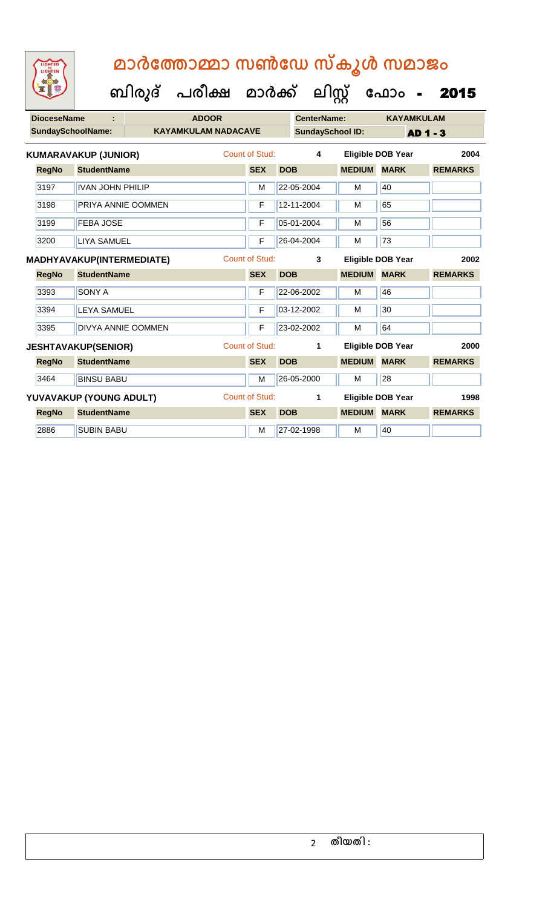# മാർത്തോമ്മാ സൺഡേ സ്കൂൾ സമാജം

## ബിരുദ് പരീക്ഷ മാർക്ക് ലിസ്റ്റ് ഫോം - 2015

| DioceseName : | ADOOR | CenterName: | KAYAMKULAM |
|---|---|---|---|
| SundaySchoolName: | KAYAMKULAM NADACAVE | SundaySchool ID: | AD 1 - 3 |

**KUMARAVAKUP (JUNIOR)** Count of Stud: 4 Eligible DOB Year 2004

| RegNo | StudentName | SEX | DOB | MEDIUM | MARK | REMARKS |
|---|---|---|---|---|---|---|
| 3197 | IVAN JOHN PHILIP | M | 22-05-2004 | M | 40 | |
| 3198 | PRIYA ANNIE OOMMEN | F | 12-11-2004 | M | 65 | |
| 3199 | FEBA JOSE | F | 05-01-2004 | M | 56 | |
| 3200 | LIYA SAMUEL | F | 26-04-2004 | M | 73 | |

**MADHYAVAKUP(INTERMEDIATE)** Count of Stud: 3 Eligible DOB Year 2002

| RegNo | StudentName | SEX | DOB | MEDIUM | MARK | REMARKS |
|---|---|---|---|---|---|---|
| 3393 | SONY A | F | 22-06-2002 | M | 46 | |
| 3394 | LEYA SAMUEL | F | 03-12-2002 | M | 30 | |
| 3395 | DIVYA ANNIE OOMMEN | F | 23-02-2002 | M | 64 | |

**JESHTAVAKUP(SENIOR)** Count of Stud: 1 Eligible DOB Year 2000

| RegNo | StudentName | SEX | DOB | MEDIUM | MARK | REMARKS |
|---|---|---|---|---|---|---|
| 3464 | BINSU BABU | M | 26-05-2000 | M | 28 | |

**YUVAVAKUP (YOUNG ADULT)** Count of Stud: 1 Eligible DOB Year 1998

| RegNo | StudentName | SEX | DOB | MEDIUM | MARK | REMARKS |
|---|---|---|---|---|---|---|
| 2886 | SUBIN BABU | M | 27-02-1998 | M | 40 | |

തീയതി :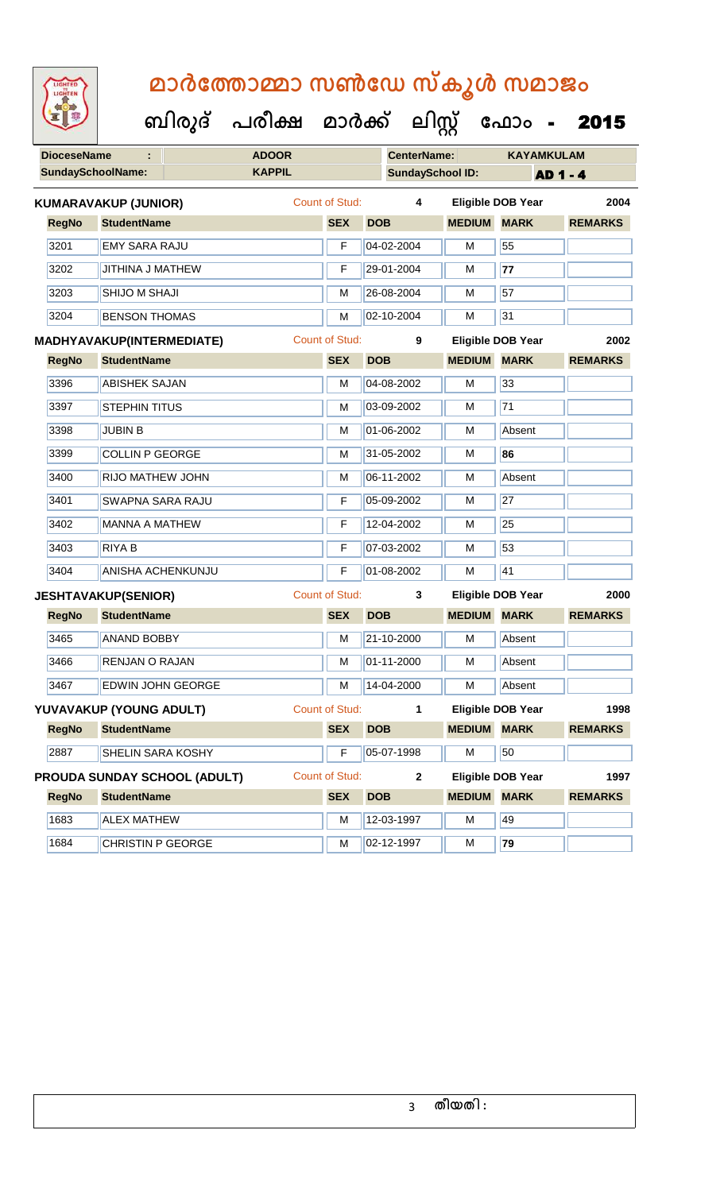# മാർത്തോമ്മാ സൺഡേ സ്കൂൾ സമാജം

## ബിരുദ് പരീക്ഷ മാർക്ക് ലിസ്റ്റ് ഫോം - 2015

| DioceseName : | ADOOR | CenterName: | KAYAMKULAM |
|---|---|---|---|
| SundaySchoolName: | KAPPIL | SundaySchool ID: | AD 1 - 4 |

**KUMARAVAKUP (JUNIOR)** Count of Stud: 4 Eligible DOB Year 2004

| RegNo | StudentName | SEX | DOB | MEDIUM | MARK | REMARKS |
|---|---|---|---|---|---|---|
| 3201 | EMY SARA RAJU | F | 04-02-2004 | M | 55 | |
| 3202 | JITHINA J MATHEW | F | 29-01-2004 | M | 77 | |
| 3203 | SHIJO M SHAJI | M | 26-08-2004 | M | 57 | |
| 3204 | BENSON THOMAS | M | 02-10-2004 | M | 31 | |

**MADHYAVAKUP(INTERMEDIATE)** Count of Stud: 9 Eligible DOB Year 2002

| RegNo | StudentName | SEX | DOB | MEDIUM | MARK | REMARKS |
|---|---|---|---|---|---|---|
| 3396 | ABISHEK SAJAN | M | 04-08-2002 | M | 33 | |
| 3397 | STEPHIN TITUS | M | 03-09-2002 | M | 71 | |
| 3398 | JUBIN B | M | 01-06-2002 | M | Absent | |
| 3399 | COLLIN P GEORGE | M | 31-05-2002 | M | 86 | |
| 3400 | RIJO MATHEW JOHN | M | 06-11-2002 | M | Absent | |
| 3401 | SWAPNA SARA RAJU | F | 05-09-2002 | M | 27 | |
| 3402 | MANNA A MATHEW | F | 12-04-2002 | M | 25 | |
| 3403 | RIYA B | F | 07-03-2002 | M | 53 | |
| 3404 | ANISHA ACHENKUNJU | F | 01-08-2002 | M | 41 | |

**JESHTAVAKUP(SENIOR)** Count of Stud: 3 Eligible DOB Year 2000

| RegNo | StudentName | SEX | DOB | MEDIUM | MARK | REMARKS |
|---|---|---|---|---|---|---|
| 3465 | ANAND BOBBY | M | 21-10-2000 | M | Absent | |
| 3466 | RENJAN O RAJAN | M | 01-11-2000 | M | Absent | |
| 3467 | EDWIN JOHN GEORGE | M | 14-04-2000 | M | Absent | |

**YUVAVAKUP (YOUNG ADULT)** Count of Stud: 1 Eligible DOB Year 1998

| RegNo | StudentName | SEX | DOB | MEDIUM | MARK | REMARKS |
|---|---|---|---|---|---|---|
| 2887 | SHELIN SARA KOSHY | F | 05-07-1998 | M | 50 | |

**PROUDA SUNDAY SCHOOL (ADULT)** Count of Stud: 2 Eligible DOB Year 1997

| RegNo | StudentName | SEX | DOB | MEDIUM | MARK | REMARKS |
|---|---|---|---|---|---|---|
| 1683 | ALEX MATHEW | M | 12-03-1997 | M | 49 | |
| 1684 | CHRISTIN P GEORGE | M | 02-12-1997 | M | 79 | |

തീയതി :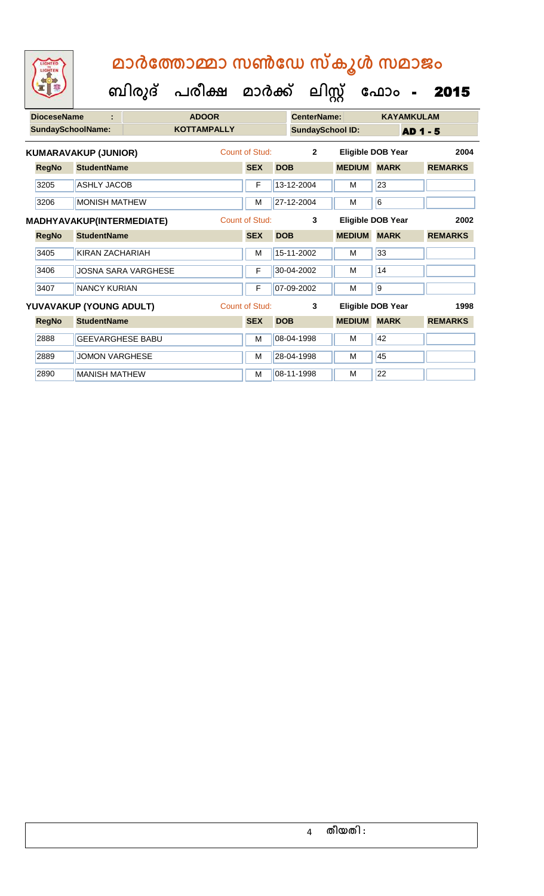# മാർത്തോമ്മാ സൺഡേ സ്കൂൾ സമാജം

## ബിരുദ് പരീക്ഷ മാർക്ക് ലിസ്റ്റ് ഫോം - 2015

| DioceseName : | ADOOR | CenterName: | KAYAMKULAM |
|---|---|---|---|
| SundaySchoolName: | KOTTAMPALLY | SundaySchool ID: | AD 1 - 5 |

**KUMARAVAKUP (JUNIOR)** Count of Stud: 2 Eligible DOB Year 2004

| RegNo | StudentName | SEX | DOB | MEDIUM | MARK | REMARKS |
|---|---|---|---|---|---|---|
| 3205 | ASHLY JACOB | F | 13-12-2004 | M | 23 | |
| 3206 | MONISH MATHEW | M | 27-12-2004 | M | 6 | |

**MADHYAVAKUP(INTERMEDIATE)** Count of Stud: 3 Eligible DOB Year 2002

| RegNo | StudentName | SEX | DOB | MEDIUM | MARK | REMARKS |
|---|---|---|---|---|---|---|
| 3405 | KIRAN ZACHARIAH | M | 15-11-2002 | M | 33 | |
| 3406 | JOSNA SARA VARGHESE | F | 30-04-2002 | M | 14 | |
| 3407 | NANCY KURIAN | F | 07-09-2002 | M | 9 | |

**YUVAVAKUP (YOUNG ADULT)** Count of Stud: 3 Eligible DOB Year 1998

| RegNo | StudentName | SEX | DOB | MEDIUM | MARK | REMARKS |
|---|---|---|---|---|---|---|
| 2888 | GEEVARGHESE BABU | M | 08-04-1998 | M | 42 | |
| 2889 | JOMON VARGHESE | M | 28-04-1998 | M | 45 | |
| 2890 | MANISH MATHEW | M | 08-11-1998 | M | 22 | |

തീയതി :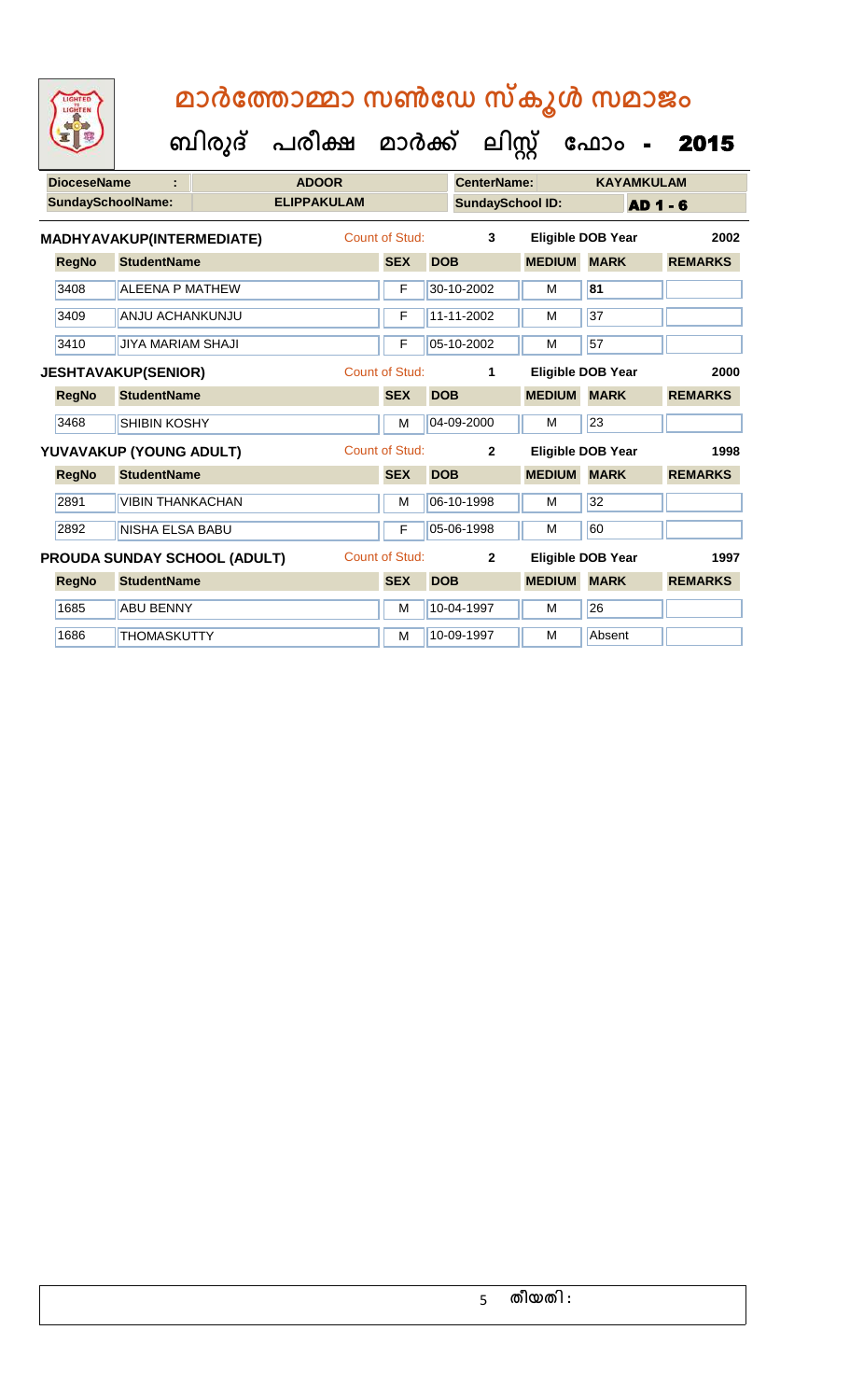# മാർത്തോമ്മാ സൺഡേ സ്കൂൾ സമാജം

## ബിരുദ് പരീക്ഷ മാർക്ക് ലിസ്റ്റ് ഫോം - 2015

| DioceseName : | ADOOR | CenterName: | KAYAMKULAM |
|---|---|---|---|
| SundaySchoolName: | ELIPPAKULAM | SundaySchool ID: | AD 1 - 6 |

**MADHYAVAKUP(INTERMEDIATE)** Count of Stud: 3 Eligible DOB Year 2002

| RegNo | StudentName | SEX | DOB | MEDIUM | MARK | REMARKS |
|---|---|---|---|---|---|---|
| 3408 | ALEENA P MATHEW | F | 30-10-2002 | M | 81 | |
| 3409 | ANJU ACHANKUNJU | F | 11-11-2002 | M | 37 | |
| 3410 | JIYA MARIAM SHAJI | F | 05-10-2002 | M | 57 | |

**JESHTAVAKUP(SENIOR)** Count of Stud: 1 Eligible DOB Year 2000

| RegNo | StudentName | SEX | DOB | MEDIUM | MARK | REMARKS |
|---|---|---|---|---|---|---|
| 3468 | SHIBIN KOSHY | M | 04-09-2000 | M | 23 | |

**YUVAVAKUP (YOUNG ADULT)** Count of Stud: 2 Eligible DOB Year 1998

| RegNo | StudentName | SEX | DOB | MEDIUM | MARK | REMARKS |
|---|---|---|---|---|---|---|
| 2891 | VIBIN THANKACHAN | M | 06-10-1998 | M | 32 | |
| 2892 | NISHA ELSA BABU | F | 05-06-1998 | M | 60 | |

**PROUDA SUNDAY SCHOOL (ADULT)** Count of Stud: 2 Eligible DOB Year 1997

| RegNo | StudentName | SEX | DOB | MEDIUM | MARK | REMARKS |
|---|---|---|---|---|---|---|
| 1685 | ABU BENNY | M | 10-04-1997 | M | 26 | |
| 1686 | THOMASKUTTY | M | 10-09-1997 | M | Absent | |

തീയതി :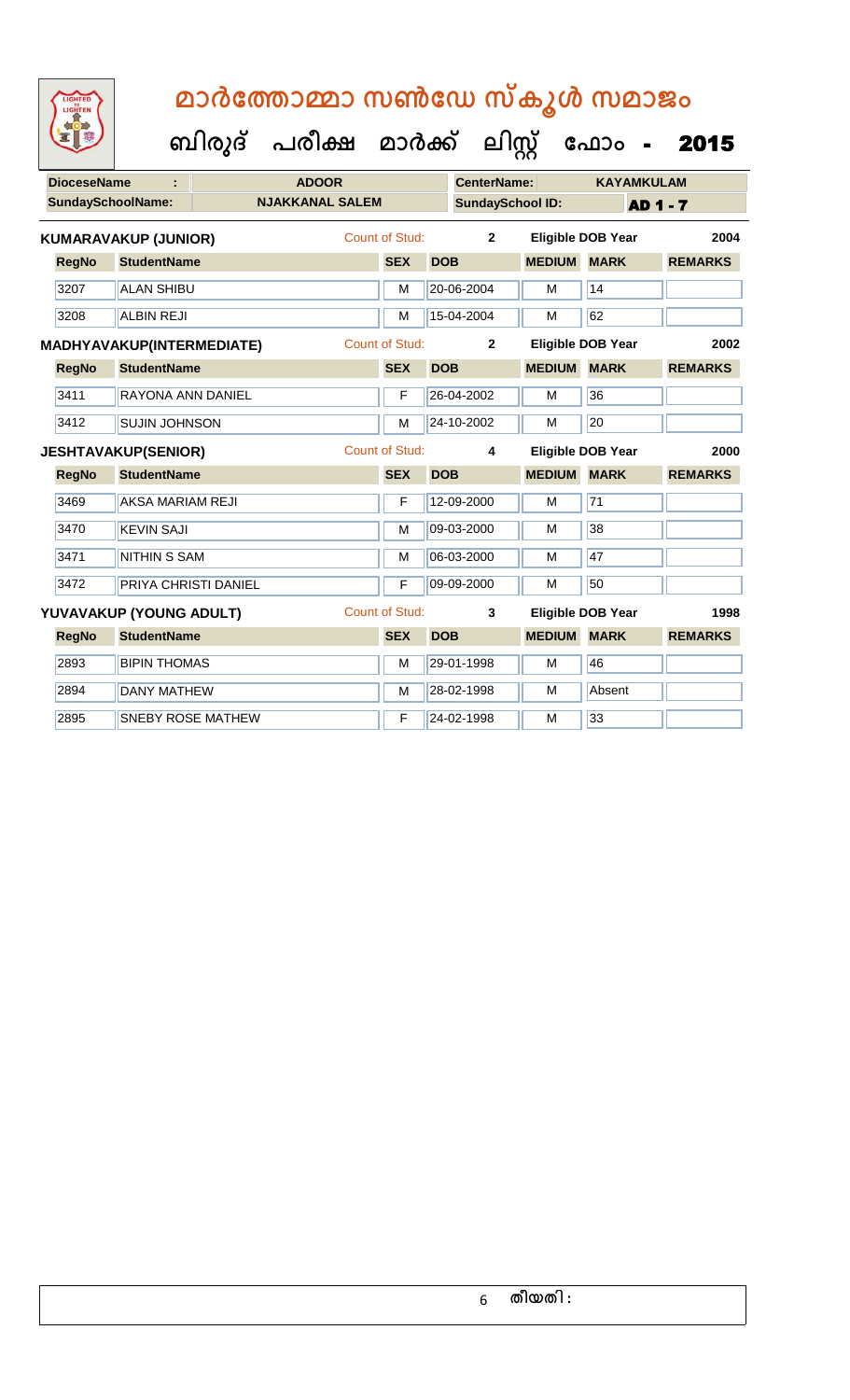# മാർത്തോമ്മാ സൺഡേ സ്കൂൾ സമാജം

## ബിരുദ് പരീക്ഷ മാർക്ക് ലിസ്റ്റ് ഫോം - 2015

| **DioceseName** | : | **ADOOR** | **CenterName:** | **KAYAMKULAM** |
|---|---|---|---|---|
| **SundaySchoolName:** | | **NJAKKANAL SALEM** | **SundaySchool ID:** | **AD 1 - 7** |

**KUMARAVAKUP (JUNIOR)** Count of Stud: **2** Eligible DOB Year **2004**

| RegNo | StudentName | SEX | DOB | MEDIUM | MARK | REMARKS |
|---|---|---|---|---|---|---|
| 3207 | ALAN SHIBU | M | 20-06-2004 | M | 14 | |
| 3208 | ALBIN REJI | M | 15-04-2004 | M | 62 | |

**MADHYAVAKUP(INTERMEDIATE)** Count of Stud: **2** Eligible DOB Year **2002**

| RegNo | StudentName | SEX | DOB | MEDIUM | MARK | REMARKS |
|---|---|---|---|---|---|---|
| 3411 | RAYONA ANN DANIEL | F | 26-04-2002 | M | 36 | |
| 3412 | SUJIN JOHNSON | M | 24-10-2002 | M | 20 | |

**JESHTAVAKUP(SENIOR)** Count of Stud: **4** Eligible DOB Year **2000**

| RegNo | StudentName | SEX | DOB | MEDIUM | MARK | REMARKS |
|---|---|---|---|---|---|---|
| 3469 | AKSA MARIAM REJI | F | 12-09-2000 | M | 71 | |
| 3470 | KEVIN SAJI | M | 09-03-2000 | M | 38 | |
| 3471 | NITHIN S SAM | M | 06-03-2000 | M | 47 | |
| 3472 | PRIYA CHRISTI DANIEL | F | 09-09-2000 | M | 50 | |

**YUVAVAKUP (YOUNG ADULT)** Count of Stud: **3** Eligible DOB Year **1998**

| RegNo | StudentName | SEX | DOB | MEDIUM | MARK | REMARKS |
|---|---|---|---|---|---|---|
| 2893 | BIPIN THOMAS | M | 29-01-1998 | M | 46 | |
| 2894 | DANY MATHEW | M | 28-02-1998 | M | Absent | |
| 2895 | SNEBY ROSE MATHEW | F | 24-02-1998 | M | 33 | |

തീയതി :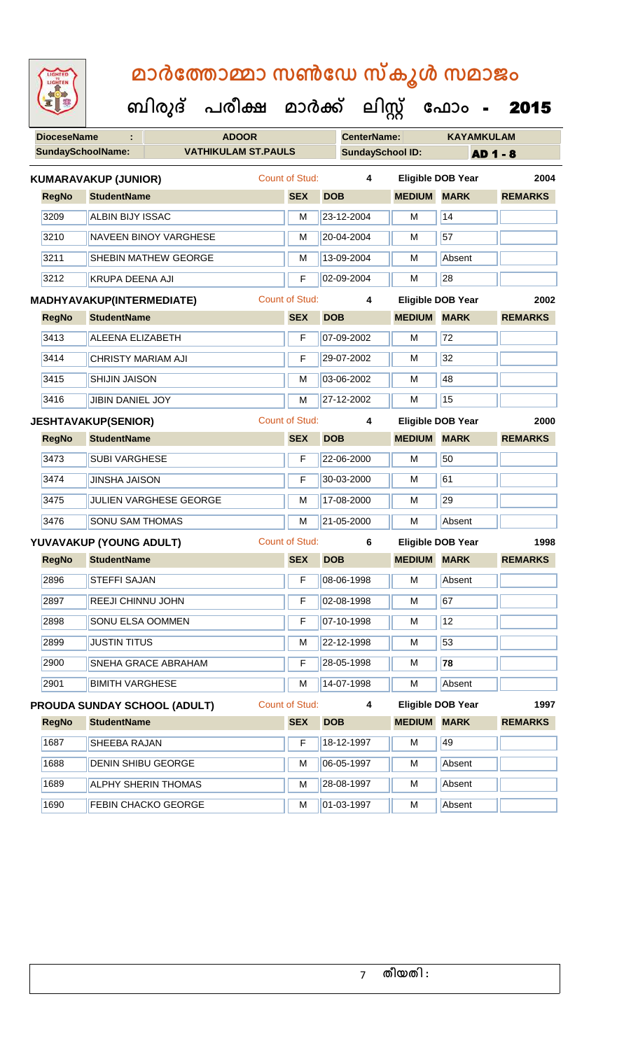# മാർത്തോമ്മാ സൺഡേ സ്കൂൾ സമാജം

**ബിരുദ് പരീക്ഷ മാർക്ക് ലിസ്റ്റ് ഫോം - 2015**

| DioceseName : | ADOOR | CenterName: | KAYAMKULAM |
|---|---|---|---|
| SundaySchoolName: | VATHIKULAM ST.PAULS | SundaySchool ID: | AD 1 - 8 |

**KUMARAVAKUP (JUNIOR)** Count of Stud: 4 Eligible DOB Year 2004

| RegNo | StudentName | SEX | DOB | MEDIUM | MARK | REMARKS |
|---|---|---|---|---|---|---|
| 3209 | ALBIN BIJY ISSAC | M | 23-12-2004 | M | 14 | |
| 3210 | NAVEEN BINOY VARGHESE | M | 20-04-2004 | M | 57 | |
| 3211 | SHEBIN MATHEW GEORGE | M | 13-09-2004 | M | Absent | |
| 3212 | KRUPA DEENA AJI | F | 02-09-2004 | M | 28 | |

**MADHYAVAKUP(INTERMEDIATE)** Count of Stud: 4 Eligible DOB Year 2002

| RegNo | StudentName | SEX | DOB | MEDIUM | MARK | REMARKS |
|---|---|---|---|---|---|---|
| 3413 | ALEENA ELIZABETH | F | 07-09-2002 | M | 72 | |
| 3414 | CHRISTY MARIAM AJI | F | 29-07-2002 | M | 32 | |
| 3415 | SHIJIN JAISON | M | 03-06-2002 | M | 48 | |
| 3416 | JIBIN DANIEL JOY | M | 27-12-2002 | M | 15 | |

**JESHTAVAKUP(SENIOR)** Count of Stud: 4 Eligible DOB Year 2000

| RegNo | StudentName | SEX | DOB | MEDIUM | MARK | REMARKS |
|---|---|---|---|---|---|---|
| 3473 | SUBI VARGHESE | F | 22-06-2000 | M | 50 | |
| 3474 | JINSHA JAISON | F | 30-03-2000 | M | 61 | |
| 3475 | JULIEN VARGHESE GEORGE | M | 17-08-2000 | M | 29 | |
| 3476 | SONU SAM THOMAS | M | 21-05-2000 | M | Absent | |

**YUVAVAKUP (YOUNG ADULT)** Count of Stud: 6 Eligible DOB Year 1998

| RegNo | StudentName | SEX | DOB | MEDIUM | MARK | REMARKS |
|---|---|---|---|---|---|---|
| 2896 | STEFFI SAJAN | F | 08-06-1998 | M | Absent | |
| 2897 | REEJI CHINNU JOHN | F | 02-08-1998 | M | 67 | |
| 2898 | SONU ELSA OOMMEN | F | 07-10-1998 | M | 12 | |
| 2899 | JUSTIN TITUS | M | 22-12-1998 | M | 53 | |
| 2900 | SNEHA GRACE ABRAHAM | F | 28-05-1998 | M | **78** | |
| 2901 | BIMITH VARGHESE | M | 14-07-1998 | M | Absent | |

**PROUDA SUNDAY SCHOOL (ADULT)** Count of Stud: 4 Eligible DOB Year 1997

| RegNo | StudentName | SEX | DOB | MEDIUM | MARK | REMARKS |
|---|---|---|---|---|---|---|
| 1687 | SHEEBA RAJAN | F | 18-12-1997 | M | 49 | |
| 1688 | DENIN SHIBU GEORGE | M | 06-05-1997 | M | Absent | |
| 1689 | ALPHY SHERIN THOMAS | M | 28-08-1997 | M | Absent | |
| 1690 | FEBIN CHACKO GEORGE | M | 01-03-1997 | M | Absent | |

തീയതി :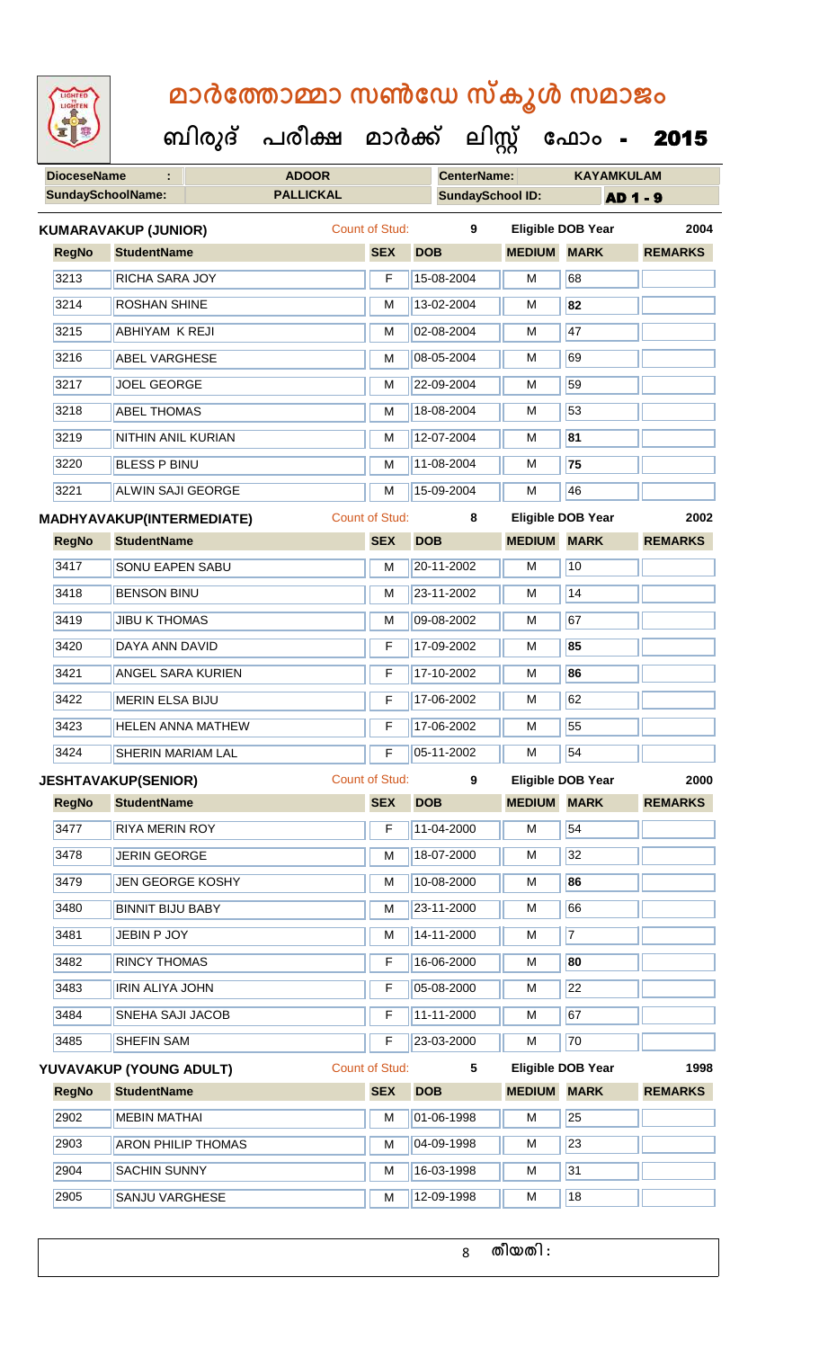# മാർത്തോമ്മാ സൺഡേ സ്കൂൾ സമാജം

## ബിരുദ് പരീക്ഷ മാർക്ക് ലിസ്റ്റ് ഫോം - 2015

| DioceseName : | ADOOR | CenterName: | KAYAMKULAM |
|---|---|---|---|
| SundaySchoolName: | PALLICKAL | SundaySchool ID: | AD 1 - 9 |

**KUMARAVAKUP (JUNIOR)** Count of Stud: 9 Eligible DOB Year 2004

| RegNo | StudentName | SEX | DOB | MEDIUM | MARK | REMARKS |
|---|---|---|---|---|---|---|
| 3213 | RICHA SARA JOY | F | 15-08-2004 | M | 68 | |
| 3214 | ROSHAN SHINE | M | 13-02-2004 | M | 82 | |
| 3215 | ABHIYAM K REJI | M | 02-08-2004 | M | 47 | |
| 3216 | ABEL VARGHESE | M | 08-05-2004 | M | 69 | |
| 3217 | JOEL GEORGE | M | 22-09-2004 | M | 59 | |
| 3218 | ABEL THOMAS | M | 18-08-2004 | M | 53 | |
| 3219 | NITHIN ANIL KURIAN | M | 12-07-2004 | M | 81 | |
| 3220 | BLESS P BINU | M | 11-08-2004 | M | 75 | |
| 3221 | ALWIN SAJI GEORGE | M | 15-09-2004 | M | 46 | |

**MADHYAVAKUP(INTERMEDIATE)** Count of Stud: 8 Eligible DOB Year 2002

| RegNo | StudentName | SEX | DOB | MEDIUM | MARK | REMARKS |
|---|---|---|---|---|---|---|
| 3417 | SONU EAPEN SABU | M | 20-11-2002 | M | 10 | |
| 3418 | BENSON BINU | M | 23-11-2002 | M | 14 | |
| 3419 | JIBU K THOMAS | M | 09-08-2002 | M | 67 | |
| 3420 | DAYA ANN DAVID | F | 17-09-2002 | M | 85 | |
| 3421 | ANGEL SARA KURIEN | F | 17-10-2002 | M | 86 | |
| 3422 | MERIN ELSA BIJU | F | 17-06-2002 | M | 62 | |
| 3423 | HELEN ANNA MATHEW | F | 17-06-2002 | M | 55 | |
| 3424 | SHERIN MARIAM LAL | F | 05-11-2002 | M | 54 | |

**JESHTAVAKUP(SENIOR)** Count of Stud: 9 Eligible DOB Year 2000

| RegNo | StudentName | SEX | DOB | MEDIUM | MARK | REMARKS |
|---|---|---|---|---|---|---|
| 3477 | RIYA MERIN ROY | F | 11-04-2000 | M | 54 | |
| 3478 | JERIN GEORGE | M | 18-07-2000 | M | 32 | |
| 3479 | JEN GEORGE KOSHY | M | 10-08-2000 | M | 86 | |
| 3480 | BINNIT BIJU BABY | M | 23-11-2000 | M | 66 | |
| 3481 | JEBIN P JOY | M | 14-11-2000 | M | 7 | |
| 3482 | RINCY THOMAS | F | 16-06-2000 | M | 80 | |
| 3483 | IRIN ALIYA JOHN | F | 05-08-2000 | M | 22 | |
| 3484 | SNEHA SAJI JACOB | F | 11-11-2000 | M | 67 | |
| 3485 | SHEFIN SAM | F | 23-03-2000 | M | 70 | |

**YUVAVAKUP (YOUNG ADULT)** Count of Stud: 5 Eligible DOB Year 1998

| RegNo | StudentName | SEX | DOB | MEDIUM | MARK | REMARKS |
|---|---|---|---|---|---|---|
| 2902 | MEBIN MATHAI | M | 01-06-1998 | M | 25 | |
| 2903 | ARON PHILIP THOMAS | M | 04-09-1998 | M | 23 | |
| 2904 | SACHIN SUNNY | M | 16-03-1998 | M | 31 | |
| 2905 | SANJU VARGHESE | M | 12-09-1998 | M | 18 | |

തീയതി :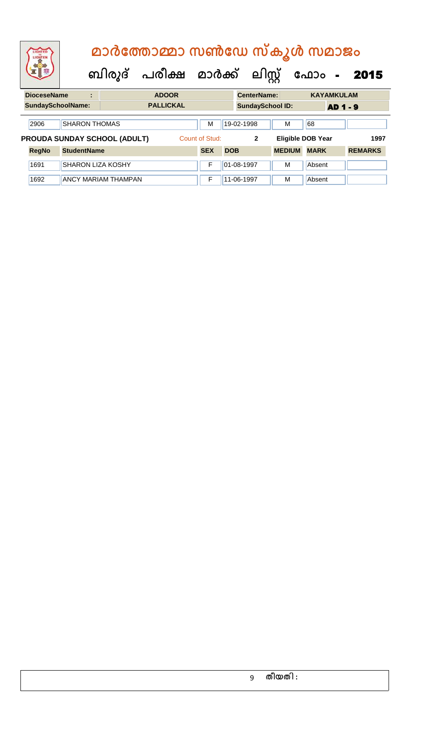# മാർത്തോമ്മാ സൺഡേ സ്കൂൾ സമാജം

## ബിരുദ് പരീക്ഷ മാർക്ക് ലിസ്റ്റ് ഫോം - 2015

| DioceseName : | ADOOR | CenterName: | KAYAMKULAM |
|---|---|---|---|
| SundaySchoolName: | PALLICKAL | SundaySchool ID: | AD 1 - 9 |

| RegNo | StudentName | SEX | DOB | MEDIUM | MARK | REMARKS |
|---|---|---|---|---|---|---|
| 2906 | SHARON THOMAS | M | 19-02-1998 | M | 68 | |

**PROUDA SUNDAY SCHOOL (ADULT)** Count of Stud: 2 Eligible DOB Year 1997

| RegNo | StudentName | SEX | DOB | MEDIUM | MARK | REMARKS |
|---|---|---|---|---|---|---|
| 1691 | SHARON LIZA KOSHY | F | 01-08-1997 | M | Absent | |
| 1692 | ANCY MARIAM THAMPAN | F | 11-06-1997 | M | Absent | |

തീയതി :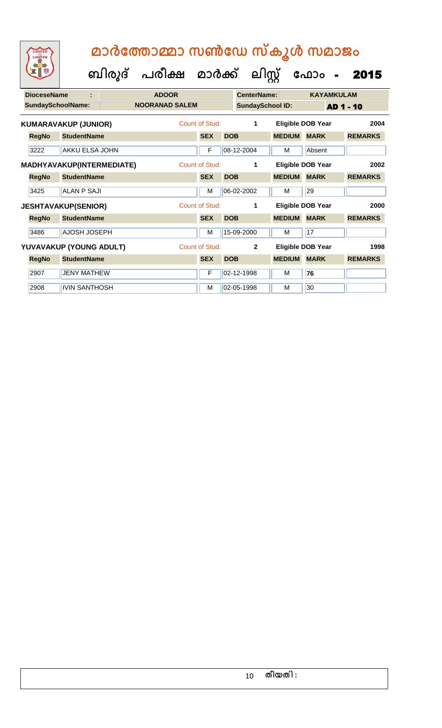# മാർത്തോമ്മാ സൺഡേ സ്കൂൾ സമാജം

## ബിരുദ് പരീക്ഷ മാർക്ക് ലിസ്റ്റ് ഫോം - 2015

| DioceseName : | ADOOR | CenterName: | KAYAMKULAM |
|---|---|---|---|
| SundaySchoolName: | NOORANAD SALEM | SundaySchool ID: | AD 1 - 10 |

**KUMARAVAKUP (JUNIOR)** Count of Stud: 1 Eligible DOB Year 2004

| RegNo | StudentName | SEX | DOB | MEDIUM | MARK | REMARKS |
|---|---|---|---|---|---|---|
| 3222 | AKKU ELSA JOHN | F | 08-12-2004 | M | Absent | |

**MADHYAVAKUP(INTERMEDIATE)** Count of Stud: 1 Eligible DOB Year 2002

| RegNo | StudentName | SEX | DOB | MEDIUM | MARK | REMARKS |
|---|---|---|---|---|---|---|
| 3425 | ALAN P SAJI | M | 06-02-2002 | M | 29 | |

**JESHTAVAKUP(SENIOR)** Count of Stud: 1 Eligible DOB Year 2000

| RegNo | StudentName | SEX | DOB | MEDIUM | MARK | REMARKS |
|---|---|---|---|---|---|---|
| 3486 | AJOSH JOSEPH | M | 15-09-2000 | M | 17 | |

**YUVAVAKUP (YOUNG ADULT)** Count of Stud: 2 Eligible DOB Year 1998

| RegNo | StudentName | SEX | DOB | MEDIUM | MARK | REMARKS |
|---|---|---|---|---|---|---|
| 2907 | JENY MATHEW | F | 02-12-1998 | M | **76** | |
| 2908 | IVIN SANTHOSH | M | 02-05-1998 | M | 30 | |

തീയതി :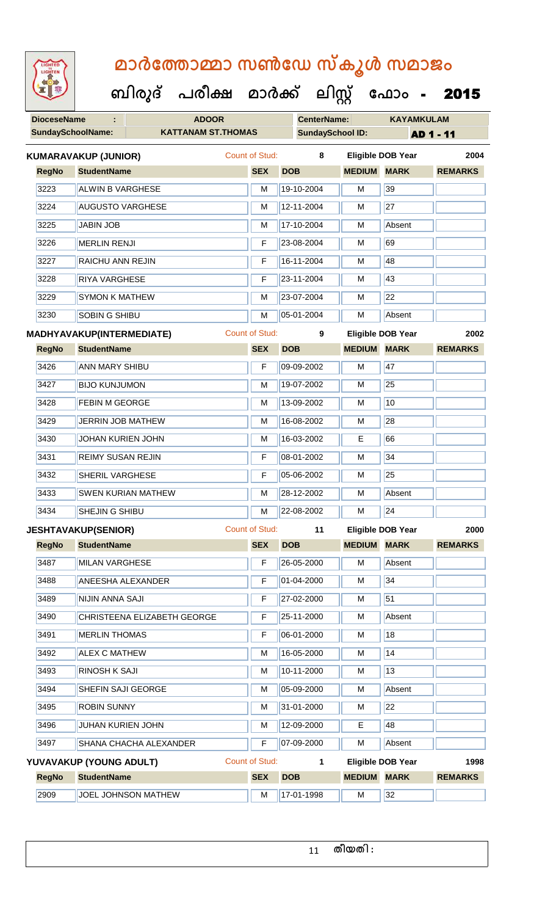# മാർത്തോമ്മാ സൺഡേ സ്കൂൾ സമാജം

**ബിരുദ് പരീക്ഷ മാർക്ക് ലിസ്റ്റ് ഫോം - 2015**

| DioceseName : | ADOOR | CenterName: | KAYAMKULAM |
|---|---|---|---|
| SundaySchoolName: | KATTANAM ST.THOMAS | SundaySchool ID: | AD 1 - 11 |

**KUMARAVAKUP (JUNIOR)** Count of Stud: 8 Eligible DOB Year 2004

| RegNo | StudentName | SEX | DOB | MEDIUM | MARK | REMARKS |
|---|---|---|---|---|---|---|
| 3223 | ALWIN B VARGHESE | M | 19-10-2004 | M | 39 | |
| 3224 | AUGUSTO VARGHESE | M | 12-11-2004 | M | 27 | |
| 3225 | JABIN JOB | M | 17-10-2004 | M | Absent | |
| 3226 | MERLIN RENJI | F | 23-08-2004 | M | 69 | |
| 3227 | RAICHU ANN REJIN | F | 16-11-2004 | M | 48 | |
| 3228 | RIYA VARGHESE | F | 23-11-2004 | M | 43 | |
| 3229 | SYMON K MATHEW | M | 23-07-2004 | M | 22 | |
| 3230 | SOBIN G SHIBU | M | 05-01-2004 | M | Absent | |

**MADHYAVAKUP(INTERMEDIATE)** Count of Stud: 9 Eligible DOB Year 2002

| RegNo | StudentName | SEX | DOB | MEDIUM | MARK | REMARKS |
|---|---|---|---|---|---|---|
| 3426 | ANN MARY SHIBU | F | 09-09-2002 | M | 47 | |
| 3427 | BIJO KUNJUMON | M | 19-07-2002 | M | 25 | |
| 3428 | FEBIN M GEORGE | M | 13-09-2002 | M | 10 | |
| 3429 | JERRIN JOB MATHEW | M | 16-08-2002 | M | 28 | |
| 3430 | JOHAN KURIEN JOHN | M | 16-03-2002 | E | 66 | |
| 3431 | REIMY SUSAN REJIN | F | 08-01-2002 | M | 34 | |
| 3432 | SHERIL VARGHESE | F | 05-06-2002 | M | 25 | |
| 3433 | SWEN KURIAN MATHEW | M | 28-12-2002 | M | Absent | |
| 3434 | SHEJIN G SHIBU | M | 22-08-2002 | M | 24 | |

**JESHTAVAKUP(SENIOR)** Count of Stud: 11 Eligible DOB Year 2000

| RegNo | StudentName | SEX | DOB | MEDIUM | MARK | REMARKS |
|---|---|---|---|---|---|---|
| 3487 | MILAN VARGHESE | F | 26-05-2000 | M | Absent | |
| 3488 | ANEESHA ALEXANDER | F | 01-04-2000 | M | 34 | |
| 3489 | NIJIN ANNA SAJI | F | 27-02-2000 | M | 51 | |
| 3490 | CHRISTEENA ELIZABETH GEORGE | F | 25-11-2000 | M | Absent | |
| 3491 | MERLIN THOMAS | F | 06-01-2000 | M | 18 | |
| 3492 | ALEX C MATHEW | M | 16-05-2000 | M | 14 | |
| 3493 | RINOSH K SAJI | M | 10-11-2000 | M | 13 | |
| 3494 | SHEFIN SAJI GEORGE | M | 05-09-2000 | M | Absent | |
| 3495 | ROBIN SUNNY | M | 31-01-2000 | M | 22 | |
| 3496 | JUHAN KURIEN JOHN | M | 12-09-2000 | E | 48 | |
| 3497 | SHANA CHACHA ALEXANDER | F | 07-09-2000 | M | Absent | |

**YUVAVAKUP (YOUNG ADULT)** Count of Stud: 1 Eligible DOB Year 1998

| RegNo | StudentName | SEX | DOB | MEDIUM | MARK | REMARKS |
|---|---|---|---|---|---|---|
| 2909 | JOEL JOHNSON MATHEW | M | 17-01-1998 | M | 32 | |

തീയതി :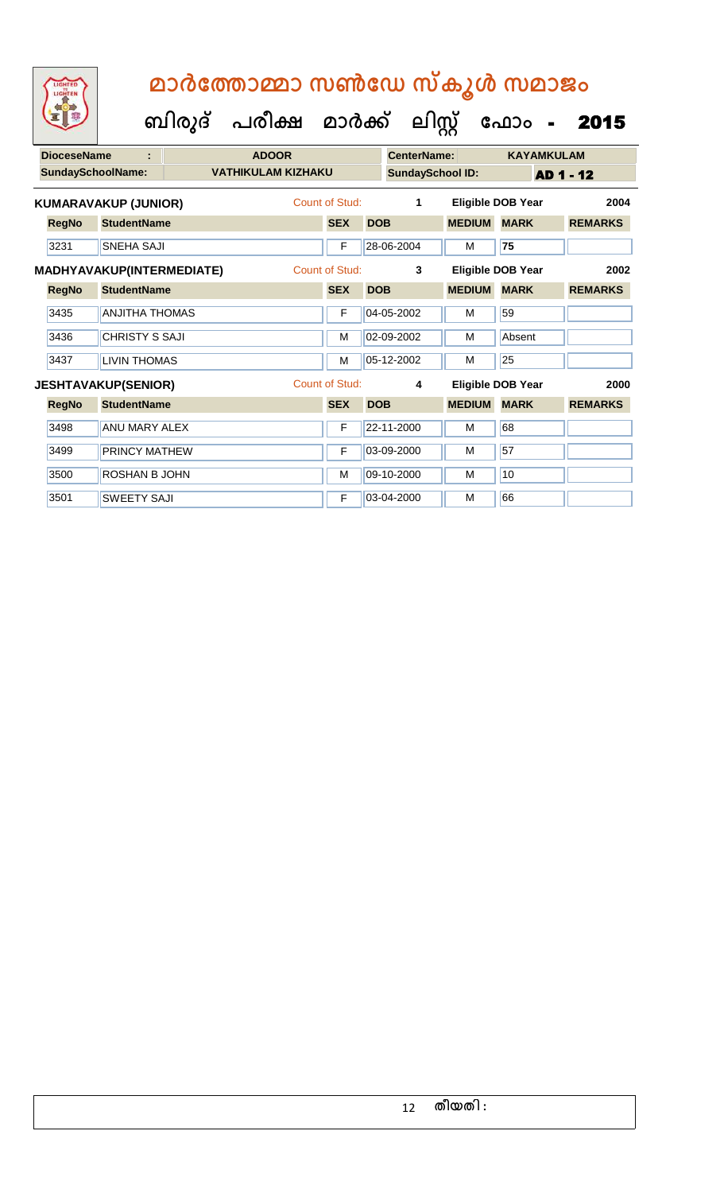# മാർത്തോമ്മാ സൺഡേ സ്കൂൾ സമാജം

## ബിരുദ് പരീക്ഷ മാർക്ക് ലിസ്റ്റ് ഫോം - 2015

| DioceseName : | ADOOR | CenterName: | KAYAMKULAM |
|---|---|---|---|
| SundaySchoolName: | VATHIKULAM KIZHAKU | SundaySchool ID: | AD 1 - 12 |

**KUMARAVAKUP (JUNIOR)** Count of Stud: 1 Eligible DOB Year 2004

| RegNo | StudentName | SEX | DOB | MEDIUM | MARK | REMARKS |
|---|---|---|---|---|---|---|
| 3231 | SNEHA SAJI | F | 28-06-2004 | M | 75 | |

**MADHYAVAKUP(INTERMEDIATE)** Count of Stud: 3 Eligible DOB Year 2002

| RegNo | StudentName | SEX | DOB | MEDIUM | MARK | REMARKS |
|---|---|---|---|---|---|---|
| 3435 | ANJITHA THOMAS | F | 04-05-2002 | M | 59 | |
| 3436 | CHRISTY S SAJI | M | 02-09-2002 | M | Absent | |
| 3437 | LIVIN THOMAS | M | 05-12-2002 | M | 25 | |

**JESHTAVAKUP(SENIOR)** Count of Stud: 4 Eligible DOB Year 2000

| RegNo | StudentName | SEX | DOB | MEDIUM | MARK | REMARKS |
|---|---|---|---|---|---|---|
| 3498 | ANU MARY ALEX | F | 22-11-2000 | M | 68 | |
| 3499 | PRINCY MATHEW | F | 03-09-2000 | M | 57 | |
| 3500 | ROSHAN B JOHN | M | 09-10-2000 | M | 10 | |
| 3501 | SWEETY SAJI | F | 03-04-2000 | M | 66 | |

തീയതി :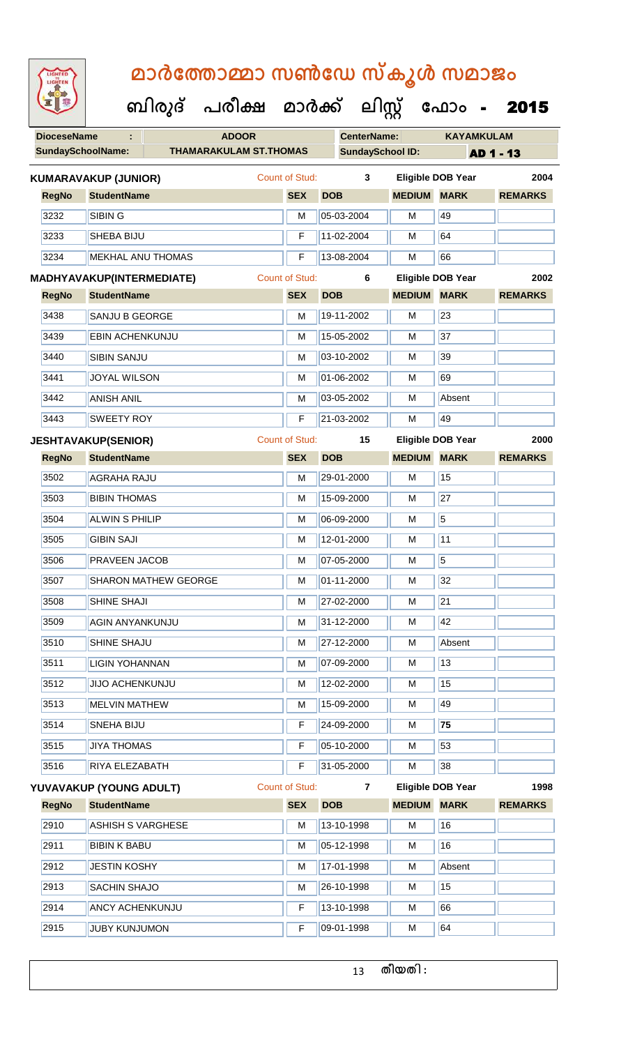# മാർത്തോമ്മാ സൺഡേ സ്കൂൾ സമാജം

## ബിരുദ് പരീക്ഷ മാർക്ക് ലിസ്റ്റ് ഫോം - 2015

| DioceseName | : | ADOOR | CenterName: | KAYAMKULAM |
|---|---|---|---|---|
| SundaySchoolName: | | THAMARAKULAM ST.THOMAS | SundaySchool ID: | AD 1 - 13 |

**KUMARAVAKUP (JUNIOR)** Count of Stud: 3 Eligible DOB Year 2004

| RegNo | StudentName | SEX | DOB | MEDIUM | MARK | REMARKS |
|---|---|---|---|---|---|---|
| 3232 | SIBIN G | M | 05-03-2004 | M | 49 | |
| 3233 | SHEBA BIJU | F | 11-02-2004 | M | 64 | |
| 3234 | MEKHAL ANU THOMAS | F | 13-08-2004 | M | 66 | |

**MADHYAVAKUP(INTERMEDIATE)** Count of Stud: 6 Eligible DOB Year 2002

| RegNo | StudentName | SEX | DOB | MEDIUM | MARK | REMARKS |
|---|---|---|---|---|---|---|
| 3438 | SANJU B GEORGE | M | 19-11-2002 | M | 23 | |
| 3439 | EBIN ACHENKUNJU | M | 15-05-2002 | M | 37 | |
| 3440 | SIBIN SANJU | M | 03-10-2002 | M | 39 | |
| 3441 | JOYAL WILSON | M | 01-06-2002 | M | 69 | |
| 3442 | ANISH ANIL | M | 03-05-2002 | M | Absent | |
| 3443 | SWEETY ROY | F | 21-03-2002 | M | 49 | |

**JESHTAVAKUP(SENIOR)** Count of Stud: 15 Eligible DOB Year 2000

| RegNo | StudentName | SEX | DOB | MEDIUM | MARK | REMARKS |
|---|---|---|---|---|---|---|
| 3502 | AGRAHA RAJU | M | 29-01-2000 | M | 15 | |
| 3503 | BIBIN THOMAS | M | 15-09-2000 | M | 27 | |
| 3504 | ALWIN S PHILIP | M | 06-09-2000 | M | 5 | |
| 3505 | GIBIN SAJI | M | 12-01-2000 | M | 11 | |
| 3506 | PRAVEEN JACOB | M | 07-05-2000 | M | 5 | |
| 3507 | SHARON MATHEW GEORGE | M | 01-11-2000 | M | 32 | |
| 3508 | SHINE SHAJI | M | 27-02-2000 | M | 21 | |
| 3509 | AGIN ANYANKUNJU | M | 31-12-2000 | M | 42 | |
| 3510 | SHINE SHAJU | M | 27-12-2000 | M | Absent | |
| 3511 | LIGIN YOHANNAN | M | 07-09-2000 | M | 13 | |
| 3512 | JIJO ACHENKUNJU | M | 12-02-2000 | M | 15 | |
| 3513 | MELVIN MATHEW | M | 15-09-2000 | M | 49 | |
| 3514 | SNEHA BIJU | F | 24-09-2000 | M | **75** | |
| 3515 | JIYA THOMAS | F | 05-10-2000 | M | 53 | |
| 3516 | RIYA ELEZABATH | F | 31-05-2000 | M | 38 | |

**YUVAVAKUP (YOUNG ADULT)** Count of Stud: 7 Eligible DOB Year 1998

| RegNo | StudentName | SEX | DOB | MEDIUM | MARK | REMARKS |
|---|---|---|---|---|---|---|
| 2910 | ASHISH S VARGHESE | M | 13-10-1998 | M | 16 | |
| 2911 | BIBIN K BABU | M | 05-12-1998 | M | 16 | |
| 2912 | JESTIN KOSHY | M | 17-01-1998 | M | Absent | |
| 2913 | SACHIN SHAJO | M | 26-10-1998 | M | 15 | |
| 2914 | ANCY ACHENKUNJU | F | 13-10-1998 | M | 66 | |
| 2915 | JUBY KUNJUMON | F | 09-01-1998 | M | 64 | |

തീയതി :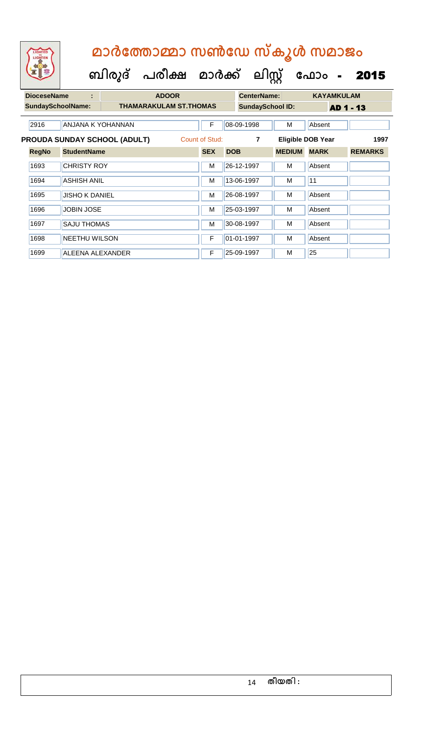# മാർത്തോമ്മാ സൺഡേ സ്കൂൾ സമാജം

## ബിരുദ് പരീക്ഷ മാർക്ക് ലിസ്റ്റ് ഫോം - 2015

| DioceseName : | ADOOR | CenterName: | KAYAMKULAM |
|---|---|---|---|
| SundaySchoolName: | THAMARAKULAM ST.THOMAS | SundaySchool ID: | AD 1 - 13 |

| 2916 | ANJANA K YOHANNAN | F | 08-09-1998 | M | Absent | |
|---|---|---|---|---|---|---|

**PROUDA SUNDAY SCHOOL (ADULT)** Count of Stud: 7 Eligible DOB Year 1997

| RegNo | StudentName | SEX | DOB | MEDIUM | MARK | REMARKS |
|---|---|---|---|---|---|---|
| 1693 | CHRISTY ROY | M | 26-12-1997 | M | Absent | |
| 1694 | ASHISH ANIL | M | 13-06-1997 | M | 11 | |
| 1695 | JISHO K DANIEL | M | 26-08-1997 | M | Absent | |
| 1696 | JOBIN JOSE | M | 25-03-1997 | M | Absent | |
| 1697 | SAJU THOMAS | M | 30-08-1997 | M | Absent | |
| 1698 | NEETHU WILSON | F | 01-01-1997 | M | Absent | |
| 1699 | ALEENA ALEXANDER | F | 25-09-1997 | M | 25 | |

തീയതി :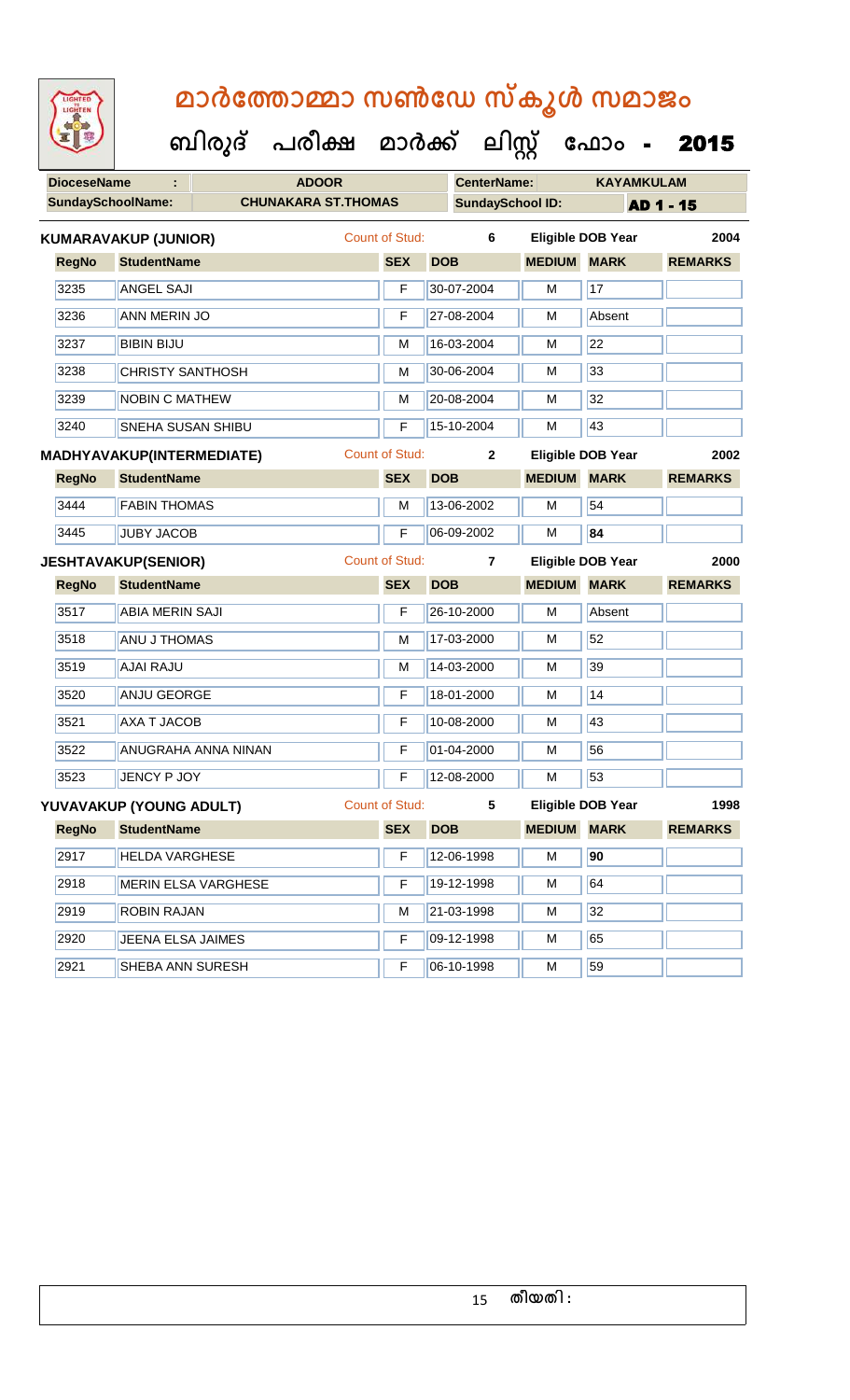# മാർത്തോമ്മാ സൺഡേ സ്കൂൾ സമാജം

## ബിരുദ് പരീക്ഷ മാർക്ക് ലിസ്റ്റ് ഫോം - 2015

| DioceseName : | ADOOR | CenterName: | KAYAMKULAM |
|---|---|---|---|
| SundaySchoolName: | CHUNAKARA ST.THOMAS | SundaySchool ID: | AD 1 - 15 |

**KUMARAVAKUP (JUNIOR)** Count of Stud: 6 Eligible DOB Year 2004

| RegNo | StudentName | SEX | DOB | MEDIUM | MARK | REMARKS |
|---|---|---|---|---|---|---|
| 3235 | ANGEL SAJI | F | 30-07-2004 | M | 17 | |
| 3236 | ANN MERIN JO | F | 27-08-2004 | M | Absent | |
| 3237 | BIBIN BIJU | M | 16-03-2004 | M | 22 | |
| 3238 | CHRISTY SANTHOSH | M | 30-06-2004 | M | 33 | |
| 3239 | NOBIN C MATHEW | M | 20-08-2004 | M | 32 | |
| 3240 | SNEHA SUSAN SHIBU | F | 15-10-2004 | M | 43 | |

**MADHYAVAKUP(INTERMEDIATE)** Count of Stud: 2 Eligible DOB Year 2002

| RegNo | StudentName | SEX | DOB | MEDIUM | MARK | REMARKS |
|---|---|---|---|---|---|---|
| 3444 | FABIN THOMAS | M | 13-06-2002 | M | 54 | |
| 3445 | JUBY JACOB | F | 06-09-2002 | M | **84** | |

**JESHTAVAKUP(SENIOR)** Count of Stud: 7 Eligible DOB Year 2000

| RegNo | StudentName | SEX | DOB | MEDIUM | MARK | REMARKS |
|---|---|---|---|---|---|---|
| 3517 | ABIA MERIN SAJI | F | 26-10-2000 | M | Absent | |
| 3518 | ANU J THOMAS | M | 17-03-2000 | M | 52 | |
| 3519 | AJAI RAJU | M | 14-03-2000 | M | 39 | |
| 3520 | ANJU GEORGE | F | 18-01-2000 | M | 14 | |
| 3521 | AXA T JACOB | F | 10-08-2000 | M | 43 | |
| 3522 | ANUGRAHA ANNA NINAN | F | 01-04-2000 | M | 56 | |
| 3523 | JENCY P JOY | F | 12-08-2000 | M | 53 | |

**YUVAVAKUP (YOUNG ADULT)** Count of Stud: 5 Eligible DOB Year 1998

| RegNo | StudentName | SEX | DOB | MEDIUM | MARK | REMARKS |
|---|---|---|---|---|---|---|
| 2917 | HELDA VARGHESE | F | 12-06-1998 | M | **90** | |
| 2918 | MERIN ELSA VARGHESE | F | 19-12-1998 | M | 64 | |
| 2919 | ROBIN RAJAN | M | 21-03-1998 | M | 32 | |
| 2920 | JEENA ELSA JAIMES | F | 09-12-1998 | M | 65 | |
| 2921 | SHEBA ANN SURESH | F | 06-10-1998 | M | 59 | |

തീയതി :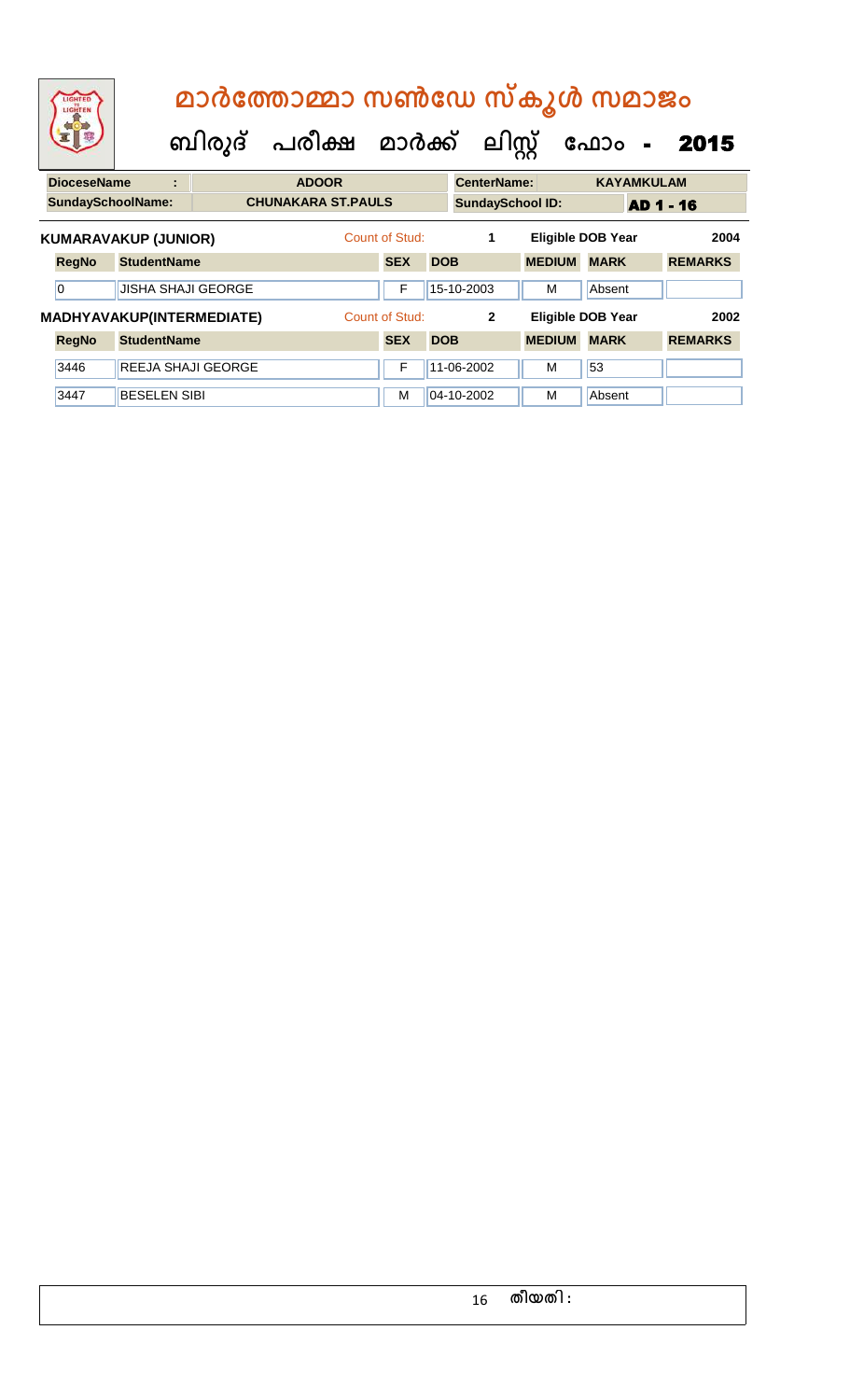# മാർത്തോമ്മാ സൺഡേ സ്കൂൾ സമാജം

## ബിരുദ് പരീക്ഷ മാർക്ക് ലിസ്റ്റ് ഫോം - 2015

| DioceseName : | ADOOR | CenterName: | KAYAMKULAM |
|---|---|---|---|
| SundaySchoolName: | CHUNAKARA ST.PAULS | SundaySchool ID: | AD 1 - 16 |

**KUMARAVAKUP (JUNIOR)** Count of Stud: 1 Eligible DOB Year 2004

| RegNo | StudentName | SEX | DOB | MEDIUM | MARK | REMARKS |
|---|---|---|---|---|---|---|
| 0 | JISHA SHAJI GEORGE | F | 15-10-2003 | M | Absent | |

**MADHYAVAKUP(INTERMEDIATE)** Count of Stud: 2 Eligible DOB Year 2002

| RegNo | StudentName | SEX | DOB | MEDIUM | MARK | REMARKS |
|---|---|---|---|---|---|---|
| 3446 | REEJA SHAJI GEORGE | F | 11-06-2002 | M | 53 | |
| 3447 | BESELEN SIBI | M | 04-10-2002 | M | Absent | |

തീയതി :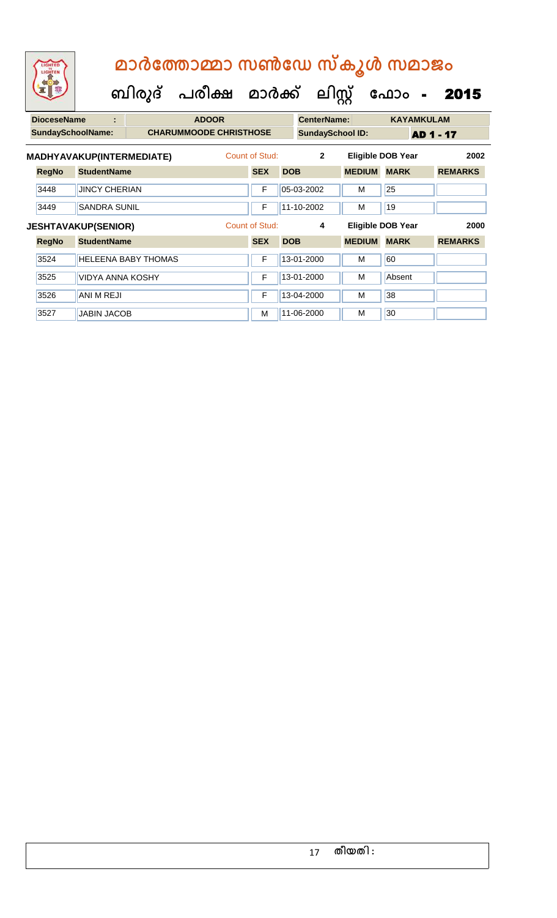# മാർത്തോമ്മാ സൺഡേ സ്കൂൾ സമാജം

## ബിരുദ് പരീക്ഷ മാർക്ക് ലിസ്റ്റ് ഫോം - 2015

| DioceseName : | ADOOR | CenterName: | KAYAMKULAM |
|---|---|---|---|
| SundaySchoolName: | CHARUMMOODE CHRISTHOSE | SundaySchool ID: | AD 1 - 17 |

**MADHYAVAKUP(INTERMEDIATE)** Count of Stud: 2 Eligible DOB Year 2002

| RegNo | StudentName | SEX | DOB | MEDIUM | MARK | REMARKS |
|---|---|---|---|---|---|---|
| 3448 | JINCY CHERIAN | F | 05-03-2002 | M | 25 | |
| 3449 | SANDRA SUNIL | F | 11-10-2002 | M | 19 | |

**JESHTAVAKUP(SENIOR)** Count of Stud: 4 Eligible DOB Year 2000

| RegNo | StudentName | SEX | DOB | MEDIUM | MARK | REMARKS |
|---|---|---|---|---|---|---|
| 3524 | HELEENA BABY THOMAS | F | 13-01-2000 | M | 60 | |
| 3525 | VIDYA ANNA KOSHY | F | 13-01-2000 | M | Absent | |
| 3526 | ANI M REJI | F | 13-04-2000 | M | 38 | |
| 3527 | JABIN JACOB | M | 11-06-2000 | M | 30 | |

തീയതി :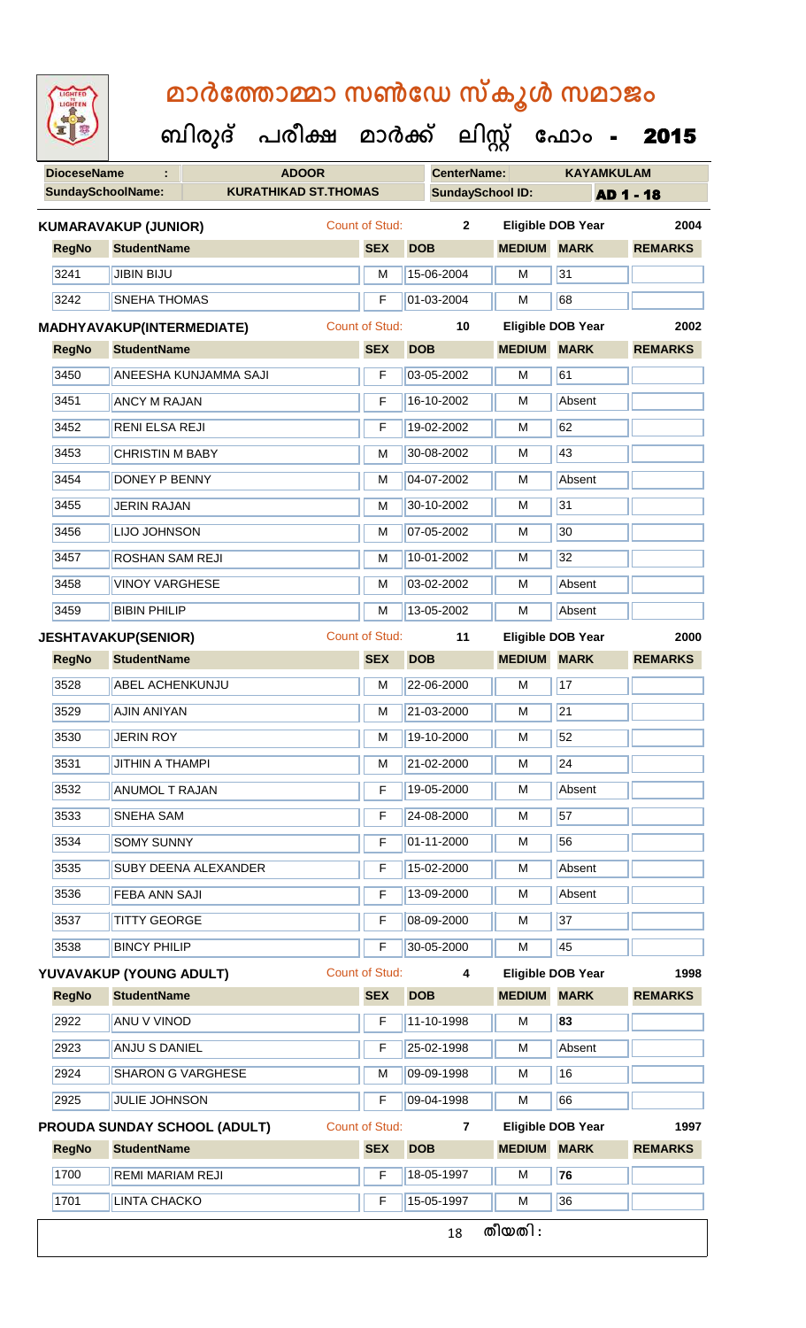# മാർത്തോമ്മാ സൺഡേ സ്കൂൾ സമാജം

## ബിരുദ് പരീക്ഷ മാർക്ക് ലിസ്റ്റ് ഫോം - 2015

| DioceseName : | ADOOR | CenterName: | KAYAMKULAM |
|---|---|---|---|
| SundaySchoolName: | KURATHIKAD ST.THOMAS | SundaySchool ID: | AD 1 - 18 |

**KUMARAVAKUP (JUNIOR)** Count of Stud: 2 Eligible DOB Year 2004

| RegNo | StudentName | SEX | DOB | MEDIUM | MARK | REMARKS |
|---|---|---|---|---|---|---|
| 3241 | JIBIN BIJU | M | 15-06-2004 | M | 31 | |
| 3242 | SNEHA THOMAS | F | 01-03-2004 | M | 68 | |

**MADHYAVAKUP(INTERMEDIATE)** Count of Stud: 10 Eligible DOB Year 2002

| RegNo | StudentName | SEX | DOB | MEDIUM | MARK | REMARKS |
|---|---|---|---|---|---|---|
| 3450 | ANEESHA KUNJAMMA SAJI | F | 03-05-2002 | M | 61 | |
| 3451 | ANCY M RAJAN | F | 16-10-2002 | M | Absent | |
| 3452 | RENI ELSA REJI | F | 19-02-2002 | M | 62 | |
| 3453 | CHRISTIN M BABY | M | 30-08-2002 | M | 43 | |
| 3454 | DONEY P BENNY | M | 04-07-2002 | M | Absent | |
| 3455 | JERIN RAJAN | M | 30-10-2002 | M | 31 | |
| 3456 | LIJO JOHNSON | M | 07-05-2002 | M | 30 | |
| 3457 | ROSHAN SAM REJI | M | 10-01-2002 | M | 32 | |
| 3458 | VINOY VARGHESE | M | 03-02-2002 | M | Absent | |
| 3459 | BIBIN PHILIP | M | 13-05-2002 | M | Absent | |

**JESHTAVAKUP(SENIOR)** Count of Stud: 11 Eligible DOB Year 2000

| RegNo | StudentName | SEX | DOB | MEDIUM | MARK | REMARKS |
|---|---|---|---|---|---|---|
| 3528 | ABEL ACHENKUNJU | M | 22-06-2000 | M | 17 | |
| 3529 | AJIN ANIYAN | M | 21-03-2000 | M | 21 | |
| 3530 | JERIN ROY | M | 19-10-2000 | M | 52 | |
| 3531 | JITHIN A THAMPI | M | 21-02-2000 | M | 24 | |
| 3532 | ANUMOL T RAJAN | F | 19-05-2000 | M | Absent | |
| 3533 | SNEHA SAM | F | 24-08-2000 | M | 57 | |
| 3534 | SOMY SUNNY | F | 01-11-2000 | M | 56 | |
| 3535 | SUBY DEENA ALEXANDER | F | 15-02-2000 | M | Absent | |
| 3536 | FEBA ANN SAJI | F | 13-09-2000 | M | Absent | |
| 3537 | TITTY GEORGE | F | 08-09-2000 | M | 37 | |
| 3538 | BINCY PHILIP | F | 30-05-2000 | M | 45 | |

**YUVAVAKUP (YOUNG ADULT)** Count of Stud: 4 Eligible DOB Year 1998

| RegNo | StudentName | SEX | DOB | MEDIUM | MARK | REMARKS |
|---|---|---|---|---|---|---|
| 2922 | ANU V VINOD | F | 11-10-1998 | M | **83** | |
| 2923 | ANJU S DANIEL | F | 25-02-1998 | M | Absent | |
| 2924 | SHARON G VARGHESE | M | 09-09-1998 | M | 16 | |
| 2925 | JULIE JOHNSON | F | 09-04-1998 | M | 66 | |

**PROUDA SUNDAY SCHOOL (ADULT)** Count of Stud: 7 Eligible DOB Year 1997

| RegNo | StudentName | SEX | DOB | MEDIUM | MARK | REMARKS |
|---|---|---|---|---|---|---|
| 1700 | REMI MARIAM REJI | F | 18-05-1997 | M | **76** | |
| 1701 | LINTA CHACKO | F | 15-05-1997 | M | 36 | |

തീയതി :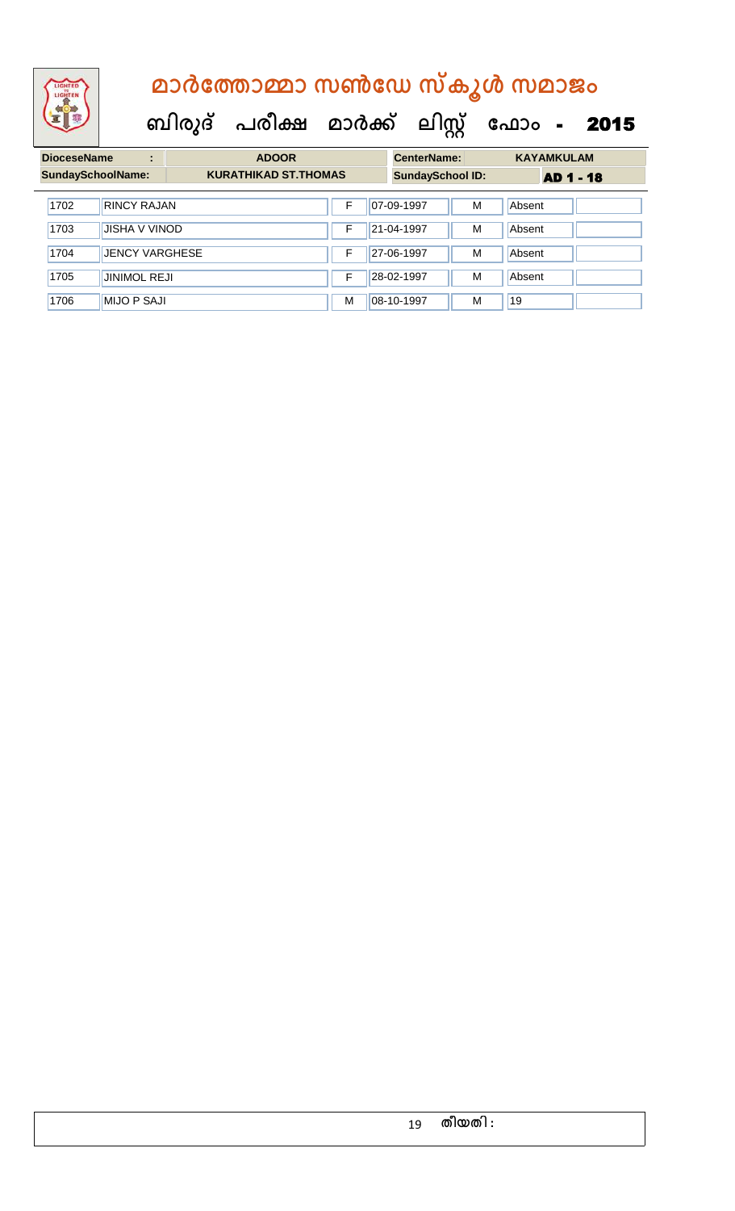# മാർത്തോമ്മാ സൺഡേ സ്കൂൾ സമാജം

## ബിരുദ് പരീക്ഷ മാർക്ക് ലിസ്റ്റ് ഫോം - 2015

| DioceseName : | ADOOR | CenterName: | KAYAMKULAM |
|---|---|---|---|
| SundaySchoolName: | KURATHIKAD ST.THOMAS | SundaySchool ID: | AD 1 - 18 |

| | | | | | | |
|---|---|---|---|---|---|---|
| 1702 | RINCY RAJAN | F | 07-09-1997 | M | Absent | |
| 1703 | JISHA V VINOD | F | 21-04-1997 | M | Absent | |
| 1704 | JENCY VARGHESE | F | 27-06-1997 | M | Absent | |
| 1705 | JINIMOL REJI | F | 28-02-1997 | M | Absent | |
| 1706 | MIJO P SAJI | M | 08-10-1997 | M | 19 | |

തീയതി :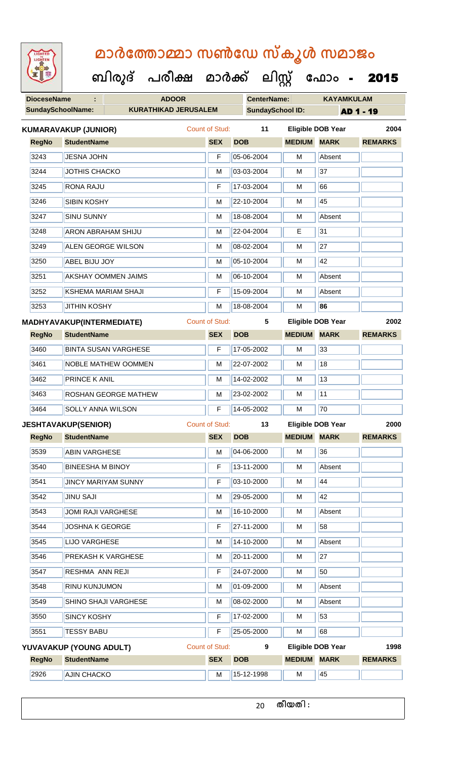# മാർത്തോമ്മാ സൺഡേ സ്കൂൾ സമാജം

## ബിരുദ് പരീക്ഷ മാർക്ക് ലിസ്റ്റ് ഫോം - 2015

| DioceseName : | ADOOR | CenterName: | KAYAMKULAM |
|---|---|---|---|
| SundaySchoolName: | KURATHIKAD JERUSALEM | SundaySchool ID: | AD 1 - 19 |

**KUMARAVAKUP (JUNIOR)** Count of Stud: 11 Eligible DOB Year 2004

| RegNo | StudentName | SEX | DOB | MEDIUM | MARK | REMARKS |
|---|---|---|---|---|---|---|
| 3243 | JESNA JOHN | F | 05-06-2004 | M | Absent | |
| 3244 | JOTHIS CHACKO | M | 03-03-2004 | M | 37 | |
| 3245 | RONA RAJU | F | 17-03-2004 | M | 66 | |
| 3246 | SIBIN KOSHY | M | 22-10-2004 | M | 45 | |
| 3247 | SINU SUNNY | M | 18-08-2004 | M | Absent | |
| 3248 | ARON ABRAHAM SHIJU | M | 22-04-2004 | E | 31 | |
| 3249 | ALEN GEORGE WILSON | M | 08-02-2004 | M | 27 | |
| 3250 | ABEL BIJU JOY | M | 05-10-2004 | M | 42 | |
| 3251 | AKSHAY OOMMEN JAIMS | M | 06-10-2004 | M | Absent | |
| 3252 | KSHEMA MARIAM SHAJI | F | 15-09-2004 | M | Absent | |
| 3253 | JITHIN KOSHY | M | 18-08-2004 | M | **86** | |

**MADHYAVAKUP(INTERMEDIATE)** Count of Stud: 5 Eligible DOB Year 2002

| RegNo | StudentName | SEX | DOB | MEDIUM | MARK | REMARKS |
|---|---|---|---|---|---|---|
| 3460 | BINTA SUSAN VARGHESE | F | 17-05-2002 | M | 33 | |
| 3461 | NOBLE MATHEW OOMMEN | M | 22-07-2002 | M | 18 | |
| 3462 | PRINCE K ANIL | M | 14-02-2002 | M | 13 | |
| 3463 | ROSHAN GEORGE MATHEW | M | 23-02-2002 | M | 11 | |
| 3464 | SOLLY ANNA WILSON | F | 14-05-2002 | M | 70 | |

**JESHTAVAKUP(SENIOR)** Count of Stud: 13 Eligible DOB Year 2000

| RegNo | StudentName | SEX | DOB | MEDIUM | MARK | REMARKS |
|---|---|---|---|---|---|---|
| 3539 | ABIN VARGHESE | M | 04-06-2000 | M | 36 | |
| 3540 | BINEESHA M BINOY | F | 13-11-2000 | M | Absent | |
| 3541 | JINCY MARIYAM SUNNY | F | 03-10-2000 | M | 44 | |
| 3542 | JINU SAJI | M | 29-05-2000 | M | 42 | |
| 3543 | JOMI RAJI VARGHESE | M | 16-10-2000 | M | Absent | |
| 3544 | JOSHNA K GEORGE | F | 27-11-2000 | M | 58 | |
| 3545 | LIJO VARGHESE | M | 14-10-2000 | M | Absent | |
| 3546 | PREKASH K VARGHESE | M | 20-11-2000 | M | 27 | |
| 3547 | RESHMA ANN REJI | F | 24-07-2000 | M | 50 | |
| 3548 | RINU KUNJUMON | M | 01-09-2000 | M | Absent | |
| 3549 | SHINO SHAJI VARGHESE | M | 08-02-2000 | M | Absent | |
| 3550 | SINCY KOSHY | F | 17-02-2000 | M | 53 | |
| 3551 | TESSY BABU | F | 25-05-2000 | M | 68 | |

**YUVAVAKUP (YOUNG ADULT)** Count of Stud: 9 Eligible DOB Year 1998

| RegNo | StudentName | SEX | DOB | MEDIUM | MARK | REMARKS |
|---|---|---|---|---|---|---|
| 2926 | AJIN CHACKO | M | 15-12-1998 | M | 45 | |

തീയതി :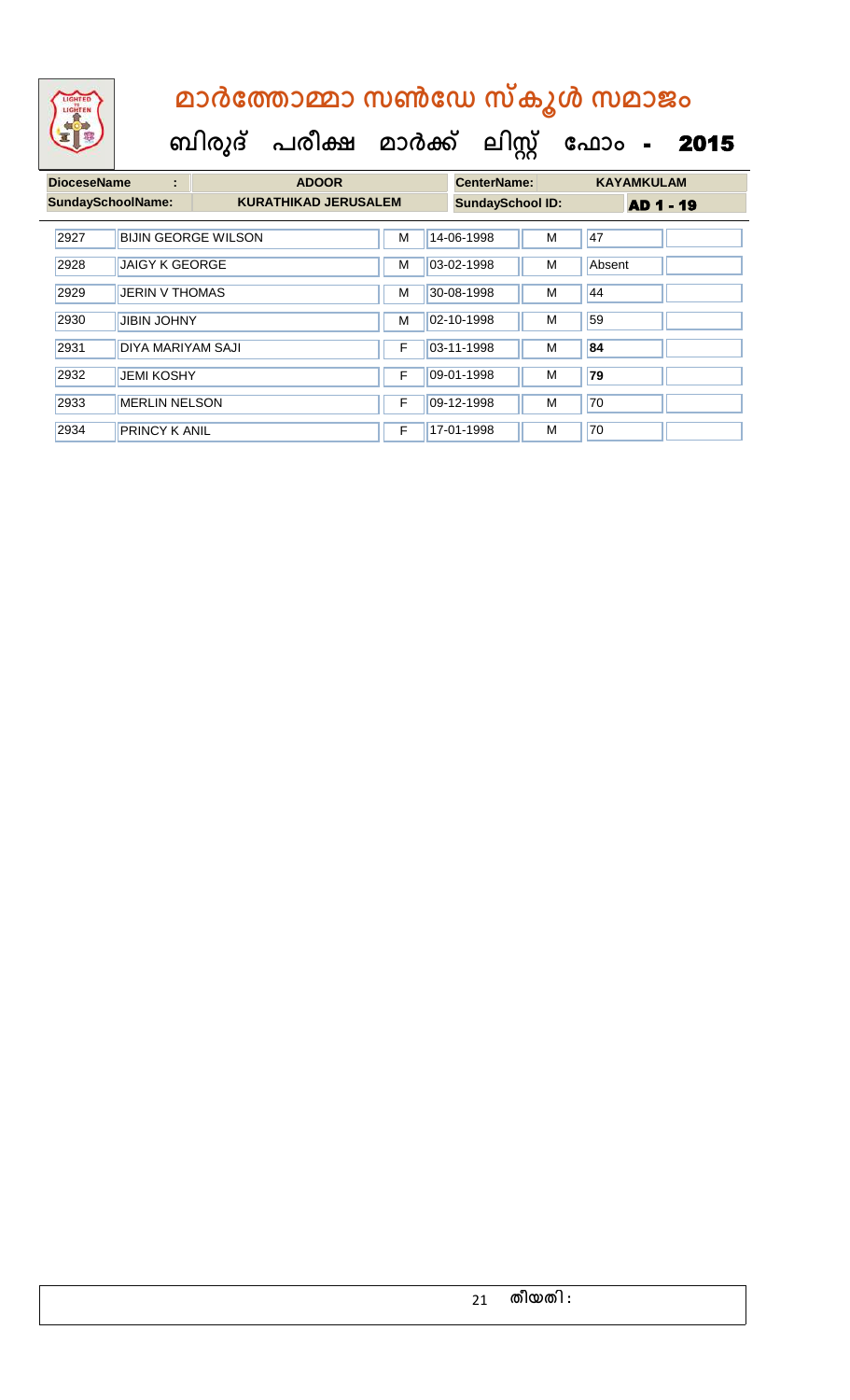# മാർത്തോമ്മാ സൺഡേ സ്കൂൾ സമാജം

## ബിരുദ് പരീക്ഷ മാർക്ക് ലിസ്റ്റ് ഫോം - 2015

| DioceseName : | ADOOR | CenterName: | KAYAMKULAM |
|---|---|---|---|
| SundaySchoolName: | KURATHIKAD JERUSALEM | SundaySchool ID: | AD 1 - 19 |

| | | | | | | |
|---|---|---|---|---|---|---|
| 2927 | BIJIN GEORGE WILSON | M | 14-06-1998 | M | 47 | |
| 2928 | JAIGY K GEORGE | M | 03-02-1998 | M | Absent | |
| 2929 | JERIN V THOMAS | M | 30-08-1998 | M | 44 | |
| 2930 | JIBIN JOHNY | M | 02-10-1998 | M | 59 | |
| 2931 | DIYA MARIYAM SAJI | F | 03-11-1998 | M | **84** | |
| 2932 | JEMI KOSHY | F | 09-01-1998 | M | **79** | |
| 2933 | MERLIN NELSON | F | 09-12-1998 | M | 70 | |
| 2934 | PRINCY K ANIL | F | 17-01-1998 | M | 70 | |

തീയതി :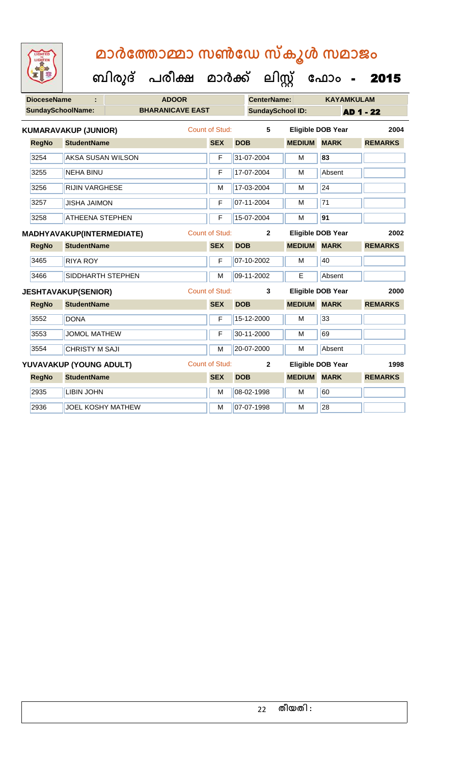# മാർത്തോമ്മാ സൺഡേ സ്കൂൾ സമാജം

## ബിരുദ് പരീക്ഷ മാർക്ക് ലിസ്റ്റ് ഫോം - 2015

| DioceseName : | ADOOR | CenterName: | KAYAMKULAM |
|---|---|---|---|
| SundaySchoolName: | BHARANICAVE EAST | SundaySchool ID: | AD 1 - 22 |

**KUMARAVAKUP (JUNIOR)** Count of Stud: 5 Eligible DOB Year 2004

| RegNo | StudentName | SEX | DOB | MEDIUM | MARK | REMARKS |
|---|---|---|---|---|---|---|
| 3254 | AKSA SUSAN WILSON | F | 31-07-2004 | M | 83 | |
| 3255 | NEHA BINU | F | 17-07-2004 | M | Absent | |
| 3256 | RIJIN VARGHESE | M | 17-03-2004 | M | 24 | |
| 3257 | JISHA JAIMON | F | 07-11-2004 | M | 71 | |
| 3258 | ATHEENA STEPHEN | F | 15-07-2004 | M | 91 | |

**MADHYAVAKUP(INTERMEDIATE)** Count of Stud: 2 Eligible DOB Year 2002

| RegNo | StudentName | SEX | DOB | MEDIUM | MARK | REMARKS |
|---|---|---|---|---|---|---|
| 3465 | RIYA ROY | F | 07-10-2002 | M | 40 | |
| 3466 | SIDDHARTH STEPHEN | M | 09-11-2002 | E | Absent | |

**JESHTAVAKUP(SENIOR)** Count of Stud: 3 Eligible DOB Year 2000

| RegNo | StudentName | SEX | DOB | MEDIUM | MARK | REMARKS |
|---|---|---|---|---|---|---|
| 3552 | DONA | F | 15-12-2000 | M | 33 | |
| 3553 | JOMOL MATHEW | F | 30-11-2000 | M | 69 | |
| 3554 | CHRISTY M SAJI | M | 20-07-2000 | M | Absent | |

**YUVAVAKUP (YOUNG ADULT)** Count of Stud: 2 Eligible DOB Year 1998

| RegNo | StudentName | SEX | DOB | MEDIUM | MARK | REMARKS |
|---|---|---|---|---|---|---|
| 2935 | LIBIN JOHN | M | 08-02-1998 | M | 60 | |
| 2936 | JOEL KOSHY MATHEW | M | 07-07-1998 | M | 28 | |

തീയതി :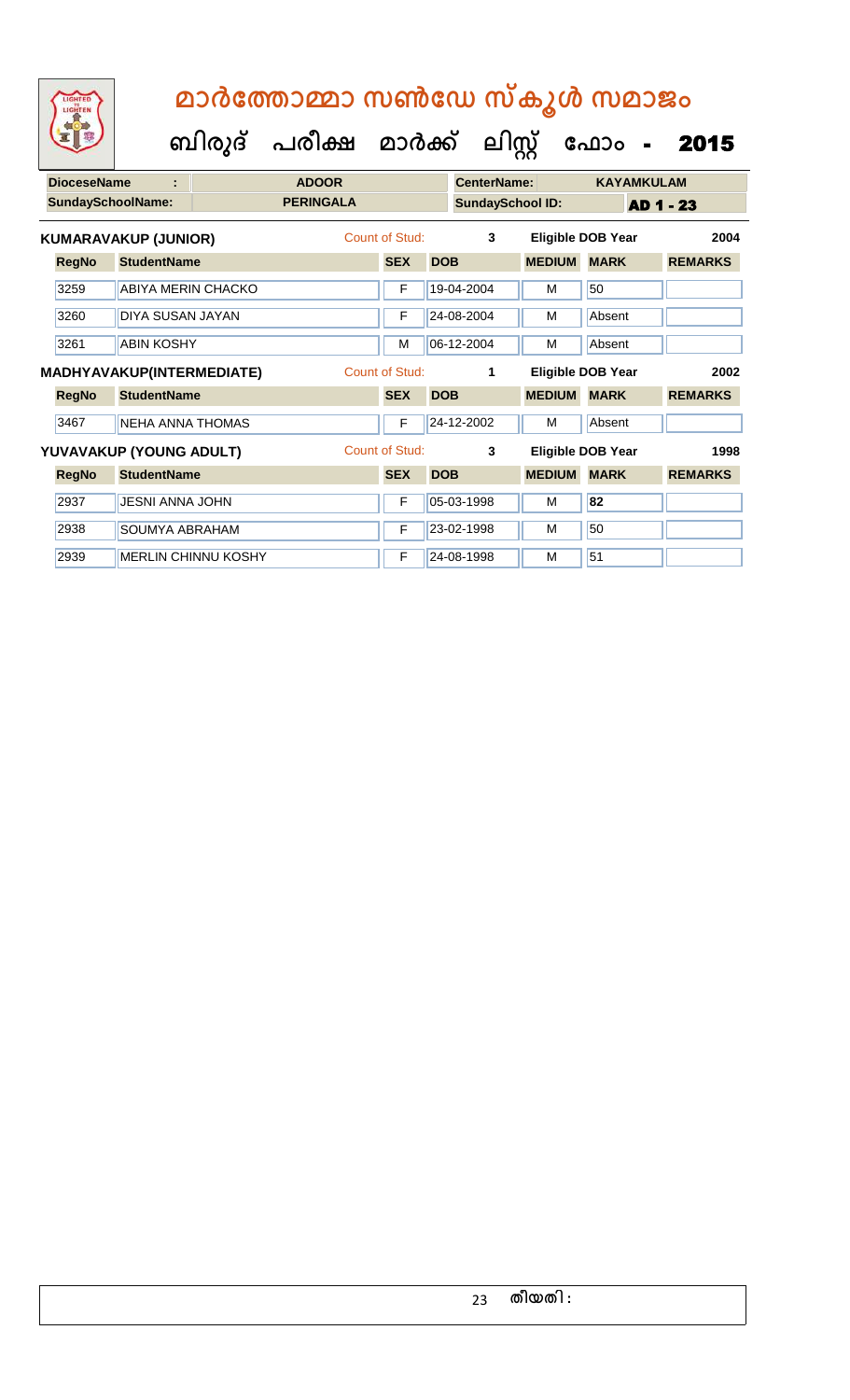# മാർത്തോമ്മാ സൺഡേ സ്കൂൾ സമാജം

## ബിരുദ് പരീക്ഷ മാർക്ക് ലിസ്റ്റ് ഫോം - 2015

| DioceseName : | ADOOR | CenterName: | KAYAMKULAM |
|---|---|---|---|
| SundaySchoolName: | PERINGALA | SundaySchool ID: | AD 1 - 23 |

**KUMARAVAKUP (JUNIOR)** — Count of Stud: 3 — Eligible DOB Year: 2004

| RegNo | StudentName | SEX | DOB | MEDIUM | MARK | REMARKS |
|---|---|---|---|---|---|---|
| 3259 | ABIYA MERIN CHACKO | F | 19-04-2004 | M | 50 | |
| 3260 | DIYA SUSAN JAYAN | F | 24-08-2004 | M | Absent | |
| 3261 | ABIN KOSHY | M | 06-12-2004 | M | Absent | |

**MADHYAVAKUP(INTERMEDIATE)** — Count of Stud: 1 — Eligible DOB Year: 2002

| RegNo | StudentName | SEX | DOB | MEDIUM | MARK | REMARKS |
|---|---|---|---|---|---|---|
| 3467 | NEHA ANNA THOMAS | F | 24-12-2002 | M | Absent | |

**YUVAVAKUP (YOUNG ADULT)** — Count of Stud: 3 — Eligible DOB Year: 1998

| RegNo | StudentName | SEX | DOB | MEDIUM | MARK | REMARKS |
|---|---|---|---|---|---|---|
| 2937 | JESNI ANNA JOHN | F | 05-03-1998 | M | 82 | |
| 2938 | SOUMYA ABRAHAM | F | 23-02-1998 | M | 50 | |
| 2939 | MERLIN CHINNU KOSHY | F | 24-08-1998 | M | 51 | |

തീയതി :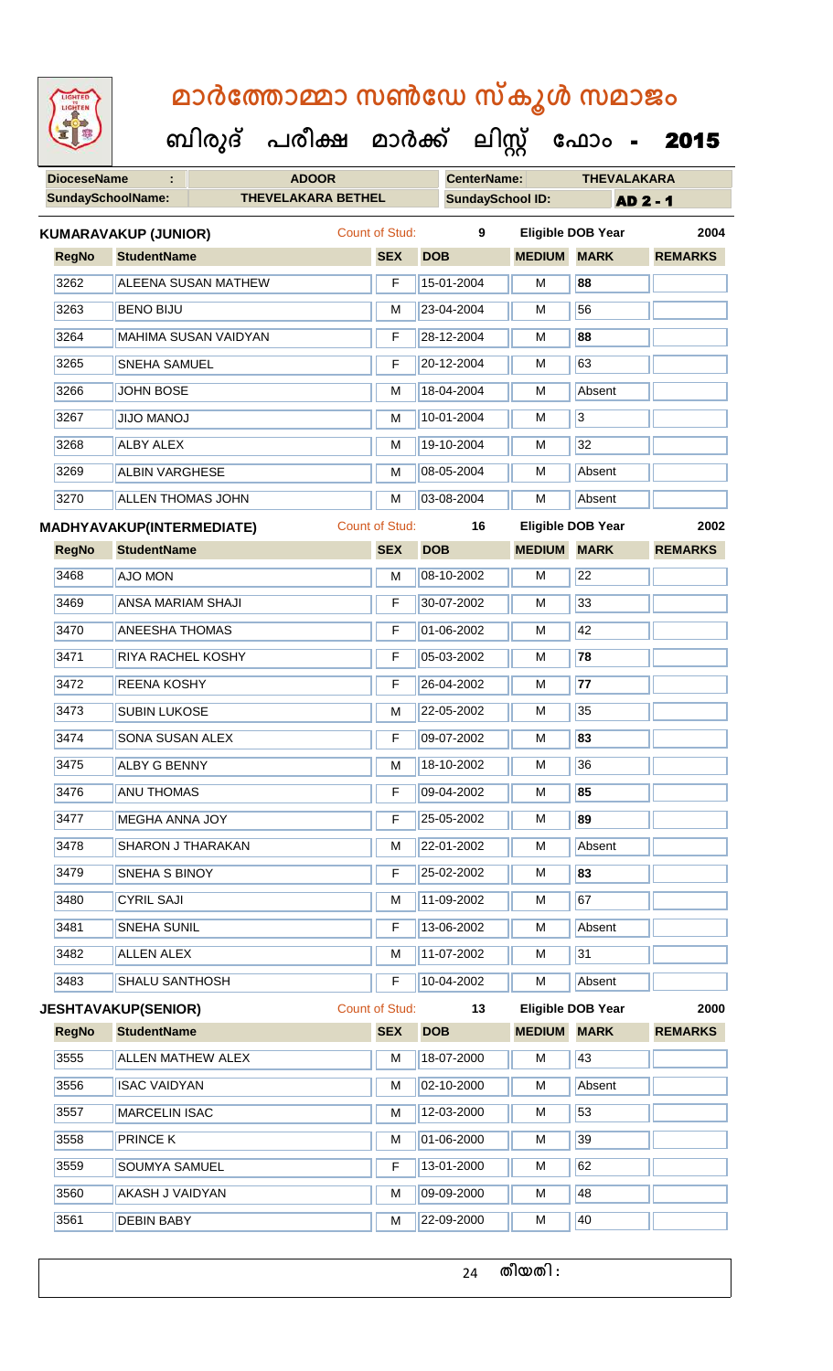# മാർത്തോമ്മാ സൺഡേ സ്കൂൾ സമാജം

## ബിരുദ് പരീക്ഷ മാർക്ക് ലിസ്റ്റ് ഫോം - 2015

| **DioceseName** : | ADOOR | **CenterName:** | THEVELAKARA |
|---|---|---|---|
| **SundaySchoolName:** | THEVELAKARA BETHEL | **SundaySchool ID:** | AD 2 - 1 |

**KUMARAVAKUP (JUNIOR)** Count of Stud: 9 Eligible DOB Year 2004

| RegNo | StudentName | SEX | DOB | MEDIUM | MARK | REMARKS |
|---|---|---|---|---|---|---|
| 3262 | ALEENA SUSAN MATHEW | F | 15-01-2004 | M | **88** | |
| 3263 | BENO BIJU | M | 23-04-2004 | M | 56 | |
| 3264 | MAHIMA SUSAN VAIDYAN | F | 28-12-2004 | M | **88** | |
| 3265 | SNEHA SAMUEL | F | 20-12-2004 | M | 63 | |
| 3266 | JOHN BOSE | M | 18-04-2004 | M | Absent | |
| 3267 | JIJO MANOJ | M | 10-01-2004 | M | 3 | |
| 3268 | ALBY ALEX | M | 19-10-2004 | M | 32 | |
| 3269 | ALBIN VARGHESE | M | 08-05-2004 | M | Absent | |
| 3270 | ALLEN THOMAS JOHN | M | 03-08-2004 | M | Absent | |

**MADHYAVAKUP(INTERMEDIATE)** Count of Stud: 16 Eligible DOB Year 2002

| RegNo | StudentName | SEX | DOB | MEDIUM | MARK | REMARKS |
|---|---|---|---|---|---|---|
| 3468 | AJO MON | M | 08-10-2002 | M | 22 | |
| 3469 | ANSA MARIAM SHAJI | F | 30-07-2002 | M | 33 | |
| 3470 | ANEESHA THOMAS | F | 01-06-2002 | M | 42 | |
| 3471 | RIYA RACHEL KOSHY | F | 05-03-2002 | M | **78** | |
| 3472 | REENA KOSHY | F | 26-04-2002 | M | **77** | |
| 3473 | SUBIN LUKOSE | M | 22-05-2002 | M | 35 | |
| 3474 | SONA SUSAN ALEX | F | 09-07-2002 | M | **83** | |
| 3475 | ALBY G BENNY | M | 18-10-2002 | M | 36 | |
| 3476 | ANU THOMAS | F | 09-04-2002 | M | **85** | |
| 3477 | MEGHA ANNA JOY | F | 25-05-2002 | M | **89** | |
| 3478 | SHARON J THARAKAN | M | 22-01-2002 | M | Absent | |
| 3479 | SNEHA S BINOY | F | 25-02-2002 | M | **83** | |
| 3480 | CYRIL SAJI | M | 11-09-2002 | M | 67 | |
| 3481 | SNEHA SUNIL | F | 13-06-2002 | M | Absent | |
| 3482 | ALLEN ALEX | M | 11-07-2002 | M | 31 | |
| 3483 | SHALU SANTHOSH | F | 10-04-2002 | M | Absent | |

**JESHTAVAKUP(SENIOR)** Count of Stud: 13 Eligible DOB Year 2000

| RegNo | StudentName | SEX | DOB | MEDIUM | MARK | REMARKS |
|---|---|---|---|---|---|---|
| 3555 | ALLEN MATHEW ALEX | M | 18-07-2000 | M | 43 | |
| 3556 | ISAC VAIDYAN | M | 02-10-2000 | M | Absent | |
| 3557 | MARCELIN ISAC | M | 12-03-2000 | M | 53 | |
| 3558 | PRINCE K | M | 01-06-2000 | M | 39 | |
| 3559 | SOUMYA SAMUEL | F | 13-01-2000 | M | 62 | |
| 3560 | AKASH J VAIDYAN | M | 09-09-2000 | M | 48 | |
| 3561 | DEBIN BABY | M | 22-09-2000 | M | 40 | |

തീയതി :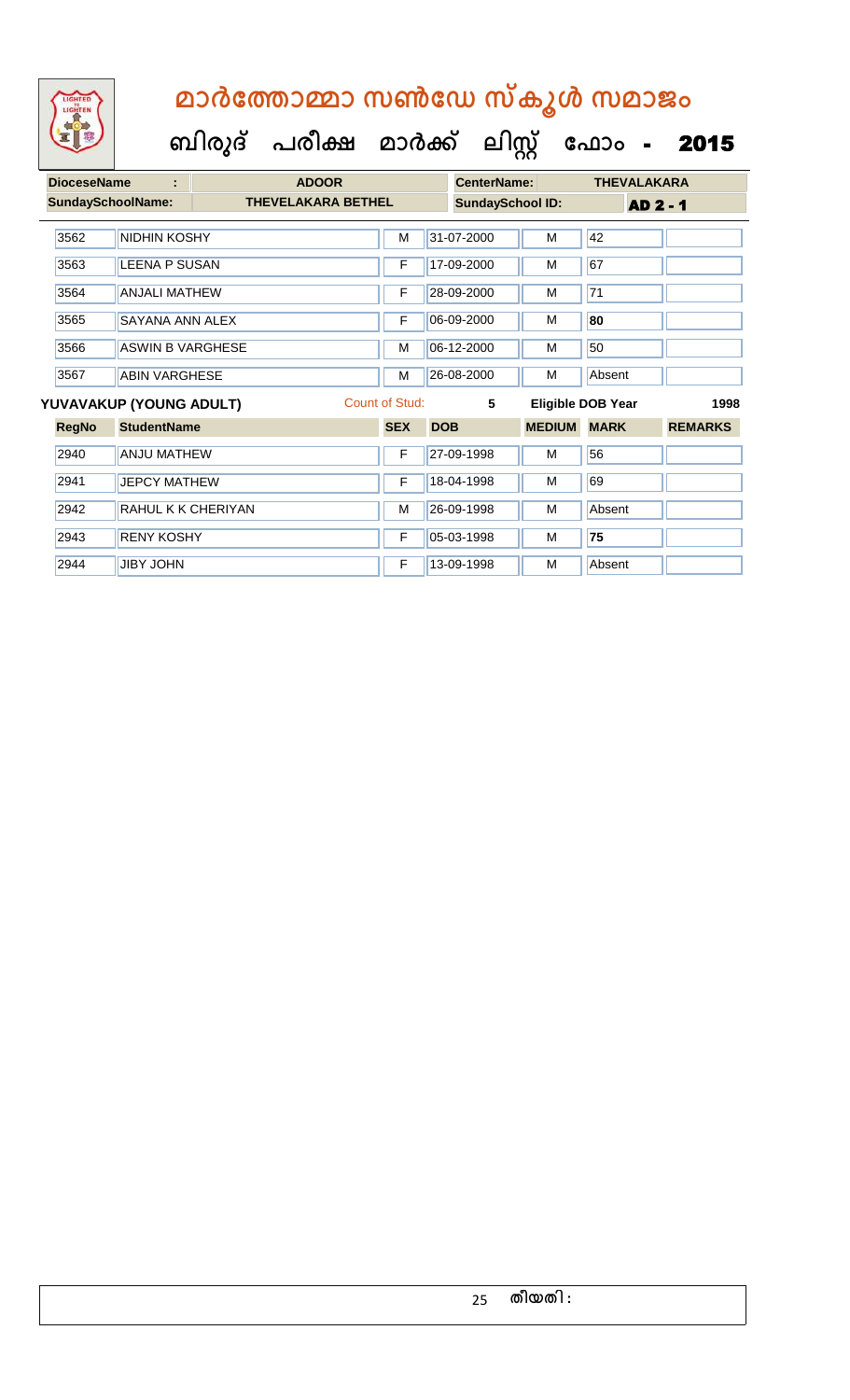# മാർത്തോമ്മാ സൺഡേ സ്കൂൾ സമാജം

**ബിരുദ് പരീക്ഷ മാർക്ക് ലിസ്റ്റ് ഫോം - 2015**

| DioceseName : | ADOOR | CenterName: | THEVALAKARA |
|---|---|---|---|
| SundaySchoolName: | THEVELAKARA BETHEL | SundaySchool ID: | AD 2 - 1 |

| RegNo | StudentName | SEX | DOB | MEDIUM | MARK | REMARKS |
|---|---|---|---|---|---|---|
| 3562 | NIDHIN KOSHY | M | 31-07-2000 | M | 42 | |
| 3563 | LEENA P SUSAN | F | 17-09-2000 | M | 67 | |
| 3564 | ANJALI MATHEW | F | 28-09-2000 | M | 71 | |
| 3565 | SAYANA ANN ALEX | F | 06-09-2000 | M | **80** | |
| 3566 | ASWIN B VARGHESE | M | 06-12-2000 | M | 50 | |
| 3567 | ABIN VARGHESE | M | 26-08-2000 | M | Absent | |

**YUVAVAKUP (YOUNG ADULT)** Count of Stud: 5 Eligible DOB Year 1998

| RegNo | StudentName | SEX | DOB | MEDIUM | MARK | REMARKS |
|---|---|---|---|---|---|---|
| 2940 | ANJU MATHEW | F | 27-09-1998 | M | 56 | |
| 2941 | JEPCY MATHEW | F | 18-04-1998 | M | 69 | |
| 2942 | RAHUL K K CHERIYAN | M | 26-09-1998 | M | Absent | |
| 2943 | RENY KOSHY | F | 05-03-1998 | M | **75** | |
| 2944 | JIBY JOHN | F | 13-09-1998 | M | Absent | |

തീയതി :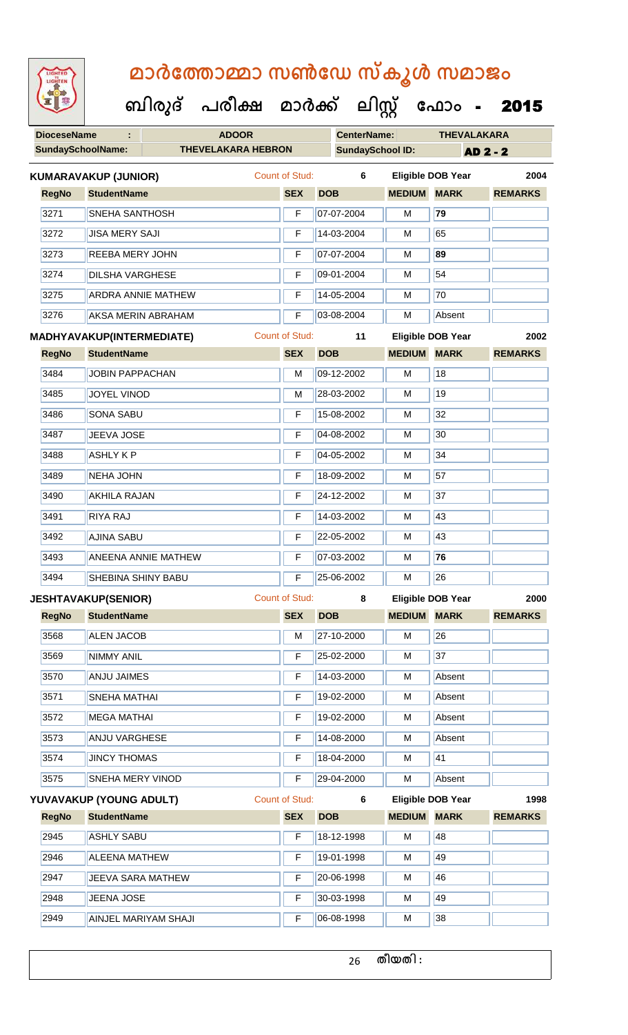# മാർത്തോമ്മാ സൺഡേ സ്കൂൾ സമാജം

**ബിരുദ് പരീക്ഷ മാർക്ക് ലിസ്റ്റ് ഫോം - 2015**

| DioceseName : | ADOOR | CenterName: | THEVALAKARA |
|---|---|---|---|
| SundaySchoolName: | THEVELAKARA HEBRON | SundaySchool ID: | AD 2 - 2 |

**KUMARAVAKUP (JUNIOR)** Count of Stud: 6 Eligible DOB Year 2004

| RegNo | StudentName | SEX | DOB | MEDIUM | MARK | REMARKS |
|---|---|---|---|---|---|---|
| 3271 | SNEHA SANTHOSH | F | 07-07-2004 | M | **79** | |
| 3272 | JISA MERY SAJI | F | 14-03-2004 | M | 65 | |
| 3273 | REEBA MERY JOHN | F | 07-07-2004 | M | **89** | |
| 3274 | DILSHA VARGHESE | F | 09-01-2004 | M | 54 | |
| 3275 | ARDRA ANNIE MATHEW | F | 14-05-2004 | M | 70 | |
| 3276 | AKSA MERIN ABRAHAM | F | 03-08-2004 | M | Absent | |

**MADHYAVAKUP(INTERMEDIATE)** Count of Stud: 11 Eligible DOB Year 2002

| RegNo | StudentName | SEX | DOB | MEDIUM | MARK | REMARKS |
|---|---|---|---|---|---|---|
| 3484 | JOBIN PAPPACHAN | M | 09-12-2002 | M | 18 | |
| 3485 | JOYEL VINOD | M | 28-03-2002 | M | 19 | |
| 3486 | SONA SABU | F | 15-08-2002 | M | 32 | |
| 3487 | JEEVA JOSE | F | 04-08-2002 | M | 30 | |
| 3488 | ASHLY K P | F | 04-05-2002 | M | 34 | |
| 3489 | NEHA JOHN | F | 18-09-2002 | M | 57 | |
| 3490 | AKHILA RAJAN | F | 24-12-2002 | M | 37 | |
| 3491 | RIYA RAJ | F | 14-03-2002 | M | 43 | |
| 3492 | AJINA SABU | F | 22-05-2002 | M | 43 | |
| 3493 | ANEENA ANNIE MATHEW | F | 07-03-2002 | M | **76** | |
| 3494 | SHEBINA SHINY BABU | F | 25-06-2002 | M | 26 | |

**JESHTAVAKUP(SENIOR)** Count of Stud: 8 Eligible DOB Year 2000

| RegNo | StudentName | SEX | DOB | MEDIUM | MARK | REMARKS |
|---|---|---|---|---|---|---|
| 3568 | ALEN JACOB | M | 27-10-2000 | M | 26 | |
| 3569 | NIMMY ANIL | F | 25-02-2000 | M | 37 | |
| 3570 | ANJU JAIMES | F | 14-03-2000 | M | Absent | |
| 3571 | SNEHA MATHAI | F | 19-02-2000 | M | Absent | |
| 3572 | MEGA MATHAI | F | 19-02-2000 | M | Absent | |
| 3573 | ANJU VARGHESE | F | 14-08-2000 | M | Absent | |
| 3574 | JINCY THOMAS | F | 18-04-2000 | M | 41 | |
| 3575 | SNEHA MERY VINOD | F | 29-04-2000 | M | Absent | |

**YUVAVAKUP (YOUNG ADULT)** Count of Stud: 6 Eligible DOB Year 1998

| RegNo | StudentName | SEX | DOB | MEDIUM | MARK | REMARKS |
|---|---|---|---|---|---|---|
| 2945 | ASHLY SABU | F | 18-12-1998 | M | 48 | |
| 2946 | ALEENA MATHEW | F | 19-01-1998 | M | 49 | |
| 2947 | JEEVA SARA MATHEW | F | 20-06-1998 | M | 46 | |
| 2948 | JEENA JOSE | F | 30-03-1998 | M | 49 | |
| 2949 | AINJEL MARIYAM SHAJI | F | 06-08-1998 | M | 38 | |

തീയതി :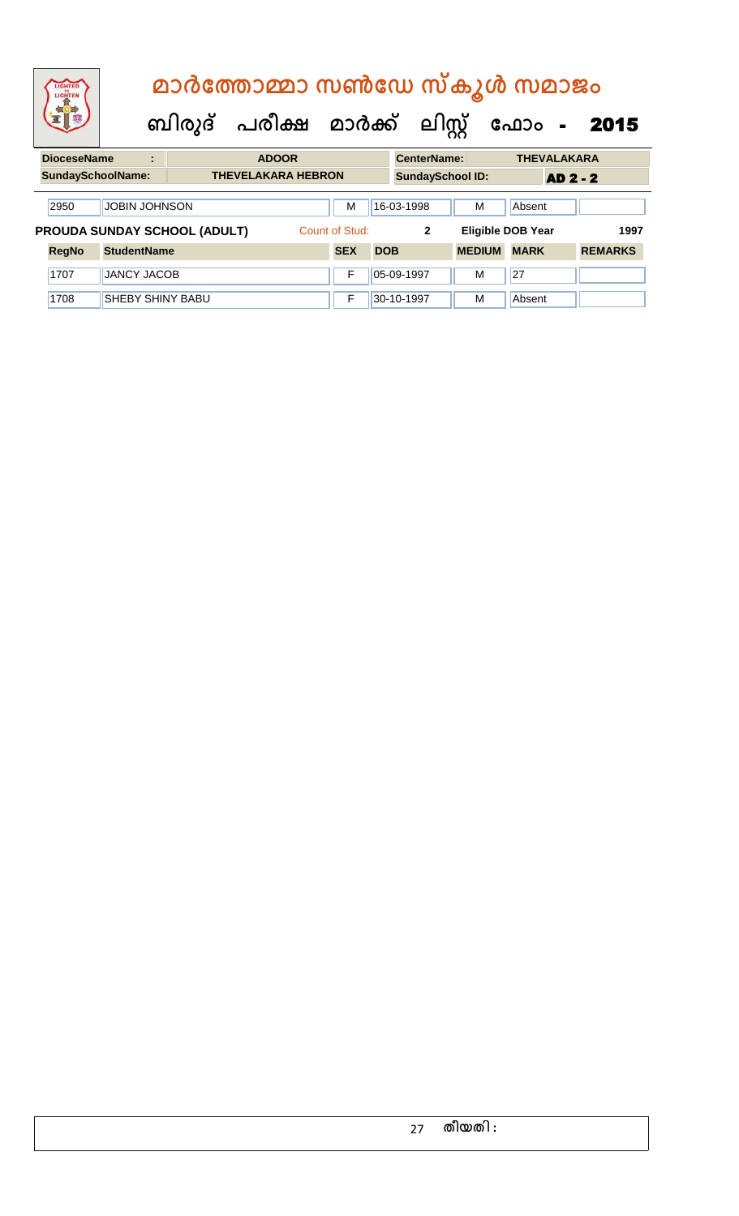# മാർത്തോമ്മാ സൺഡേ സ്കൂൾ സമാജം

## ബിരുദ് പരീക്ഷ മാർക്ക് ലിസ്റ്റ് ഫോം - 2015

| DioceseName : | ADOOR | CenterName: | THEVALAKARA |
|---|---|---|---|
| SundaySchoolName: | THEVELAKARA HEBRON | SundaySchool ID: | AD 2 - 2 |

| | | | | | |
|---|---|---|---|---|---|
| 2950 | JOBIN JOHNSON | M | 16-03-1998 | M | Absent |

**PROUDA SUNDAY SCHOOL (ADULT)** Count of Stud: 2 Eligible DOB Year 1997

| RegNo | StudentName | SEX | DOB | MEDIUM | MARK | REMARKS |
|---|---|---|---|---|---|---|
| 1707 | JANCY JACOB | F | 05-09-1997 | M | 27 | |
| 1708 | SHEBY SHINY BABU | F | 30-10-1997 | M | Absent | |

തീയതി :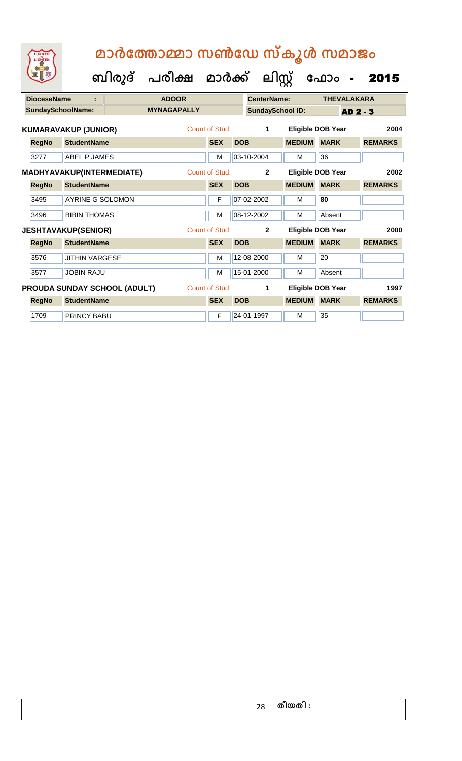# മാർത്തോമ്മാ സൺഡേ സ്കൂൾ സമാജം

## ബിരുദ് പരീക്ഷ മാർക്ക് ലിസ്റ്റ് ഫോം - 2015

| DioceseName : | ADOOR | CenterName: | THEVALAKARA |
|---|---|---|---|
| SundaySchoolName: | MYNAGAPALLY | SundaySchool ID: | AD 2 - 3 |

**KUMARAVAKUP (JUNIOR)** Count of Stud: 1 Eligible DOB Year 2004

| RegNo | StudentName | SEX | DOB | MEDIUM | MARK | REMARKS |
|---|---|---|---|---|---|---|
| 3277 | ABEL P JAMES | M | 03-10-2004 | M | 36 | |

**MADHYAVAKUP(INTERMEDIATE)** Count of Stud: 2 Eligible DOB Year 2002

| RegNo | StudentName | SEX | DOB | MEDIUM | MARK | REMARKS |
|---|---|---|---|---|---|---|
| 3495 | AYRINE G SOLOMON | F | 07-02-2002 | M | 80 | |
| 3496 | BIBIN THOMAS | M | 08-12-2002 | M | Absent | |

**JESHTAVAKUP(SENIOR)** Count of Stud: 2 Eligible DOB Year 2000

| RegNo | StudentName | SEX | DOB | MEDIUM | MARK | REMARKS |
|---|---|---|---|---|---|---|
| 3576 | JITHIN VARGESE | M | 12-08-2000 | M | 20 | |
| 3577 | JOBIN RAJU | M | 15-01-2000 | M | Absent | |

**PROUDA SUNDAY SCHOOL (ADULT)** Count of Stud: 1 Eligible DOB Year 1997

| RegNo | StudentName | SEX | DOB | MEDIUM | MARK | REMARKS |
|---|---|---|---|---|---|---|
| 1709 | PRINCY BABU | F | 24-01-1997 | M | 35 | |

തീയതി :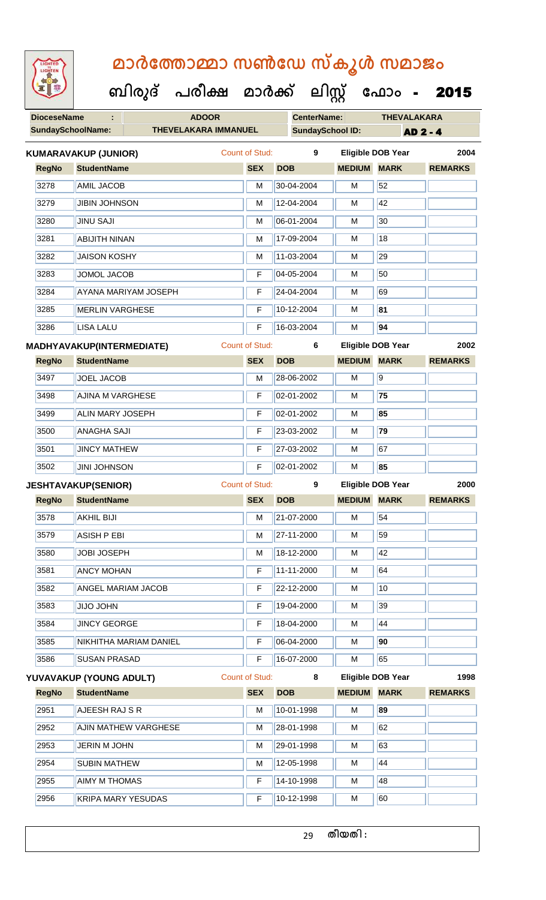# മാർത്തോമ്മാ സൺഡേ സ്കൂൾ സമാജം

## ബിരുദ് പരീക്ഷ മാർക്ക് ലിസ്റ്റ് ഫോം - 2015

| DioceseName : | ADOOR | CenterName: | THEVELAKARA |
|---|---|---|---|
| SundaySchoolName: | THEVELAKARA IMMANUEL | SundaySchool ID: | AD 2 - 4 |

**KUMARAVAKUP (JUNIOR)** Count of Stud: 9 Eligible DOB Year 2004

| RegNo | StudentName | SEX | DOB | MEDIUM | MARK | REMARKS |
|---|---|---|---|---|---|---|
| 3278 | AMIL JACOB | M | 30-04-2004 | M | 52 | |
| 3279 | JIBIN JOHNSON | M | 12-04-2004 | M | 42 | |
| 3280 | JINU SAJI | M | 06-01-2004 | M | 30 | |
| 3281 | ABIJITH NINAN | M | 17-09-2004 | M | 18 | |
| 3282 | JAISON KOSHY | M | 11-03-2004 | M | 29 | |
| 3283 | JOMOL JACOB | F | 04-05-2004 | M | 50 | |
| 3284 | AYANA MARIYAM JOSEPH | F | 24-04-2004 | M | 69 | |
| 3285 | MERLIN VARGHESE | F | 10-12-2004 | M | **81** | |
| 3286 | LISA LALU | F | 16-03-2004 | M | **94** | |

**MADHYAVAKUP(INTERMEDIATE)** Count of Stud: 6 Eligible DOB Year 2002

| RegNo | StudentName | SEX | DOB | MEDIUM | MARK | REMARKS |
|---|---|---|---|---|---|---|
| 3497 | JOEL JACOB | M | 28-06-2002 | M | 9 | |
| 3498 | AJINA M VARGHESE | F | 02-01-2002 | M | **75** | |
| 3499 | ALIN MARY JOSEPH | F | 02-01-2002 | M | **85** | |
| 3500 | ANAGHA SAJI | F | 23-03-2002 | M | **79** | |
| 3501 | JINCY MATHEW | F | 27-03-2002 | M | 67 | |
| 3502 | JINI JOHNSON | F | 02-01-2002 | M | **85** | |

**JESHTAVAKUP(SENIOR)** Count of Stud: 9 Eligible DOB Year 2000

| RegNo | StudentName | SEX | DOB | MEDIUM | MARK | REMARKS |
|---|---|---|---|---|---|---|
| 3578 | AKHIL BIJI | M | 21-07-2000 | M | 54 | |
| 3579 | ASISH P EBI | M | 27-11-2000 | M | 59 | |
| 3580 | JOBI JOSEPH | M | 18-12-2000 | M | 42 | |
| 3581 | ANCY MOHAN | F | 11-11-2000 | M | 64 | |
| 3582 | ANGEL MARIAM JACOB | F | 22-12-2000 | M | 10 | |
| 3583 | JIJO JOHN | F | 19-04-2000 | M | 39 | |
| 3584 | JINCY GEORGE | F | 18-04-2000 | M | 44 | |
| 3585 | NIKHITHA MARIAM DANIEL | F | 06-04-2000 | M | **90** | |
| 3586 | SUSAN PRASAD | F | 16-07-2000 | M | 65 | |

**YUVAVAKUP (YOUNG ADULT)** Count of Stud: 8 Eligible DOB Year 1998

| RegNo | StudentName | SEX | DOB | MEDIUM | MARK | REMARKS |
|---|---|---|---|---|---|---|
| 2951 | AJEESH RAJ S R | M | 10-01-1998 | M | **89** | |
| 2952 | AJIN MATHEW VARGHESE | M | 28-01-1998 | M | 62 | |
| 2953 | JERIN M JOHN | M | 29-01-1998 | M | 63 | |
| 2954 | SUBIN MATHEW | M | 12-05-1998 | M | 44 | |
| 2955 | AIMY M THOMAS | F | 14-10-1998 | M | 48 | |
| 2956 | KRIPA MARY YESUDAS | F | 10-12-1998 | M | 60 | |

തീയതി :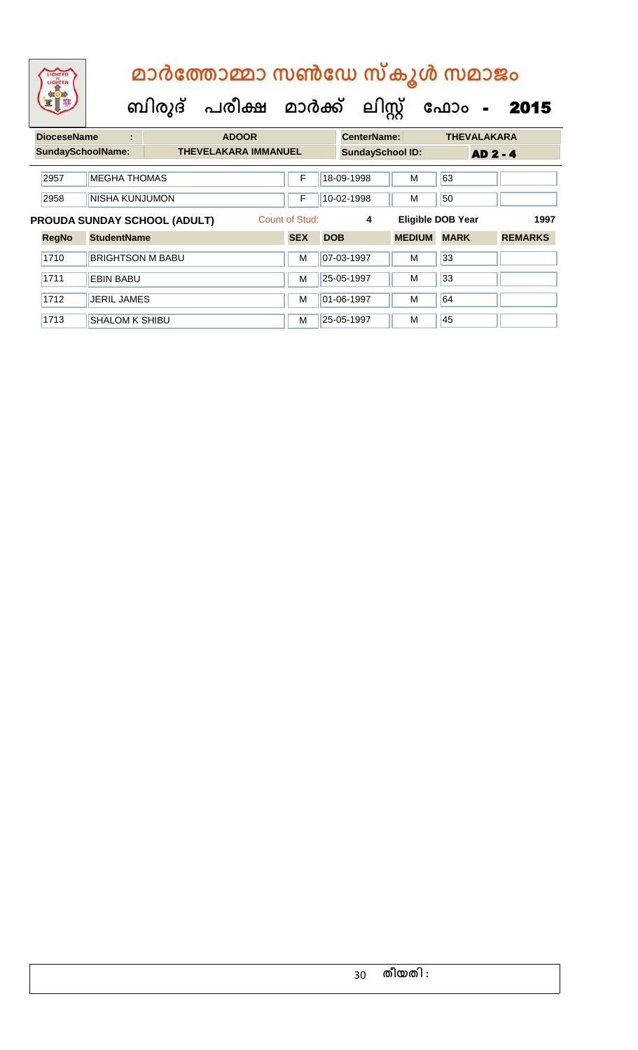# മാർത്തോമ്മാ സൺഡേ സ്കൂൾ സമാജം

## ബിരുദ് പരീക്ഷ മാർക്ക് ലിസ്റ്റ് ഫോം - 2015

| DioceseName : | ADOOR | CenterName: | THEVALAKARA |
|---|---|---|---|
| SundaySchoolName: | THEVELAKARA IMMANUEL | SundaySchool ID: | AD 2 - 4 |

| RegNo | StudentName | SEX | DOB | MEDIUM | MARK | REMARKS |
|---|---|---|---|---|---|---|
| 2957 | MEGHA THOMAS | F | 18-09-1998 | M | 63 | |
| 2958 | NISHA KUNJUMON | F | 10-02-1998 | M | 50 | |

**PROUDA SUNDAY SCHOOL (ADULT)** Count of Stud: 4 Eligible DOB Year 1997

| RegNo | StudentName | SEX | DOB | MEDIUM | MARK | REMARKS |
|---|---|---|---|---|---|---|
| 1710 | BRIGHTSON M BABU | M | 07-03-1997 | M | 33 | |
| 1711 | EBIN BABU | M | 25-05-1997 | M | 33 | |
| 1712 | JERIL JAMES | M | 01-06-1997 | M | 64 | |
| 1713 | SHALOM K SHIBU | M | 25-05-1997 | M | 45 | |

തീയതി :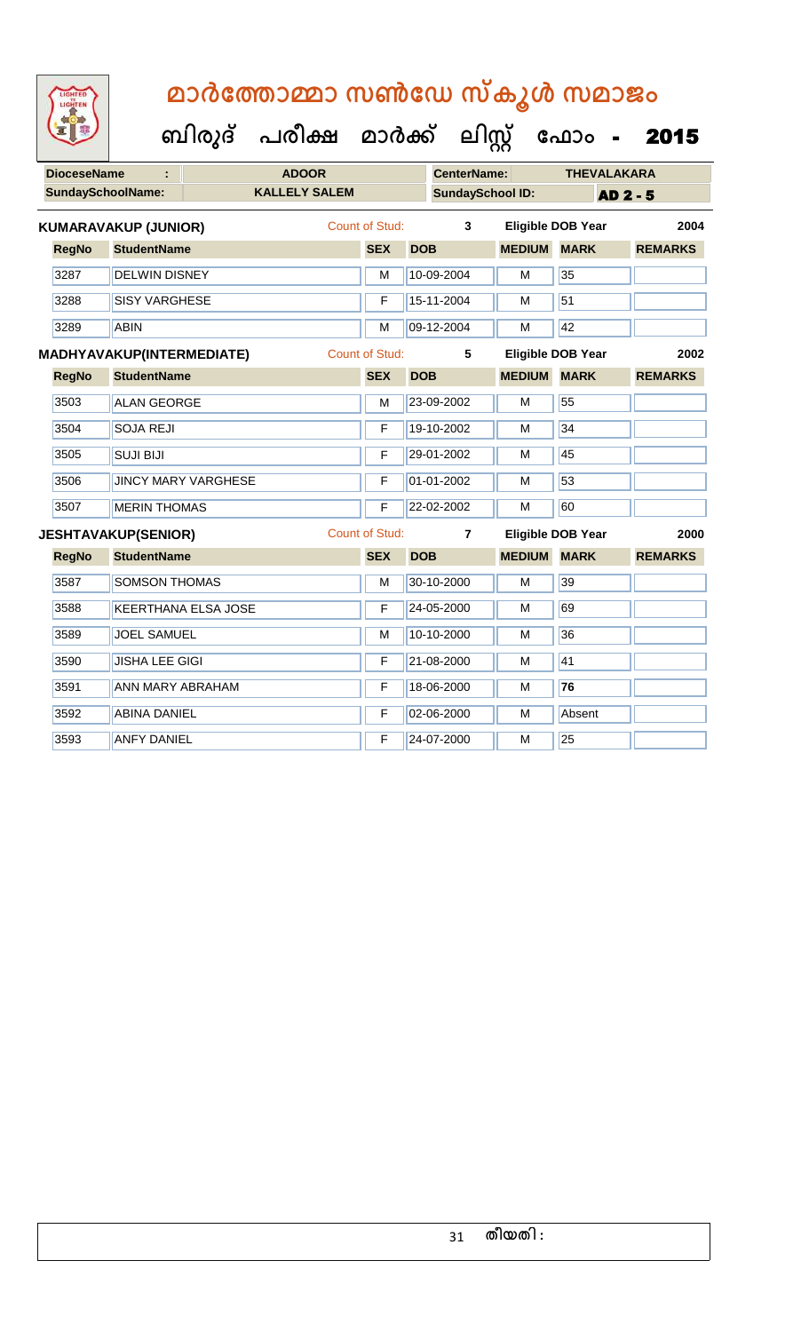# മാർത്തോമ്മാ സൺഡേ സ്കൂൾ സമാജം

## ബിരുദ് പരീക്ഷ മാർക്ക് ലിസ്റ്റ് ഫോം - 2015

| DioceseName : | ADOOR | CenterName: | THEVALAKARA |
|---|---|---|---|
| SundaySchoolName: | KALLELY SALEM | SundaySchool ID: | AD 2 - 5 |

**KUMARAVAKUP (JUNIOR)** Count of Stud: 3 Eligible DOB Year 2004

| RegNo | StudentName | SEX | DOB | MEDIUM | MARK | REMARKS |
|---|---|---|---|---|---|---|
| 3287 | DELWIN DISNEY | M | 10-09-2004 | M | 35 | |
| 3288 | SISY VARGHESE | F | 15-11-2004 | M | 51 | |
| 3289 | ABIN | M | 09-12-2004 | M | 42 | |

**MADHYAVAKUP(INTERMEDIATE)** Count of Stud: 5 Eligible DOB Year 2002

| RegNo | StudentName | SEX | DOB | MEDIUM | MARK | REMARKS |
|---|---|---|---|---|---|---|
| 3503 | ALAN GEORGE | M | 23-09-2002 | M | 55 | |
| 3504 | SOJA REJI | F | 19-10-2002 | M | 34 | |
| 3505 | SUJI BIJI | F | 29-01-2002 | M | 45 | |
| 3506 | JINCY MARY VARGHESE | F | 01-01-2002 | M | 53 | |
| 3507 | MERIN THOMAS | F | 22-02-2002 | M | 60 | |

**JESHTAVAKUP(SENIOR)** Count of Stud: 7 Eligible DOB Year 2000

| RegNo | StudentName | SEX | DOB | MEDIUM | MARK | REMARKS |
|---|---|---|---|---|---|---|
| 3587 | SOMSON THOMAS | M | 30-10-2000 | M | 39 | |
| 3588 | KEERTHANA ELSA JOSE | F | 24-05-2000 | M | 69 | |
| 3589 | JOEL SAMUEL | M | 10-10-2000 | M | 36 | |
| 3590 | JISHA LEE GIGI | F | 21-08-2000 | M | 41 | |
| 3591 | ANN MARY ABRAHAM | F | 18-06-2000 | M | **76** | |
| 3592 | ABINA DANIEL | F | 02-06-2000 | M | Absent | |
| 3593 | ANFY DANIEL | F | 24-07-2000 | M | 25 | |

തീയതി :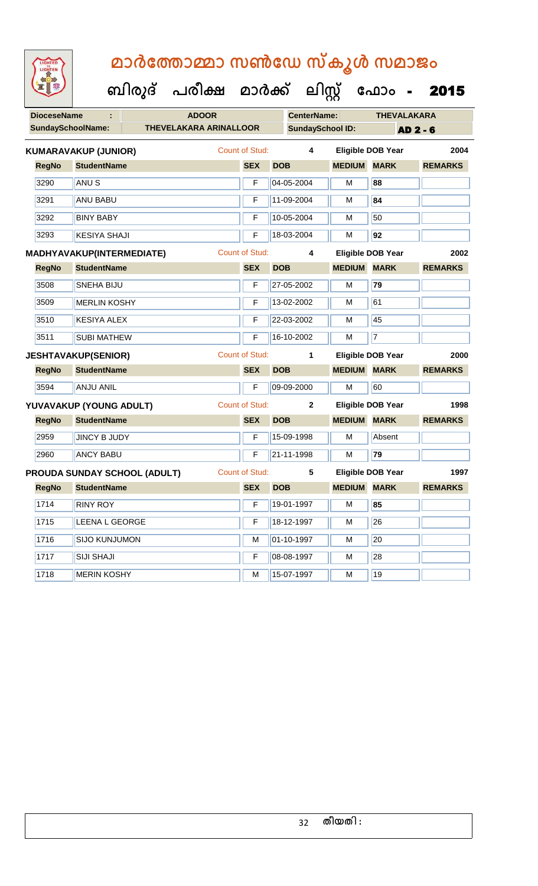# മാർത്തോമ്മാ സൺഡേ സ്കൂൾ സമാജം

## ബിരുദ് പരീക്ഷ മാർക്ക് ലിസ്റ്റ് ഫോം - 2015

| DioceseName : | ADOOR | CenterName: | THEVALAKARA |
|---|---|---|---|
| SundaySchoolName: | THEVELAKARA ARINALLOOR | SundaySchool ID: | AD 2 - 6 |

**KUMARAVAKUP (JUNIOR)** Count of Stud: 4 Eligible DOB Year 2004

| RegNo | StudentName | SEX | DOB | MEDIUM | MARK | REMARKS |
|---|---|---|---|---|---|---|
| 3290 | ANU S | F | 04-05-2004 | M | 88 | |
| 3291 | ANU BABU | F | 11-09-2004 | M | 84 | |
| 3292 | BINY BABY | F | 10-05-2004 | M | 50 | |
| 3293 | KESIYA SHAJI | F | 18-03-2004 | M | 92 | |

**MADHYAVAKUP(INTERMEDIATE)** Count of Stud: 4 Eligible DOB Year 2002

| RegNo | StudentName | SEX | DOB | MEDIUM | MARK | REMARKS |
|---|---|---|---|---|---|---|
| 3508 | SNEHA BIJU | F | 27-05-2002 | M | 79 | |
| 3509 | MERLIN KOSHY | F | 13-02-2002 | M | 61 | |
| 3510 | KESIYA ALEX | F | 22-03-2002 | M | 45 | |
| 3511 | SUBI MATHEW | F | 16-10-2002 | M | 7 | |

**JESHTAVAKUP(SENIOR)** Count of Stud: 1 Eligible DOB Year 2000

| RegNo | StudentName | SEX | DOB | MEDIUM | MARK | REMARKS |
|---|---|---|---|---|---|---|
| 3594 | ANJU ANIL | F | 09-09-2000 | M | 60 | |

**YUVAVAKUP (YOUNG ADULT)** Count of Stud: 2 Eligible DOB Year 1998

| RegNo | StudentName | SEX | DOB | MEDIUM | MARK | REMARKS |
|---|---|---|---|---|---|---|
| 2959 | JINCY B JUDY | F | 15-09-1998 | M | Absent | |
| 2960 | ANCY BABU | F | 21-11-1998 | M | 79 | |

**PROUDA SUNDAY SCHOOL (ADULT)** Count of Stud: 5 Eligible DOB Year 1997

| RegNo | StudentName | SEX | DOB | MEDIUM | MARK | REMARKS |
|---|---|---|---|---|---|---|
| 1714 | RINY ROY | F | 19-01-1997 | M | 85 | |
| 1715 | LEENA L GEORGE | F | 18-12-1997 | M | 26 | |
| 1716 | SIJO KUNJUMON | M | 01-10-1997 | M | 20 | |
| 1717 | SIJI SHAJI | F | 08-08-1997 | M | 28 | |
| 1718 | MERIN KOSHY | M | 15-07-1997 | M | 19 | |

തീയതി :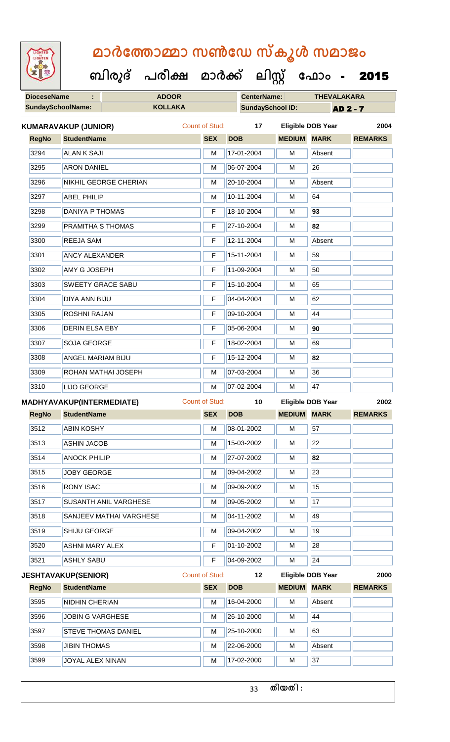# മാർത്തോമ്മാ സൺഡേ സ്കൂൾ സമാജം

## ബിരുദ് പരീക്ഷ മാർക്ക് ലിസ്റ്റ് ഫോം - 2015

| DioceseName : | ADOOR | CenterName: | THEVALAKARA |
|---|---|---|---|
| SundaySchoolName: | KOLLAKA | SundaySchool ID: | AD 2 - 7 |

**KUMARAVAKUP (JUNIOR)** Count of Stud: 17 Eligible DOB Year 2004

| RegNo | StudentName | SEX | DOB | MEDIUM | MARK | REMARKS |
|---|---|---|---|---|---|---|
| 3294 | ALAN K SAJI | M | 17-01-2004 | M | Absent | |
| 3295 | ARON DANIEL | M | 06-07-2004 | M | 26 | |
| 3296 | NIKHIL GEORGE CHERIAN | M | 20-10-2004 | M | Absent | |
| 3297 | ABEL PHILIP | M | 10-11-2004 | M | 64 | |
| 3298 | DANIYA P THOMAS | F | 18-10-2004 | M | **93** | |
| 3299 | PRAMITHA S THOMAS | F | 27-10-2004 | M | **82** | |
| 3300 | REEJA SAM | F | 12-11-2004 | M | Absent | |
| 3301 | ANCY ALEXANDER | F | 15-11-2004 | M | 59 | |
| 3302 | AMY G JOSEPH | F | 11-09-2004 | M | 50 | |
| 3303 | SWEETY GRACE SABU | F | 15-10-2004 | M | 65 | |
| 3304 | DIYA ANN BIJU | F | 04-04-2004 | M | 62 | |
| 3305 | ROSHNI RAJAN | F | 09-10-2004 | M | 44 | |
| 3306 | DERIN ELSA EBY | F | 05-06-2004 | M | **90** | |
| 3307 | SOJA GEORGE | F | 18-02-2004 | M | 69 | |
| 3308 | ANGEL MARIAM BIJU | F | 15-12-2004 | M | **82** | |
| 3309 | ROHAN MATHAI JOSEPH | M | 07-03-2004 | M | 36 | |
| 3310 | LIJO GEORGE | M | 07-02-2004 | M | 47 | |

**MADHYAVAKUP(INTERMEDIATE)** Count of Stud: 10 Eligible DOB Year 2002

| RegNo | StudentName | SEX | DOB | MEDIUM | MARK | REMARKS |
|---|---|---|---|---|---|---|
| 3512 | ABIN KOSHY | M | 08-01-2002 | M | 57 | |
| 3513 | ASHIN JACOB | M | 15-03-2002 | M | 22 | |
| 3514 | ANOCK PHILIP | M | 27-07-2002 | M | **82** | |
| 3515 | JOBY GEORGE | M | 09-04-2002 | M | 23 | |
| 3516 | RONY ISAC | M | 09-09-2002 | M | 15 | |
| 3517 | SUSANTH ANIL VARGHESE | M | 09-05-2002 | M | 17 | |
| 3518 | SANJEEV MATHAI VARGHESE | M | 04-11-2002 | M | 49 | |
| 3519 | SHIJU GEORGE | M | 09-04-2002 | M | 19 | |
| 3520 | ASHNI MARY ALEX | F | 01-10-2002 | M | 28 | |
| 3521 | ASHLY SABU | F | 04-09-2002 | M | 24 | |

**JESHTAVAKUP(SENIOR)** Count of Stud: 12 Eligible DOB Year 2000

| RegNo | StudentName | SEX | DOB | MEDIUM | MARK | REMARKS |
|---|---|---|---|---|---|---|
| 3595 | NIDHIN CHERIAN | M | 16-04-2000 | M | Absent | |
| 3596 | JOBIN G VARGHESE | M | 26-10-2000 | M | 44 | |
| 3597 | STEVE THOMAS DANIEL | M | 25-10-2000 | M | 63 | |
| 3598 | JIBIN THOMAS | M | 22-06-2000 | M | Absent | |
| 3599 | JOYAL ALEX NINAN | M | 17-02-2000 | M | 37 | |

തീയതി :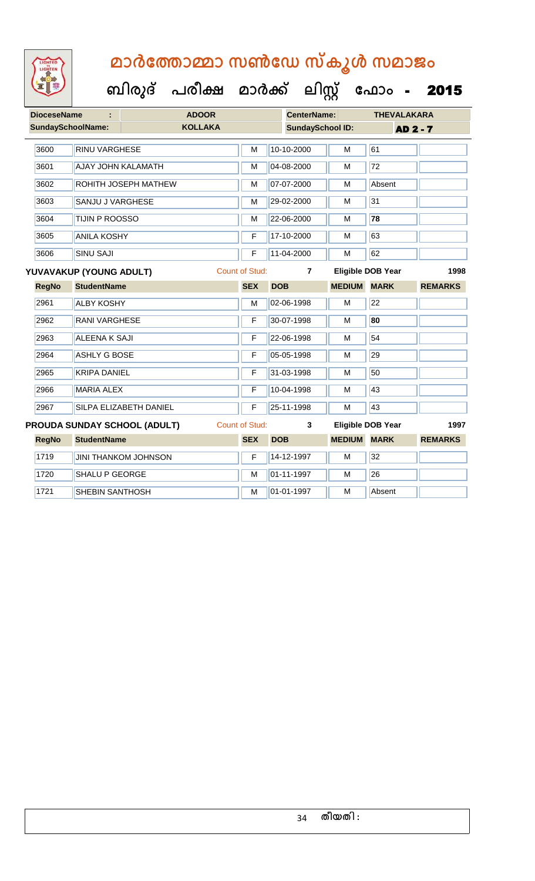# മാർത്തോമ്മാ സൺഡേ സ്കൂൾ സമാജം

**ബിരുദ് പരീക്ഷ മാർക്ക് ലിസ്റ്റ് ഫോം - 2015**

| DioceseName : | ADOOR | CenterName: | THEVALAKARA |
|---|---|---|---|
| SundaySchoolName: | KOLLAKA | SundaySchool ID: | AD 2 - 7 |

| RegNo | StudentName | SEX | DOB | MEDIUM | MARK | REMARKS |
|---|---|---|---|---|---|---|
| 3600 | RINU VARGHESE | M | 10-10-2000 | M | 61 | |
| 3601 | AJAY JOHN KALAMATH | M | 04-08-2000 | M | 72 | |
| 3602 | ROHITH JOSEPH MATHEW | M | 07-07-2000 | M | Absent | |
| 3603 | SANJU J VARGHESE | M | 29-02-2000 | M | 31 | |
| 3604 | TIJIN P ROOSSO | M | 22-06-2000 | M | **78** | |
| 3605 | ANILA KOSHY | F | 17-10-2000 | M | 63 | |
| 3606 | SINU SAJI | F | 11-04-2000 | M | 62 | |

**YUVAVAKUP (YOUNG ADULT)** Count of Stud: 7 Eligible DOB Year 1998

| RegNo | StudentName | SEX | DOB | MEDIUM | MARK | REMARKS |
|---|---|---|---|---|---|---|
| 2961 | ALBY KOSHY | M | 02-06-1998 | M | 22 | |
| 2962 | RANI VARGHESE | F | 30-07-1998 | M | **80** | |
| 2963 | ALEENA K SAJI | F | 22-06-1998 | M | 54 | |
| 2964 | ASHLY G BOSE | F | 05-05-1998 | M | 29 | |
| 2965 | KRIPA DANIEL | F | 31-03-1998 | M | 50 | |
| 2966 | MARIA ALEX | F | 10-04-1998 | M | 43 | |
| 2967 | SILPA ELIZABETH DANIEL | F | 25-11-1998 | M | 43 | |

**PROUDA SUNDAY SCHOOL (ADULT)** Count of Stud: 3 Eligible DOB Year 1997

| RegNo | StudentName | SEX | DOB | MEDIUM | MARK | REMARKS |
|---|---|---|---|---|---|---|
| 1719 | JINI THANKOM JOHNSON | F | 14-12-1997 | M | 32 | |
| 1720 | SHALU P GEORGE | M | 01-11-1997 | M | 26 | |
| 1721 | SHEBIN SANTHOSH | M | 01-01-1997 | M | Absent | |

തീയതി :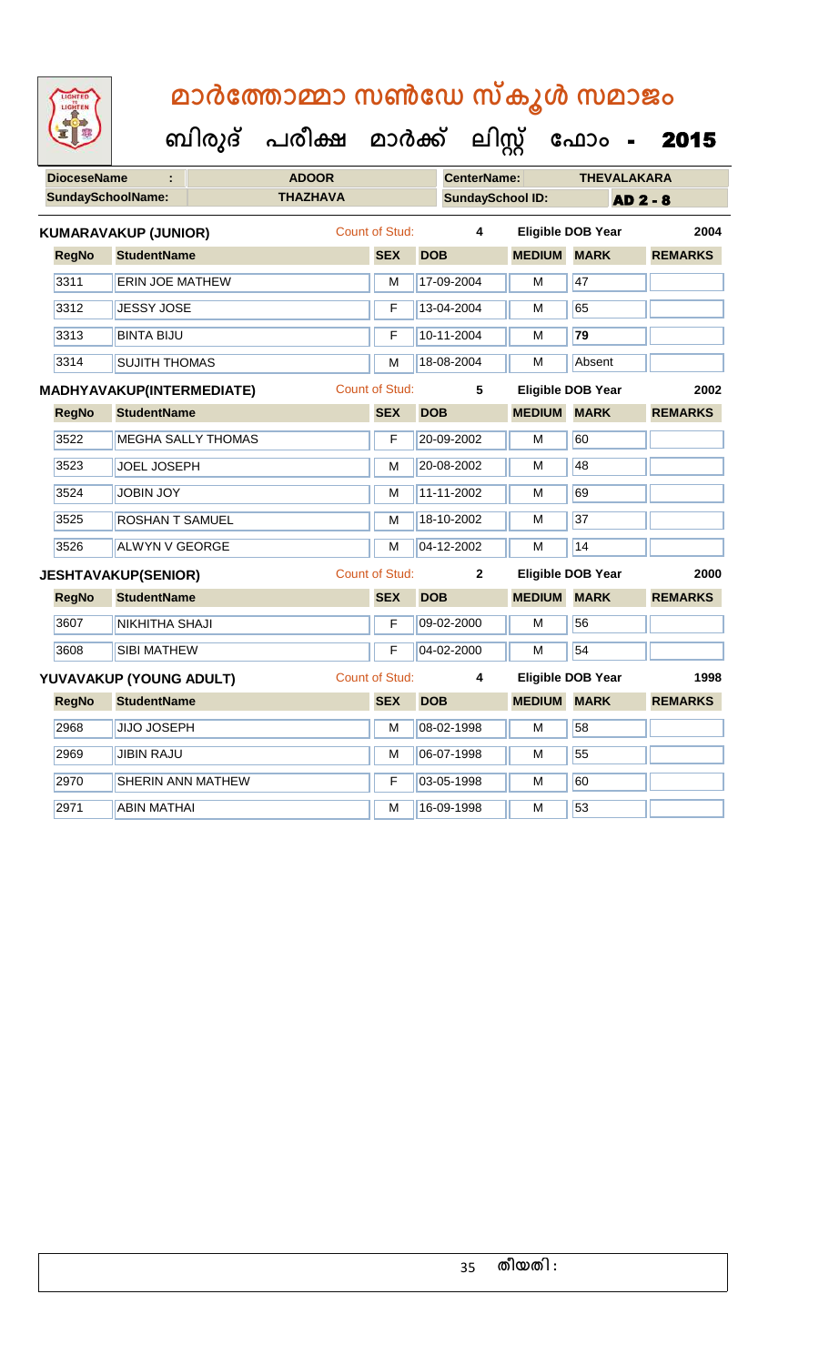# മാർത്തോമ്മാ സൺഡേ സ്കൂൾ സമാജം

## ബിരുദ് പരീക്ഷ മാർക്ക് ലിസ്റ്റ് ഫോം - 2015

| DioceseName : | ADOOR | CenterName: | THEVALAKARA |
|---|---|---|---|
| SundaySchoolName: | THAZHAVA | SundaySchool ID: | AD 2 - 8 |

**KUMARAVAKUP (JUNIOR)** Count of Stud: 4 Eligible DOB Year 2004

| RegNo | StudentName | SEX | DOB | MEDIUM | MARK | REMARKS |
|---|---|---|---|---|---|---|
| 3311 | ERIN JOE MATHEW | M | 17-09-2004 | M | 47 | |
| 3312 | JESSY JOSE | F | 13-04-2004 | M | 65 | |
| 3313 | BINTA BIJU | F | 10-11-2004 | M | 79 | |
| 3314 | SUJITH THOMAS | M | 18-08-2004 | M | Absent | |

**MADHYAVAKUP(INTERMEDIATE)** Count of Stud: 5 Eligible DOB Year 2002

| RegNo | StudentName | SEX | DOB | MEDIUM | MARK | REMARKS |
|---|---|---|---|---|---|---|
| 3522 | MEGHA SALLY THOMAS | F | 20-09-2002 | M | 60 | |
| 3523 | JOEL JOSEPH | M | 20-08-2002 | M | 48 | |
| 3524 | JOBIN JOY | M | 11-11-2002 | M | 69 | |
| 3525 | ROSHAN T SAMUEL | M | 18-10-2002 | M | 37 | |
| 3526 | ALWYN V GEORGE | M | 04-12-2002 | M | 14 | |

**JESHTAVAKUP(SENIOR)** Count of Stud: 2 Eligible DOB Year 2000

| RegNo | StudentName | SEX | DOB | MEDIUM | MARK | REMARKS |
|---|---|---|---|---|---|---|
| 3607 | NIKHITHA SHAJI | F | 09-02-2000 | M | 56 | |
| 3608 | SIBI MATHEW | F | 04-02-2000 | M | 54 | |

**YUVAVAKUP (YOUNG ADULT)** Count of Stud: 4 Eligible DOB Year 1998

| RegNo | StudentName | SEX | DOB | MEDIUM | MARK | REMARKS |
|---|---|---|---|---|---|---|
| 2968 | JIJO JOSEPH | M | 08-02-1998 | M | 58 | |
| 2969 | JIBIN RAJU | M | 06-07-1998 | M | 55 | |
| 2970 | SHERIN ANN MATHEW | F | 03-05-1998 | M | 60 | |
| 2971 | ABIN MATHAI | M | 16-09-1998 | M | 53 | |

തീയതി :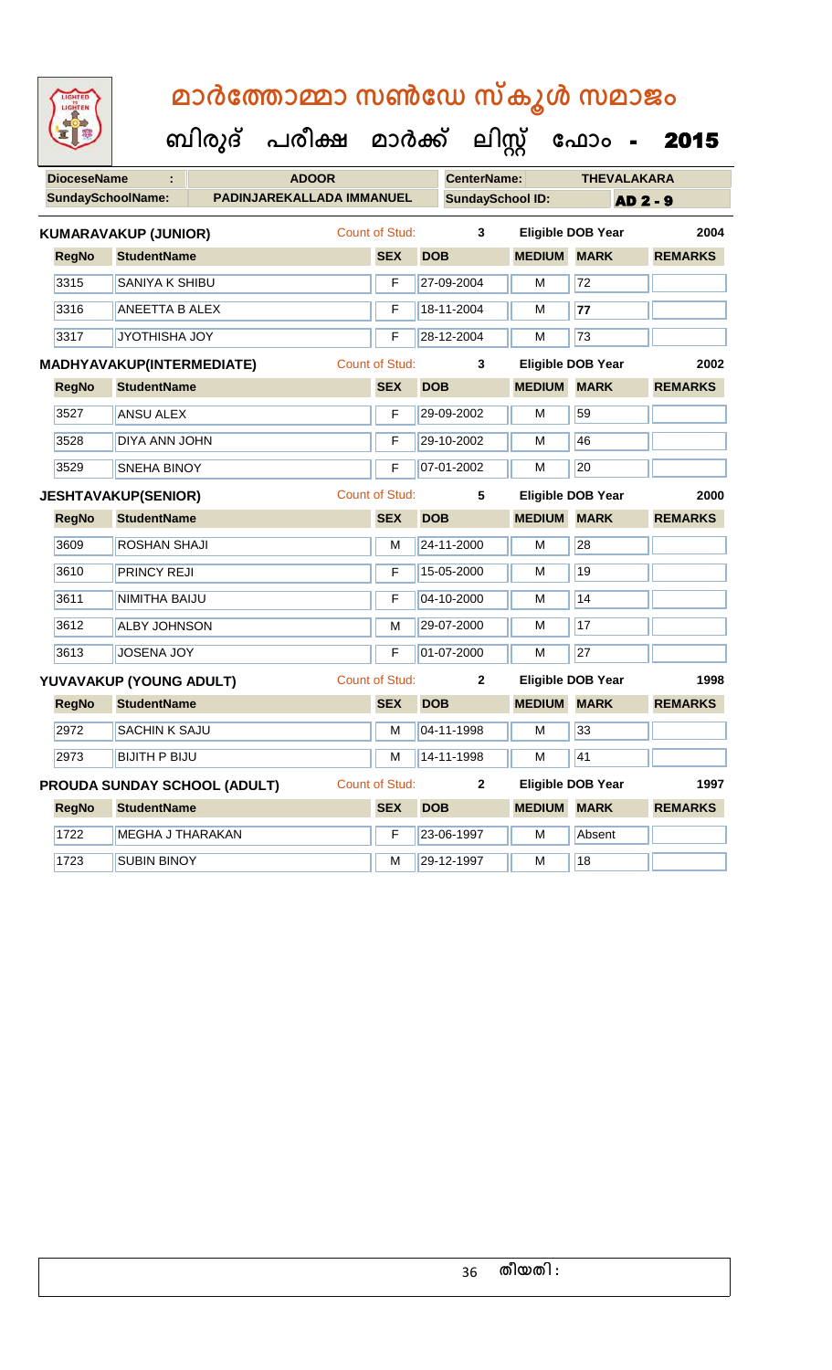# മാർത്തോമ്മാ സൺഡേ സ്കൂൾ സമാജം

## ബിരുദ് പരീക്ഷ മാർക്ക് ലിസ്റ്റ് ഫോം - 2015

| DioceseName | : | ADOOR | CenterName: | THEVALAKARA |
|---|---|---|---|---|
| SundaySchoolName: | | PADINJAREKALLADA IMMANUEL | SundaySchool ID: | AD 2 - 9 |

**KUMARAVAKUP (JUNIOR)** Count of Stud: 3 Eligible DOB Year 2004

| RegNo | StudentName | SEX | DOB | MEDIUM | MARK | REMARKS |
|---|---|---|---|---|---|---|
| 3315 | SANIYA K SHIBU | F | 27-09-2004 | M | 72 | |
| 3316 | ANEETTA B ALEX | F | 18-11-2004 | M | 77 | |
| 3317 | JYOTHISHA JOY | F | 28-12-2004 | M | 73 | |

**MADHYAVAKUP(INTERMEDIATE)** Count of Stud: 3 Eligible DOB Year 2002

| RegNo | StudentName | SEX | DOB | MEDIUM | MARK | REMARKS |
|---|---|---|---|---|---|---|
| 3527 | ANSU ALEX | F | 29-09-2002 | M | 59 | |
| 3528 | DIYA ANN JOHN | F | 29-10-2002 | M | 46 | |
| 3529 | SNEHA BINOY | F | 07-01-2002 | M | 20 | |

**JESHTAVAKUP(SENIOR)** Count of Stud: 5 Eligible DOB Year 2000

| RegNo | StudentName | SEX | DOB | MEDIUM | MARK | REMARKS |
|---|---|---|---|---|---|---|
| 3609 | ROSHAN SHAJI | M | 24-11-2000 | M | 28 | |
| 3610 | PRINCY REJI | F | 15-05-2000 | M | 19 | |
| 3611 | NIMITHA BAIJU | F | 04-10-2000 | M | 14 | |
| 3612 | ALBY JOHNSON | M | 29-07-2000 | M | 17 | |
| 3613 | JOSENA JOY | F | 01-07-2000 | M | 27 | |

**YUVAVAKUP (YOUNG ADULT)** Count of Stud: 2 Eligible DOB Year 1998

| RegNo | StudentName | SEX | DOB | MEDIUM | MARK | REMARKS |
|---|---|---|---|---|---|---|
| 2972 | SACHIN K SAJU | M | 04-11-1998 | M | 33 | |
| 2973 | BIJITH P BIJU | M | 14-11-1998 | M | 41 | |

**PROUDA SUNDAY SCHOOL (ADULT)** Count of Stud: 2 Eligible DOB Year 1997

| RegNo | StudentName | SEX | DOB | MEDIUM | MARK | REMARKS |
|---|---|---|---|---|---|---|
| 1722 | MEGHA J THARAKAN | F | 23-06-1997 | M | Absent | |
| 1723 | SUBIN BINOY | M | 29-12-1997 | M | 18 | |

തീയതി :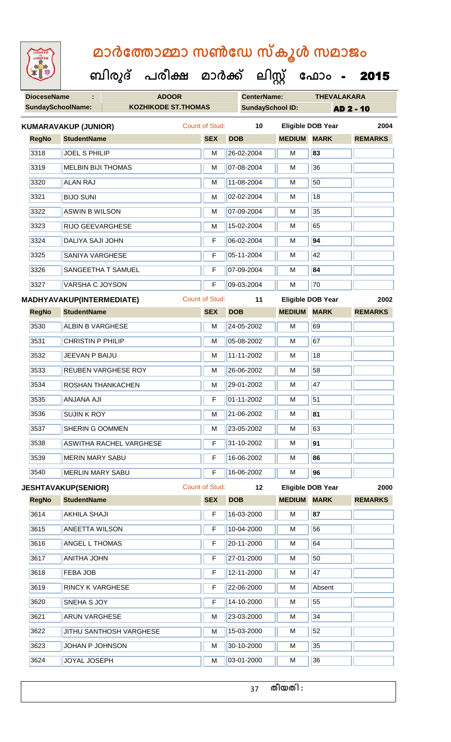# മാർത്തോമ്മാ സൺഡേ സ്കൂൾ സമാജം

## ബിരുദ് പരീക്ഷ മാർക്ക് ലിസ്റ്റ് ഫോം - 2015

| DioceseName : | ADOOR | CenterName: | THEVALAKARA |
|---|---|---|---|
| SundaySchoolName: | KOZHIKODE ST.THOMAS | SundaySchool ID: | AD 2 - 10 |

**KUMARAVAKUP (JUNIOR)** Count of Stud: 10 Eligible DOB Year 2004

| RegNo | StudentName | SEX | DOB | MEDIUM | MARK | REMARKS |
|---|---|---|---|---|---|---|
| 3318 | JOEL S PHILIP | M | 26-02-2004 | M | 83 | |
| 3319 | MELBIN BIJI THOMAS | M | 07-08-2004 | M | 36 | |
| 3320 | ALAN RAJ | M | 11-08-2004 | M | 50 | |
| 3321 | BIJO SUNI | M | 02-02-2004 | M | 18 | |
| 3322 | ASWIN B WILSON | M | 07-09-2004 | M | 35 | |
| 3323 | RIJO GEEVARGHESE | M | 15-02-2004 | M | 65 | |
| 3324 | DALIYA SAJI JOHN | F | 06-02-2004 | M | 94 | |
| 3325 | SANIYA VARGHESE | F | 05-11-2004 | M | 42 | |
| 3326 | SANGEETHA T SAMUEL | F | 07-09-2004 | M | 84 | |
| 3327 | VARSHA C JOYSON | F | 09-03-2004 | M | 70 | |

**MADHYAVAKUP(INTERMEDIATE)** Count of Stud: 11 Eligible DOB Year 2002

| RegNo | StudentName | SEX | DOB | MEDIUM | MARK | REMARKS |
|---|---|---|---|---|---|---|
| 3530 | ALBIN B VARGHESE | M | 24-05-2002 | M | 69 | |
| 3531 | CHRISTIN P PHILIP | M | 05-08-2002 | M | 67 | |
| 3532 | JEEVAN P BAIJU | M | 11-11-2002 | M | 18 | |
| 3533 | REUBEN VARGHESE ROY | M | 26-06-2002 | M | 58 | |
| 3534 | ROSHAN THANKACHEN | M | 29-01-2002 | M | 47 | |
| 3535 | ANJANA AJI | F | 01-11-2002 | M | 51 | |
| 3536 | SUJIN K ROY | M | 21-06-2002 | M | 81 | |
| 3537 | SHERIN G OOMMEN | M | 23-05-2002 | M | 63 | |
| 3538 | ASWITHA RACHEL VARGHESE | F | 31-10-2002 | M | 91 | |
| 3539 | MERIN MARY SABU | F | 16-06-2002 | M | 86 | |
| 3540 | MERLIN MARY SABU | F | 16-06-2002 | M | 96 | |

**JESHTAVAKUP(SENIOR)** Count of Stud: 12 Eligible DOB Year 2000

| RegNo | StudentName | SEX | DOB | MEDIUM | MARK | REMARKS |
|---|---|---|---|---|---|---|
| 3614 | AKHILA SHAJI | F | 16-03-2000 | M | 87 | |
| 3615 | ANEETTA WILSON | F | 10-04-2000 | M | 56 | |
| 3616 | ANGEL L THOMAS | F | 20-11-2000 | M | 64 | |
| 3617 | ANITHA JOHN | F | 27-01-2000 | M | 50 | |
| 3618 | FEBA JOB | F | 12-11-2000 | M | 47 | |
| 3619 | RINCY K VARGHESE | F | 22-06-2000 | M | Absent | |
| 3620 | SNEHA S JOY | F | 14-10-2000 | M | 55 | |
| 3621 | ARUN VARGHESE | M | 23-03-2000 | M | 34 | |
| 3622 | JITHU SANTHOSH VARGHESE | M | 15-03-2000 | M | 52 | |
| 3623 | JOHAN P JOHNSON | M | 30-10-2000 | M | 35 | |
| 3624 | JOYAL JOSEPH | M | 03-01-2000 | M | 36 | |

തീയതി :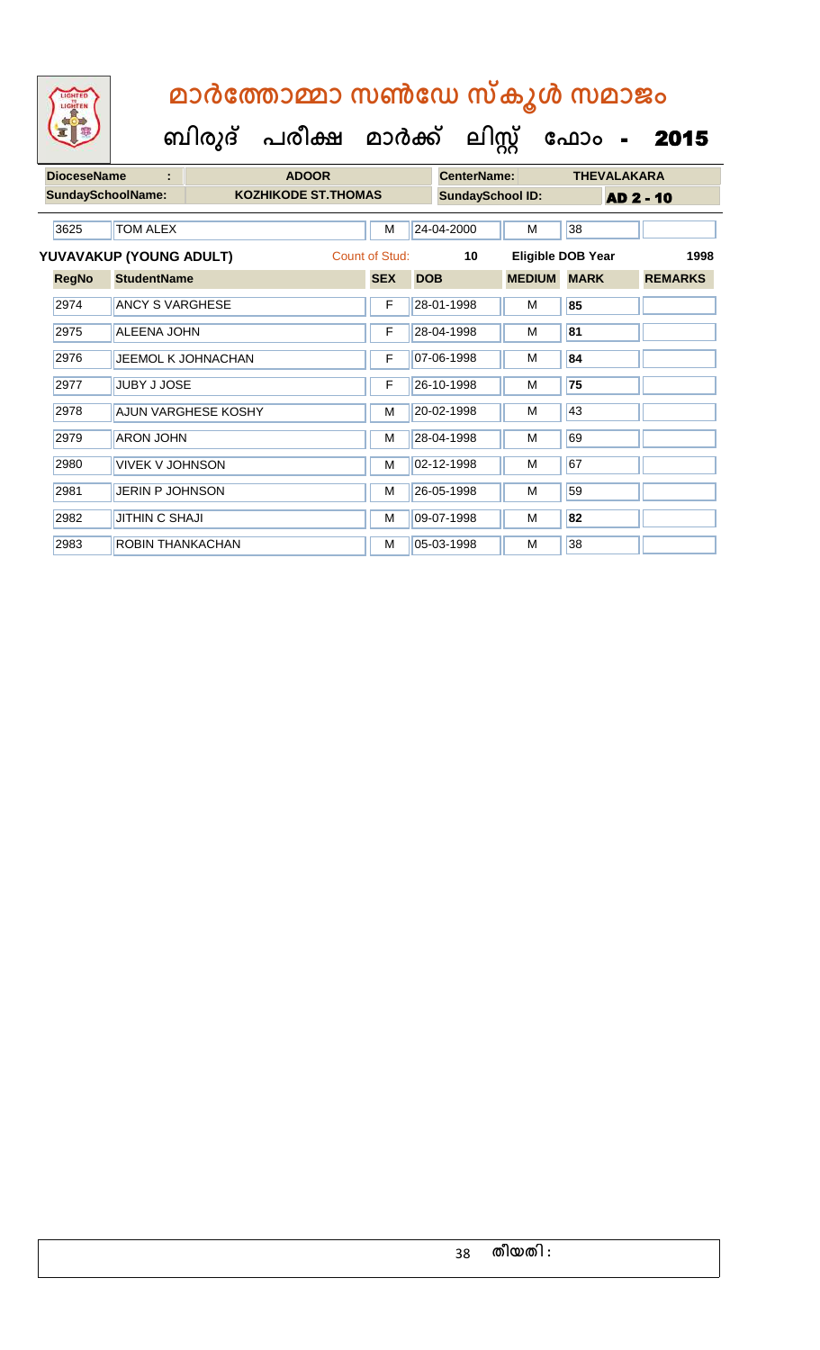# മാർത്തോമ്മാ സൺഡേ സ്കൂൾ സമാജം

## ബിരുദ് പരീക്ഷ മാർക്ക് ലിസ്റ്റ് ഫോം - 2015

| DioceseName : | ADOOR | CenterName: | THEVALAKARA |
|---|---|---|---|
| SundaySchoolName: | KOZHIKODE ST.THOMAS | SundaySchool ID: | AD 2 - 10 |

| RegNo | StudentName | SEX | DOB | MEDIUM | MARK | REMARKS |
|---|---|---|---|---|---|---|
| 3625 | TOM ALEX | M | 24-04-2000 | M | 38 | |

**YUVAVAKUP (YOUNG ADULT)** Count of Stud: 10 Eligible DOB Year 1998

| RegNo | StudentName | SEX | DOB | MEDIUM | MARK | REMARKS |
|---|---|---|---|---|---|---|
| 2974 | ANCY S VARGHESE | F | 28-01-1998 | M | **85** | |
| 2975 | ALEENA JOHN | F | 28-04-1998 | M | **81** | |
| 2976 | JEEMOL K JOHNACHAN | F | 07-06-1998 | M | **84** | |
| 2977 | JUBY J JOSE | F | 26-10-1998 | M | **75** | |
| 2978 | AJUN VARGHESE KOSHY | M | 20-02-1998 | M | 43 | |
| 2979 | ARON JOHN | M | 28-04-1998 | M | 69 | |
| 2980 | VIVEK V JOHNSON | M | 02-12-1998 | M | 67 | |
| 2981 | JERIN P JOHNSON | M | 26-05-1998 | M | 59 | |
| 2982 | JITHIN C SHAJI | M | 09-07-1998 | M | **82** | |
| 2983 | ROBIN THANKACHAN | M | 05-03-1998 | M | 38 | |

തീയതി :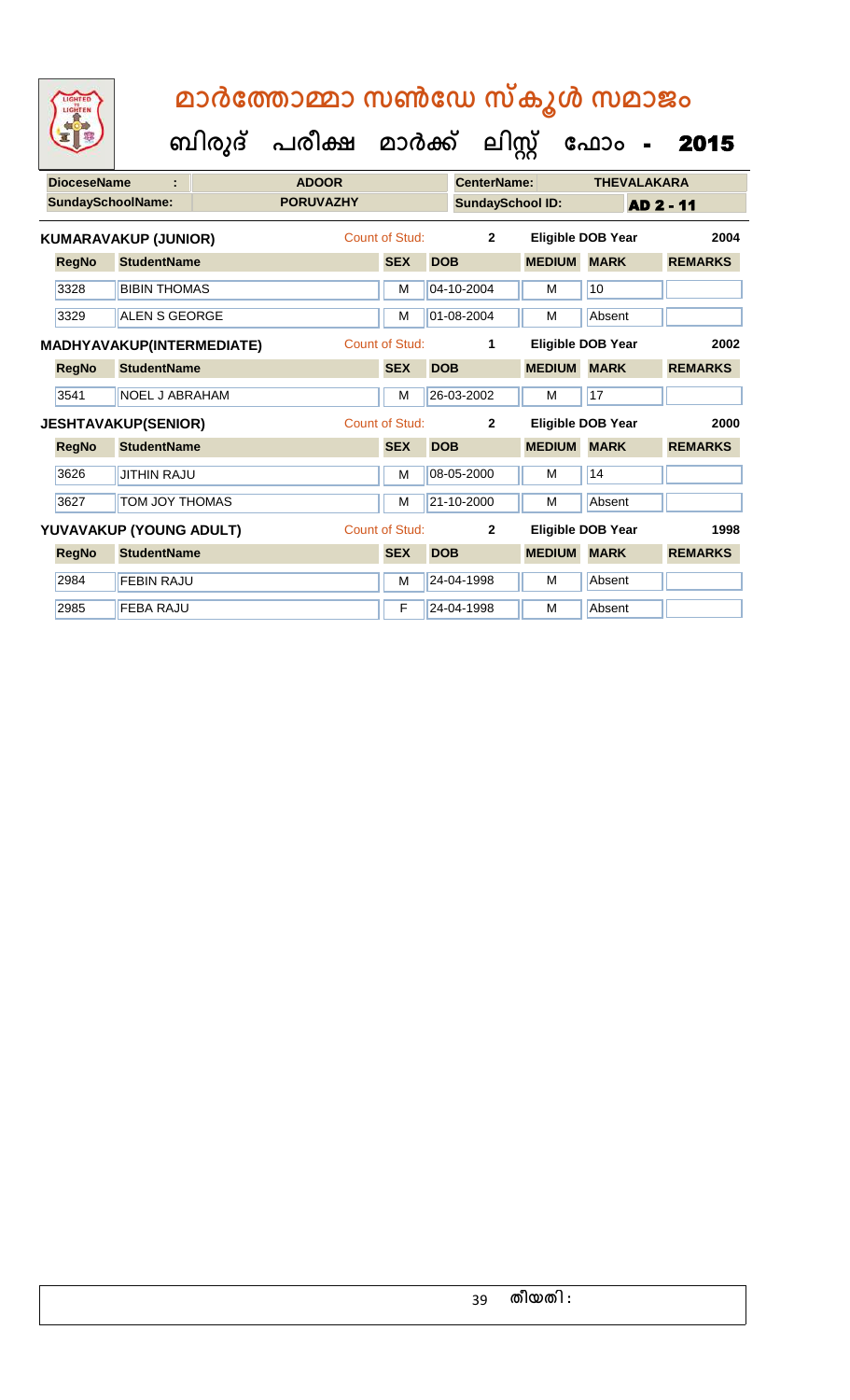# മാർത്തോമ്മാ സൺഡേ സ്കൂൾ സമാജം

## ബിരുദ് പരീക്ഷ മാർക്ക് ലിസ്റ്റ് ഫോം - 2015

| DioceseName : | ADOOR | CenterName: | THEVALAKARA |
|---|---|---|---|
| SundaySchoolName: | PORUVAZHY | SundaySchool ID: | AD 2 - 11 |

**KUMARAVAKUP (JUNIOR)** Count of Stud: 2 Eligible DOB Year 2004

| RegNo | StudentName | SEX | DOB | MEDIUM | MARK | REMARKS |
|---|---|---|---|---|---|---|
| 3328 | BIBIN THOMAS | M | 04-10-2004 | M | 10 | |
| 3329 | ALEN S GEORGE | M | 01-08-2004 | M | Absent | |

**MADHYAVAKUP(INTERMEDIATE)** Count of Stud: 1 Eligible DOB Year 2002

| RegNo | StudentName | SEX | DOB | MEDIUM | MARK | REMARKS |
|---|---|---|---|---|---|---|
| 3541 | NOEL J ABRAHAM | M | 26-03-2002 | M | 17 | |

**JESHTAVAKUP(SENIOR)** Count of Stud: 2 Eligible DOB Year 2000

| RegNo | StudentName | SEX | DOB | MEDIUM | MARK | REMARKS |
|---|---|---|---|---|---|---|
| 3626 | JITHIN RAJU | M | 08-05-2000 | M | 14 | |
| 3627 | TOM JOY THOMAS | M | 21-10-2000 | M | Absent | |

**YUVAVAKUP (YOUNG ADULT)** Count of Stud: 2 Eligible DOB Year 1998

| RegNo | StudentName | SEX | DOB | MEDIUM | MARK | REMARKS |
|---|---|---|---|---|---|---|
| 2984 | FEBIN RAJU | M | 24-04-1998 | M | Absent | |
| 2985 | FEBA RAJU | F | 24-04-1998 | M | Absent | |

തീയതി :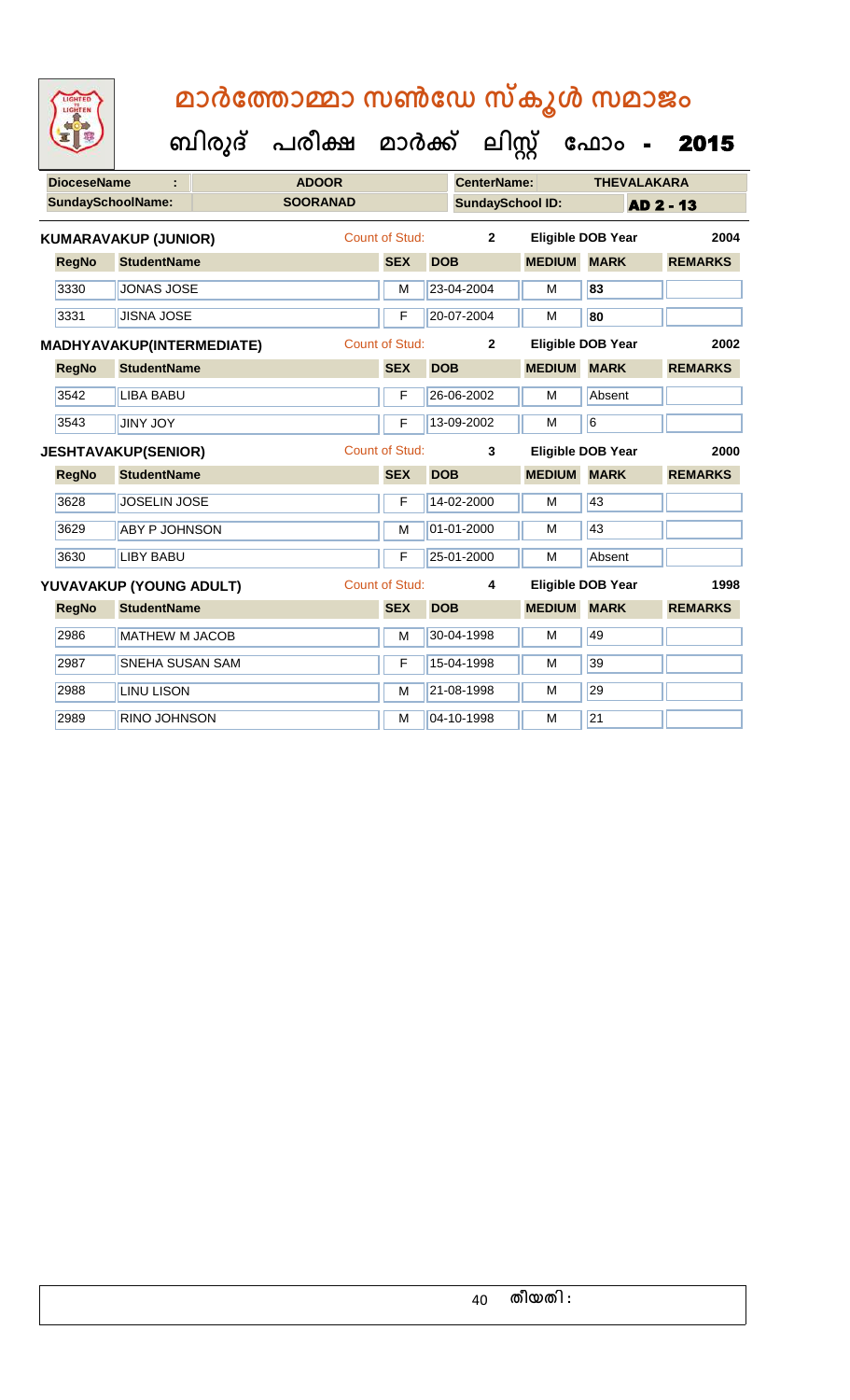# മാർത്തോമ്മാ സൺഡേ സ്കൂൾ സമാജം

## ബിരുദ് പരീക്ഷ മാർക്ക് ലിസ്റ്റ് ഫോം - 2015

| DioceseName : | ADOOR | CenterName: | THEVALAKARA |
|---|---|---|---|
| SundaySchoolName: | SOORANAD | SundaySchool ID: | AD 2 - 13 |

**KUMARAVAKUP (JUNIOR)** Count of Stud: 2 Eligible DOB Year 2004

| RegNo | StudentName | SEX | DOB | MEDIUM | MARK | REMARKS |
|---|---|---|---|---|---|---|
| 3330 | JONAS JOSE | M | 23-04-2004 | M | 83 | |
| 3331 | JISNA JOSE | F | 20-07-2004 | M | 80 | |

**MADHYAVAKUP(INTERMEDIATE)** Count of Stud: 2 Eligible DOB Year 2002

| RegNo | StudentName | SEX | DOB | MEDIUM | MARK | REMARKS |
|---|---|---|---|---|---|---|
| 3542 | LIBA BABU | F | 26-06-2002 | M | Absent | |
| 3543 | JINY JOY | F | 13-09-2002 | M | 6 | |

**JESHTAVAKUP(SENIOR)** Count of Stud: 3 Eligible DOB Year 2000

| RegNo | StudentName | SEX | DOB | MEDIUM | MARK | REMARKS |
|---|---|---|---|---|---|---|
| 3628 | JOSELIN JOSE | F | 14-02-2000 | M | 43 | |
| 3629 | ABY P JOHNSON | M | 01-01-2000 | M | 43 | |
| 3630 | LIBY BABU | F | 25-01-2000 | M | Absent | |

**YUVAVAKUP (YOUNG ADULT)** Count of Stud: 4 Eligible DOB Year 1998

| RegNo | StudentName | SEX | DOB | MEDIUM | MARK | REMARKS |
|---|---|---|---|---|---|---|
| 2986 | MATHEW M JACOB | M | 30-04-1998 | M | 49 | |
| 2987 | SNEHA SUSAN SAM | F | 15-04-1998 | M | 39 | |
| 2988 | LINU LISON | M | 21-08-1998 | M | 29 | |
| 2989 | RINO JOHNSON | M | 04-10-1998 | M | 21 | |

തീയതി :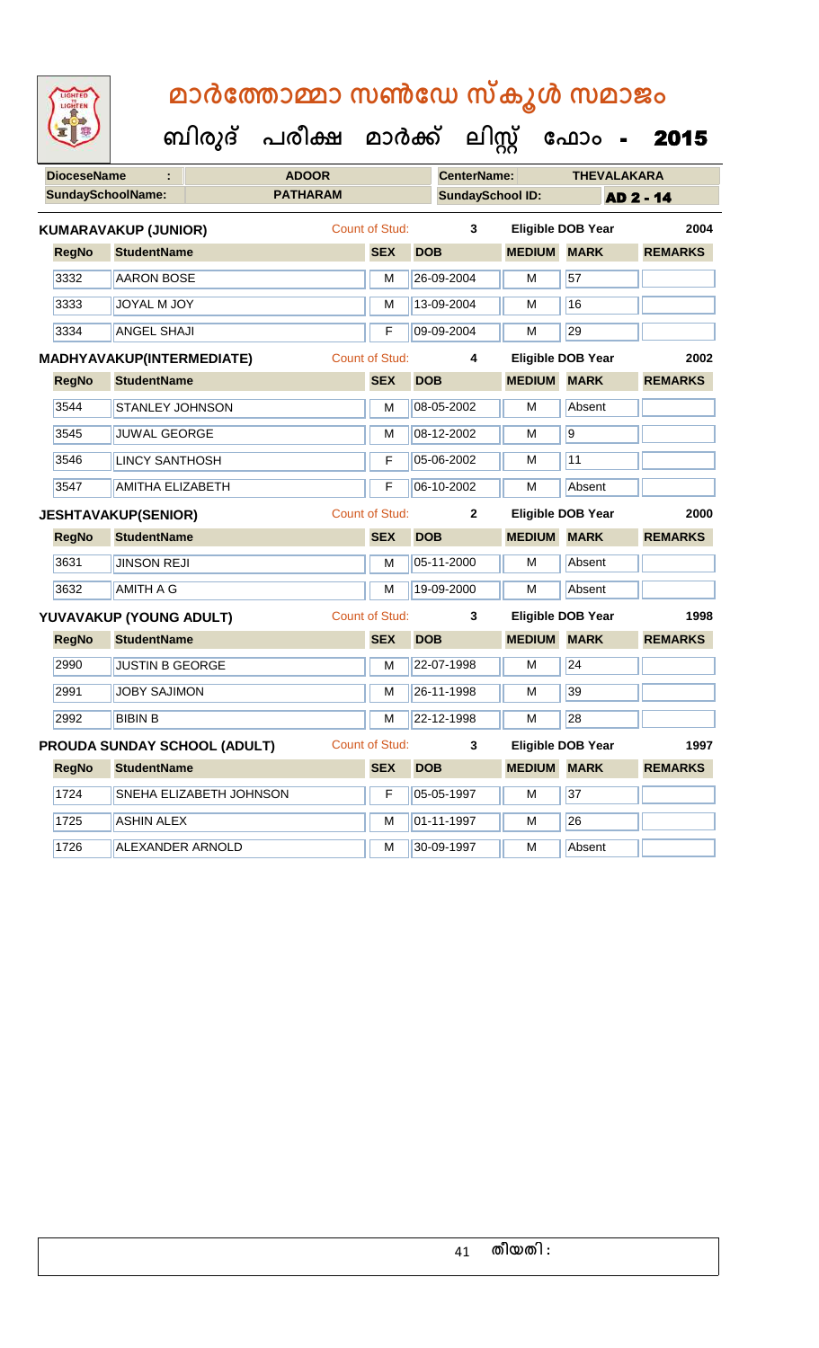# മാർത്തോമ്മാ സൺഡേ സ്കൂൾ സമാജം

## ബിരുദ് പരീക്ഷ മാർക്ക് ലിസ്റ്റ് ഫോം - 2015

| **DioceseName** : | ADOOR | **CenterName:** | THEVALAKARA |
|---|---|---|---|
| **SundaySchoolName:** | PATHARAM | **SundaySchool ID:** | AD 2 - 14 |

**KUMARAVAKUP (JUNIOR)** Count of Stud: 3 Eligible DOB Year 2004

| RegNo | StudentName | SEX | DOB | MEDIUM | MARK | REMARKS |
|---|---|---|---|---|---|---|
| 3332 | AARON BOSE | M | 26-09-2004 | M | 57 | |
| 3333 | JOYAL M JOY | M | 13-09-2004 | M | 16 | |
| 3334 | ANGEL SHAJI | F | 09-09-2004 | M | 29 | |

**MADHYAVAKUP(INTERMEDIATE)** Count of Stud: 4 Eligible DOB Year 2002

| RegNo | StudentName | SEX | DOB | MEDIUM | MARK | REMARKS |
|---|---|---|---|---|---|---|
| 3544 | STANLEY JOHNSON | M | 08-05-2002 | M | Absent | |
| 3545 | JUWAL GEORGE | M | 08-12-2002 | M | 9 | |
| 3546 | LINCY SANTHOSH | F | 05-06-2002 | M | 11 | |
| 3547 | AMITHA ELIZABETH | F | 06-10-2002 | M | Absent | |

**JESHTAVAKUP(SENIOR)** Count of Stud: 2 Eligible DOB Year 2000

| RegNo | StudentName | SEX | DOB | MEDIUM | MARK | REMARKS |
|---|---|---|---|---|---|---|
| 3631 | JINSON REJI | M | 05-11-2000 | M | Absent | |
| 3632 | AMITH A G | M | 19-09-2000 | M | Absent | |

**YUVAVAKUP (YOUNG ADULT)** Count of Stud: 3 Eligible DOB Year 1998

| RegNo | StudentName | SEX | DOB | MEDIUM | MARK | REMARKS |
|---|---|---|---|---|---|---|
| 2990 | JUSTIN B GEORGE | M | 22-07-1998 | M | 24 | |
| 2991 | JOBY SAJIMON | M | 26-11-1998 | M | 39 | |
| 2992 | BIBIN B | M | 22-12-1998 | M | 28 | |

**PROUDA SUNDAY SCHOOL (ADULT)** Count of Stud: 3 Eligible DOB Year 1997

| RegNo | StudentName | SEX | DOB | MEDIUM | MARK | REMARKS |
|---|---|---|---|---|---|---|
| 1724 | SNEHA ELIZABETH JOHNSON | F | 05-05-1997 | M | 37 | |
| 1725 | ASHIN ALEX | M | 01-11-1997 | M | 26 | |
| 1726 | ALEXANDER ARNOLD | M | 30-09-1997 | M | Absent | |

തീയതി :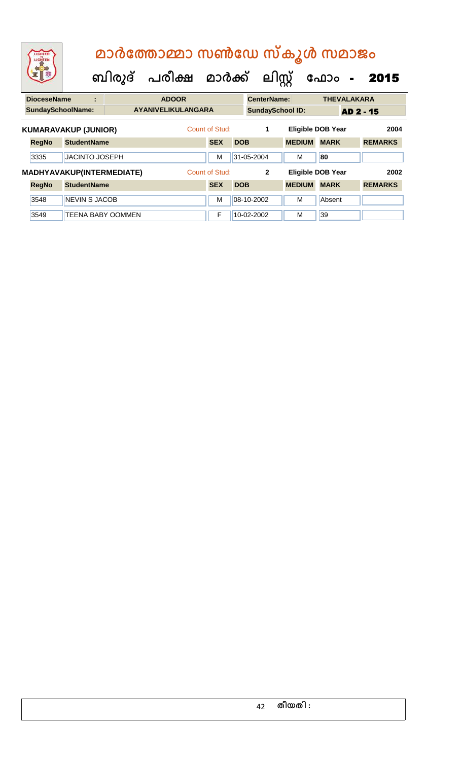# മാർത്തോമ്മാ സൺഡേ സ്കൂൾ സമാജം

## ബിരുദ് പരീക്ഷ മാർക്ക് ലിസ്റ്റ് ഫോം - 2015

| DioceseName | : | ADOOR | CenterName: | THEVALAKARA |
|---|---|---|---|---|
| SundaySchoolName: | | AYANIVELIKULANGARA | SundaySchool ID: | AD 2 - 15 |

**KUMARAVAKUP (JUNIOR)** Count of Stud: 1 Eligible DOB Year 2004

| RegNo | StudentName | SEX | DOB | MEDIUM | MARK | REMARKS |
|---|---|---|---|---|---|---|
| 3335 | JACINTO JOSEPH | M | 31-05-2004 | M | 80 | |

**MADHYAVAKUP(INTERMEDIATE)** Count of Stud: 2 Eligible DOB Year 2002

| RegNo | StudentName | SEX | DOB | MEDIUM | MARK | REMARKS |
|---|---|---|---|---|---|---|
| 3548 | NEVIN S JACOB | M | 08-10-2002 | M | Absent | |
| 3549 | TEENA BABY OOMMEN | F | 10-02-2002 | M | 39 | |

തീയതി :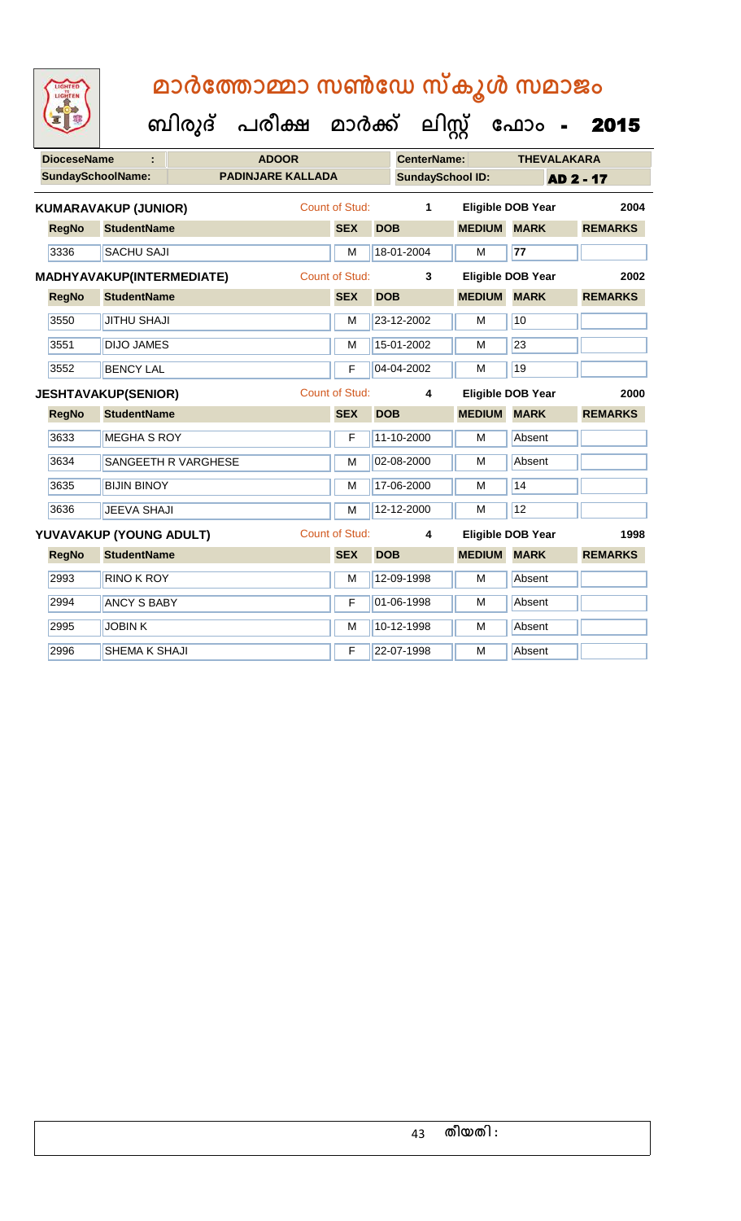# മാർത്തോമ്മാ സൺഡേ സ്കൂൾ സമാജം

## ബിരുദ് പരീക്ഷ മാർക്ക് ലിസ്റ്റ് ഫോം - 2015

| DioceseName : | ADOOR | CenterName: | THEVALAKARA |
|---|---|---|---|
| SundaySchoolName: | PADINJARE KALLADA | SundaySchool ID: | AD 2 - 17 |

**KUMARAVAKUP (JUNIOR)** Count of Stud: 1 Eligible DOB Year 2004

| RegNo | StudentName | SEX | DOB | MEDIUM | MARK | REMARKS |
|---|---|---|---|---|---|---|
| 3336 | SACHU SAJI | M | 18-01-2004 | M | 77 | |

**MADHYAVAKUP(INTERMEDIATE)** Count of Stud: 3 Eligible DOB Year 2002

| RegNo | StudentName | SEX | DOB | MEDIUM | MARK | REMARKS |
|---|---|---|---|---|---|---|
| 3550 | JITHU SHAJI | M | 23-12-2002 | M | 10 | |
| 3551 | DIJO JAMES | M | 15-01-2002 | M | 23 | |
| 3552 | BENCY LAL | F | 04-04-2002 | M | 19 | |

**JESHTAVAKUP(SENIOR)** Count of Stud: 4 Eligible DOB Year 2000

| RegNo | StudentName | SEX | DOB | MEDIUM | MARK | REMARKS |
|---|---|---|---|---|---|---|
| 3633 | MEGHA S ROY | F | 11-10-2000 | M | Absent | |
| 3634 | SANGEETH R VARGHESE | M | 02-08-2000 | M | Absent | |
| 3635 | BIJIN BINOY | M | 17-06-2000 | M | 14 | |
| 3636 | JEEVA SHAJI | M | 12-12-2000 | M | 12 | |

**YUVAVAKUP (YOUNG ADULT)** Count of Stud: 4 Eligible DOB Year 1998

| RegNo | StudentName | SEX | DOB | MEDIUM | MARK | REMARKS |
|---|---|---|---|---|---|---|
| 2993 | RINO K ROY | M | 12-09-1998 | M | Absent | |
| 2994 | ANCY S BABY | F | 01-06-1998 | M | Absent | |
| 2995 | JOBIN K | M | 10-12-1998 | M | Absent | |
| 2996 | SHEMA K SHAJI | F | 22-07-1998 | M | Absent | |

തീയതി :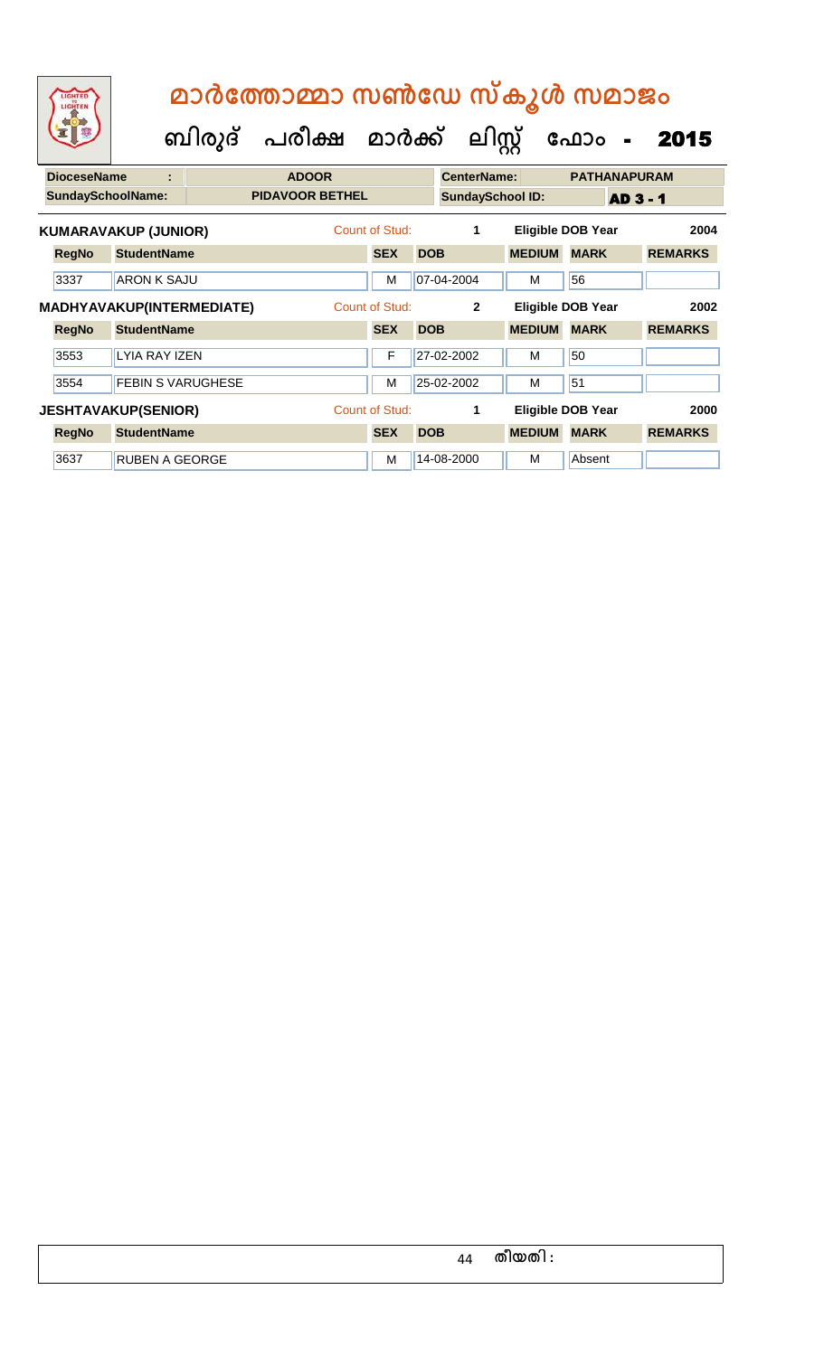# മാർത്തോമ്മാ സൺഡേ സ്കൂൾ സമാജം

## ബിരുദ് പരീക്ഷ മാർക്ക് ലിസ്റ്റ് ഫോം - 2015

| DioceseName | : | ADOOR | CenterName: | PATHANAPURAM |
|---|---|---|---|---|
| SundaySchoolName: | | PIDAVOOR BETHEL | SundaySchool ID: | AD 3 - 1 |

**KUMARAVAKUP (JUNIOR)** Count of Stud: 1 Eligible DOB Year 2004

| RegNo | StudentName | SEX | DOB | MEDIUM | MARK | REMARKS |
|---|---|---|---|---|---|---|
| 3337 | ARON K SAJU | M | 07-04-2004 | M | 56 | |

**MADHYAVAKUP(INTERMEDIATE)** Count of Stud: 2 Eligible DOB Year 2002

| RegNo | StudentName | SEX | DOB | MEDIUM | MARK | REMARKS |
|---|---|---|---|---|---|---|
| 3553 | LYIA RAY IZEN | F | 27-02-2002 | M | 50 | |
| 3554 | FEBIN S VARUGHESE | M | 25-02-2002 | M | 51 | |

**JESHTAVAKUP(SENIOR)** Count of Stud: 1 Eligible DOB Year 2000

| RegNo | StudentName | SEX | DOB | MEDIUM | MARK | REMARKS |
|---|---|---|---|---|---|---|
| 3637 | RUBEN A GEORGE | M | 14-08-2000 | M | Absent | |

തീയതി :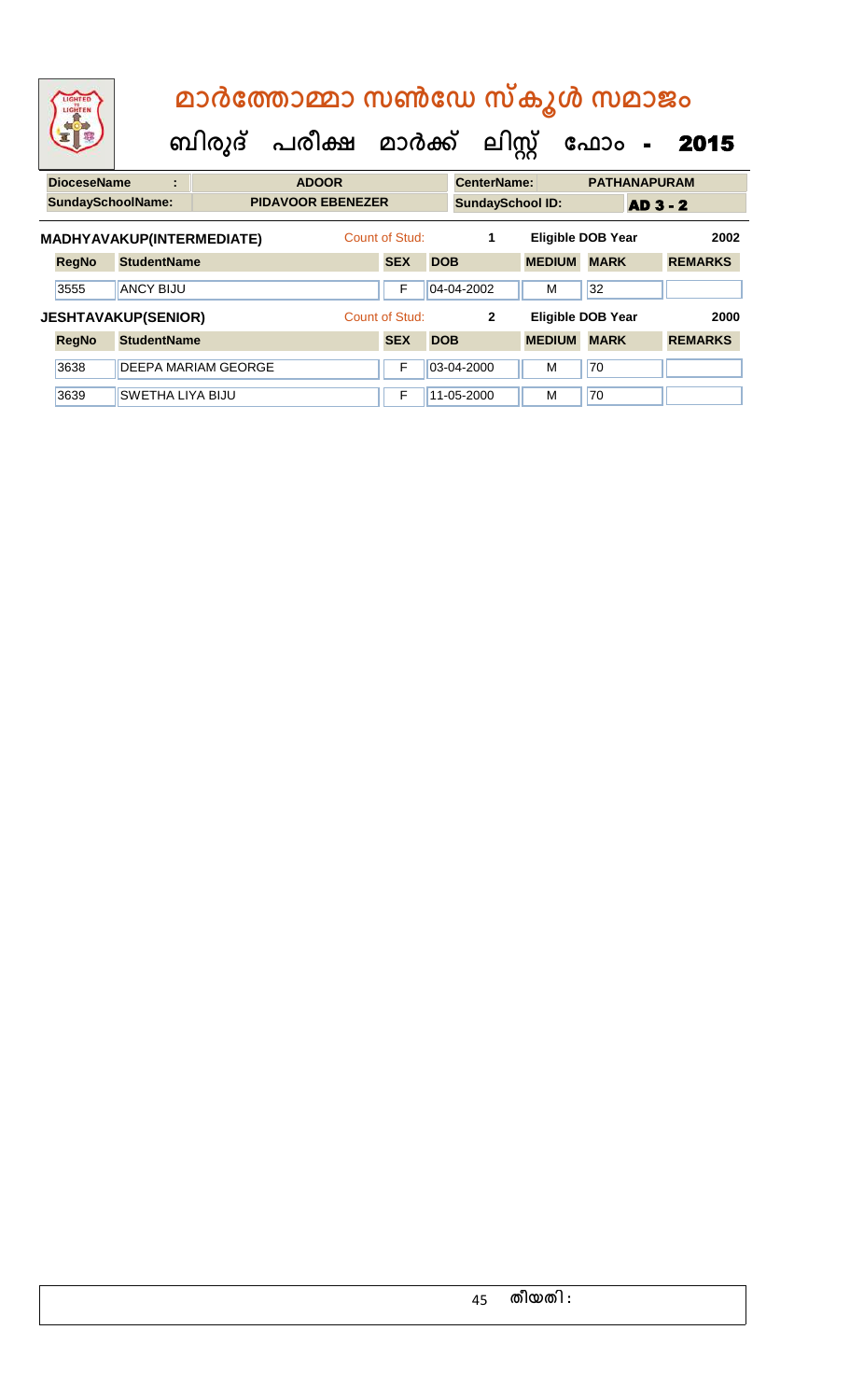# മാർത്തോമ്മാ സൺഡേ സ്കൂൾ സമാജം

## ബിരുദ് പരീക്ഷ മാർക്ക് ലിസ്റ്റ് ഫോം - 2015

| DioceseName : | ADOOR | CenterName: | PATHANAPURAM |
|---|---|---|---|
| SundaySchoolName: | PIDAVOOR EBENEZER | SundaySchool ID: | AD 3 - 2 |

**MADHYAVAKUP(INTERMEDIATE)** Count of Stud: 1 Eligible DOB Year 2002

| RegNo | StudentName | SEX | DOB | MEDIUM | MARK | REMARKS |
|---|---|---|---|---|---|---|
| 3555 | ANCY BIJU | F | 04-04-2002 | M | 32 | |

**JESHTAVAKUP(SENIOR)** Count of Stud: 2 Eligible DOB Year 2000

| RegNo | StudentName | SEX | DOB | MEDIUM | MARK | REMARKS |
|---|---|---|---|---|---|---|
| 3638 | DEEPA MARIAM GEORGE | F | 03-04-2000 | M | 70 | |
| 3639 | SWETHA LIYA BIJU | F | 11-05-2000 | M | 70 | |

തീയതി :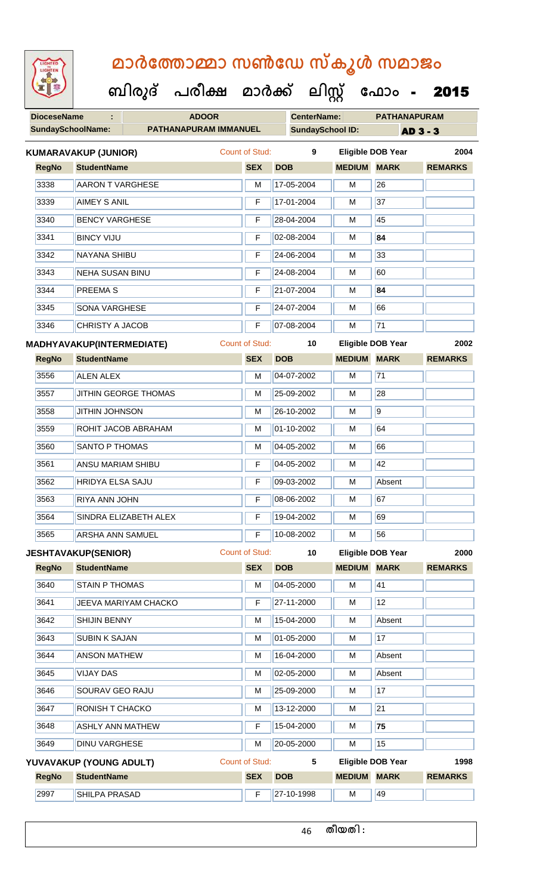# മാർത്തോമ്മാ സൺഡേ സ്കൂൾ സമാജം

**ബിരുദ് പരീക്ഷ മാർക്ക് ലിസ്റ്റ് ഫോം - 2015**

| **DioceseName** | : | **ADOOR** | **CenterName:** | **PATHANAPURAM** |
|---|---|---|---|---|
| **SundaySchoolName:** | | **PATHANAPURAM IMMANUEL** | **SundaySchool ID:** | **AD 3 - 3** |

**KUMARAVAKUP (JUNIOR)** Count of Stud: **9** **Eligible DOB Year** **2004**

| RegNo | StudentName | SEX | DOB | MEDIUM | MARK | REMARKS |
|---|---|---|---|---|---|---|
| 3338 | AARON T VARGHESE | M | 17-05-2004 | M | 26 | |
| 3339 | AIMEY S ANIL | F | 17-01-2004 | M | 37 | |
| 3340 | BENCY VARGHESE | F | 28-04-2004 | M | 45 | |
| 3341 | BINCY VIJU | F | 02-08-2004 | M | **84** | |
| 3342 | NAYANA SHIBU | F | 24-06-2004 | M | 33 | |
| 3343 | NEHA SUSAN BINU | F | 24-08-2004 | M | 60 | |
| 3344 | PREEMA S | F | 21-07-2004 | M | **84** | |
| 3345 | SONA VARGHESE | F | 24-07-2004 | M | 66 | |
| 3346 | CHRISTY A JACOB | F | 07-08-2004 | M | 71 | |

**MADHYAVAKUP(INTERMEDIATE)** Count of Stud: **10** **Eligible DOB Year** **2002**

| RegNo | StudentName | SEX | DOB | MEDIUM | MARK | REMARKS |
|---|---|---|---|---|---|---|
| 3556 | ALEN ALEX | M | 04-07-2002 | M | 71 | |
| 3557 | JITHIN GEORGE THOMAS | M | 25-09-2002 | M | 28 | |
| 3558 | JITHIN JOHNSON | M | 26-10-2002 | M | 9 | |
| 3559 | ROHIT JACOB ABRAHAM | M | 01-10-2002 | M | 64 | |
| 3560 | SANTO P THOMAS | M | 04-05-2002 | M | 66 | |
| 3561 | ANSU MARIAM SHIBU | F | 04-05-2002 | M | 42 | |
| 3562 | HRIDYA ELSA SAJU | F | 09-03-2002 | M | Absent | |
| 3563 | RIYA ANN JOHN | F | 08-06-2002 | M | 67 | |
| 3564 | SINDRA ELIZABETH ALEX | F | 19-04-2002 | M | 69 | |
| 3565 | ARSHA ANN SAMUEL | F | 10-08-2002 | M | 56 | |

**JESHTAVAKUP(SENIOR)** Count of Stud: **10** **Eligible DOB Year** **2000**

| RegNo | StudentName | SEX | DOB | MEDIUM | MARK | REMARKS |
|---|---|---|---|---|---|---|
| 3640 | STAIN P THOMAS | M | 04-05-2000 | M | 41 | |
| 3641 | JEEVA MARIYAM CHACKO | F | 27-11-2000 | M | 12 | |
| 3642 | SHIJIN BENNY | M | 15-04-2000 | M | Absent | |
| 3643 | SUBIN K SAJAN | M | 01-05-2000 | M | 17 | |
| 3644 | ANSON MATHEW | M | 16-04-2000 | M | Absent | |
| 3645 | VIJAY DAS | M | 02-05-2000 | M | Absent | |
| 3646 | SOURAV GEO RAJU | M | 25-09-2000 | M | 17 | |
| 3647 | RONISH T CHACKO | M | 13-12-2000 | M | 21 | |
| 3648 | ASHLY ANN MATHEW | F | 15-04-2000 | M | **75** | |
| 3649 | DINU VARGHESE | M | 20-05-2000 | M | 15 | |

**YUVAVAKUP (YOUNG ADULT)** Count of Stud: **5** **Eligible DOB Year** **1998**

| RegNo | StudentName | SEX | DOB | MEDIUM | MARK | REMARKS |
|---|---|---|---|---|---|---|
| 2997 | SHILPA PRASAD | F | 27-10-1998 | M | 49 | |

തീയതി :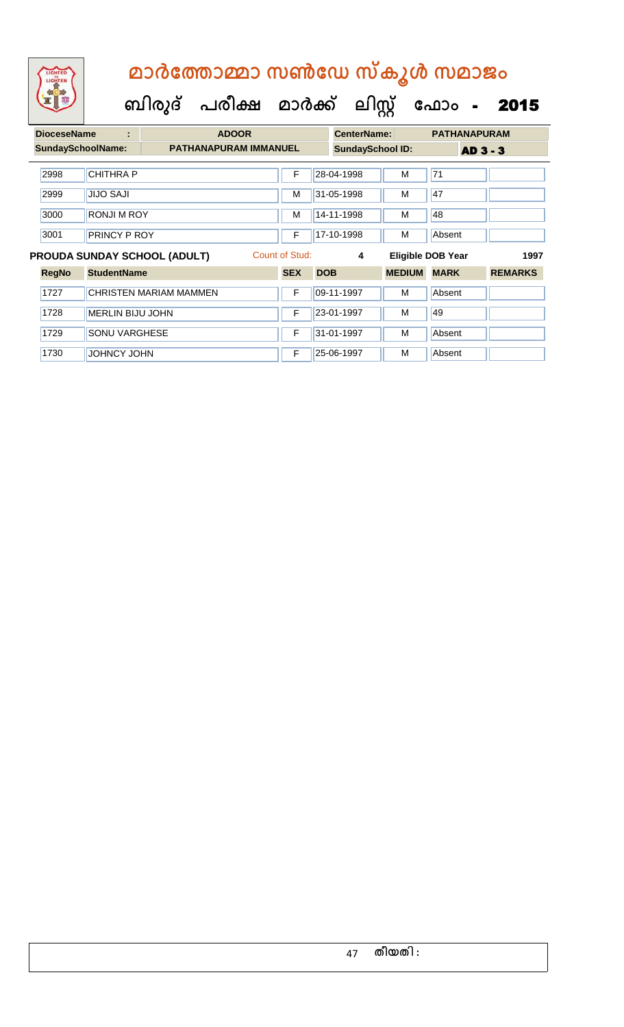# മാർത്തോമ്മാ സൺഡേ സ്കൂൾ സമാജം

## ബിരുദ് പരീക്ഷ മാർക്ക് ലിസ്റ്റ് ഫോം - 2015

| DioceseName : | ADOOR | CenterName: | PATHANAPURAM |
|---|---|---|---|
| SundaySchoolName: | PATHANAPURAM IMMANUEL | SundaySchool ID: | AD 3 - 3 |

| RegNo | StudentName | SEX | DOB | MEDIUM | MARK | REMARKS |
|---|---|---|---|---|---|---|
| 2998 | CHITHRA P | F | 28-04-1998 | M | 71 | |
| 2999 | JIJO SAJI | M | 31-05-1998 | M | 47 | |
| 3000 | RONJI M ROY | M | 14-11-1998 | M | 48 | |
| 3001 | PRINCY P ROY | F | 17-10-1998 | M | Absent | |

**PROUDA SUNDAY SCHOOL (ADULT)** Count of Stud: 4 Eligible DOB Year 1997

| RegNo | StudentName | SEX | DOB | MEDIUM | MARK | REMARKS |
|---|---|---|---|---|---|---|
| 1727 | CHRISTEN MARIAM MAMMEN | F | 09-11-1997 | M | Absent | |
| 1728 | MERLIN BIJU JOHN | F | 23-01-1997 | M | 49 | |
| 1729 | SONU VARGHESE | F | 31-01-1997 | M | Absent | |
| 1730 | JOHNCY JOHN | F | 25-06-1997 | M | Absent | |

തീയതി :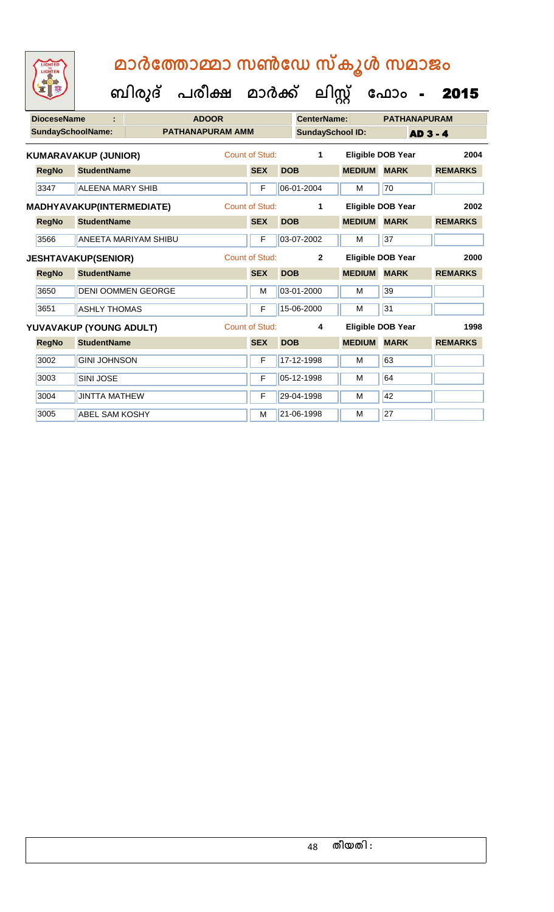# മാർത്തോമ്മാ സൺഡേ സ്കൂൾ സമാജം

## ബിരുദ് പരീക്ഷ മാർക്ക് ലിസ്റ്റ് ഫോം - 2015

| DioceseName : | ADOOR | CenterName: | PATHANAPURAM |
|---|---|---|---|
| SundaySchoolName: | PATHANAPURAM AMM | SundaySchool ID: | AD 3 - 4 |

**KUMARAVAKUP (JUNIOR)** Count of Stud: 1 Eligible DOB Year 2004

| RegNo | StudentName | SEX | DOB | MEDIUM | MARK | REMARKS |
|---|---|---|---|---|---|---|
| 3347 | ALEENA MARY SHIB | F | 06-01-2004 | M | 70 | |

**MADHYAVAKUP(INTERMEDIATE)** Count of Stud: 1 Eligible DOB Year 2002

| RegNo | StudentName | SEX | DOB | MEDIUM | MARK | REMARKS |
|---|---|---|---|---|---|---|
| 3566 | ANEETA MARIYAM SHIBU | F | 03-07-2002 | M | 37 | |

**JESHTAVAKUP(SENIOR)** Count of Stud: 2 Eligible DOB Year 2000

| RegNo | StudentName | SEX | DOB | MEDIUM | MARK | REMARKS |
|---|---|---|---|---|---|---|
| 3650 | DENI OOMMEN GEORGE | M | 03-01-2000 | M | 39 | |
| 3651 | ASHLY THOMAS | F | 15-06-2000 | M | 31 | |

**YUVAVAKUP (YOUNG ADULT)** Count of Stud: 4 Eligible DOB Year 1998

| RegNo | StudentName | SEX | DOB | MEDIUM | MARK | REMARKS |
|---|---|---|---|---|---|---|
| 3002 | GINI JOHNSON | F | 17-12-1998 | M | 63 | |
| 3003 | SINI JOSE | F | 05-12-1998 | M | 64 | |
| 3004 | JINTTA MATHEW | F | 29-04-1998 | M | 42 | |
| 3005 | ABEL SAM KOSHY | M | 21-06-1998 | M | 27 | |

തീയതി :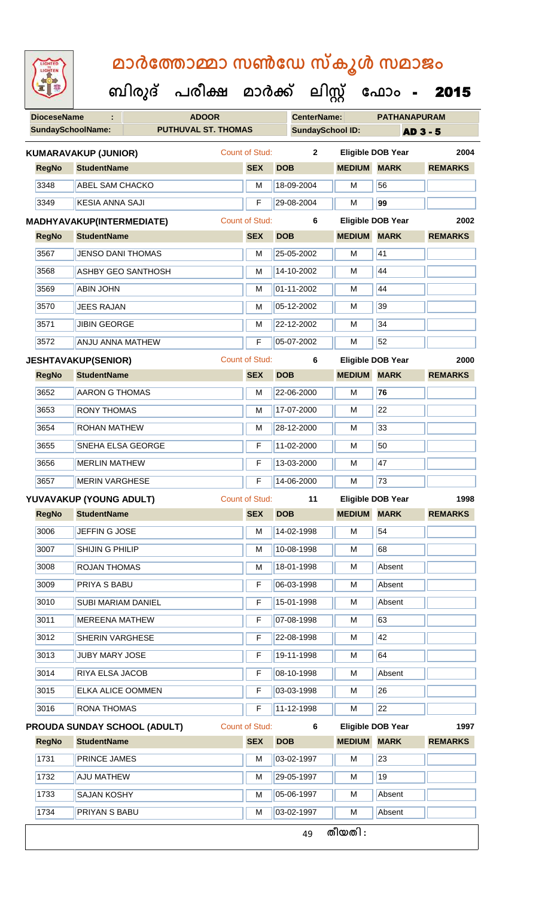# മാർത്തോമ്മാ സൺഡേ സ്കൂൾ സമാജം

## ബിരുദ് പരീക്ഷ മാർക്ക് ലിസ്റ്റ് ഫോം - 2015

| DioceseName : | ADOOR | CenterName: | PATHANAPURAM |
|---|---|---|---|
| SundaySchoolName: | PUTHUVAL ST. THOMAS | SundaySchool ID: | AD 3 - 5 |

**KUMARAVAKUP (JUNIOR)** — Count of Stud: 2 — Eligible DOB Year: 2004

| RegNo | StudentName | SEX | DOB | MEDIUM | MARK | REMARKS |
|---|---|---|---|---|---|---|
| 3348 | ABEL SAM CHACKO | M | 18-09-2004 | M | 56 | |
| 3349 | KESIA ANNA SAJI | F | 29-08-2004 | M | 99 | |

**MADHYAVAKUP(INTERMEDIATE)** — Count of Stud: 6 — Eligible DOB Year: 2002

| RegNo | StudentName | SEX | DOB | MEDIUM | MARK | REMARKS |
|---|---|---|---|---|---|---|
| 3567 | JENSO DANI THOMAS | M | 25-05-2002 | M | 41 | |
| 3568 | ASHBY GEO SANTHOSH | M | 14-10-2002 | M | 44 | |
| 3569 | ABIN JOHN | M | 01-11-2002 | M | 44 | |
| 3570 | JEES RAJAN | M | 05-12-2002 | M | 39 | |
| 3571 | JIBIN GEORGE | M | 22-12-2002 | M | 34 | |
| 3572 | ANJU ANNA MATHEW | F | 05-07-2002 | M | 52 | |

**JESHTAVAKUP(SENIOR)** — Count of Stud: 6 — Eligible DOB Year: 2000

| RegNo | StudentName | SEX | DOB | MEDIUM | MARK | REMARKS |
|---|---|---|---|---|---|---|
| 3652 | AARON G THOMAS | M | 22-06-2000 | M | 76 | |
| 3653 | RONY THOMAS | M | 17-07-2000 | M | 22 | |
| 3654 | ROHAN MATHEW | M | 28-12-2000 | M | 33 | |
| 3655 | SNEHA ELSA GEORGE | F | 11-02-2000 | M | 50 | |
| 3656 | MERLIN MATHEW | F | 13-03-2000 | M | 47 | |
| 3657 | MERIN VARGHESE | F | 14-06-2000 | M | 73 | |

**YUVAVAKUP (YOUNG ADULT)** — Count of Stud: 11 — Eligible DOB Year: 1998

| RegNo | StudentName | SEX | DOB | MEDIUM | MARK | REMARKS |
|---|---|---|---|---|---|---|
| 3006 | JEFFIN G JOSE | M | 14-02-1998 | M | 54 | |
| 3007 | SHIJIN G PHILIP | M | 10-08-1998 | M | 68 | |
| 3008 | ROJAN THOMAS | M | 18-01-1998 | M | Absent | |
| 3009 | PRIYA S BABU | F | 06-03-1998 | M | Absent | |
| 3010 | SUBI MARIAM DANIEL | F | 15-01-1998 | M | Absent | |
| 3011 | MEREENA MATHEW | F | 07-08-1998 | M | 63 | |
| 3012 | SHERIN VARGHESE | F | 22-08-1998 | M | 42 | |
| 3013 | JUBY MARY JOSE | F | 19-11-1998 | M | 64 | |
| 3014 | RIYA ELSA JACOB | F | 08-10-1998 | M | Absent | |
| 3015 | ELKA ALICE OOMMEN | F | 03-03-1998 | M | 26 | |
| 3016 | RONA THOMAS | F | 11-12-1998 | M | 22 | |

**PROUDA SUNDAY SCHOOL (ADULT)** — Count of Stud: 6 — Eligible DOB Year: 1997

| RegNo | StudentName | SEX | DOB | MEDIUM | MARK | REMARKS |
|---|---|---|---|---|---|---|
| 1731 | PRINCE JAMES | M | 03-02-1997 | M | 23 | |
| 1732 | AJU MATHEW | M | 29-05-1997 | M | 19 | |
| 1733 | SAJAN KOSHY | M | 05-06-1997 | M | Absent | |
| 1734 | PRIYAN S BABU | M | 03-02-1997 | M | Absent | |

തീയതി :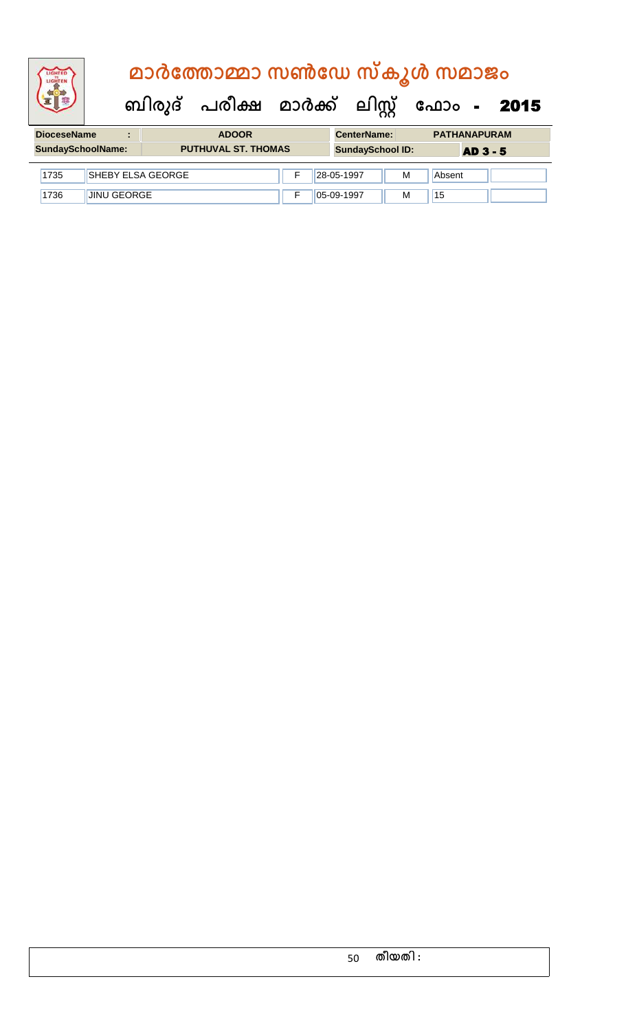# മാർത്തോമ്മാ സൺഡേ സ്കൂൾ സമാജം

## ബിരുദ് പരീക്ഷ മാർക്ക് ലിസ്റ്റ് ഫോം - 2015

| DioceseName : | ADOOR | CenterName: | PATHANAPURAM |
|---|---|---|---|
| SundaySchoolName: | PUTHUVAL ST. THOMAS | SundaySchool ID: | AD 3 - 5 |

| | | | | | | |
|---|---|---|---|---|---|---|
| 1735 | SHEBY ELSA GEORGE | F | 28-05-1997 | M | Absent | |
| 1736 | JINU GEORGE | F | 05-09-1997 | M | 15 | |

തീയതി :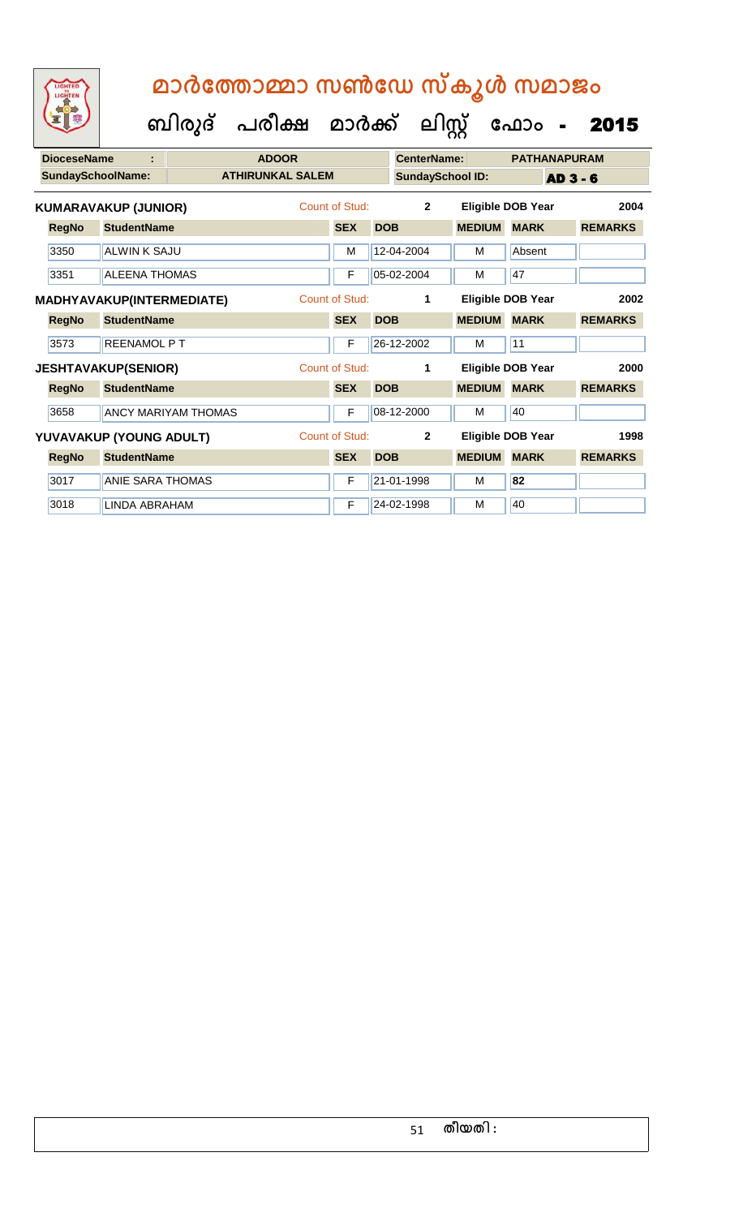# മാർത്തോമ്മാ സൺഡേ സ്കൂൾ സമാജം

## ബിരുദ് പരീക്ഷ മാർക്ക് ലിസ്റ്റ് ഫോം - 2015

| DioceseName : | ADOOR | CenterName: | PATHANAPURAM |
|---|---|---|---|
| SundaySchoolName: | ATHIRUNKAL SALEM | SundaySchool ID: | AD 3 - 6 |

**KUMARAVAKUP (JUNIOR)** Count of Stud: 2 Eligible DOB Year 2004

| RegNo | StudentName | SEX | DOB | MEDIUM | MARK | REMARKS |
|---|---|---|---|---|---|---|
| 3350 | ALWIN K SAJU | M | 12-04-2004 | M | Absent | |
| 3351 | ALEENA THOMAS | F | 05-02-2004 | M | 47 | |

**MADHYAVAKUP(INTERMEDIATE)** Count of Stud: 1 Eligible DOB Year 2002

| RegNo | StudentName | SEX | DOB | MEDIUM | MARK | REMARKS |
|---|---|---|---|---|---|---|
| 3573 | REENAMOL P T | F | 26-12-2002 | M | 11 | |

**JESHTAVAKUP(SENIOR)** Count of Stud: 1 Eligible DOB Year 2000

| RegNo | StudentName | SEX | DOB | MEDIUM | MARK | REMARKS |
|---|---|---|---|---|---|---|
| 3658 | ANCY MARIYAM THOMAS | F | 08-12-2000 | M | 40 | |

**YUVAVAKUP (YOUNG ADULT)** Count of Stud: 2 Eligible DOB Year 1998

| RegNo | StudentName | SEX | DOB | MEDIUM | MARK | REMARKS |
|---|---|---|---|---|---|---|
| 3017 | ANIE SARA THOMAS | F | 21-01-1998 | M | **82** | |
| 3018 | LINDA ABRAHAM | F | 24-02-1998 | M | 40 | |

തീയതി :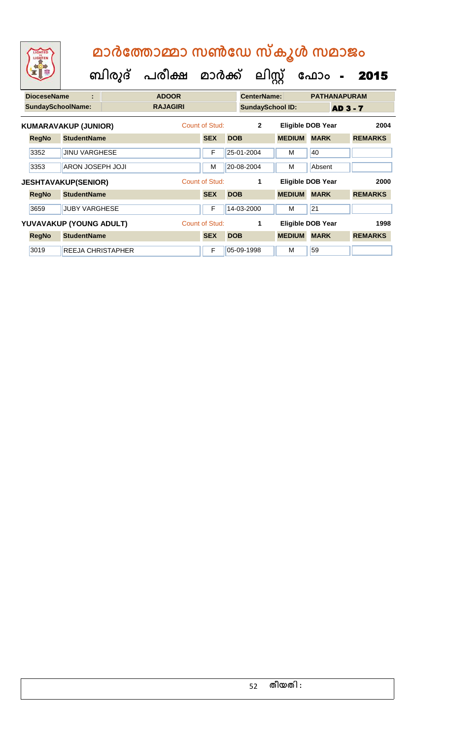# മാർത്തോമ്മാ സൺഡേ സ്കൂൾ സമാജം

## ബിരുദ് പരീക്ഷ മാർക്ക് ലിസ്റ്റ് ഫോം - 2015

| DioceseName : | ADOOR | CenterName: | PATHANAPURAM |
|---|---|---|---|
| SundaySchoolName: | RAJAGIRI | SundaySchool ID: | AD 3 - 7 |

**KUMARAVAKUP (JUNIOR)** Count of Stud: 2 Eligible DOB Year 2004

| RegNo | StudentName | SEX | DOB | MEDIUM | MARK | REMARKS |
|---|---|---|---|---|---|---|
| 3352 | JINU VARGHESE | F | 25-01-2004 | M | 40 | |
| 3353 | ARON JOSEPH JOJI | M | 20-08-2004 | M | Absent | |

**JESHTAVAKUP(SENIOR)** Count of Stud: 1 Eligible DOB Year 2000

| RegNo | StudentName | SEX | DOB | MEDIUM | MARK | REMARKS |
|---|---|---|---|---|---|---|
| 3659 | JUBY VARGHESE | F | 14-03-2000 | M | 21 | |

**YUVAVAKUP (YOUNG ADULT)** Count of Stud: 1 Eligible DOB Year 1998

| RegNo | StudentName | SEX | DOB | MEDIUM | MARK | REMARKS |
|---|---|---|---|---|---|---|
| 3019 | REEJA CHRISTAPHER | F | 05-09-1998 | M | 59 | |

തീയതി :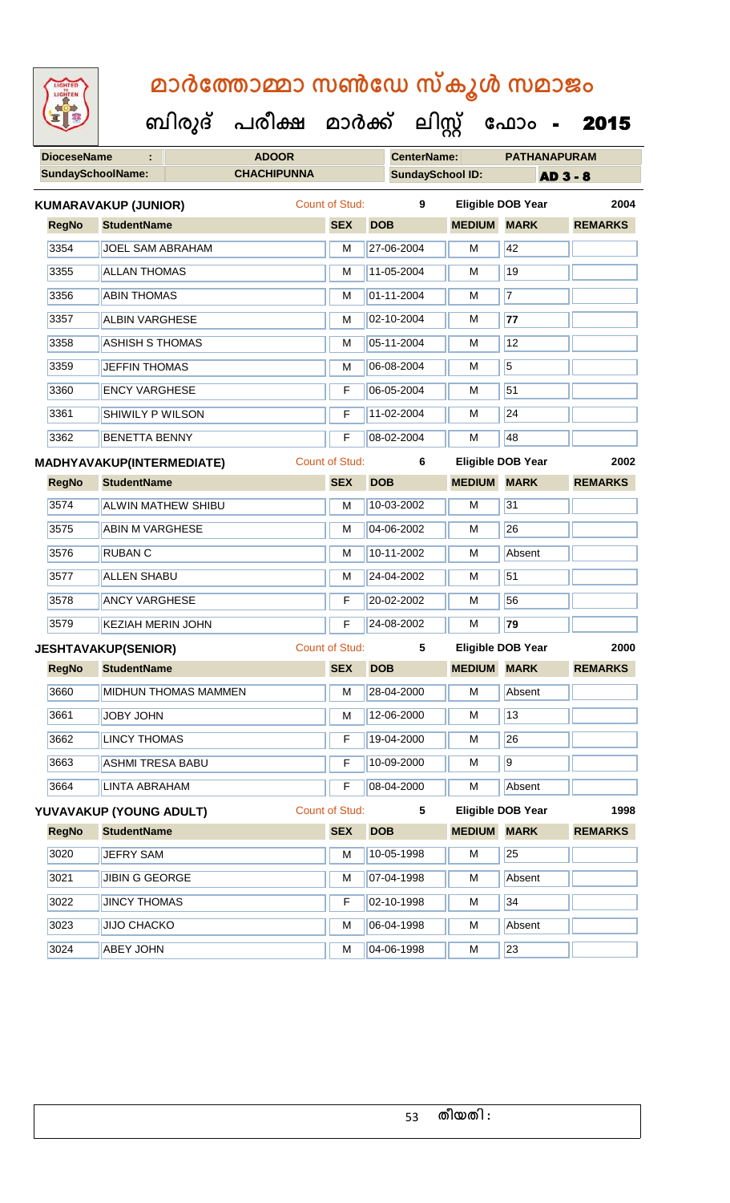# മാർത്തോമ്മാ സൺഡേ സ്കൂൾ സമാജം

## ബിരുദ് പരീക്ഷ മാർക്ക് ലിസ്റ്റ് ഫോം - 2015

| DioceseName : | ADOOR | CenterName: | PATHANAPURAM |
|---|---|---|---|
| SundaySchoolName: | CHACHIPUNNA | SundaySchool ID: | AD 3 - 8 |

**KUMARAVAKUP (JUNIOR)** Count of Stud: 9 Eligible DOB Year 2004

| RegNo | StudentName | SEX | DOB | MEDIUM | MARK | REMARKS |
|---|---|---|---|---|---|---|
| 3354 | JOEL SAM ABRAHAM | M | 27-06-2004 | M | 42 | |
| 3355 | ALLAN THOMAS | M | 11-05-2004 | M | 19 | |
| 3356 | ABIN THOMAS | M | 01-11-2004 | M | 7 | |
| 3357 | ALBIN VARGHESE | M | 02-10-2004 | M | 77 | |
| 3358 | ASHISH S THOMAS | M | 05-11-2004 | M | 12 | |
| 3359 | JEFFIN THOMAS | M | 06-08-2004 | M | 5 | |
| 3360 | ENCY VARGHESE | F | 06-05-2004 | M | 51 | |
| 3361 | SHIWILY P WILSON | F | 11-02-2004 | M | 24 | |
| 3362 | BENETTA BENNY | F | 08-02-2004 | M | 48 | |

**MADHYAVAKUP(INTERMEDIATE)** Count of Stud: 6 Eligible DOB Year 2002

| RegNo | StudentName | SEX | DOB | MEDIUM | MARK | REMARKS |
|---|---|---|---|---|---|---|
| 3574 | ALWIN MATHEW SHIBU | M | 10-03-2002 | M | 31 | |
| 3575 | ABIN M VARGHESE | M | 04-06-2002 | M | 26 | |
| 3576 | RUBAN C | M | 10-11-2002 | M | Absent | |
| 3577 | ALLEN SHABU | M | 24-04-2002 | M | 51 | |
| 3578 | ANCY VARGHESE | F | 20-02-2002 | M | 56 | |
| 3579 | KEZIAH MERIN JOHN | F | 24-08-2002 | M | 79 | |

**JESHTAVAKUP(SENIOR)** Count of Stud: 5 Eligible DOB Year 2000

| RegNo | StudentName | SEX | DOB | MEDIUM | MARK | REMARKS |
|---|---|---|---|---|---|---|
| 3660 | MIDHUN THOMAS MAMMEN | M | 28-04-2000 | M | Absent | |
| 3661 | JOBY JOHN | M | 12-06-2000 | M | 13 | |
| 3662 | LINCY THOMAS | F | 19-04-2000 | M | 26 | |
| 3663 | ASHMI TRESA BABU | F | 10-09-2000 | M | 9 | |
| 3664 | LINTA ABRAHAM | F | 08-04-2000 | M | Absent | |

**YUVAVAKUP (YOUNG ADULT)** Count of Stud: 5 Eligible DOB Year 1998

| RegNo | StudentName | SEX | DOB | MEDIUM | MARK | REMARKS |
|---|---|---|---|---|---|---|
| 3020 | JEFRY SAM | M | 10-05-1998 | M | 25 | |
| 3021 | JIBIN G GEORGE | M | 07-04-1998 | M | Absent | |
| 3022 | JINCY THOMAS | F | 02-10-1998 | M | 34 | |
| 3023 | JIJO CHACKO | M | 06-04-1998 | M | Absent | |
| 3024 | ABEY JOHN | M | 04-06-1998 | M | 23 | |

തീയതി :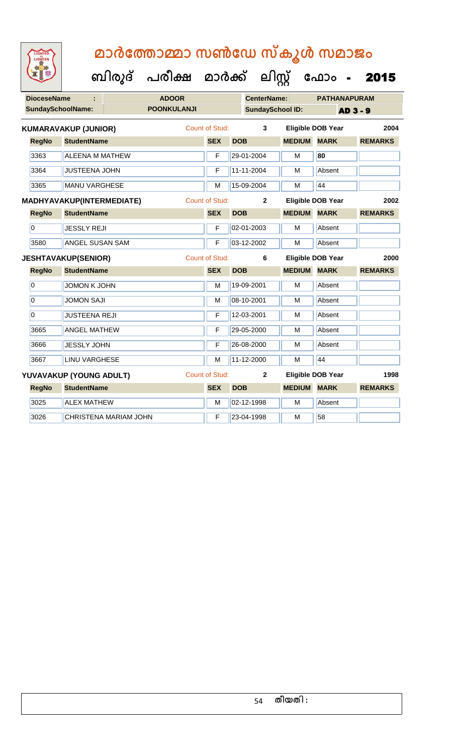# മാർത്തോമ്മാ സൺഡേ സ്കൂൾ സമാജം

## ബിരുദ് പരീക്ഷ മാർക്ക് ലിസ്റ്റ് ഫോം - 2015

| **DioceseName** : | **ADOOR** | **CenterName:** | **PATHANAPURAM** |
|---|---|---|---|
| **SundaySchoolName:** | **POONKULANJI** | **SundaySchool ID:** | **AD 3 - 9** |

**KUMARAVAKUP (JUNIOR)** Count of Stud: **3** **Eligible DOB Year** **2004**

| RegNo | StudentName | SEX | DOB | MEDIUM | MARK | REMARKS |
|---|---|---|---|---|---|---|
| 3363 | ALEENA M MATHEW | F | 29-01-2004 | M | 80 | |
| 3364 | JUSTEENA JOHN | F | 11-11-2004 | M | Absent | |
| 3365 | MANU VARGHESE | M | 15-09-2004 | M | 44 | |

**MADHYAVAKUP(INTERMEDIATE)** Count of Stud: **2** **Eligible DOB Year** **2002**

| RegNo | StudentName | SEX | DOB | MEDIUM | MARK | REMARKS |
|---|---|---|---|---|---|---|
| 0 | JESSLY REJI | F | 02-01-2003 | M | Absent | |
| 3580 | ANGEL SUSAN SAM | F | 03-12-2002 | M | Absent | |

**JESHTAVAKUP(SENIOR)** Count of Stud: **6** **Eligible DOB Year** **2000**

| RegNo | StudentName | SEX | DOB | MEDIUM | MARK | REMARKS |
|---|---|---|---|---|---|---|
| 0 | JOMON K JOHN | M | 19-09-2001 | M | Absent | |
| 0 | JOMON SAJI | M | 08-10-2001 | M | Absent | |
| 0 | JUSTEENA REJI | F | 12-03-2001 | M | Absent | |
| 3665 | ANGEL MATHEW | F | 29-05-2000 | M | Absent | |
| 3666 | JESSLY JOHN | F | 26-08-2000 | M | Absent | |
| 3667 | LINU VARGHESE | M | 11-12-2000 | M | 44 | |

**YUVAVAKUP (YOUNG ADULT)** Count of Stud: **2** **Eligible DOB Year** **1998**

| RegNo | StudentName | SEX | DOB | MEDIUM | MARK | REMARKS |
|---|---|---|---|---|---|---|
| 3025 | ALEX MATHEW | M | 02-12-1998 | M | Absent | |
| 3026 | CHRISTENA MARIAM JOHN | F | 23-04-1998 | M | 58 | |

തീയതി :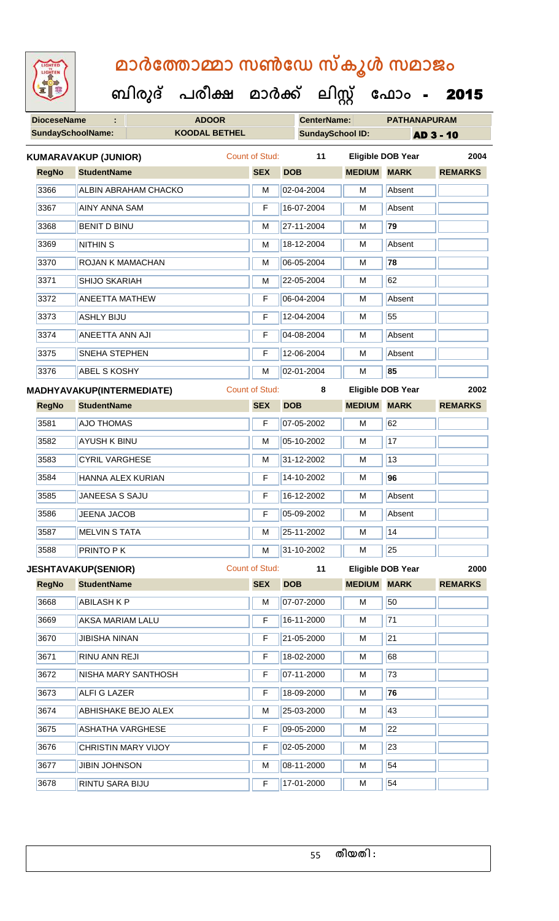# മാർത്തോമ്മാ സൺഡേ സ്കൂൾ സമാജം

## ബിരുദ് പരീക്ഷ മാർക്ക് ലിസ്റ്റ് ഫോം - 2015

| DioceseName : | ADOOR | CenterName: | PATHANAPURAM |
|---|---|---|---|
| SundaySchoolName: | KOODAL BETHEL | SundaySchool ID: | AD 3 - 10 |

**KUMARAVAKUP (JUNIOR)** Count of Stud: 11 Eligible DOB Year 2004

| RegNo | StudentName | SEX | DOB | MEDIUM | MARK | REMARKS |
|---|---|---|---|---|---|---|
| 3366 | ALBIN ABRAHAM CHACKO | M | 02-04-2004 | M | Absent | |
| 3367 | AINY ANNA SAM | F | 16-07-2004 | M | Absent | |
| 3368 | BENIT D BINU | M | 27-11-2004 | M | 79 | |
| 3369 | NITHIN S | M | 18-12-2004 | M | Absent | |
| 3370 | ROJAN K MAMACHAN | M | 06-05-2004 | M | 78 | |
| 3371 | SHIJO SKARIAH | M | 22-05-2004 | M | 62 | |
| 3372 | ANEETTA MATHEW | F | 06-04-2004 | M | Absent | |
| 3373 | ASHLY BIJU | F | 12-04-2004 | M | 55 | |
| 3374 | ANEETTA ANN AJI | F | 04-08-2004 | M | Absent | |
| 3375 | SNEHA STEPHEN | F | 12-06-2004 | M | Absent | |
| 3376 | ABEL S KOSHY | M | 02-01-2004 | M | 85 | |

**MADHYAVAKUP(INTERMEDIATE)** Count of Stud: 8 Eligible DOB Year 2002

| RegNo | StudentName | SEX | DOB | MEDIUM | MARK | REMARKS |
|---|---|---|---|---|---|---|
| 3581 | AJO THOMAS | F | 07-05-2002 | M | 62 | |
| 3582 | AYUSH K BINU | M | 05-10-2002 | M | 17 | |
| 3583 | CYRIL VARGHESE | M | 31-12-2002 | M | 13 | |
| 3584 | HANNA ALEX KURIAN | F | 14-10-2002 | M | 96 | |
| 3585 | JANEESA S SAJU | F | 16-12-2002 | M | Absent | |
| 3586 | JEENA JACOB | F | 05-09-2002 | M | Absent | |
| 3587 | MELVIN S TATA | M | 25-11-2002 | M | 14 | |
| 3588 | PRINTO P K | M | 31-10-2002 | M | 25 | |

**JESHTAVAKUP(SENIOR)** Count of Stud: 11 Eligible DOB Year 2000

| RegNo | StudentName | SEX | DOB | MEDIUM | MARK | REMARKS |
|---|---|---|---|---|---|---|
| 3668 | ABILASH K P | M | 07-07-2000 | M | 50 | |
| 3669 | AKSA MARIAM LALU | F | 16-11-2000 | M | 71 | |
| 3670 | JIBISHA NINAN | F | 21-05-2000 | M | 21 | |
| 3671 | RINU ANN REJI | F | 18-02-2000 | M | 68 | |
| 3672 | NISHA MARY SANTHOSH | F | 07-11-2000 | M | 73 | |
| 3673 | ALFI G LAZER | F | 18-09-2000 | M | 76 | |
| 3674 | ABHISHAKE BEJO ALEX | M | 25-03-2000 | M | 43 | |
| 3675 | ASHATHA VARGHESE | F | 09-05-2000 | M | 22 | |
| 3676 | CHRISTIN MARY VIJOY | F | 02-05-2000 | M | 23 | |
| 3677 | JIBIN JOHNSON | M | 08-11-2000 | M | 54 | |
| 3678 | RINTU SARA BIJU | F | 17-01-2000 | M | 54 | |

തീയതി :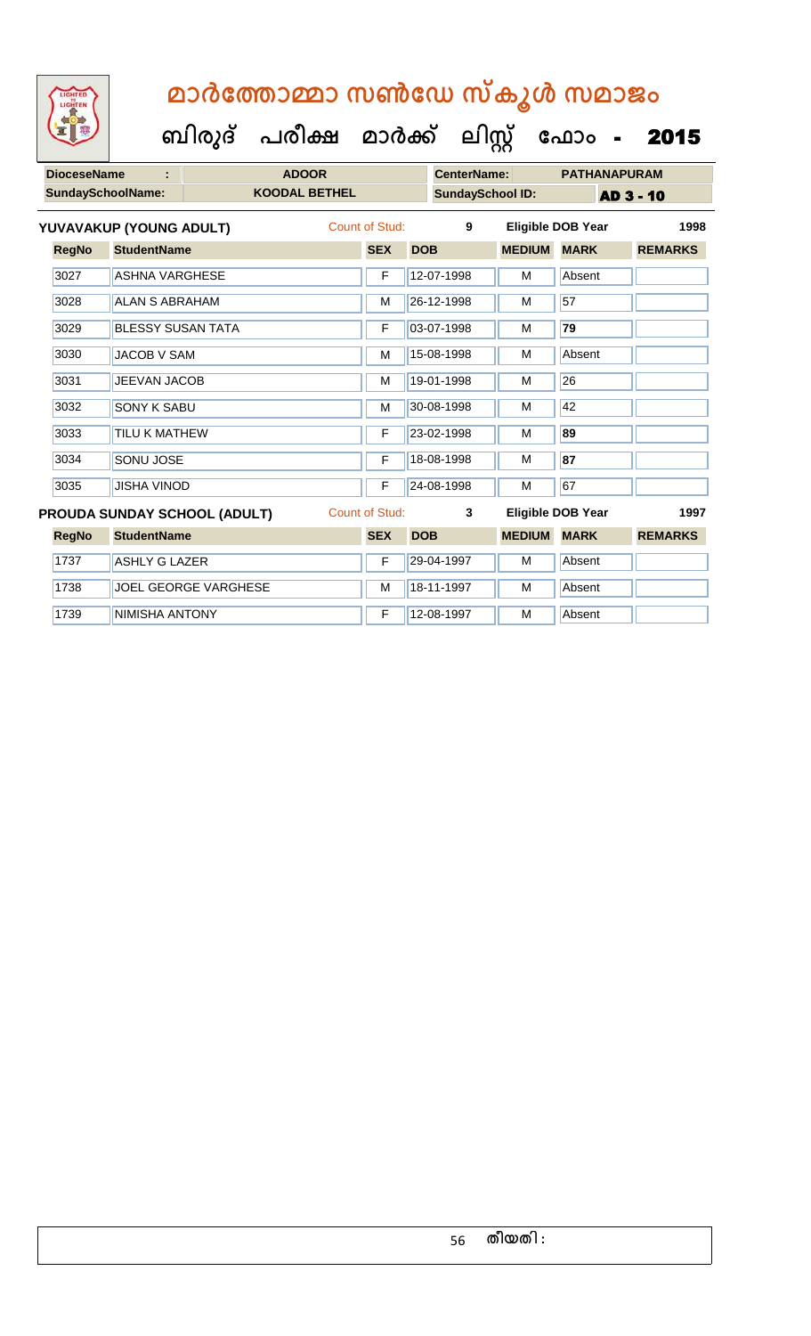# മാർത്തോമ്മാ സൺഡേ സ്കൂൾ സമാജം

## ബിരുദ് പരീക്ഷ മാർക്ക് ലിസ്റ്റ് ഫോം - 2015

| DioceseName : | ADOOR | CenterName: | PATHANAPURAM |
|---|---|---|---|
| SundaySchoolName: | KOODAL BETHEL | SundaySchool ID: | AD 3 - 10 |

**YUVAVAKUP (YOUNG ADULT)** Count of Stud: 9 Eligible DOB Year 1998

| RegNo | StudentName | SEX | DOB | MEDIUM | MARK | REMARKS |
|---|---|---|---|---|---|---|
| 3027 | ASHNA VARGHESE | F | 12-07-1998 | M | Absent | |
| 3028 | ALAN S ABRAHAM | M | 26-12-1998 | M | 57 | |
| 3029 | BLESSY SUSAN TATA | F | 03-07-1998 | M | **79** | |
| 3030 | JACOB V SAM | M | 15-08-1998 | M | Absent | |
| 3031 | JEEVAN JACOB | M | 19-01-1998 | M | 26 | |
| 3032 | SONY K SABU | M | 30-08-1998 | M | 42 | |
| 3033 | TILU K MATHEW | F | 23-02-1998 | M | **89** | |
| 3034 | SONU JOSE | F | 18-08-1998 | M | **87** | |
| 3035 | JISHA VINOD | F | 24-08-1998 | M | 67 | |

**PROUDA SUNDAY SCHOOL (ADULT)** Count of Stud: 3 Eligible DOB Year 1997

| RegNo | StudentName | SEX | DOB | MEDIUM | MARK | REMARKS |
|---|---|---|---|---|---|---|
| 1737 | ASHLY G LAZER | F | 29-04-1997 | M | Absent | |
| 1738 | JOEL GEORGE VARGHESE | M | 18-11-1997 | M | Absent | |
| 1739 | NIMISHA ANTONY | F | 12-08-1997 | M | Absent | |

തീയതി :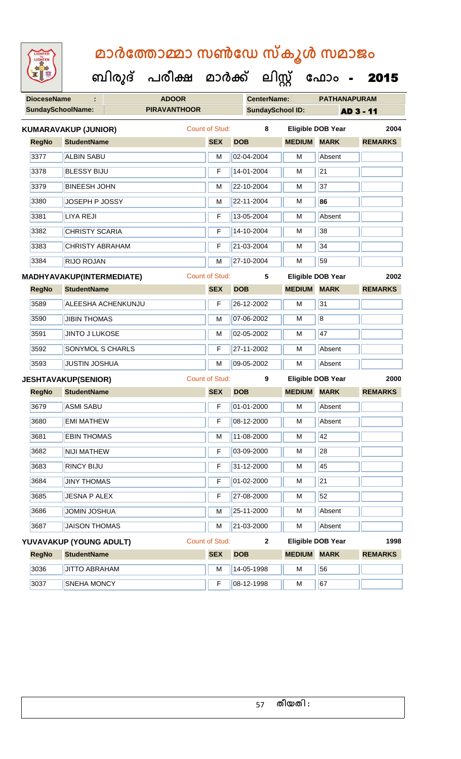# മാർത്തോമ്മാ സൺഡേ സ്കൂൾ സമാജം

## ബിരുദ് പരീക്ഷ മാർക്ക് ലിസ്റ്റ് ഫോം - 2015

| DioceseName : | ADOOR | CenterName: | PATHANAPURAM |
|---|---|---|---|
| SundaySchoolName: | PIRAVANTHOOR | SundaySchool ID: | AD 3 - 11 |

**KUMARAVAKUP (JUNIOR)** Count of Stud: 8 Eligible DOB Year 2004

| RegNo | StudentName | SEX | DOB | MEDIUM | MARK | REMARKS |
|---|---|---|---|---|---|---|
| 3377 | ALBIN SABU | M | 02-04-2004 | M | Absent | |
| 3378 | BLESSY BIJU | F | 14-01-2004 | M | 21 | |
| 3379 | BINEESH JOHN | M | 22-10-2004 | M | 37 | |
| 3380 | JOSEPH P JOSSY | M | 22-11-2004 | M | **86** | |
| 3381 | LIYA REJI | F | 13-05-2004 | M | Absent | |
| 3382 | CHRISTY SCARIA | F | 14-10-2004 | M | 38 | |
| 3383 | CHRISTY ABRAHAM | F | 21-03-2004 | M | 34 | |
| 3384 | RIJO ROJAN | M | 27-10-2004 | M | 59 | |

**MADHYAVAKUP(INTERMEDIATE)** Count of Stud: 5 Eligible DOB Year 2002

| RegNo | StudentName | SEX | DOB | MEDIUM | MARK | REMARKS |
|---|---|---|---|---|---|---|
| 3589 | ALEESHA ACHENKUNJU | F | 26-12-2002 | M | 31 | |
| 3590 | JIBIN THOMAS | M | 07-06-2002 | M | 8 | |
| 3591 | JINTO J LUKOSE | M | 02-05-2002 | M | 47 | |
| 3592 | SONYMOL S CHARLS | F | 27-11-2002 | M | Absent | |
| 3593 | JUSTIN JOSHUA | M | 09-05-2002 | M | Absent | |

**JESHTAVAKUP(SENIOR)** Count of Stud: 9 Eligible DOB Year 2000

| RegNo | StudentName | SEX | DOB | MEDIUM | MARK | REMARKS |
|---|---|---|---|---|---|---|
| 3679 | ASMI SABU | F | 01-01-2000 | M | Absent | |
| 3680 | EMI MATHEW | F | 08-12-2000 | M | Absent | |
| 3681 | EBIN THOMAS | M | 11-08-2000 | M | 42 | |
| 3682 | NIJI MATHEW | F | 03-09-2000 | M | 28 | |
| 3683 | RINCY BIJU | F | 31-12-2000 | M | 45 | |
| 3684 | JINY THOMAS | F | 01-02-2000 | M | 21 | |
| 3685 | JESNA P ALEX | F | 27-08-2000 | M | 52 | |
| 3686 | JOMIN JOSHUA | M | 25-11-2000 | M | Absent | |
| 3687 | JAISON THOMAS | M | 21-03-2000 | M | Absent | |

**YUVAVAKUP (YOUNG ADULT)** Count of Stud: 2 Eligible DOB Year 1998

| RegNo | StudentName | SEX | DOB | MEDIUM | MARK | REMARKS |
|---|---|---|---|---|---|---|
| 3036 | JITTO ABRAHAM | M | 14-05-1998 | M | 56 | |
| 3037 | SNEHA MONCY | F | 08-12-1998 | M | 67 | |

തീയതി :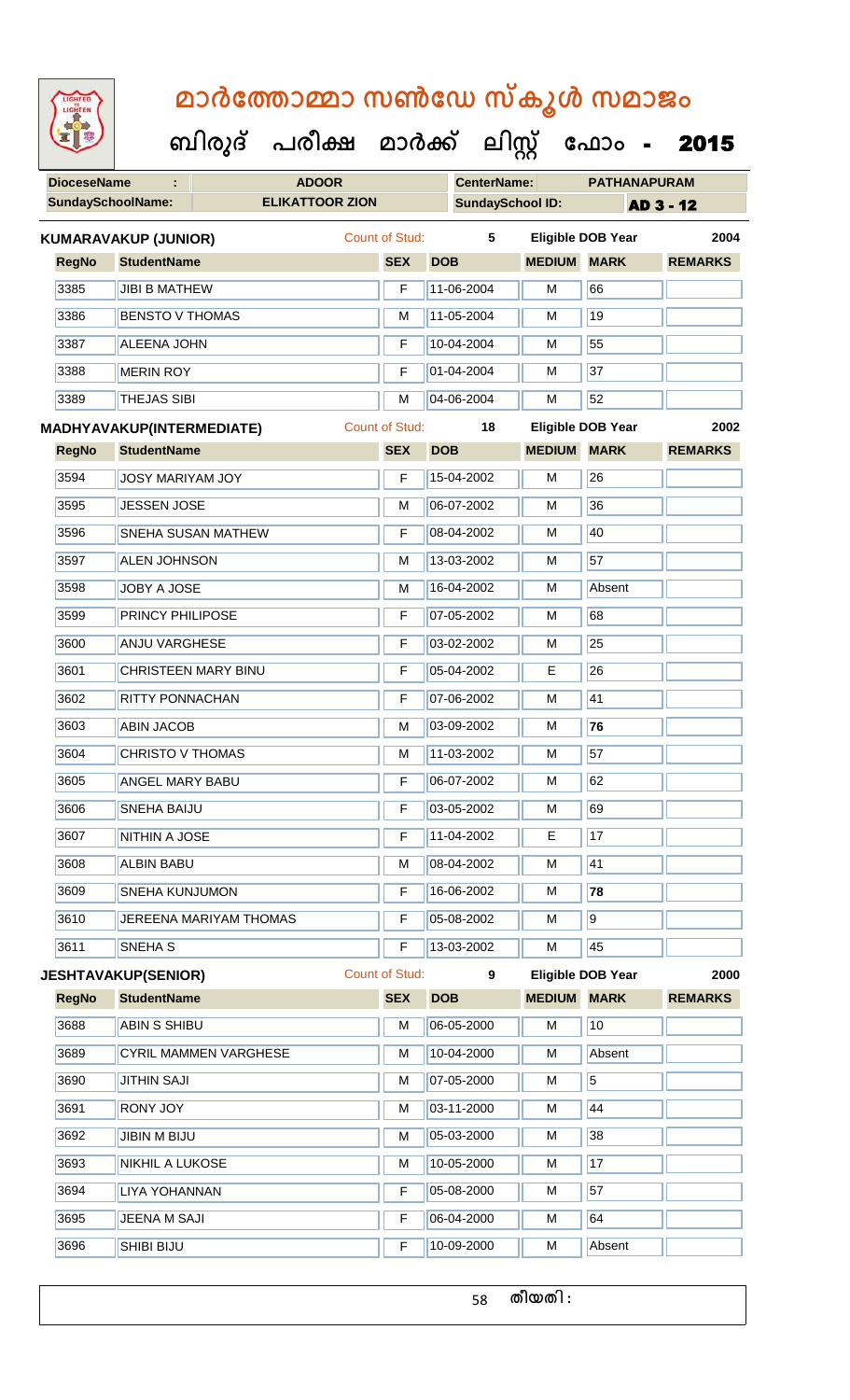# മാർത്തോമ്മാ സൺഡേ സ്കൂൾ സമാജം

## ബിരുദ് പരീക്ഷ മാർക്ക് ലിസ്റ്റ് ഫോം - 2015

| DioceseName : | ADOOR | CenterName: | PATHANAPURAM |
|---|---|---|---|
| SundaySchoolName: | ELIKATTOOR ZION | SundaySchool ID: | AD 3 - 12 |

**KUMARAVAKUP (JUNIOR)** Count of Stud: 5 Eligible DOB Year 2004

| RegNo | StudentName | SEX | DOB | MEDIUM | MARK | REMARKS |
|---|---|---|---|---|---|---|
| 3385 | JIBI B MATHEW | F | 11-06-2004 | M | 66 | |
| 3386 | BENSTO V THOMAS | M | 11-05-2004 | M | 19 | |
| 3387 | ALEENA JOHN | F | 10-04-2004 | M | 55 | |
| 3388 | MERIN ROY | F | 01-04-2004 | M | 37 | |
| 3389 | THEJAS SIBI | M | 04-06-2004 | M | 52 | |

**MADHYAVAKUP(INTERMEDIATE)** Count of Stud: 18 Eligible DOB Year 2002

| RegNo | StudentName | SEX | DOB | MEDIUM | MARK | REMARKS |
|---|---|---|---|---|---|---|
| 3594 | JOSY MARIYAM JOY | F | 15-04-2002 | M | 26 | |
| 3595 | JESSEN JOSE | M | 06-07-2002 | M | 36 | |
| 3596 | SNEHA SUSAN MATHEW | F | 08-04-2002 | M | 40 | |
| 3597 | ALEN JOHNSON | M | 13-03-2002 | M | 57 | |
| 3598 | JOBY A JOSE | M | 16-04-2002 | M | Absent | |
| 3599 | PRINCY PHILIPOSE | F | 07-05-2002 | M | 68 | |
| 3600 | ANJU VARGHESE | F | 03-02-2002 | M | 25 | |
| 3601 | CHRISTEEN MARY BINU | F | 05-04-2002 | E | 26 | |
| 3602 | RITTY PONNACHAN | F | 07-06-2002 | M | 41 | |
| 3603 | ABIN JACOB | M | 03-09-2002 | M | **76** | |
| 3604 | CHRISTO V THOMAS | M | 11-03-2002 | M | 57 | |
| 3605 | ANGEL MARY BABU | F | 06-07-2002 | M | 62 | |
| 3606 | SNEHA BAIJU | F | 03-05-2002 | M | 69 | |
| 3607 | NITHIN A JOSE | F | 11-04-2002 | E | 17 | |
| 3608 | ALBIN BABU | M | 08-04-2002 | M | 41 | |
| 3609 | SNEHA KUNJUMON | F | 16-06-2002 | M | **78** | |
| 3610 | JEREENA MARIYAM THOMAS | F | 05-08-2002 | M | 9 | |
| 3611 | SNEHA S | F | 13-03-2002 | M | 45 | |

**JESHTAVAKUP(SENIOR)** Count of Stud: 9 Eligible DOB Year 2000

| RegNo | StudentName | SEX | DOB | MEDIUM | MARK | REMARKS |
|---|---|---|---|---|---|---|
| 3688 | ABIN S SHIBU | M | 06-05-2000 | M | 10 | |
| 3689 | CYRIL MAMMEN VARGHESE | M | 10-04-2000 | M | Absent | |
| 3690 | JITHIN SAJI | M | 07-05-2000 | M | 5 | |
| 3691 | RONY JOY | M | 03-11-2000 | M | 44 | |
| 3692 | JIBIN M BIJU | M | 05-03-2000 | M | 38 | |
| 3693 | NIKHIL A LUKOSE | M | 10-05-2000 | M | 17 | |
| 3694 | LIYA YOHANNAN | F | 05-08-2000 | M | 57 | |
| 3695 | JEENA M SAJI | F | 06-04-2000 | M | 64 | |
| 3696 | SHIBI BIJU | F | 10-09-2000 | M | Absent | |

തീയതി :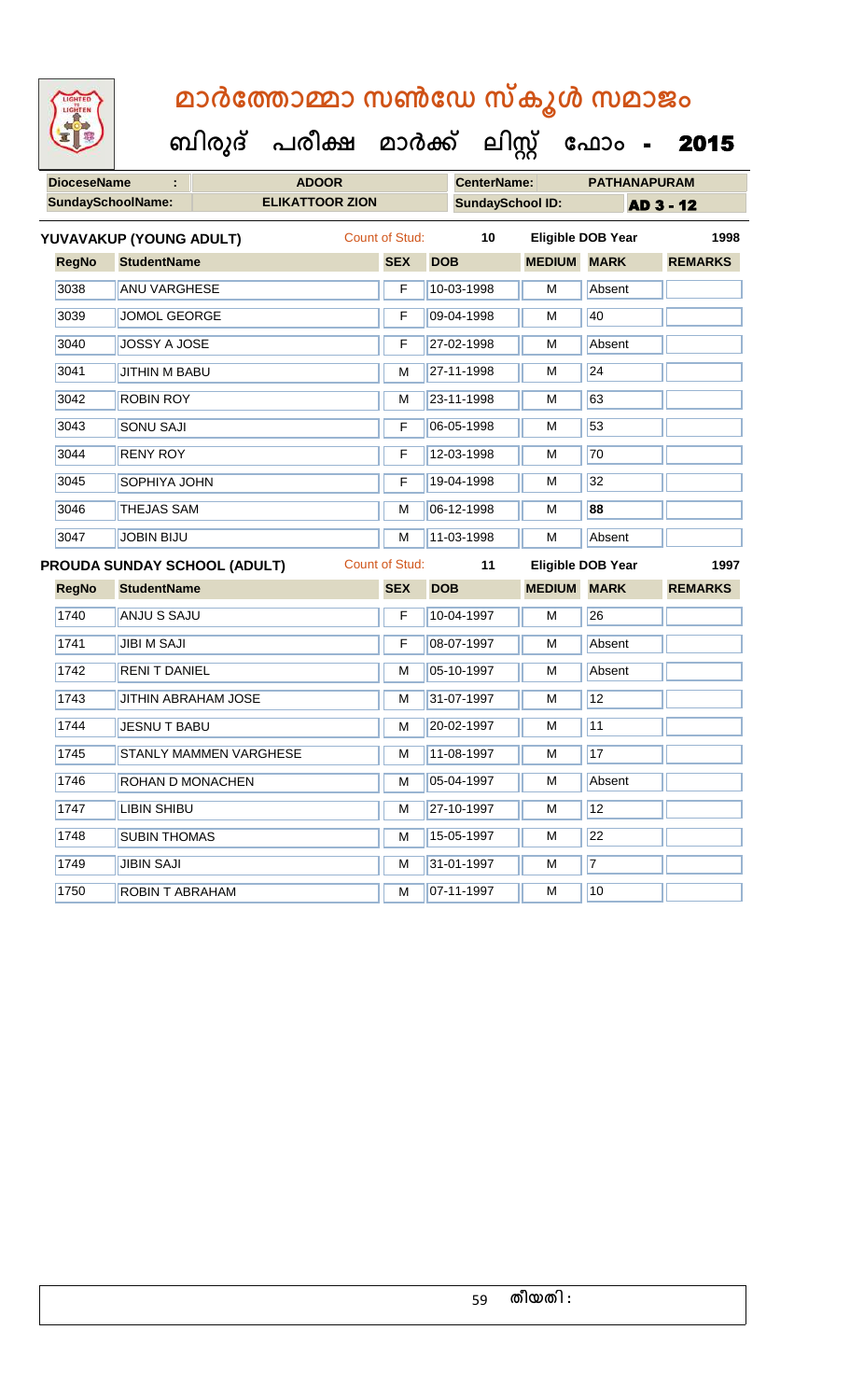# മാർത്തോമ്മാ സൺഡേ സ്കൂൾ സമാജം

## ബിരുദ് പരീക്ഷ മാർക്ക് ലിസ്റ്റ് ഫോം - 2015

| DioceseName : | ADOOR | CenterName: | PATHANAPURAM |
|---|---|---|---|
| SundaySchoolName: | ELIKATTOOR ZION | SundaySchool ID: | AD 3 - 12 |

**YUVAVAKUP (YOUNG ADULT)** Count of Stud: 10 Eligible DOB Year 1998

| RegNo | StudentName | SEX | DOB | MEDIUM | MARK | REMARKS |
|---|---|---|---|---|---|---|
| 3038 | ANU VARGHESE | F | 10-03-1998 | M | Absent | |
| 3039 | JOMOL GEORGE | F | 09-04-1998 | M | 40 | |
| 3040 | JOSSY A JOSE | F | 27-02-1998 | M | Absent | |
| 3041 | JITHIN M BABU | M | 27-11-1998 | M | 24 | |
| 3042 | ROBIN ROY | M | 23-11-1998 | M | 63 | |
| 3043 | SONU SAJI | F | 06-05-1998 | M | 53 | |
| 3044 | RENY ROY | F | 12-03-1998 | M | 70 | |
| 3045 | SOPHIYA JOHN | F | 19-04-1998 | M | 32 | |
| 3046 | THEJAS SAM | M | 06-12-1998 | M | **88** | |
| 3047 | JOBIN BIJU | M | 11-03-1998 | M | Absent | |

**PROUDA SUNDAY SCHOOL (ADULT)** Count of Stud: 11 Eligible DOB Year 1997

| RegNo | StudentName | SEX | DOB | MEDIUM | MARK | REMARKS |
|---|---|---|---|---|---|---|
| 1740 | ANJU S SAJU | F | 10-04-1997 | M | 26 | |
| 1741 | JIBI M SAJI | F | 08-07-1997 | M | Absent | |
| 1742 | RENI T DANIEL | M | 05-10-1997 | M | Absent | |
| 1743 | JITHIN ABRAHAM JOSE | M | 31-07-1997 | M | 12 | |
| 1744 | JESNU T BABU | M | 20-02-1997 | M | 11 | |
| 1745 | STANLY MAMMEN VARGHESE | M | 11-08-1997 | M | 17 | |
| 1746 | ROHAN D MONACHEN | M | 05-04-1997 | M | Absent | |
| 1747 | LIBIN SHIBU | M | 27-10-1997 | M | 12 | |
| 1748 | SUBIN THOMAS | M | 15-05-1997 | M | 22 | |
| 1749 | JIBIN SAJI | M | 31-01-1997 | M | 7 | |
| 1750 | ROBIN T ABRAHAM | M | 07-11-1997 | M | 10 | |

തീയതി :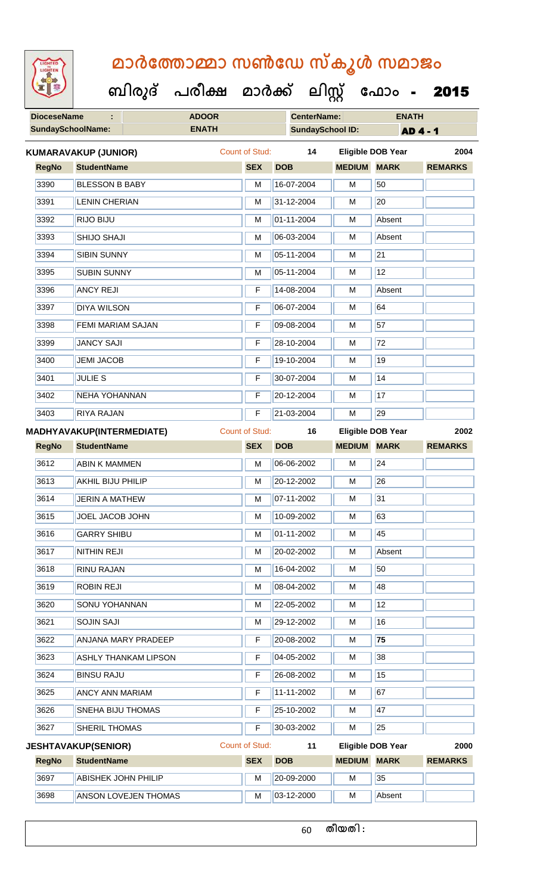# മാർത്തോമ്മാ സൺഡേ സ്കൂൾ സമാജം

## ബിരുദ് പരീക്ഷ മാർക്ക് ലിസ്റ്റ് ഫോം - 2015

| DioceseName : | ADOOR | CenterName: | ENATH |
|---|---|---|---|
| SundaySchoolName: | ENATH | SundaySchool ID: | AD 4 - 1 |

**KUMARAVAKUP (JUNIOR)** Count of Stud: 14 Eligible DOB Year 2004

| RegNo | StudentName | SEX | DOB | MEDIUM | MARK | REMARKS |
|---|---|---|---|---|---|---|
| 3390 | BLESSON B BABY | M | 16-07-2004 | M | 50 | |
| 3391 | LENIN CHERIAN | M | 31-12-2004 | M | 20 | |
| 3392 | RIJO BIJU | M | 01-11-2004 | M | Absent | |
| 3393 | SHIJO SHAJI | M | 06-03-2004 | M | Absent | |
| 3394 | SIBIN SUNNY | M | 05-11-2004 | M | 21 | |
| 3395 | SUBIN SUNNY | M | 05-11-2004 | M | 12 | |
| 3396 | ANCY REJI | F | 14-08-2004 | M | Absent | |
| 3397 | DIYA WILSON | F | 06-07-2004 | M | 64 | |
| 3398 | FEMI MARIAM SAJAN | F | 09-08-2004 | M | 57 | |
| 3399 | JANCY SAJI | F | 28-10-2004 | M | 72 | |
| 3400 | JEMI JACOB | F | 19-10-2004 | M | 19 | |
| 3401 | JULIE S | F | 30-07-2004 | M | 14 | |
| 3402 | NEHA YOHANNAN | F | 20-12-2004 | M | 17 | |
| 3403 | RIYA RAJAN | F | 21-03-2004 | M | 29 | |

**MADHYAVAKUP(INTERMEDIATE)** Count of Stud: 16 Eligible DOB Year 2002

| RegNo | StudentName | SEX | DOB | MEDIUM | MARK | REMARKS |
|---|---|---|---|---|---|---|
| 3612 | ABIN K MAMMEN | M | 06-06-2002 | M | 24 | |
| 3613 | AKHIL BIJU PHILIP | M | 20-12-2002 | M | 26 | |
| 3614 | JERIN A MATHEW | M | 07-11-2002 | M | 31 | |
| 3615 | JOEL JACOB JOHN | M | 10-09-2002 | M | 63 | |
| 3616 | GARRY SHIBU | M | 01-11-2002 | M | 45 | |
| 3617 | NITHIN REJI | M | 20-02-2002 | M | Absent | |
| 3618 | RINU RAJAN | M | 16-04-2002 | M | 50 | |
| 3619 | ROBIN REJI | M | 08-04-2002 | M | 48 | |
| 3620 | SONU YOHANNAN | M | 22-05-2002 | M | 12 | |
| 3621 | SOJIN SAJI | M | 29-12-2002 | M | 16 | |
| 3622 | ANJANA MARY PRADEEP | F | 20-08-2002 | M | **75** | |
| 3623 | ASHLY THANKAM LIPSON | F | 04-05-2002 | M | 38 | |
| 3624 | BINSU RAJU | F | 26-08-2002 | M | 15 | |
| 3625 | ANCY ANN MARIAM | F | 11-11-2002 | M | 67 | |
| 3626 | SNEHA BIJU THOMAS | F | 25-10-2002 | M | 47 | |
| 3627 | SHERIL THOMAS | F | 30-03-2002 | M | 25 | |

**JESHTAVAKUP(SENIOR)** Count of Stud: 11 Eligible DOB Year 2000

| RegNo | StudentName | SEX | DOB | MEDIUM | MARK | REMARKS |
|---|---|---|---|---|---|---|
| 3697 | ABISHEK JOHN PHILIP | M | 20-09-2000 | M | 35 | |
| 3698 | ANSON LOVEJEN THOMAS | M | 03-12-2000 | M | Absent | |

തീയതി :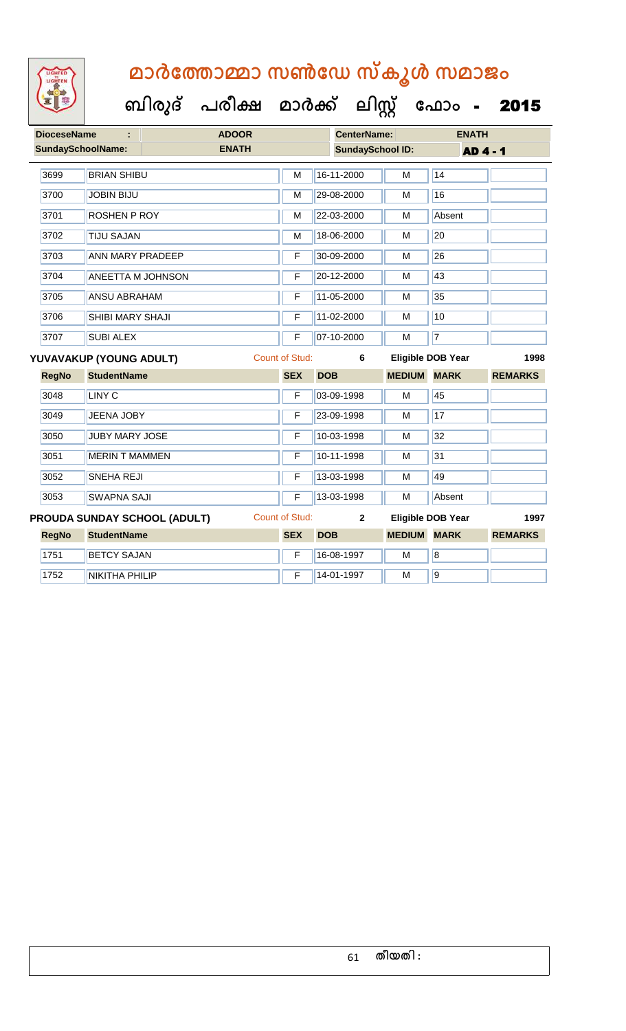# മാർത്തോമ്മാ സൺഡേ സ്കൂൾ സമാജം

## ബിരുദ് പരീക്ഷ മാർക്ക് ലിസ്റ്റ് ഫോം - 2015

**DioceseName :** ADOOR  **CenterName:** ENATH

**SundaySchoolName:** ENATH  **SundaySchool ID:** AD 4 - 1

| | | | | | | |
|---|---|---|---|---|---|---|
| 3699 | BRIAN SHIBU | M | 16-11-2000 | M | 14 | |
| 3700 | JOBIN BIJU | M | 29-08-2000 | M | 16 | |
| 3701 | ROSHEN P ROY | M | 22-03-2000 | M | Absent | |
| 3702 | TIJU SAJAN | M | 18-06-2000 | M | 20 | |
| 3703 | ANN MARY PRADEEP | F | 30-09-2000 | M | 26 | |
| 3704 | ANEETTA M JOHNSON | F | 20-12-2000 | M | 43 | |
| 3705 | ANSU ABRAHAM | F | 11-05-2000 | M | 35 | |
| 3706 | SHIBI MARY SHAJI | F | 11-02-2000 | M | 10 | |
| 3707 | SUBI ALEX | F | 07-10-2000 | M | 7 | |

**YUVAVAKUP (YOUNG ADULT)**  Count of Stud: 6  Eligible DOB Year 1998

| RegNo | StudentName | SEX | DOB | MEDIUM | MARK | REMARKS |
|---|---|---|---|---|---|---|
| 3048 | LINY C | F | 03-09-1998 | M | 45 | |
| 3049 | JEENA JOBY | F | 23-09-1998 | M | 17 | |
| 3050 | JUBY MARY JOSE | F | 10-03-1998 | M | 32 | |
| 3051 | MERIN T MAMMEN | F | 10-11-1998 | M | 31 | |
| 3052 | SNEHA REJI | F | 13-03-1998 | M | 49 | |
| 3053 | SWAPNA SAJI | F | 13-03-1998 | M | Absent | |

**PROUDA SUNDAY SCHOOL (ADULT)**  Count of Stud: 2  Eligible DOB Year 1997

| RegNo | StudentName | SEX | DOB | MEDIUM | MARK | REMARKS |
|---|---|---|---|---|---|---|
| 1751 | BETCY SAJAN | F | 16-08-1997 | M | 8 | |
| 1752 | NIKITHA PHILIP | F | 14-01-1997 | M | 9 | |

തീയതി :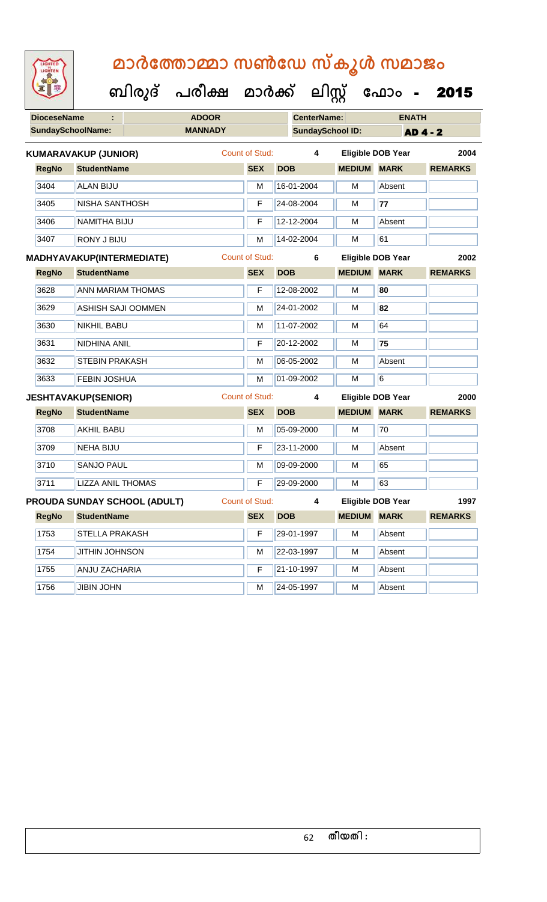# മാർത്തോമ്മാ സൺഡേ സ്കൂൾ സമാജം

## ബിരുദ് പരീക്ഷ മാർക്ക് ലിസ്റ്റ് ഫോം - 2015

| DioceseName : | ADOOR | CenterName: | ENATH |
|---|---|---|---|
| SundaySchoolName: | MANNADY | SundaySchool ID: | AD 4 - 2 |

**KUMARAVAKUP (JUNIOR)** Count of Stud: 4 Eligible DOB Year 2004

| RegNo | StudentName | SEX | DOB | MEDIUM | MARK | REMARKS |
|---|---|---|---|---|---|---|
| 3404 | ALAN BIJU | M | 16-01-2004 | M | Absent | |
| 3405 | NISHA SANTHOSH | F | 24-08-2004 | M | 77 | |
| 3406 | NAMITHA BIJU | F | 12-12-2004 | M | Absent | |
| 3407 | RONY J BIJU | M | 14-02-2004 | M | 61 | |

**MADHYAVAKUP(INTERMEDIATE)** Count of Stud: 6 Eligible DOB Year 2002

| RegNo | StudentName | SEX | DOB | MEDIUM | MARK | REMARKS |
|---|---|---|---|---|---|---|
| 3628 | ANN MARIAM THOMAS | F | 12-08-2002 | M | 80 | |
| 3629 | ASHISH SAJI OOMMEN | M | 24-01-2002 | M | 82 | |
| 3630 | NIKHIL BABU | M | 11-07-2002 | M | 64 | |
| 3631 | NIDHINA ANIL | F | 20-12-2002 | M | 75 | |
| 3632 | STEBIN PRAKASH | M | 06-05-2002 | M | Absent | |
| 3633 | FEBIN JOSHUA | M | 01-09-2002 | M | 6 | |

**JESHTAVAKUP(SENIOR)** Count of Stud: 4 Eligible DOB Year 2000

| RegNo | StudentName | SEX | DOB | MEDIUM | MARK | REMARKS |
|---|---|---|---|---|---|---|
| 3708 | AKHIL BABU | M | 05-09-2000 | M | 70 | |
| 3709 | NEHA BIJU | F | 23-11-2000 | M | Absent | |
| 3710 | SANJO PAUL | M | 09-09-2000 | M | 65 | |
| 3711 | LIZZA ANIL THOMAS | F | 29-09-2000 | M | 63 | |

**PROUDA SUNDAY SCHOOL (ADULT)** Count of Stud: 4 Eligible DOB Year 1997

| RegNo | StudentName | SEX | DOB | MEDIUM | MARK | REMARKS |
|---|---|---|---|---|---|---|
| 1753 | STELLA PRAKASH | F | 29-01-1997 | M | Absent | |
| 1754 | JITHIN JOHNSON | M | 22-03-1997 | M | Absent | |
| 1755 | ANJU ZACHARIA | F | 21-10-1997 | M | Absent | |
| 1756 | JIBIN JOHN | M | 24-05-1997 | M | Absent | |

തീയതി :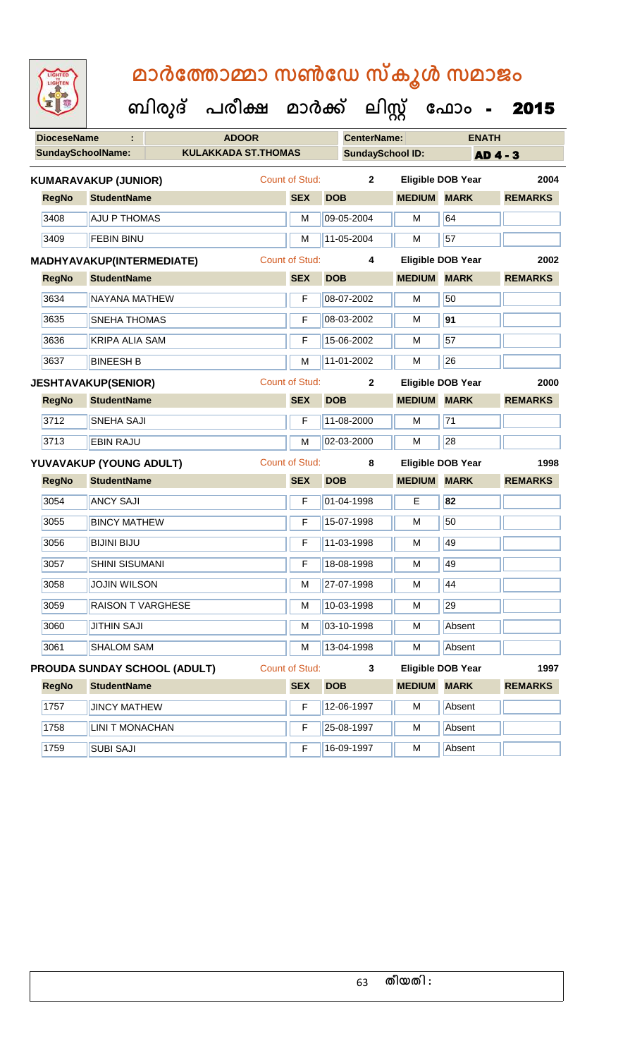# മാർത്തോമ്മാ സൺഡേ സ്കൂൾ സമാജം

## ബിരുദ് പരീക്ഷ മാർക്ക് ലിസ്റ്റ് ഫോം - 2015

| DioceseName : | ADOOR | CenterName: | ENATH |
|---|---|---|---|
| SundaySchoolName: | KULAKKADA ST.THOMAS | SundaySchool ID: | AD 4 - 3 |

**KUMARAVAKUP (JUNIOR)** Count of Stud: 2 Eligible DOB Year 2004

| RegNo | StudentName | SEX | DOB | MEDIUM | MARK | REMARKS |
|---|---|---|---|---|---|---|
| 3408 | AJU P THOMAS | M | 09-05-2004 | M | 64 | |
| 3409 | FEBIN BINU | M | 11-05-2004 | M | 57 | |

**MADHYAVAKUP(INTERMEDIATE)** Count of Stud: 4 Eligible DOB Year 2002

| RegNo | StudentName | SEX | DOB | MEDIUM | MARK | REMARKS |
|---|---|---|---|---|---|---|
| 3634 | NAYANA MATHEW | F | 08-07-2002 | M | 50 | |
| 3635 | SNEHA THOMAS | F | 08-03-2002 | M | 91 | |
| 3636 | KRIPA ALIA SAM | F | 15-06-2002 | M | 57 | |
| 3637 | BINEESH B | M | 11-01-2002 | M | 26 | |

**JESHTAVAKUP(SENIOR)** Count of Stud: 2 Eligible DOB Year 2000

| RegNo | StudentName | SEX | DOB | MEDIUM | MARK | REMARKS |
|---|---|---|---|---|---|---|
| 3712 | SNEHA SAJI | F | 11-08-2000 | M | 71 | |
| 3713 | EBIN RAJU | M | 02-03-2000 | M | 28 | |

**YUVAVAKUP (YOUNG ADULT)** Count of Stud: 8 Eligible DOB Year 1998

| RegNo | StudentName | SEX | DOB | MEDIUM | MARK | REMARKS |
|---|---|---|---|---|---|---|
| 3054 | ANCY SAJI | F | 01-04-1998 | E | 82 | |
| 3055 | BINCY MATHEW | F | 15-07-1998 | M | 50 | |
| 3056 | BIJINI BIJU | F | 11-03-1998 | M | 49 | |
| 3057 | SHINI SISUMANI | F | 18-08-1998 | M | 49 | |
| 3058 | JOJIN WILSON | M | 27-07-1998 | M | 44 | |
| 3059 | RAISON T VARGHESE | M | 10-03-1998 | M | 29 | |
| 3060 | JITHIN SAJI | M | 03-10-1998 | M | Absent | |
| 3061 | SHALOM SAM | M | 13-04-1998 | M | Absent | |

**PROUDA SUNDAY SCHOOL (ADULT)** Count of Stud: 3 Eligible DOB Year 1997

| RegNo | StudentName | SEX | DOB | MEDIUM | MARK | REMARKS |
|---|---|---|---|---|---|---|
| 1757 | JINCY MATHEW | F | 12-06-1997 | M | Absent | |
| 1758 | LINI T MONACHAN | F | 25-08-1997 | M | Absent | |
| 1759 | SUBI SAJI | F | 16-09-1997 | M | Absent | |

തീയതി :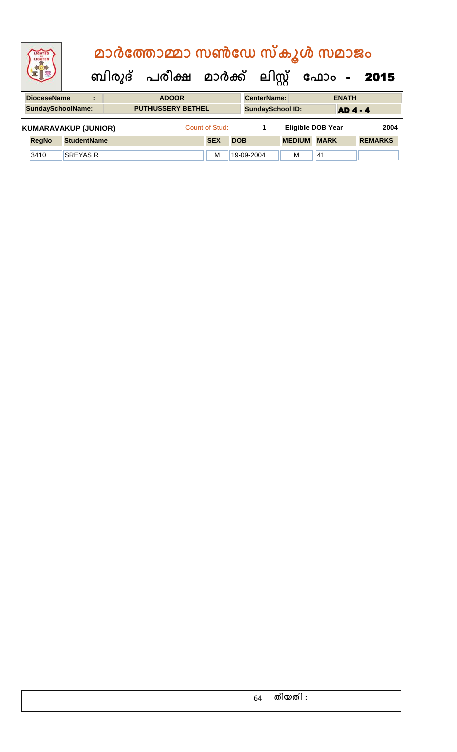# മാർത്തോമ്മാ സൺഡേ സ്കൂൾ സമാജം

## ബിരുദ് പരീക്ഷ മാർക്ക് ലിസ്റ്റ് ഫോം - 2015

| DioceseName | : | ADOOR | CenterName: | ENATH |
|---|---|---|---|---|
| SundaySchoolName: | | PUTHUSSERY BETHEL | SundaySchool ID: | AD 4 - 4 |

**KUMARAVAKUP (JUNIOR)** Count of Stud: 1 Eligible DOB Year 2004

| RegNo | StudentName | SEX | DOB | MEDIUM | MARK | REMARKS |
|---|---|---|---|---|---|---|
| 3410 | SREYAS R | M | 19-09-2004 | M | 41 | |

തീയതി :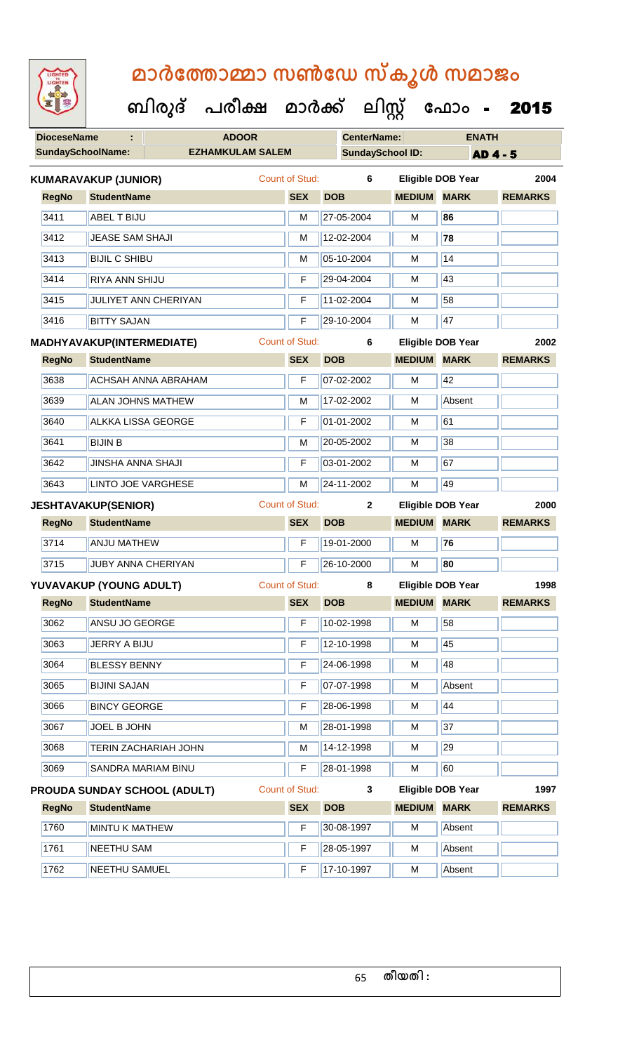# മാർത്തോമ്മാ സൺഡേ സ്കൂൾ സമാജം

## ബിരുദ് പരീക്ഷ മാർക്ക് ലിസ്റ്റ് ഫോം - 2015

| DioceseName : | ADOOR | CenterName: | ENATH |
|---|---|---|---|
| SundaySchoolName: | EZHAMKULAM SALEM | SundaySchool ID: | AD 4 - 5 |

**KUMARAVAKUP (JUNIOR)** Count of Stud: 6 Eligible DOB Year 2004

| RegNo | StudentName | SEX | DOB | MEDIUM | MARK | REMARKS |
|---|---|---|---|---|---|---|
| 3411 | ABEL T BIJU | M | 27-05-2004 | M | 86 | |
| 3412 | JEASE SAM SHAJI | M | 12-02-2004 | M | 78 | |
| 3413 | BIJIL C SHIBU | M | 05-10-2004 | M | 14 | |
| 3414 | RIYA ANN SHIJU | F | 29-04-2004 | M | 43 | |
| 3415 | JULIYET ANN CHERIYAN | F | 11-02-2004 | M | 58 | |
| 3416 | BITTY SAJAN | F | 29-10-2004 | M | 47 | |

**MADHYAVAKUP(INTERMEDIATE)** Count of Stud: 6 Eligible DOB Year 2002

| RegNo | StudentName | SEX | DOB | MEDIUM | MARK | REMARKS |
|---|---|---|---|---|---|---|
| 3638 | ACHSAH ANNA ABRAHAM | F | 07-02-2002 | M | 42 | |
| 3639 | ALAN JOHNS MATHEW | M | 17-02-2002 | M | Absent | |
| 3640 | ALKKA LISSA GEORGE | F | 01-01-2002 | M | 61 | |
| 3641 | BIJIN B | M | 20-05-2002 | M | 38 | |
| 3642 | JINSHA ANNA SHAJI | F | 03-01-2002 | M | 67 | |
| 3643 | LINTO JOE VARGHESE | M | 24-11-2002 | M | 49 | |

**JESHTAVAKUP(SENIOR)** Count of Stud: 2 Eligible DOB Year 2000

| RegNo | StudentName | SEX | DOB | MEDIUM | MARK | REMARKS |
|---|---|---|---|---|---|---|
| 3714 | ANJU MATHEW | F | 19-01-2000 | M | 76 | |
| 3715 | JUBY ANNA CHERIYAN | F | 26-10-2000 | M | 80 | |

**YUVAVAKUP (YOUNG ADULT)** Count of Stud: 8 Eligible DOB Year 1998

| RegNo | StudentName | SEX | DOB | MEDIUM | MARK | REMARKS |
|---|---|---|---|---|---|---|
| 3062 | ANSU JO GEORGE | F | 10-02-1998 | M | 58 | |
| 3063 | JERRY A BIJU | F | 12-10-1998 | M | 45 | |
| 3064 | BLESSY BENNY | F | 24-06-1998 | M | 48 | |
| 3065 | BIJINI SAJAN | F | 07-07-1998 | M | Absent | |
| 3066 | BINCY GEORGE | F | 28-06-1998 | M | 44 | |
| 3067 | JOEL B JOHN | M | 28-01-1998 | M | 37 | |
| 3068 | TERIN ZACHARIAH JOHN | M | 14-12-1998 | M | 29 | |
| 3069 | SANDRA MARIAM BINU | F | 28-01-1998 | M | 60 | |

**PROUDA SUNDAY SCHOOL (ADULT)** Count of Stud: 3 Eligible DOB Year 1997

| RegNo | StudentName | SEX | DOB | MEDIUM | MARK | REMARKS |
|---|---|---|---|---|---|---|
| 1760 | MINTU K MATHEW | F | 30-08-1997 | M | Absent | |
| 1761 | NEETHU SAM | F | 28-05-1997 | M | Absent | |
| 1762 | NEETHU SAMUEL | F | 17-10-1997 | M | Absent | |

തീയതി :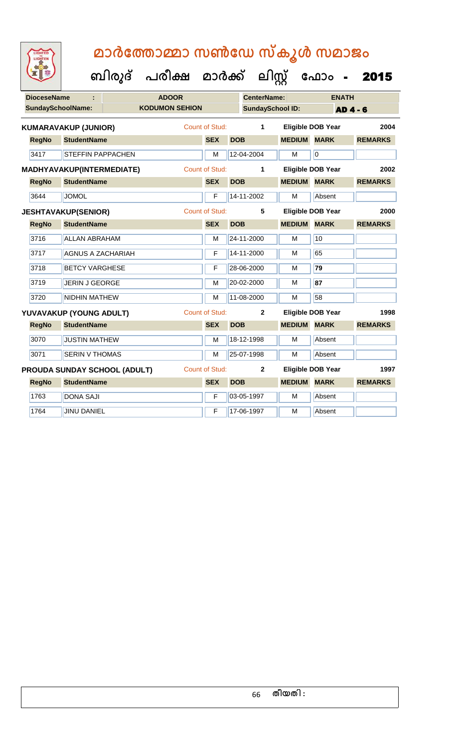# മാർത്തോമ്മാ സൺഡേ സ്കൂൾ സമാജം

## ബിരുദ് പരീക്ഷ മാർക്ക് ലിസ്റ്റ് ഫോം - 2015

**DioceseName :** ADOOR | **CenterName:** ENATH

**SundaySchoolName:** KODUMON SEHION | **SundaySchool ID:** AD 4 - 6

**KUMARAVAKUP (JUNIOR)** Count of Stud: 1 | Eligible DOB Year 2004

| RegNo | StudentName | SEX | DOB | MEDIUM | MARK | REMARKS |
|---|---|---|---|---|---|---|
| 3417 | STEFFIN PAPPACHEN | M | 12-04-2004 | M | 0 | |

**MADHYAVAKUP(INTERMEDIATE)** Count of Stud: 1 | Eligible DOB Year 2002

| RegNo | StudentName | SEX | DOB | MEDIUM | MARK | REMARKS |
|---|---|---|---|---|---|---|
| 3644 | JOMOL | F | 14-11-2002 | M | Absent | |

**JESHTAVAKUP(SENIOR)** Count of Stud: 5 | Eligible DOB Year 2000

| RegNo | StudentName | SEX | DOB | MEDIUM | MARK | REMARKS |
|---|---|---|---|---|---|---|
| 3716 | ALLAN ABRAHAM | M | 24-11-2000 | M | 10 | |
| 3717 | AGNUS A ZACHARIAH | F | 14-11-2000 | M | 65 | |
| 3718 | BETCY VARGHESE | F | 28-06-2000 | M | **79** | |
| 3719 | JERIN J GEORGE | M | 20-02-2000 | M | **87** | |
| 3720 | NIDHIN MATHEW | M | 11-08-2000 | M | 58 | |

**YUVAVAKUP (YOUNG ADULT)** Count of Stud: 2 | Eligible DOB Year 1998

| RegNo | StudentName | SEX | DOB | MEDIUM | MARK | REMARKS |
|---|---|---|---|---|---|---|
| 3070 | JUSTIN MATHEW | M | 18-12-1998 | M | Absent | |
| 3071 | SERIN V THOMAS | M | 25-07-1998 | M | Absent | |

**PROUDA SUNDAY SCHOOL (ADULT)** Count of Stud: 2 | Eligible DOB Year 1997

| RegNo | StudentName | SEX | DOB | MEDIUM | MARK | REMARKS |
|---|---|---|---|---|---|---|
| 1763 | DONA SAJI | F | 03-05-1997 | M | Absent | |
| 1764 | JINU DANIEL | F | 17-06-1997 | M | Absent | |

തീയതി :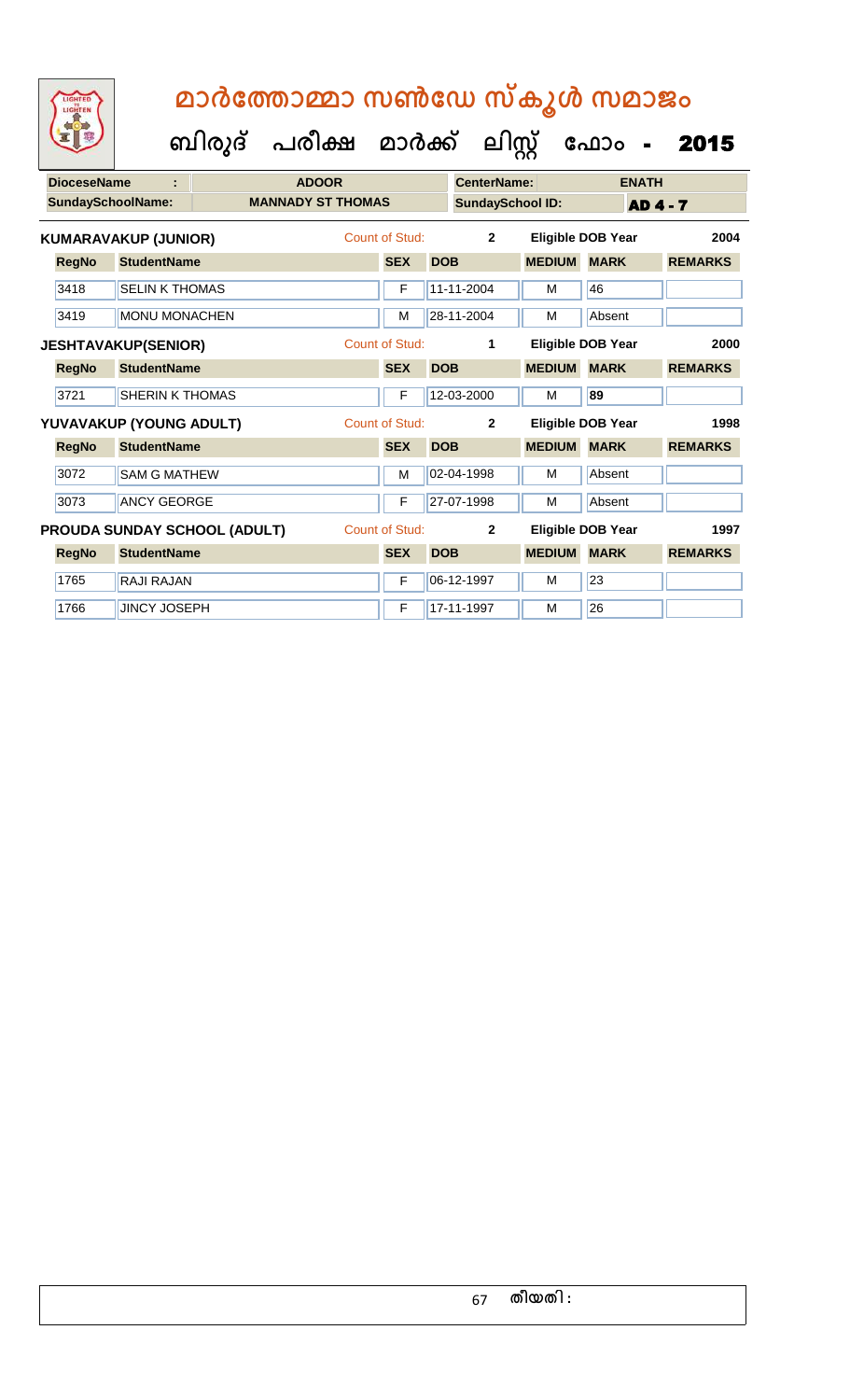# മാർത്തോമ്മാ സൺഡേ സ്കൂൾ സമാജം

## ബിരുദ് പരീക്ഷ മാർക്ക് ലിസ്റ്റ് ഫോം - 2015

**DioceseName :** ADOOR **CenterName:** ENATH

**SundaySchoolName:** MANNADY ST THOMAS **SundaySchool ID:** AD 4 - 7

**KUMARAVAKUP (JUNIOR)** Count of Stud: 2 Eligible DOB Year 2004

| RegNo | StudentName | SEX | DOB | MEDIUM | MARK | REMARKS |
|---|---|---|---|---|---|---|
| 3418 | SELIN K THOMAS | F | 11-11-2004 | M | 46 | |
| 3419 | MONU MONACHEN | M | 28-11-2004 | M | Absent | |

**JESHTAVAKUP(SENIOR)** Count of Stud: 1 Eligible DOB Year 2000

| RegNo | StudentName | SEX | DOB | MEDIUM | MARK | REMARKS |
|---|---|---|---|---|---|---|
| 3721 | SHERIN K THOMAS | F | 12-03-2000 | M | 89 | |

**YUVAVAKUP (YOUNG ADULT)** Count of Stud: 2 Eligible DOB Year 1998

| RegNo | StudentName | SEX | DOB | MEDIUM | MARK | REMARKS |
|---|---|---|---|---|---|---|
| 3072 | SAM G MATHEW | M | 02-04-1998 | M | Absent | |
| 3073 | ANCY GEORGE | F | 27-07-1998 | M | Absent | |

**PROUDA SUNDAY SCHOOL (ADULT)** Count of Stud: 2 Eligible DOB Year 1997

| RegNo | StudentName | SEX | DOB | MEDIUM | MARK | REMARKS |
|---|---|---|---|---|---|---|
| 1765 | RAJI RAJAN | F | 06-12-1997 | M | 23 | |
| 1766 | JINCY JOSEPH | F | 17-11-1997 | M | 26 | |

തീയതി :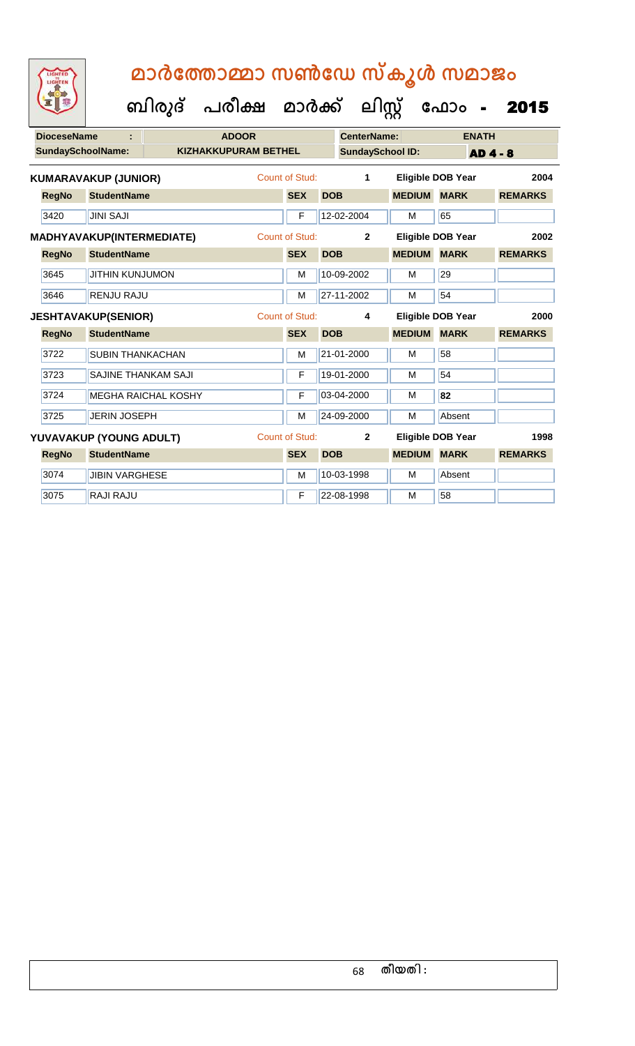# മാർത്തോമ്മാ സൺഡേ സ്കൂൾ സമാജം

## ബിരുദ് പരീക്ഷ മാർക്ക് ലിസ്റ്റ് ഫോം - 2015

| DioceseName : | ADOOR | CenterName: | ENATH |
|---|---|---|---|
| SundaySchoolName: | KIZHAKKUPURAM BETHEL | SundaySchool ID: | AD 4 - 8 |

**KUMARAVAKUP (JUNIOR)** Count of Stud: 1 Eligible DOB Year 2004

| RegNo | StudentName | SEX | DOB | MEDIUM | MARK | REMARKS |
|---|---|---|---|---|---|---|
| 3420 | JINI SAJI | F | 12-02-2004 | M | 65 | |

**MADHYAVAKUP(INTERMEDIATE)** Count of Stud: 2 Eligible DOB Year 2002

| RegNo | StudentName | SEX | DOB | MEDIUM | MARK | REMARKS |
|---|---|---|---|---|---|---|
| 3645 | JITHIN KUNJUMON | M | 10-09-2002 | M | 29 | |
| 3646 | RENJU RAJU | M | 27-11-2002 | M | 54 | |

**JESHTAVAKUP(SENIOR)** Count of Stud: 4 Eligible DOB Year 2000

| RegNo | StudentName | SEX | DOB | MEDIUM | MARK | REMARKS |
|---|---|---|---|---|---|---|
| 3722 | SUBIN THANKACHAN | M | 21-01-2000 | M | 58 | |
| 3723 | SAJINE THANKAM SAJI | F | 19-01-2000 | M | 54 | |
| 3724 | MEGHA RAICHAL KOSHY | F | 03-04-2000 | M | **82** | |
| 3725 | JERIN JOSEPH | M | 24-09-2000 | M | Absent | |

**YUVAVAKUP (YOUNG ADULT)** Count of Stud: 2 Eligible DOB Year 1998

| RegNo | StudentName | SEX | DOB | MEDIUM | MARK | REMARKS |
|---|---|---|---|---|---|---|
| 3074 | JIBIN VARGHESE | M | 10-03-1998 | M | Absent | |
| 3075 | RAJI RAJU | F | 22-08-1998 | M | 58 | |

തീയതി :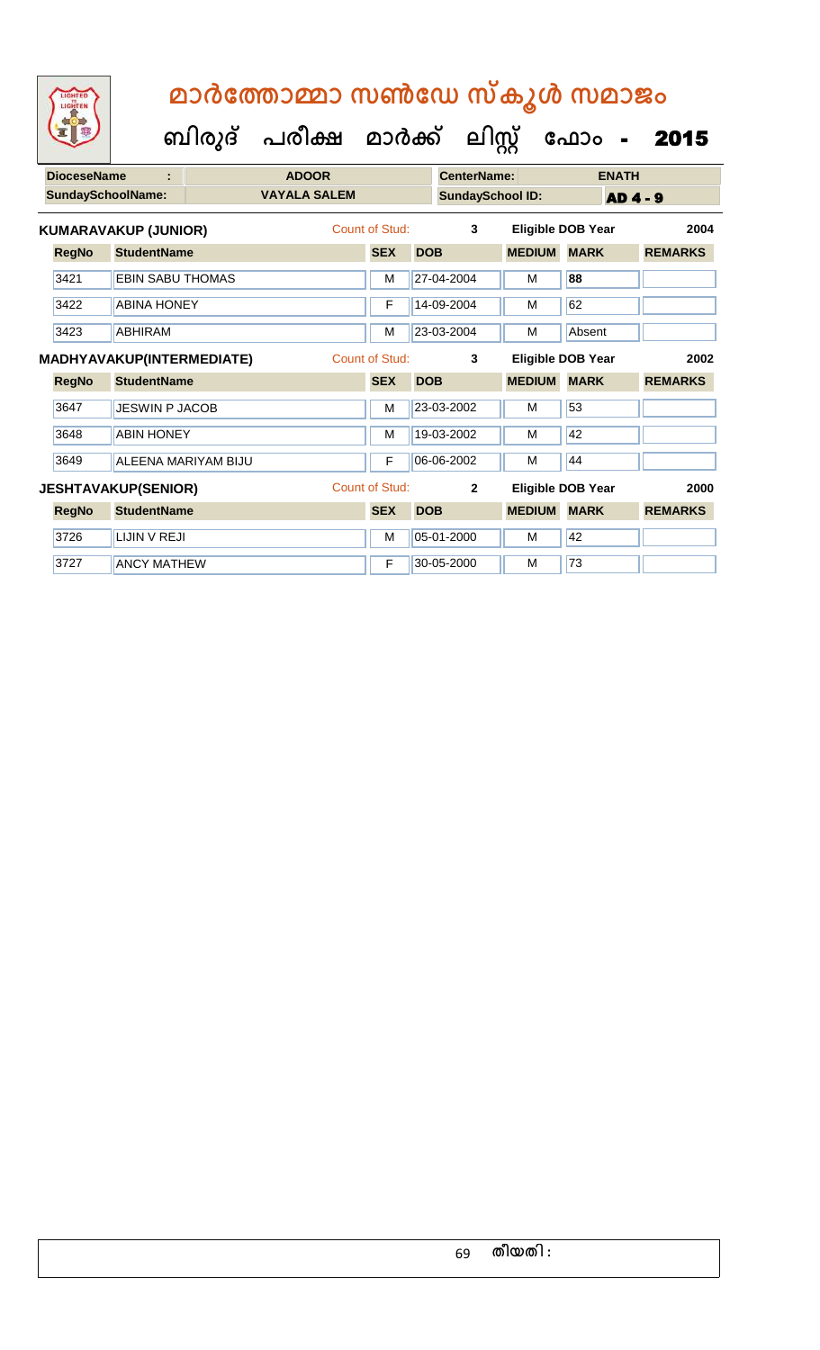# മാർത്തോമ്മാ സൺഡേ സ്കൂൾ സമാജം

## ബിരുദ് പരീക്ഷ മാർക്ക് ലിസ്റ്റ് ഫോം - 2015

| DioceseName : | ADOOR | CenterName: | ENATH |
|---|---|---|---|
| SundaySchoolName: | VAYALA SALEM | SundaySchool ID: | AD 4 - 9 |

**KUMARAVAKUP (JUNIOR)** Count of Stud: 3 Eligible DOB Year 2004

| RegNo | StudentName | SEX | DOB | MEDIUM | MARK | REMARKS |
|---|---|---|---|---|---|---|
| 3421 | EBIN SABU THOMAS | M | 27-04-2004 | M | 88 | |
| 3422 | ABINA HONEY | F | 14-09-2004 | M | 62 | |
| 3423 | ABHIRAM | M | 23-03-2004 | M | Absent | |

**MADHYAVAKUP(INTERMEDIATE)** Count of Stud: 3 Eligible DOB Year 2002

| RegNo | StudentName | SEX | DOB | MEDIUM | MARK | REMARKS |
|---|---|---|---|---|---|---|
| 3647 | JESWIN P JACOB | M | 23-03-2002 | M | 53 | |
| 3648 | ABIN HONEY | M | 19-03-2002 | M | 42 | |
| 3649 | ALEENA MARIYAM BIJU | F | 06-06-2002 | M | 44 | |

**JESHTAVAKUP(SENIOR)** Count of Stud: 2 Eligible DOB Year 2000

| RegNo | StudentName | SEX | DOB | MEDIUM | MARK | REMARKS |
|---|---|---|---|---|---|---|
| 3726 | LIJIN V REJI | M | 05-01-2000 | M | 42 | |
| 3727 | ANCY MATHEW | F | 30-05-2000 | M | 73 | |

തീയതി :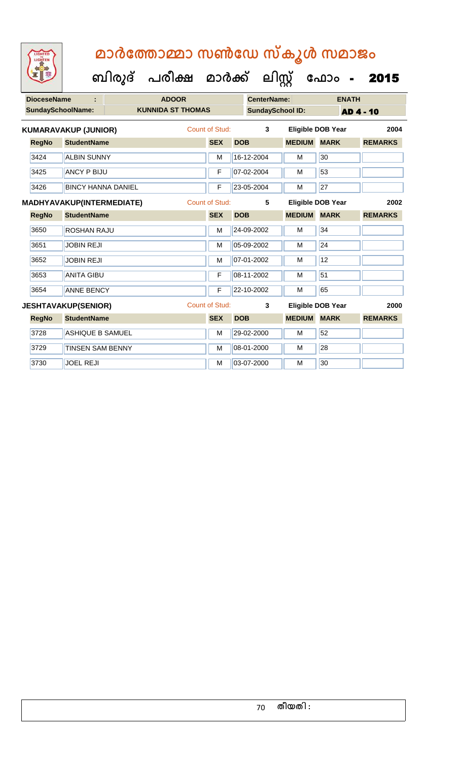# മാർത്തോമ്മാ സൺഡേ സ്കൂൾ സമാജം

## ബിരുദ് പരീക്ഷ മാർക്ക് ലിസ്റ്റ് ഫോം - 2015

| DioceseName : | ADOOR | CenterName: | ENATH |
|---|---|---|---|
| SundaySchoolName: | KUNNIDA ST THOMAS | SundaySchool ID: | AD 4 - 10 |

**KUMARAVAKUP (JUNIOR)** Count of Stud: 3 Eligible DOB Year 2004

| RegNo | StudentName | SEX | DOB | MEDIUM | MARK | REMARKS |
|---|---|---|---|---|---|---|
| 3424 | ALBIN SUNNY | M | 16-12-2004 | M | 30 | |
| 3425 | ANCY P BIJU | F | 07-02-2004 | M | 53 | |
| 3426 | BINCY HANNA DANIEL | F | 23-05-2004 | M | 27 | |

**MADHYAVAKUP(INTERMEDIATE)** Count of Stud: 5 Eligible DOB Year 2002

| RegNo | StudentName | SEX | DOB | MEDIUM | MARK | REMARKS |
|---|---|---|---|---|---|---|
| 3650 | ROSHAN RAJU | M | 24-09-2002 | M | 34 | |
| 3651 | JOBIN REJI | M | 05-09-2002 | M | 24 | |
| 3652 | JOBIN REJI | M | 07-01-2002 | M | 12 | |
| 3653 | ANITA GIBU | F | 08-11-2002 | M | 51 | |
| 3654 | ANNE BENCY | F | 22-10-2002 | M | 65 | |

**JESHTAVAKUP(SENIOR)** Count of Stud: 3 Eligible DOB Year 2000

| RegNo | StudentName | SEX | DOB | MEDIUM | MARK | REMARKS |
|---|---|---|---|---|---|---|
| 3728 | ASHIQUE B SAMUEL | M | 29-02-2000 | M | 52 | |
| 3729 | TINSEN SAM BENNY | M | 08-01-2000 | M | 28 | |
| 3730 | JOEL REJI | M | 03-07-2000 | M | 30 | |

തീയതി :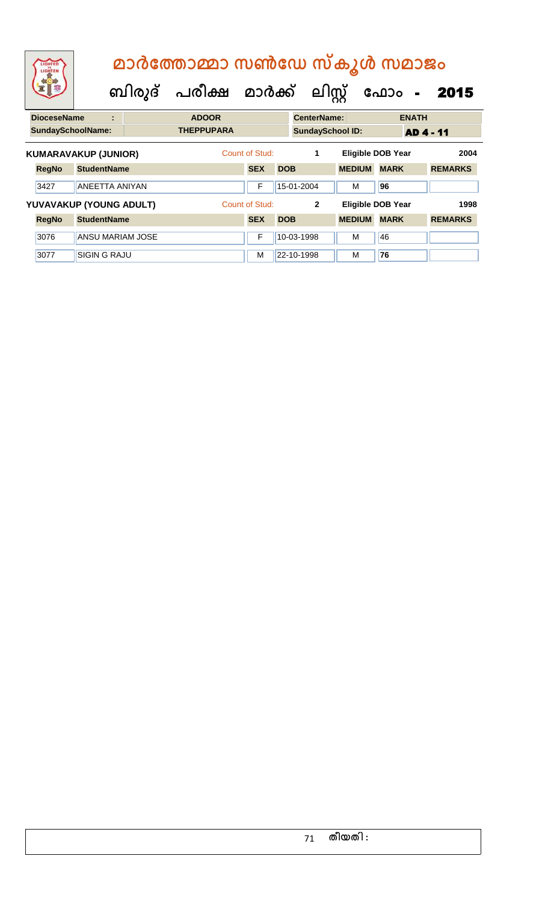# മാർത്തോമ്മാ സൺഡേ സ്കൂൾ സമാജം

## ബിരുദ് പരീക്ഷ മാർക്ക് ലിസ്റ്റ് ഫോം - 2015

| DioceseName : | ADOOR | CenterName: | ENATH |
|---|---|---|---|
| SundaySchoolName: | THEPPUPARA | SundaySchool ID: | AD 4 - 11 |

**KUMARAVAKUP (JUNIOR)** Count of Stud: 1 Eligible DOB Year 2004

| RegNo | StudentName | SEX | DOB | MEDIUM | MARK | REMARKS |
|---|---|---|---|---|---|---|
| 3427 | ANEETTA ANIYAN | F | 15-01-2004 | M | 96 | |

**YUVAVAKUP (YOUNG ADULT)** Count of Stud: 2 Eligible DOB Year 1998

| RegNo | StudentName | SEX | DOB | MEDIUM | MARK | REMARKS |
|---|---|---|---|---|---|---|
| 3076 | ANSU MARIAM JOSE | F | 10-03-1998 | M | 46 | |
| 3077 | SIGIN G RAJU | M | 22-10-1998 | M | 76 | |

തീയതി :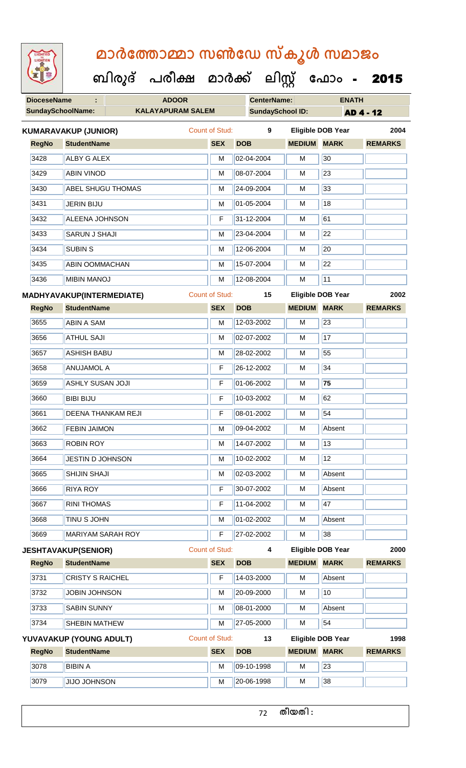# മാർത്തോമ്മാ സൺഡേ സ്കൂൾ സമാജം

## ബിരുദ് പരീക്ഷ മാർക്ക് ലിസ്റ്റ് ഫോം - 2015

| DioceseName : | ADOOR | CenterName: | ENATH |
|---|---|---|---|
| SundaySchoolName: | KALAYAPURAM SALEM | SundaySchool ID: | AD 4 - 12 |

**KUMARAVAKUP (JUNIOR)** Count of Stud: 9 Eligible DOB Year 2004

| RegNo | StudentName | SEX | DOB | MEDIUM | MARK | REMARKS |
|---|---|---|---|---|---|---|
| 3428 | ALBY G ALEX | M | 02-04-2004 | M | 30 | |
| 3429 | ABIN VINOD | M | 08-07-2004 | M | 23 | |
| 3430 | ABEL SHUGU THOMAS | M | 24-09-2004 | M | 33 | |
| 3431 | JERIN BIJU | M | 01-05-2004 | M | 18 | |
| 3432 | ALEENA JOHNSON | F | 31-12-2004 | M | 61 | |
| 3433 | SARUN J SHAJI | M | 23-04-2004 | M | 22 | |
| 3434 | SUBIN S | M | 12-06-2004 | M | 20 | |
| 3435 | ABIN OOMMACHAN | M | 15-07-2004 | M | 22 | |
| 3436 | MIBIN MANOJ | M | 12-08-2004 | M | 11 | |

**MADHYAVAKUP(INTERMEDIATE)** Count of Stud: 15 Eligible DOB Year 2002

| RegNo | StudentName | SEX | DOB | MEDIUM | MARK | REMARKS |
|---|---|---|---|---|---|---|
| 3655 | ABIN A SAM | M | 12-03-2002 | M | 23 | |
| 3656 | ATHUL SAJI | M | 02-07-2002 | M | 17 | |
| 3657 | ASHISH BABU | M | 28-02-2002 | M | 55 | |
| 3658 | ANUJAMOL A | F | 26-12-2002 | M | 34 | |
| 3659 | ASHLY SUSAN JOJI | F | 01-06-2002 | M | **75** | |
| 3660 | BIBI BIJU | F | 10-03-2002 | M | 62 | |
| 3661 | DEENA THANKAM REJI | F | 08-01-2002 | M | 54 | |
| 3662 | FEBIN JAIMON | M | 09-04-2002 | M | Absent | |
| 3663 | ROBIN ROY | M | 14-07-2002 | M | 13 | |
| 3664 | JESTIN D JOHNSON | M | 10-02-2002 | M | 12 | |
| 3665 | SHIJIN SHAJI | M | 02-03-2002 | M | Absent | |
| 3666 | RIYA ROY | F | 30-07-2002 | M | Absent | |
| 3667 | RINI THOMAS | F | 11-04-2002 | M | 47 | |
| 3668 | TINU S JOHN | M | 01-02-2002 | M | Absent | |
| 3669 | MARIYAM SARAH ROY | F | 27-02-2002 | M | 38 | |

**JESHTAVAKUP(SENIOR)** Count of Stud: 4 Eligible DOB Year 2000

| RegNo | StudentName | SEX | DOB | MEDIUM | MARK | REMARKS |
|---|---|---|---|---|---|---|
| 3731 | CRISTY S RAICHEL | F | 14-03-2000 | M | Absent | |
| 3732 | JOBIN JOHNSON | M | 20-09-2000 | M | 10 | |
| 3733 | SABIN SUNNY | M | 08-01-2000 | M | Absent | |
| 3734 | SHEBIN MATHEW | M | 27-05-2000 | M | 54 | |

**YUVAVAKUP (YOUNG ADULT)** Count of Stud: 13 Eligible DOB Year 1998

| RegNo | StudentName | SEX | DOB | MEDIUM | MARK | REMARKS |
|---|---|---|---|---|---|---|
| 3078 | BIBIN A | M | 09-10-1998 | M | 23 | |
| 3079 | JIJO JOHNSON | M | 20-06-1998 | M | 38 | |

തീയതി :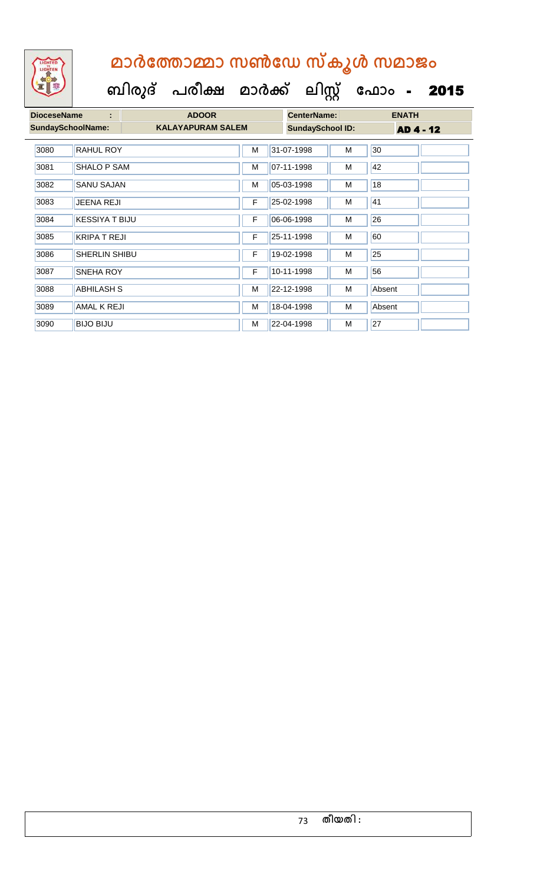# മാർത്തോമ്മാ സൺഡേ സ്കൂൾ സമാജം

## ബിരുദ് പരീക്ഷ മാർക്ക് ലിസ്റ്റ് ഫോം - 2015

| DioceseName : | ADOOR | CenterName: | ENATH |
|---|---|---|---|
| SundaySchoolName: | KALAYAPURAM SALEM | SundaySchool ID: | AD 4 - 12 |

| | | | | | | |
|---|---|---|---|---|---|---|
| 3080 | RAHUL ROY | M | 31-07-1998 | M | 30 | |
| 3081 | SHALO P SAM | M | 07-11-1998 | M | 42 | |
| 3082 | SANU SAJAN | M | 05-03-1998 | M | 18 | |
| 3083 | JEENA REJI | F | 25-02-1998 | M | 41 | |
| 3084 | KESSIYA T BIJU | F | 06-06-1998 | M | 26 | |
| 3085 | KRIPA T REJI | F | 25-11-1998 | M | 60 | |
| 3086 | SHERLIN SHIBU | F | 19-02-1998 | M | 25 | |
| 3087 | SNEHA ROY | F | 10-11-1998 | M | 56 | |
| 3088 | ABHILASH S | M | 22-12-1998 | M | Absent | |
| 3089 | AMAL K REJI | M | 18-04-1998 | M | Absent | |
| 3090 | BIJO BIJU | M | 22-04-1998 | M | 27 | |

തീയതി :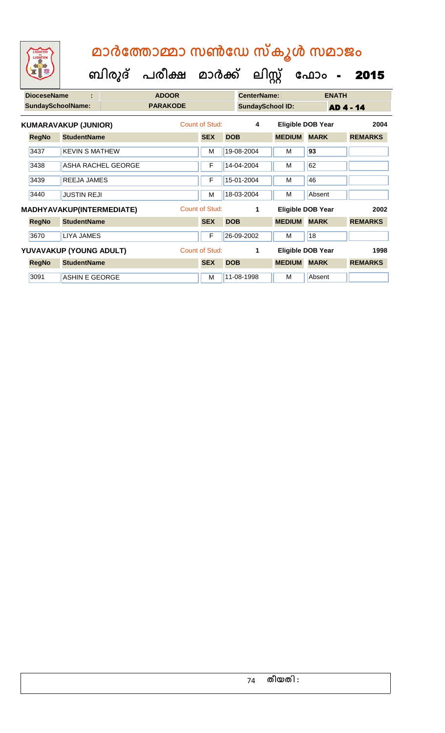# മാർത്തോമ്മാ സൺഡേ സ്കൂൾ സമാജം

## ബിരുദ് പരീക്ഷ മാർക്ക് ലിസ്റ്റ് ഫോം - 2015

| DioceseName : | ADOOR | CenterName: | ENATH |
|---|---|---|---|
| SundaySchoolName: | PARAKODE | SundaySchool ID: | AD 4 - 14 |

**KUMARAVAKUP (JUNIOR)** — Count of Stud: 4 — Eligible DOB Year: 2004

| RegNo | StudentName | SEX | DOB | MEDIUM | MARK | REMARKS |
|---|---|---|---|---|---|---|
| 3437 | KEVIN S MATHEW | M | 19-08-2004 | M | 93 | |
| 3438 | ASHA RACHEL GEORGE | F | 14-04-2004 | M | 62 | |
| 3439 | REEJA JAMES | F | 15-01-2004 | M | 46 | |
| 3440 | JUSTIN REJI | M | 18-03-2004 | M | Absent | |

**MADHYAVAKUP(INTERMEDIATE)** — Count of Stud: 1 — Eligible DOB Year: 2002

| RegNo | StudentName | SEX | DOB | MEDIUM | MARK | REMARKS |
|---|---|---|---|---|---|---|
| 3670 | LIYA JAMES | F | 26-09-2002 | M | 18 | |

**YUVAVAKUP (YOUNG ADULT)** — Count of Stud: 1 — Eligible DOB Year: 1998

| RegNo | StudentName | SEX | DOB | MEDIUM | MARK | REMARKS |
|---|---|---|---|---|---|---|
| 3091 | ASHIN E GEORGE | M | 11-08-1998 | M | Absent | |

തീയതി :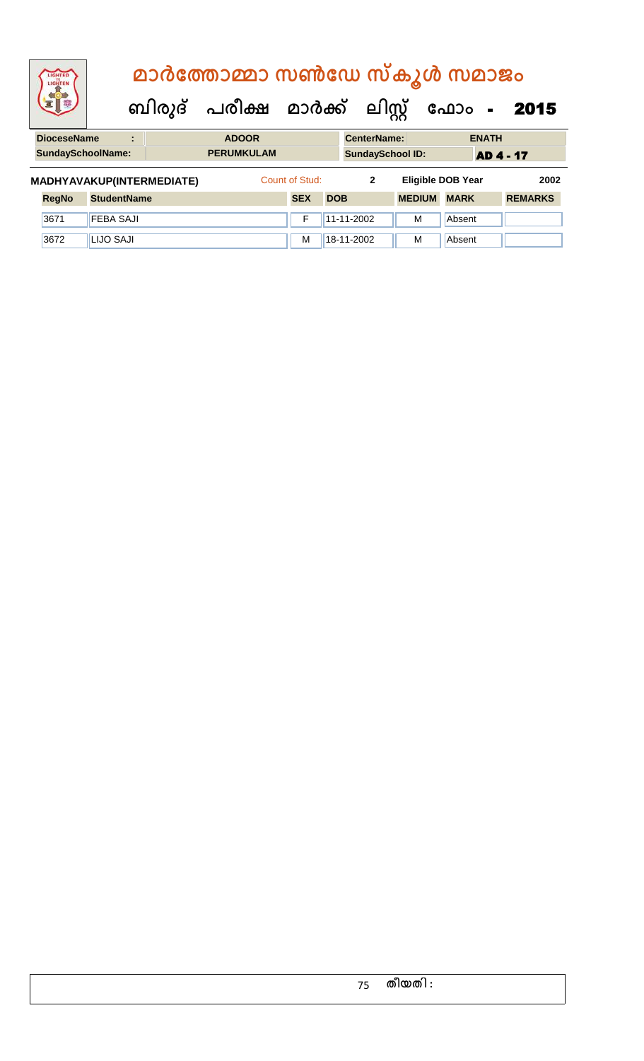# മാർത്തോമ്മാ സൺഡേ സ്കൂൾ സമാജം

## ബിരുദ് പരീക്ഷ മാർക്ക് ലിസ്റ്റ് ഫോം - 2015

| DioceseName | : | ADOOR | CenterName: | ENATH |
|---|---|---|---|---|
| SundaySchoolName: | | PERUMKULAM | SundaySchool ID: | AD 4 - 17 |

**MADHYAVAKUP(INTERMEDIATE)** Count of Stud: 2 Eligible DOB Year 2002

| RegNo | StudentName | SEX | DOB | MEDIUM | MARK | REMARKS |
|---|---|---|---|---|---|---|
| 3671 | FEBA SAJI | F | 11-11-2002 | M | Absent | |
| 3672 | LIJO SAJI | M | 18-11-2002 | M | Absent | |

തീയതി :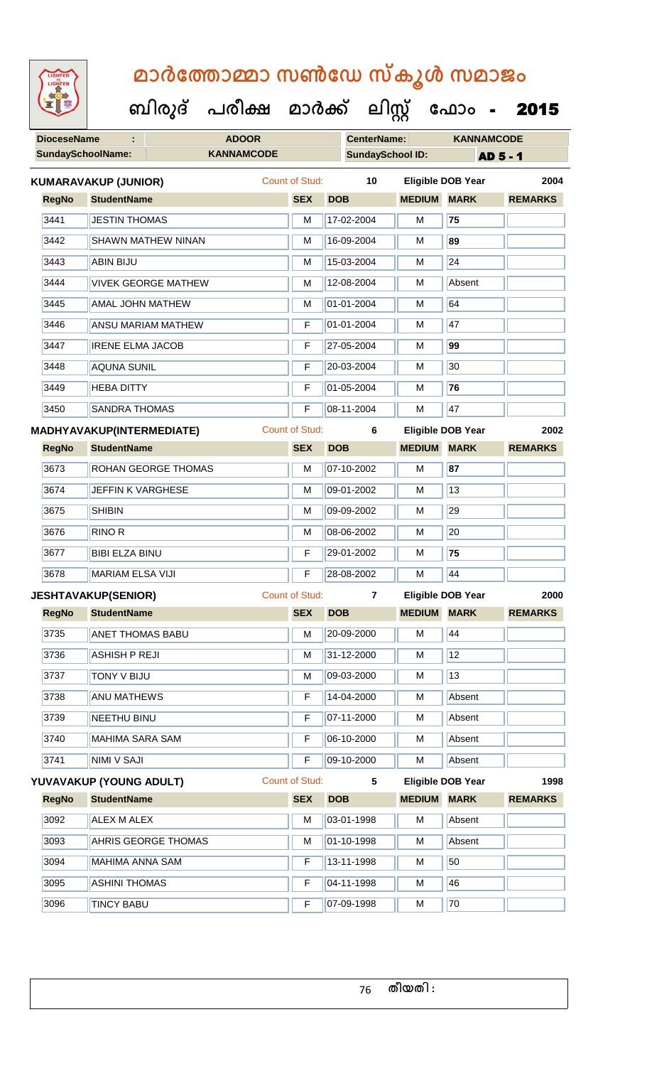# മാർത്തോമ്മാ സൺഡേ സ്കൂൾ സമാജം

## ബിരുദ് പരീക്ഷ മാർക്ക് ലിസ്റ്റ് ഫോം - 2015

| DioceseName : | ADOOR | CenterName: | KANNAMCODE |
|---|---|---|---|
| SundaySchoolName: | KANNAMCODE | SundaySchool ID: | AD 5 - 1 |

**KUMARAVAKUP (JUNIOR)** Count of Stud: 10 Eligible DOB Year 2004

| RegNo | StudentName | SEX | DOB | MEDIUM | MARK | REMARKS |
|---|---|---|---|---|---|---|
| 3441 | JESTIN THOMAS | M | 17-02-2004 | M | 75 | |
| 3442 | SHAWN MATHEW NINAN | M | 16-09-2004 | M | 89 | |
| 3443 | ABIN BIJU | M | 15-03-2004 | M | 24 | |
| 3444 | VIVEK GEORGE MATHEW | M | 12-08-2004 | M | Absent | |
| 3445 | AMAL JOHN MATHEW | M | 01-01-2004 | M | 64 | |
| 3446 | ANSU MARIAM MATHEW | F | 01-01-2004 | M | 47 | |
| 3447 | IRENE ELMA JACOB | F | 27-05-2004 | M | 99 | |
| 3448 | AQUNA SUNIL | F | 20-03-2004 | M | 30 | |
| 3449 | HEBA DITTY | F | 01-05-2004 | M | 76 | |
| 3450 | SANDRA THOMAS | F | 08-11-2004 | M | 47 | |

**MADHYAVAKUP(INTERMEDIATE)** Count of Stud: 6 Eligible DOB Year 2002

| RegNo | StudentName | SEX | DOB | MEDIUM | MARK | REMARKS |
|---|---|---|---|---|---|---|
| 3673 | ROHAN GEORGE THOMAS | M | 07-10-2002 | M | 87 | |
| 3674 | JEFFIN K VARGHESE | M | 09-01-2002 | M | 13 | |
| 3675 | SHIBIN | M | 09-09-2002 | M | 29 | |
| 3676 | RINO R | M | 08-06-2002 | M | 20 | |
| 3677 | BIBI ELZA BINU | F | 29-01-2002 | M | 75 | |
| 3678 | MARIAM ELSA VIJI | F | 28-08-2002 | M | 44 | |

**JESHTAVAKUP(SENIOR)** Count of Stud: 7 Eligible DOB Year 2000

| RegNo | StudentName | SEX | DOB | MEDIUM | MARK | REMARKS |
|---|---|---|---|---|---|---|
| 3735 | ANET THOMAS BABU | M | 20-09-2000 | M | 44 | |
| 3736 | ASHISH P REJI | M | 31-12-2000 | M | 12 | |
| 3737 | TONY V BIJU | M | 09-03-2000 | M | 13 | |
| 3738 | ANU MATHEWS | F | 14-04-2000 | M | Absent | |
| 3739 | NEETHU BINU | F | 07-11-2000 | M | Absent | |
| 3740 | MAHIMA SARA SAM | F | 06-10-2000 | M | Absent | |
| 3741 | NIMI V SAJI | F | 09-10-2000 | M | Absent | |

**YUVAVAKUP (YOUNG ADULT)** Count of Stud: 5 Eligible DOB Year 1998

| RegNo | StudentName | SEX | DOB | MEDIUM | MARK | REMARKS |
|---|---|---|---|---|---|---|
| 3092 | ALEX M ALEX | M | 03-01-1998 | M | Absent | |
| 3093 | AHRIS GEORGE THOMAS | M | 01-10-1998 | M | Absent | |
| 3094 | MAHIMA ANNA SAM | F | 13-11-1998 | M | 50 | |
| 3095 | ASHINI THOMAS | F | 04-11-1998 | M | 46 | |
| 3096 | TINCY BABU | F | 07-09-1998 | M | 70 | |

തീയതി :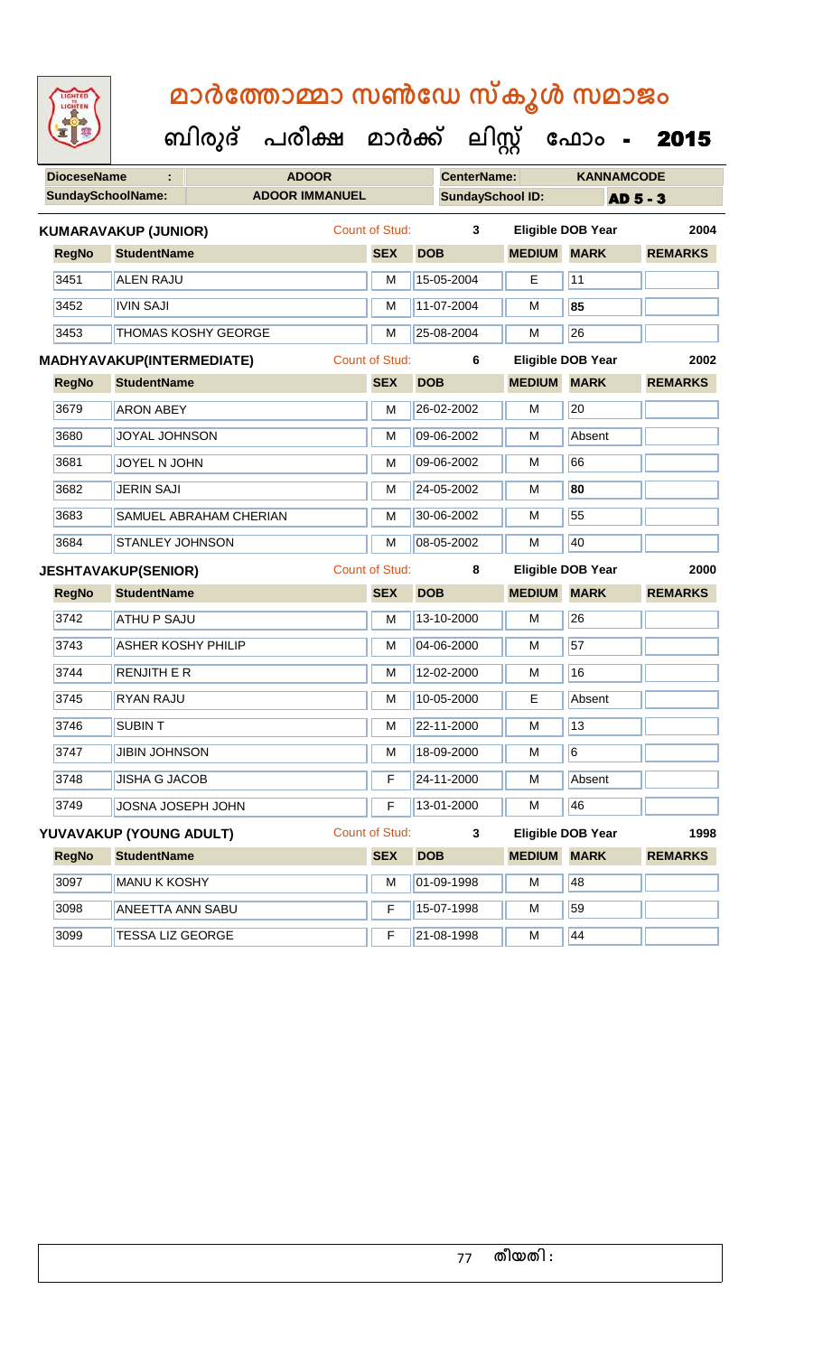# മാർത്തോമ്മാ സൺഡേ സ്കൂൾ സമാജം

**ബിരുദ് പരീക്ഷ മാർക്ക് ലിസ്റ്റ് ഫോം - 2015**

| DioceseName : | ADOOR | CenterName: | KANNAMCODE |
|---|---|---|---|
| SundaySchoolName: | ADOOR IMMANUEL | SundaySchool ID: | AD 5 - 3 |

**KUMARAVAKUP (JUNIOR)** Count of Stud: 3 Eligible DOB Year 2004

| RegNo | StudentName | SEX | DOB | MEDIUM | MARK | REMARKS |
|---|---|---|---|---|---|---|
| 3451 | ALEN RAJU | M | 15-05-2004 | E | 11 | |
| 3452 | IVIN SAJI | M | 11-07-2004 | M | **85** | |
| 3453 | THOMAS KOSHY GEORGE | M | 25-08-2004 | M | 26 | |

**MADHYAVAKUP(INTERMEDIATE)** Count of Stud: 6 Eligible DOB Year 2002

| RegNo | StudentName | SEX | DOB | MEDIUM | MARK | REMARKS |
|---|---|---|---|---|---|---|
| 3679 | ARON ABEY | M | 26-02-2002 | M | 20 | |
| 3680 | JOYAL JOHNSON | M | 09-06-2002 | M | Absent | |
| 3681 | JOYEL N JOHN | M | 09-06-2002 | M | 66 | |
| 3682 | JERIN SAJI | M | 24-05-2002 | M | **80** | |
| 3683 | SAMUEL ABRAHAM CHERIAN | M | 30-06-2002 | M | 55 | |
| 3684 | STANLEY JOHNSON | M | 08-05-2002 | M | 40 | |

**JESHTAVAKUP(SENIOR)** Count of Stud: 8 Eligible DOB Year 2000

| RegNo | StudentName | SEX | DOB | MEDIUM | MARK | REMARKS |
|---|---|---|---|---|---|---|
| 3742 | ATHU P SAJU | M | 13-10-2000 | M | 26 | |
| 3743 | ASHER KOSHY PHILIP | M | 04-06-2000 | M | 57 | |
| 3744 | RENJITH E R | M | 12-02-2000 | M | 16 | |
| 3745 | RYAN RAJU | M | 10-05-2000 | E | Absent | |
| 3746 | SUBIN T | M | 22-11-2000 | M | 13 | |
| 3747 | JIBIN JOHNSON | M | 18-09-2000 | M | 6 | |
| 3748 | JISHA G JACOB | F | 24-11-2000 | M | Absent | |
| 3749 | JOSNA JOSEPH JOHN | F | 13-01-2000 | M | 46 | |

**YUVAVAKUP (YOUNG ADULT)** Count of Stud: 3 Eligible DOB Year 1998

| RegNo | StudentName | SEX | DOB | MEDIUM | MARK | REMARKS |
|---|---|---|---|---|---|---|
| 3097 | MANU K KOSHY | M | 01-09-1998 | M | 48 | |
| 3098 | ANEETTA ANN SABU | F | 15-07-1998 | M | 59 | |
| 3099 | TESSA LIZ GEORGE | F | 21-08-1998 | M | 44 | |

തീയതി :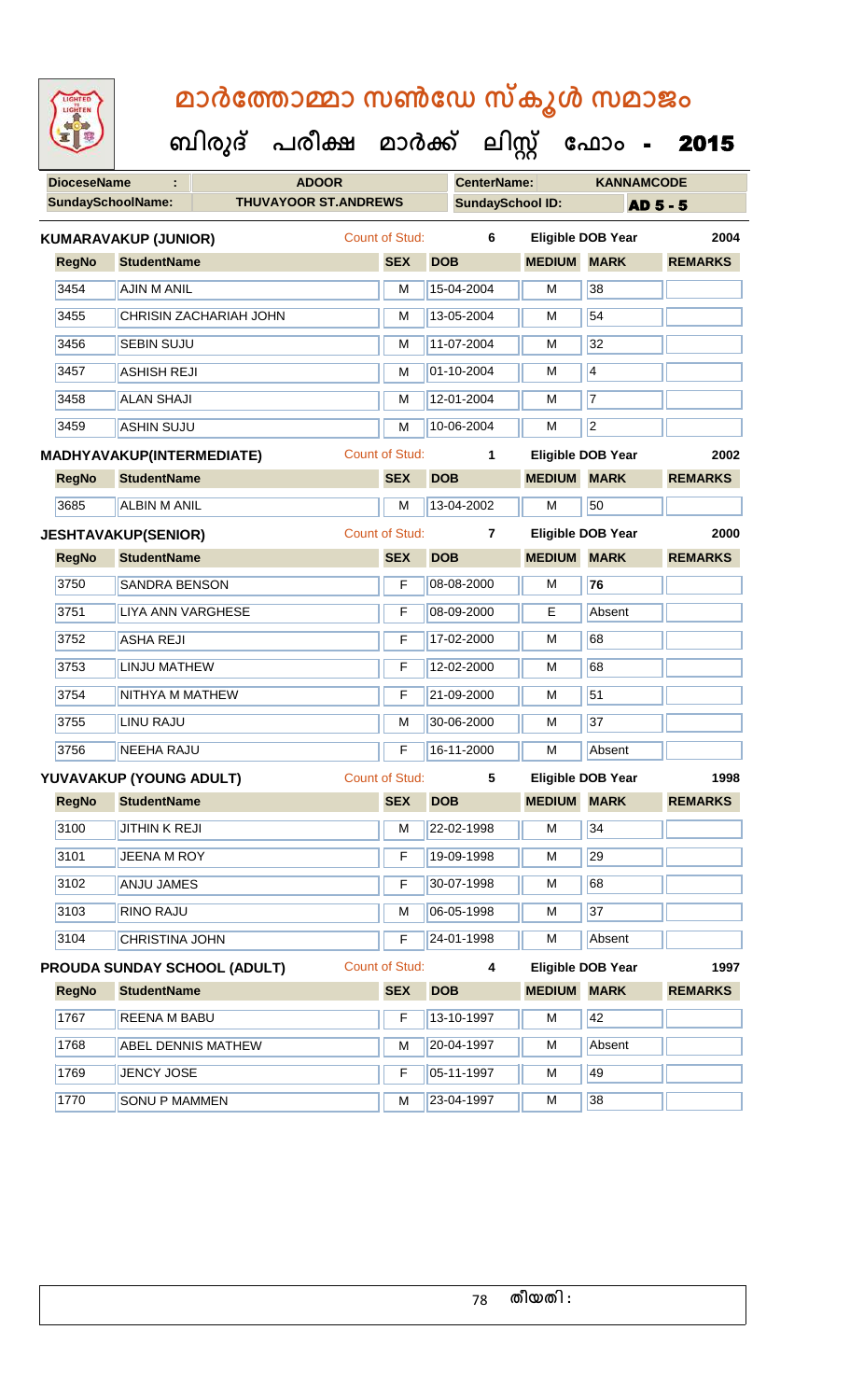# മാർത്തോമ്മാ സൺഡേ സ്കൂൾ സമാജം

## ബിരുദ് പരീക്ഷ മാർക്ക് ലിസ്റ്റ് ഫോം - 2015

| DioceseName : | ADOOR | CenterName: | KANNAMCODE |
|---|---|---|---|
| SundaySchoolName: | THUVAYOOR ST.ANDREWS | SundaySchool ID: | AD 5 - 5 |

**KUMARAVAKUP (JUNIOR)** Count of Stud: 6 Eligible DOB Year 2004

| RegNo | StudentName | SEX | DOB | MEDIUM | MARK | REMARKS |
|---|---|---|---|---|---|---|
| 3454 | AJIN M ANIL | M | 15-04-2004 | M | 38 | |
| 3455 | CHRISIN ZACHARIAH JOHN | M | 13-05-2004 | M | 54 | |
| 3456 | SEBIN SUJU | M | 11-07-2004 | M | 32 | |
| 3457 | ASHISH REJI | M | 01-10-2004 | M | 4 | |
| 3458 | ALAN SHAJI | M | 12-01-2004 | M | 7 | |
| 3459 | ASHIN SUJU | M | 10-06-2004 | M | 2 | |

**MADHYAVAKUP(INTERMEDIATE)** Count of Stud: 1 Eligible DOB Year 2002

| RegNo | StudentName | SEX | DOB | MEDIUM | MARK | REMARKS |
|---|---|---|---|---|---|---|
| 3685 | ALBIN M ANIL | M | 13-04-2002 | M | 50 | |

**JESHTAVAKUP(SENIOR)** Count of Stud: 7 Eligible DOB Year 2000

| RegNo | StudentName | SEX | DOB | MEDIUM | MARK | REMARKS |
|---|---|---|---|---|---|---|
| 3750 | SANDRA BENSON | F | 08-08-2000 | M | 76 | |
| 3751 | LIYA ANN VARGHESE | F | 08-09-2000 | E | Absent | |
| 3752 | ASHA REJI | F | 17-02-2000 | M | 68 | |
| 3753 | LINJU MATHEW | F | 12-02-2000 | M | 68 | |
| 3754 | NITHYA M MATHEW | F | 21-09-2000 | M | 51 | |
| 3755 | LINU RAJU | M | 30-06-2000 | M | 37 | |
| 3756 | NEEHA RAJU | F | 16-11-2000 | M | Absent | |

**YUVAVAKUP (YOUNG ADULT)** Count of Stud: 5 Eligible DOB Year 1998

| RegNo | StudentName | SEX | DOB | MEDIUM | MARK | REMARKS |
|---|---|---|---|---|---|---|
| 3100 | JITHIN K REJI | M | 22-02-1998 | M | 34 | |
| 3101 | JEENA M ROY | F | 19-09-1998 | M | 29 | |
| 3102 | ANJU JAMES | F | 30-07-1998 | M | 68 | |
| 3103 | RINO RAJU | M | 06-05-1998 | M | 37 | |
| 3104 | CHRISTINA JOHN | F | 24-01-1998 | M | Absent | |

**PROUDA SUNDAY SCHOOL (ADULT)** Count of Stud: 4 Eligible DOB Year 1997

| RegNo | StudentName | SEX | DOB | MEDIUM | MARK | REMARKS |
|---|---|---|---|---|---|---|
| 1767 | REENA M BABU | F | 13-10-1997 | M | 42 | |
| 1768 | ABEL DENNIS MATHEW | M | 20-04-1997 | M | Absent | |
| 1769 | JENCY JOSE | F | 05-11-1997 | M | 49 | |
| 1770 | SONU P MAMMEN | M | 23-04-1997 | M | 38 | |

തീയതി :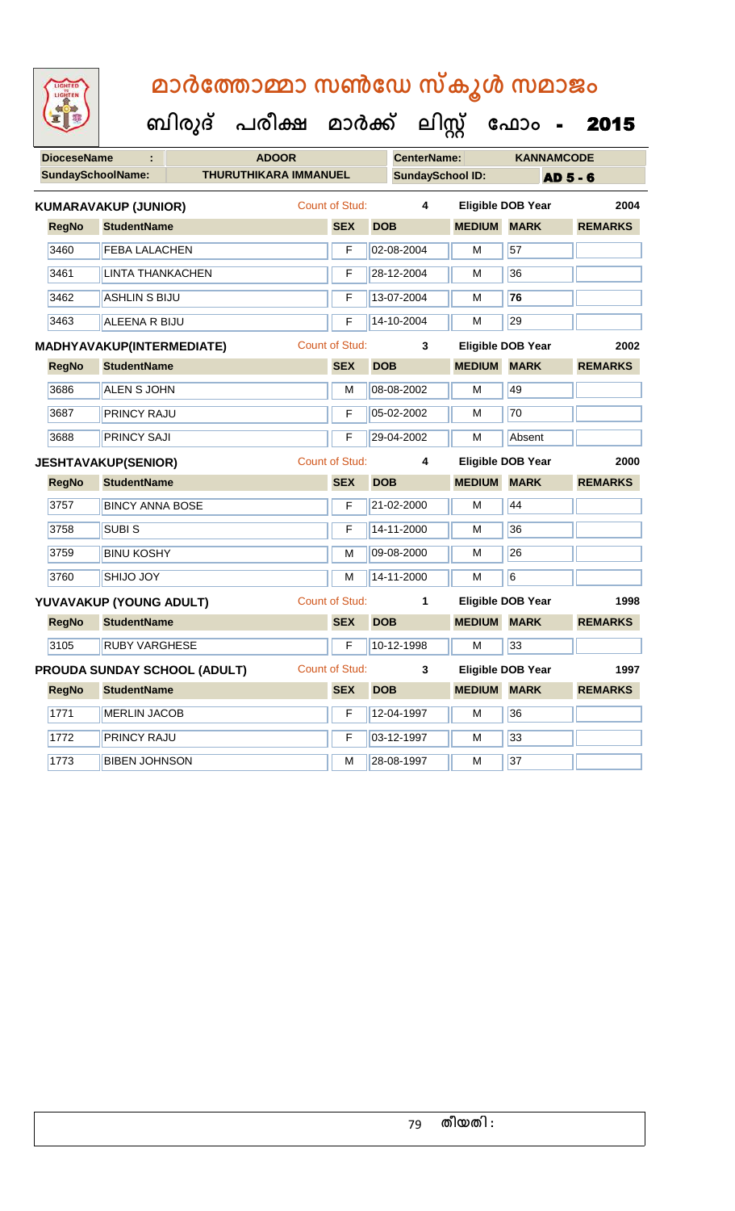# മാർത്തോമ്മാ സൺഡേ സ്കൂൾ സമാജം

## ബിരുദ് പരീക്ഷ മാർക്ക് ലിസ്റ്റ് ഫോം - 2015

| DioceseName : | ADOOR | CenterName: | KANNAMCODE |
|---|---|---|---|
| SundaySchoolName: | THURUTHIKARA IMMANUEL | SundaySchool ID: | AD 5 - 6 |

**KUMARAVAKUP (JUNIOR)** Count of Stud: 4 Eligible DOB Year 2004

| RegNo | StudentName | SEX | DOB | MEDIUM | MARK | REMARKS |
|---|---|---|---|---|---|---|
| 3460 | FEBA LALACHEN | F | 02-08-2004 | M | 57 | |
| 3461 | LINTA THANKACHEN | F | 28-12-2004 | M | 36 | |
| 3462 | ASHLIN S BIJU | F | 13-07-2004 | M | 76 | |
| 3463 | ALEENA R BIJU | F | 14-10-2004 | M | 29 | |

**MADHYAVAKUP(INTERMEDIATE)** Count of Stud: 3 Eligible DOB Year 2002

| RegNo | StudentName | SEX | DOB | MEDIUM | MARK | REMARKS |
|---|---|---|---|---|---|---|
| 3686 | ALEN S JOHN | M | 08-08-2002 | M | 49 | |
| 3687 | PRINCY RAJU | F | 05-02-2002 | M | 70 | |
| 3688 | PRINCY SAJI | F | 29-04-2002 | M | Absent | |

**JESHTAVAKUP(SENIOR)** Count of Stud: 4 Eligible DOB Year 2000

| RegNo | StudentName | SEX | DOB | MEDIUM | MARK | REMARKS |
|---|---|---|---|---|---|---|
| 3757 | BINCY ANNA BOSE | F | 21-02-2000 | M | 44 | |
| 3758 | SUBI S | F | 14-11-2000 | M | 36 | |
| 3759 | BINU KOSHY | M | 09-08-2000 | M | 26 | |
| 3760 | SHIJO JOY | M | 14-11-2000 | M | 6 | |

**YUVAVAKUP (YOUNG ADULT)** Count of Stud: 1 Eligible DOB Year 1998

| RegNo | StudentName | SEX | DOB | MEDIUM | MARK | REMARKS |
|---|---|---|---|---|---|---|
| 3105 | RUBY VARGHESE | F | 10-12-1998 | M | 33 | |

**PROUDA SUNDAY SCHOOL (ADULT)** Count of Stud: 3 Eligible DOB Year 1997

| RegNo | StudentName | SEX | DOB | MEDIUM | MARK | REMARKS |
|---|---|---|---|---|---|---|
| 1771 | MERLIN JACOB | F | 12-04-1997 | M | 36 | |
| 1772 | PRINCY RAJU | F | 03-12-1997 | M | 33 | |
| 1773 | BIBEN JOHNSON | M | 28-08-1997 | M | 37 | |

തീയതി :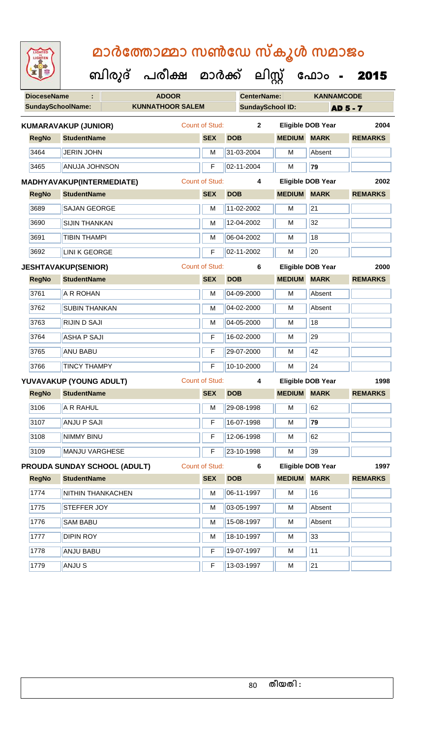# മാർത്തോമ്മാ സൺഡേ സ്കൂൾ സമാജം

## ബിരുദ് പരീക്ഷ മാർക്ക് ലിസ്റ്റ് ഫോം - 2015

**DioceseName :** ADOOR **CenterName:** KANNAMCODE

**SundaySchoolName:** KUNNATHOOR SALEM **SundaySchool ID:** AD 5 - 7

**KUMARAVAKUP (JUNIOR)** Count of Stud: 2 Eligible DOB Year 2004

| RegNo | StudentName | SEX | DOB | MEDIUM | MARK | REMARKS |
|---|---|---|---|---|---|---|
| 3464 | JERIN JOHN | M | 31-03-2004 | M | Absent | |
| 3465 | ANUJA JOHNSON | F | 02-11-2004 | M | 79 | |

**MADHYAVAKUP(INTERMEDIATE)** Count of Stud: 4 Eligible DOB Year 2002

| RegNo | StudentName | SEX | DOB | MEDIUM | MARK | REMARKS |
|---|---|---|---|---|---|---|
| 3689 | SAJAN GEORGE | M | 11-02-2002 | M | 21 | |
| 3690 | SIJIN THANKAN | M | 12-04-2002 | M | 32 | |
| 3691 | TIBIN THAMPI | M | 06-04-2002 | M | 18 | |
| 3692 | LINI K GEORGE | F | 02-11-2002 | M | 20 | |

**JESHTAVAKUP(SENIOR)** Count of Stud: 6 Eligible DOB Year 2000

| RegNo | StudentName | SEX | DOB | MEDIUM | MARK | REMARKS |
|---|---|---|---|---|---|---|
| 3761 | A R ROHAN | M | 04-09-2000 | M | Absent | |
| 3762 | SUBIN THANKAN | M | 04-02-2000 | M | Absent | |
| 3763 | RIJIN D SAJI | M | 04-05-2000 | M | 18 | |
| 3764 | ASHA P SAJI | F | 16-02-2000 | M | 29 | |
| 3765 | ANU BABU | F | 29-07-2000 | M | 42 | |
| 3766 | TINCY THAMPY | F | 10-10-2000 | M | 24 | |

**YUVAVAKUP (YOUNG ADULT)** Count of Stud: 4 Eligible DOB Year 1998

| RegNo | StudentName | SEX | DOB | MEDIUM | MARK | REMARKS |
|---|---|---|---|---|---|---|
| 3106 | A R RAHUL | M | 29-08-1998 | M | 62 | |
| 3107 | ANJU P SAJI | F | 16-07-1998 | M | 79 | |
| 3108 | NIMMY BINU | F | 12-06-1998 | M | 62 | |
| 3109 | MANJU VARGHESE | F | 23-10-1998 | M | 39 | |

**PROUDA SUNDAY SCHOOL (ADULT)** Count of Stud: 6 Eligible DOB Year 1997

| RegNo | StudentName | SEX | DOB | MEDIUM | MARK | REMARKS |
|---|---|---|---|---|---|---|
| 1774 | NITHIN THANKACHEN | M | 06-11-1997 | M | 16 | |
| 1775 | STEFFER JOY | M | 03-05-1997 | M | Absent | |
| 1776 | SAM BABU | M | 15-08-1997 | M | Absent | |
| 1777 | DIPIN ROY | M | 18-10-1997 | M | 33 | |
| 1778 | ANJU BABU | F | 19-07-1997 | M | 11 | |
| 1779 | ANJU S | F | 13-03-1997 | M | 21 | |

തീയതി :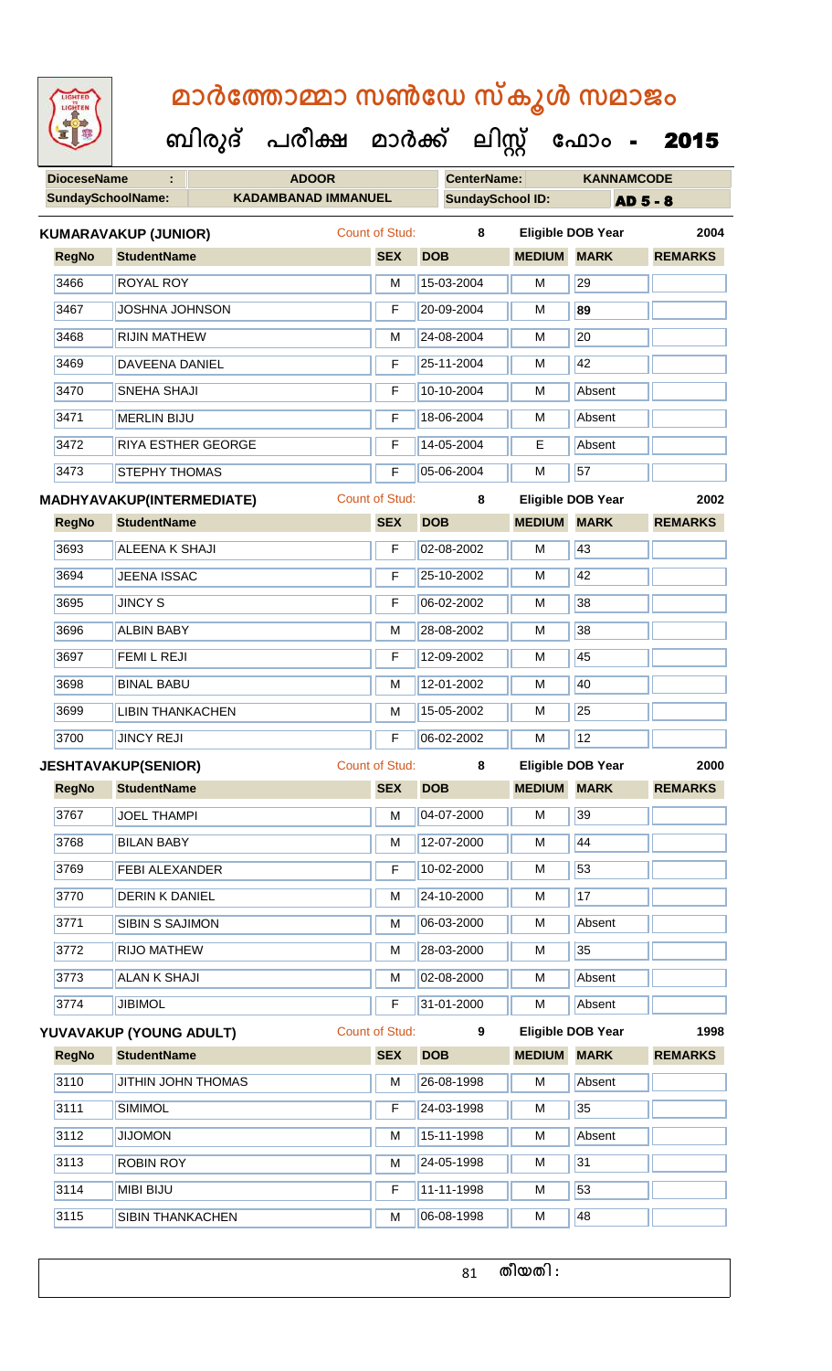# മാർത്തോമ്മാ സൺഡേ സ്കൂൾ സമാജം

## ബിരുദ് പരീക്ഷ മാർക്ക് ലിസ്റ്റ് ഫോം - 2015

| DioceseName : | ADOOR | CenterName: | KANNAMCODE |
|---|---|---|---|
| SundaySchoolName: | KADAMBANAD IMMANUEL | SundaySchool ID: | AD 5 - 8 |

**KUMARAVAKUP (JUNIOR)** Count of Stud: 8 Eligible DOB Year 2004

| RegNo | StudentName | SEX | DOB | MEDIUM | MARK | REMARKS |
|---|---|---|---|---|---|---|
| 3466 | ROYAL ROY | M | 15-03-2004 | M | 29 | |
| 3467 | JOSHNA JOHNSON | F | 20-09-2004 | M | **89** | |
| 3468 | RIJIN MATHEW | M | 24-08-2004 | M | 20 | |
| 3469 | DAVEENA DANIEL | F | 25-11-2004 | M | 42 | |
| 3470 | SNEHA SHAJI | F | 10-10-2004 | M | Absent | |
| 3471 | MERLIN BIJU | F | 18-06-2004 | M | Absent | |
| 3472 | RIYA ESTHER GEORGE | F | 14-05-2004 | E | Absent | |
| 3473 | STEPHY THOMAS | F | 05-06-2004 | M | 57 | |

**MADHYAVAKUP(INTERMEDIATE)** Count of Stud: 8 Eligible DOB Year 2002

| RegNo | StudentName | SEX | DOB | MEDIUM | MARK | REMARKS |
|---|---|---|---|---|---|---|
| 3693 | ALEENA K SHAJI | F | 02-08-2002 | M | 43 | |
| 3694 | JEENA ISSAC | F | 25-10-2002 | M | 42 | |
| 3695 | JINCY S | F | 06-02-2002 | M | 38 | |
| 3696 | ALBIN BABY | M | 28-08-2002 | M | 38 | |
| 3697 | FEMI L REJI | F | 12-09-2002 | M | 45 | |
| 3698 | BINAL BABU | M | 12-01-2002 | M | 40 | |
| 3699 | LIBIN THANKACHEN | M | 15-05-2002 | M | 25 | |
| 3700 | JINCY REJI | F | 06-02-2002 | M | 12 | |

**JESHTAVAKUP(SENIOR)** Count of Stud: 8 Eligible DOB Year 2000

| RegNo | StudentName | SEX | DOB | MEDIUM | MARK | REMARKS |
|---|---|---|---|---|---|---|
| 3767 | JOEL THAMPI | M | 04-07-2000 | M | 39 | |
| 3768 | BILAN BABY | M | 12-07-2000 | M | 44 | |
| 3769 | FEBI ALEXANDER | F | 10-02-2000 | M | 53 | |
| 3770 | DERIN K DANIEL | M | 24-10-2000 | M | 17 | |
| 3771 | SIBIN S SAJIMON | M | 06-03-2000 | M | Absent | |
| 3772 | RIJO MATHEW | M | 28-03-2000 | M | 35 | |
| 3773 | ALAN K SHAJI | M | 02-08-2000 | M | Absent | |
| 3774 | JIBIMOL | F | 31-01-2000 | M | Absent | |

**YUVAVAKUP (YOUNG ADULT)** Count of Stud: 9 Eligible DOB Year 1998

| RegNo | StudentName | SEX | DOB | MEDIUM | MARK | REMARKS |
|---|---|---|---|---|---|---|
| 3110 | JITHIN JOHN THOMAS | M | 26-08-1998 | M | Absent | |
| 3111 | SIMIMOL | F | 24-03-1998 | M | 35 | |
| 3112 | JIJOMON | M | 15-11-1998 | M | Absent | |
| 3113 | ROBIN ROY | M | 24-05-1998 | M | 31 | |
| 3114 | MIBI BIJU | F | 11-11-1998 | M | 53 | |
| 3115 | SIBIN THANKACHEN | M | 06-08-1998 | M | 48 | |

തീയതി :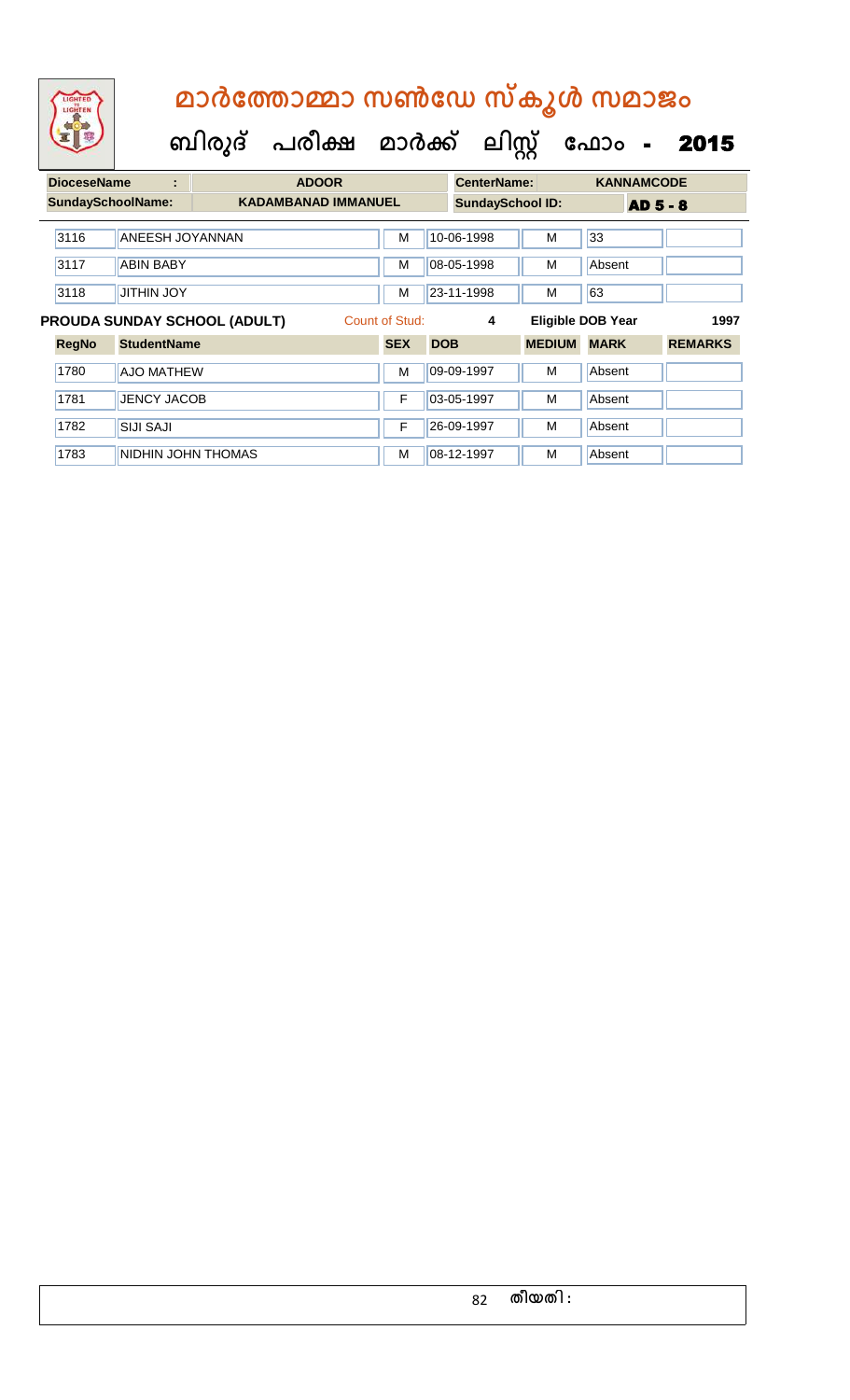# മാർത്തോമ്മാ സൺഡേ സ്കൂൾ സമാജം

## ബിരുദ് പരീക്ഷ മാർക്ക് ലിസ്റ്റ് ഫോം - 2015

| DioceseName : | ADOOR | CenterName: | KANNAMCODE |
|---|---|---|---|
| SundaySchoolName: | KADAMBANAD IMMANUEL | SundaySchool ID: | AD 5 - 8 |

| RegNo | StudentName | SEX | DOB | MEDIUM | MARK | REMARKS |
|---|---|---|---|---|---|---|
| 3116 | ANEESH JOYANNAN | M | 10-06-1998 | M | 33 | |
| 3117 | ABIN BABY | M | 08-05-1998 | M | Absent | |
| 3118 | JITHIN JOY | M | 23-11-1998 | M | 63 | |

**PROUDA SUNDAY SCHOOL (ADULT)** Count of Stud: 4 Eligible DOB Year 1997

| RegNo | StudentName | SEX | DOB | MEDIUM | MARK | REMARKS |
|---|---|---|---|---|---|---|
| 1780 | AJO MATHEW | M | 09-09-1997 | M | Absent | |
| 1781 | JENCY JACOB | F | 03-05-1997 | M | Absent | |
| 1782 | SIJI SAJI | F | 26-09-1997 | M | Absent | |
| 1783 | NIDHIN JOHN THOMAS | M | 08-12-1997 | M | Absent | |

തീയതി :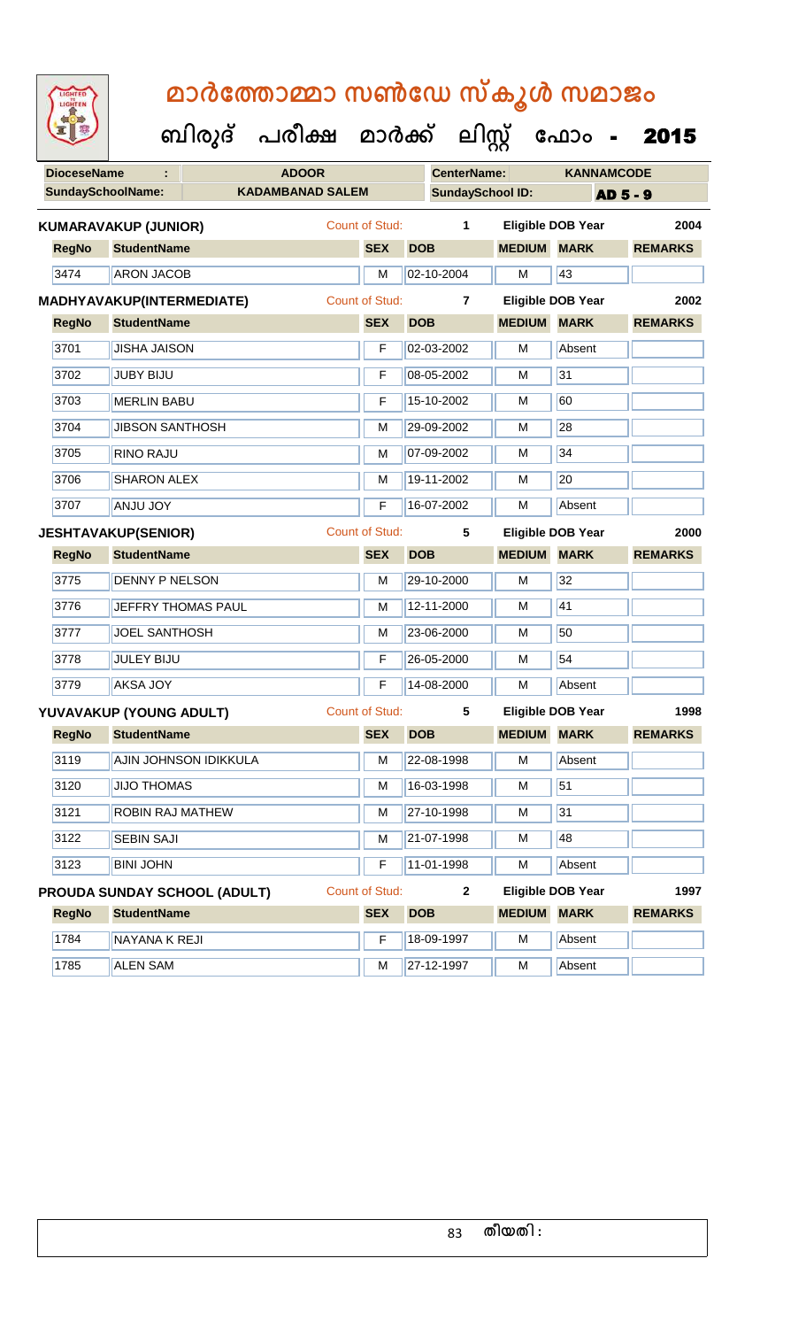# മാർത്തോമ്മാ സൺഡേ സ്കൂൾ സമാജം

## ബിരുദ് പരീക്ഷ മാർക്ക് ലിസ്റ്റ് ഫോം - 2015

| DioceseName : | ADOOR | CenterName: | KANNAMCODE |
|---|---|---|---|
| SundaySchoolName: | KADAMBANAD SALEM | SundaySchool ID: | AD 5 - 9 |

**KUMARAVAKUP (JUNIOR)** — Count of Stud: 1 — Eligible DOB Year: 2004

| RegNo | StudentName | SEX | DOB | MEDIUM | MARK | REMARKS |
|---|---|---|---|---|---|---|
| 3474 | ARON JACOB | M | 02-10-2004 | M | 43 | |

**MADHYAVAKUP(INTERMEDIATE)** — Count of Stud: 7 — Eligible DOB Year: 2002

| RegNo | StudentName | SEX | DOB | MEDIUM | MARK | REMARKS |
|---|---|---|---|---|---|---|
| 3701 | JISHA JAISON | F | 02-03-2002 | M | Absent | |
| 3702 | JUBY BIJU | F | 08-05-2002 | M | 31 | |
| 3703 | MERLIN BABU | F | 15-10-2002 | M | 60 | |
| 3704 | JIBSON SANTHOSH | M | 29-09-2002 | M | 28 | |
| 3705 | RINO RAJU | M | 07-09-2002 | M | 34 | |
| 3706 | SHARON ALEX | M | 19-11-2002 | M | 20 | |
| 3707 | ANJU JOY | F | 16-07-2002 | M | Absent | |

**JESHTAVAKUP(SENIOR)** — Count of Stud: 5 — Eligible DOB Year: 2000

| RegNo | StudentName | SEX | DOB | MEDIUM | MARK | REMARKS |
|---|---|---|---|---|---|---|
| 3775 | DENNY P NELSON | M | 29-10-2000 | M | 32 | |
| 3776 | JEFFRY THOMAS PAUL | M | 12-11-2000 | M | 41 | |
| 3777 | JOEL SANTHOSH | M | 23-06-2000 | M | 50 | |
| 3778 | JULEY BIJU | F | 26-05-2000 | M | 54 | |
| 3779 | AKSA JOY | F | 14-08-2000 | M | Absent | |

**YUVAVAKUP (YOUNG ADULT)** — Count of Stud: 5 — Eligible DOB Year: 1998

| RegNo | StudentName | SEX | DOB | MEDIUM | MARK | REMARKS |
|---|---|---|---|---|---|---|
| 3119 | AJIN JOHNSON IDIKKULA | M | 22-08-1998 | M | Absent | |
| 3120 | JIJO THOMAS | M | 16-03-1998 | M | 51 | |
| 3121 | ROBIN RAJ MATHEW | M | 27-10-1998 | M | 31 | |
| 3122 | SEBIN SAJI | M | 21-07-1998 | M | 48 | |
| 3123 | BINI JOHN | F | 11-01-1998 | M | Absent | |

**PROUDA SUNDAY SCHOOL (ADULT)** — Count of Stud: 2 — Eligible DOB Year: 1997

| RegNo | StudentName | SEX | DOB | MEDIUM | MARK | REMARKS |
|---|---|---|---|---|---|---|
| 1784 | NAYANA K REJI | F | 18-09-1997 | M | Absent | |
| 1785 | ALEN SAM | M | 27-12-1997 | M | Absent | |

തീയതി :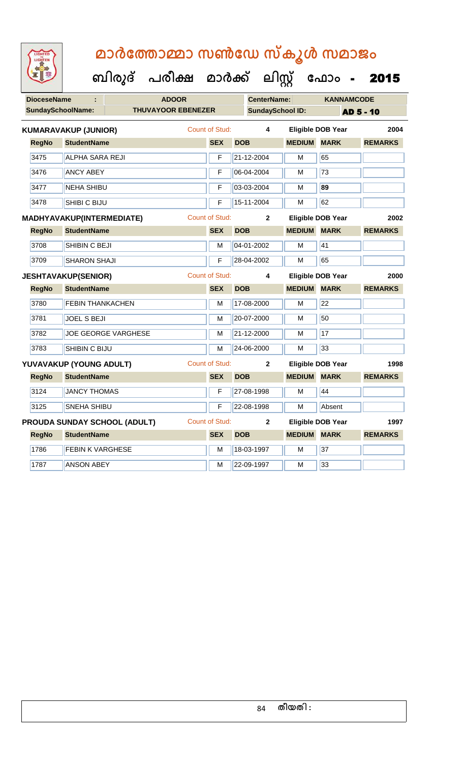# മാർത്തോമ്മാ സൺഡേ സ്കൂൾ സമാജം

## ബിരുദ് പരീക്ഷ മാർക്ക് ലിസ്റ്റ് ഫോം - 2015

| DioceseName | : | ADOOR | CenterName: | KANNAMCODE |
|---|---|---|---|---|
| SundaySchoolName: | | THUVAYOOR EBENEZER | SundaySchool ID: | AD 5 - 10 |

**KUMARAVAKUP (JUNIOR)** Count of Stud: 4 Eligible DOB Year 2004

| RegNo | StudentName | SEX | DOB | MEDIUM | MARK | REMARKS |
|---|---|---|---|---|---|---|
| 3475 | ALPHA SARA REJI | F | 21-12-2004 | M | 65 | |
| 3476 | ANCY ABEY | F | 06-04-2004 | M | 73 | |
| 3477 | NEHA SHIBU | F | 03-03-2004 | M | 89 | |
| 3478 | SHIBI C BIJU | F | 15-11-2004 | M | 62 | |

**MADHYAVAKUP(INTERMEDIATE)** Count of Stud: 2 Eligible DOB Year 2002

| RegNo | StudentName | SEX | DOB | MEDIUM | MARK | REMARKS |
|---|---|---|---|---|---|---|
| 3708 | SHIBIN C BEJI | M | 04-01-2002 | M | 41 | |
| 3709 | SHARON SHAJI | F | 28-04-2002 | M | 65 | |

**JESHTAVAKUP(SENIOR)** Count of Stud: 4 Eligible DOB Year 2000

| RegNo | StudentName | SEX | DOB | MEDIUM | MARK | REMARKS |
|---|---|---|---|---|---|---|
| 3780 | FEBIN THANKACHEN | M | 17-08-2000 | M | 22 | |
| 3781 | JOEL S BEJI | M | 20-07-2000 | M | 50 | |
| 3782 | JOE GEORGE VARGHESE | M | 21-12-2000 | M | 17 | |
| 3783 | SHIBIN C BIJU | M | 24-06-2000 | M | 33 | |

**YUVAVAKUP (YOUNG ADULT)** Count of Stud: 2 Eligible DOB Year 1998

| RegNo | StudentName | SEX | DOB | MEDIUM | MARK | REMARKS |
|---|---|---|---|---|---|---|
| 3124 | JANCY THOMAS | F | 27-08-1998 | M | 44 | |
| 3125 | SNEHA SHIBU | F | 22-08-1998 | M | Absent | |

**PROUDA SUNDAY SCHOOL (ADULT)** Count of Stud: 2 Eligible DOB Year 1997

| RegNo | StudentName | SEX | DOB | MEDIUM | MARK | REMARKS |
|---|---|---|---|---|---|---|
| 1786 | FEBIN K VARGHESE | M | 18-03-1997 | M | 37 | |
| 1787 | ANSON ABEY | M | 22-09-1997 | M | 33 | |

തീയതി :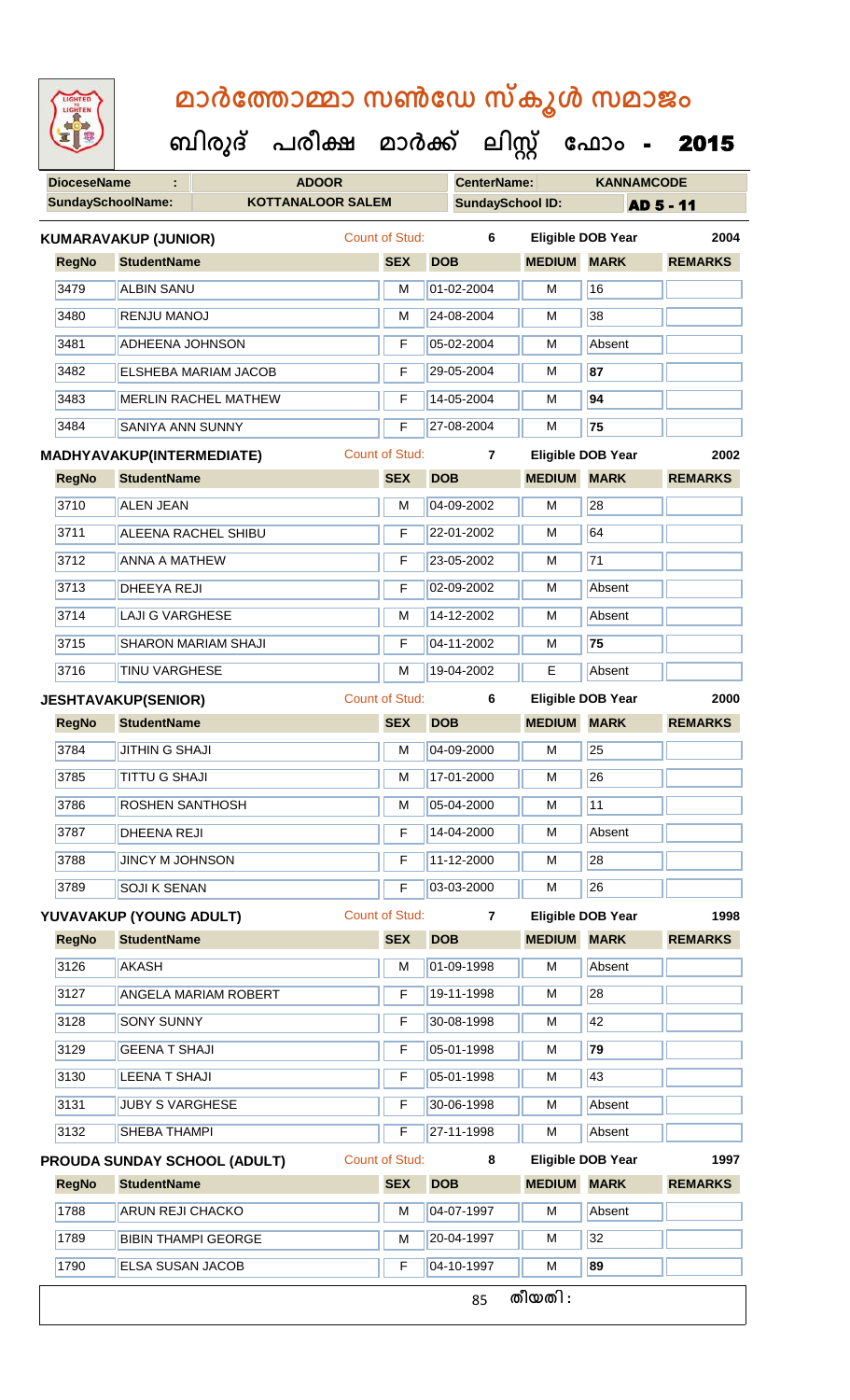# മാർത്തോമ്മാ സൺഡേ സ്കൂൾ സമാജം

**ബിരുദ് പരീക്ഷ മാർക്ക് ലിസ്റ്റ് ഫോം - 2015**

| DioceseName : | ADOOR | CenterName: | KANNAMCODE |
|---|---|---|---|
| SundaySchoolName: | KOTTANALOOR SALEM | SundaySchool ID: | AD 5 - 11 |

**KUMARAVAKUP (JUNIOR)** Count of Stud: 6 Eligible DOB Year 2004

| RegNo | StudentName | SEX | DOB | MEDIUM | MARK | REMARKS |
|---|---|---|---|---|---|---|
| 3479 | ALBIN SANU | M | 01-02-2004 | M | 16 | |
| 3480 | RENJU MANOJ | M | 24-08-2004 | M | 38 | |
| 3481 | ADHEENA JOHNSON | F | 05-02-2004 | M | Absent | |
| 3482 | ELSHEBA MARIAM JACOB | F | 29-05-2004 | M | 87 | |
| 3483 | MERLIN RACHEL MATHEW | F | 14-05-2004 | M | 94 | |
| 3484 | SANIYA ANN SUNNY | F | 27-08-2004 | M | 75 | |

**MADHYAVAKUP(INTERMEDIATE)** Count of Stud: 7 Eligible DOB Year 2002

| RegNo | StudentName | SEX | DOB | MEDIUM | MARK | REMARKS |
|---|---|---|---|---|---|---|
| 3710 | ALEN JEAN | M | 04-09-2002 | M | 28 | |
| 3711 | ALEENA RACHEL SHIBU | F | 22-01-2002 | M | 64 | |
| 3712 | ANNA A MATHEW | F | 23-05-2002 | M | 71 | |
| 3713 | DHEEYA REJI | F | 02-09-2002 | M | Absent | |
| 3714 | LAJI G VARGHESE | M | 14-12-2002 | M | Absent | |
| 3715 | SHARON MARIAM SHAJI | F | 04-11-2002 | M | 75 | |
| 3716 | TINU VARGHESE | M | 19-04-2002 | E | Absent | |

**JESHTAVAKUP(SENIOR)** Count of Stud: 6 Eligible DOB Year 2000

| RegNo | StudentName | SEX | DOB | MEDIUM | MARK | REMARKS |
|---|---|---|---|---|---|---|
| 3784 | JITHIN G SHAJI | M | 04-09-2000 | M | 25 | |
| 3785 | TITTU G SHAJI | M | 17-01-2000 | M | 26 | |
| 3786 | ROSHEN SANTHOSH | M | 05-04-2000 | M | 11 | |
| 3787 | DHEENA REJI | F | 14-04-2000 | M | Absent | |
| 3788 | JINCY M JOHNSON | F | 11-12-2000 | M | 28 | |
| 3789 | SOJI K SENAN | F | 03-03-2000 | M | 26 | |

**YUVAVAKUP (YOUNG ADULT)** Count of Stud: 7 Eligible DOB Year 1998

| RegNo | StudentName | SEX | DOB | MEDIUM | MARK | REMARKS |
|---|---|---|---|---|---|---|
| 3126 | AKASH | M | 01-09-1998 | M | Absent | |
| 3127 | ANGELA MARIAM ROBERT | F | 19-11-1998 | M | 28 | |
| 3128 | SONY SUNNY | F | 30-08-1998 | M | 42 | |
| 3129 | GEENA T SHAJI | F | 05-01-1998 | M | 79 | |
| 3130 | LEENA T SHAJI | F | 05-01-1998 | M | 43 | |
| 3131 | JUBY S VARGHESE | F | 30-06-1998 | M | Absent | |
| 3132 | SHEBA THAMPI | F | 27-11-1998 | M | Absent | |

**PROUDA SUNDAY SCHOOL (ADULT)** Count of Stud: 8 Eligible DOB Year 1997

| RegNo | StudentName | SEX | DOB | MEDIUM | MARK | REMARKS |
|---|---|---|---|---|---|---|
| 1788 | ARUN REJI CHACKO | M | 04-07-1997 | M | Absent | |
| 1789 | BIBIN THAMPI GEORGE | M | 20-04-1997 | M | 32 | |
| 1790 | ELSA SUSAN JACOB | F | 04-10-1997 | M | 89 | |

തീയതി :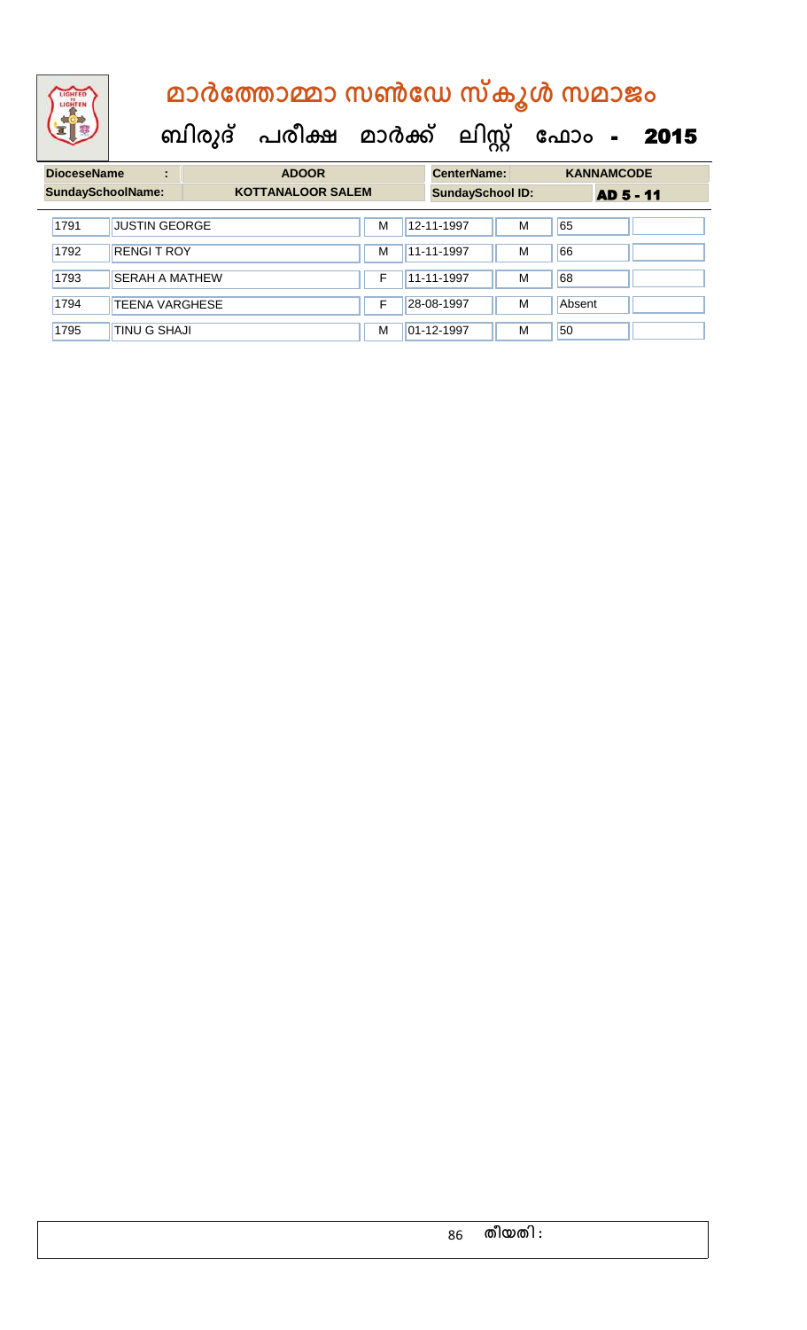# മാർത്തോമ്മാ സൺഡേ സ്കൂൾ സമാജം

## ബിരുദ് പരീക്ഷ മാർക്ക് ലിസ്റ്റ് ഫോം - 2015

| DioceseName : | ADOOR | CenterName: | KANNAMCODE |
|---|---|---|---|
| SundaySchoolName: | KOTTANALOOR SALEM | SundaySchool ID: | AD 5 - 11 |

| | | | | | | |
|---|---|---|---|---|---|---|
| 1791 | JUSTIN GEORGE | M | 12-11-1997 | M | 65 | |
| 1792 | RENGI T ROY | M | 11-11-1997 | M | 66 | |
| 1793 | SERAH A MATHEW | F | 11-11-1997 | M | 68 | |
| 1794 | TEENA VARGHESE | F | 28-08-1997 | M | Absent | |
| 1795 | TINU G SHAJI | M | 01-12-1997 | M | 50 | |

തീയതി :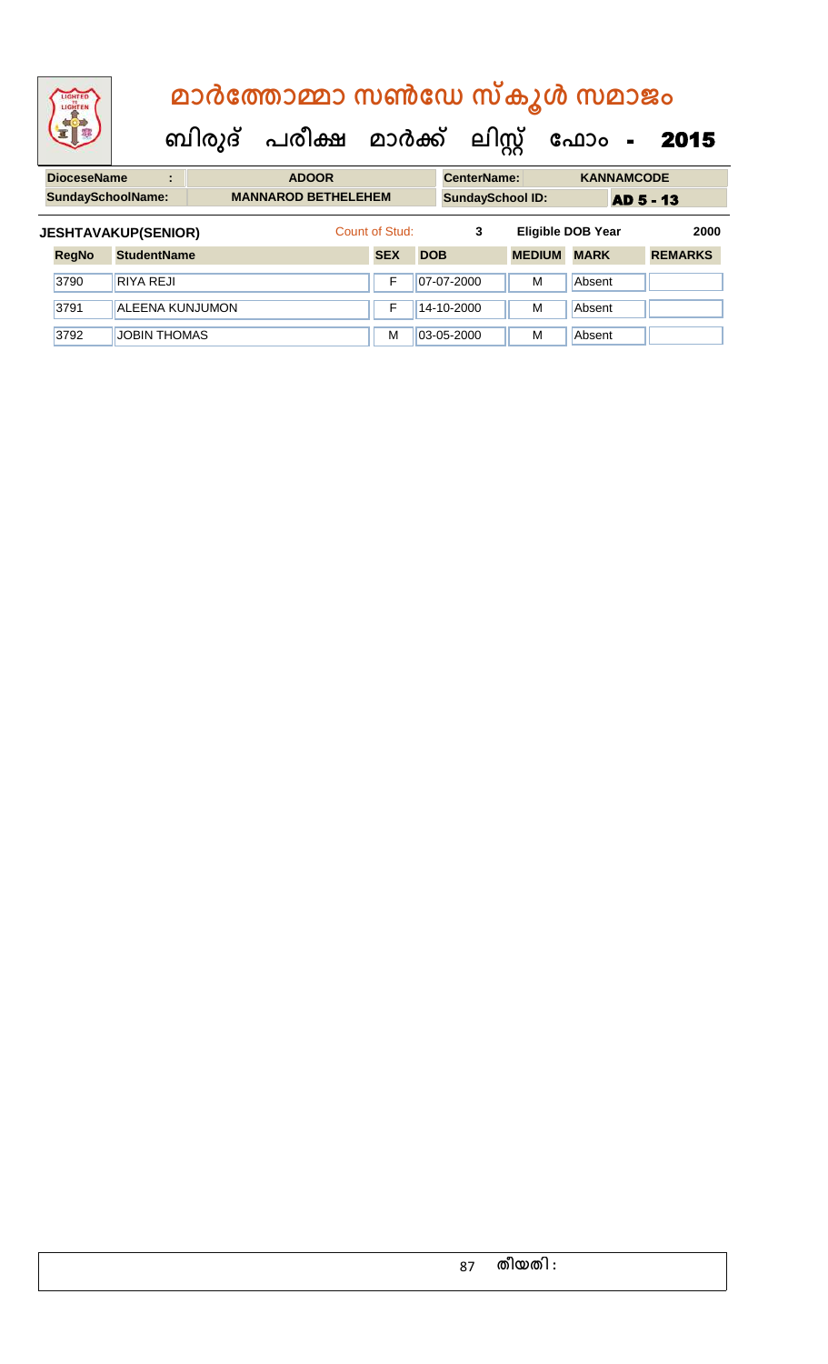# മാർത്തോമ്മാ സൺഡേ സ്കൂൾ സമാജം

## ബിരുദ് പരീക്ഷ മാർക്ക് ലിസ്റ്റ് ഫോം - 2015

| DioceseName : | ADOOR | CenterName: | KANNAMCODE |
|---|---|---|---|
| SundaySchoolName: | MANNAROD BETHELEHEM | SundaySchool ID: | AD 5 - 13 |

**JESHTAVAKUP(SENIOR)** Count of Stud: 3 Eligible DOB Year 2000

| RegNo | StudentName | SEX | DOB | MEDIUM | MARK | REMARKS |
|---|---|---|---|---|---|---|
| 3790 | RIYA REJI | F | 07-07-2000 | M | Absent | |
| 3791 | ALEENA KUNJUMON | F | 14-10-2000 | M | Absent | |
| 3792 | JOBIN THOMAS | M | 03-05-2000 | M | Absent | |

തീയതി :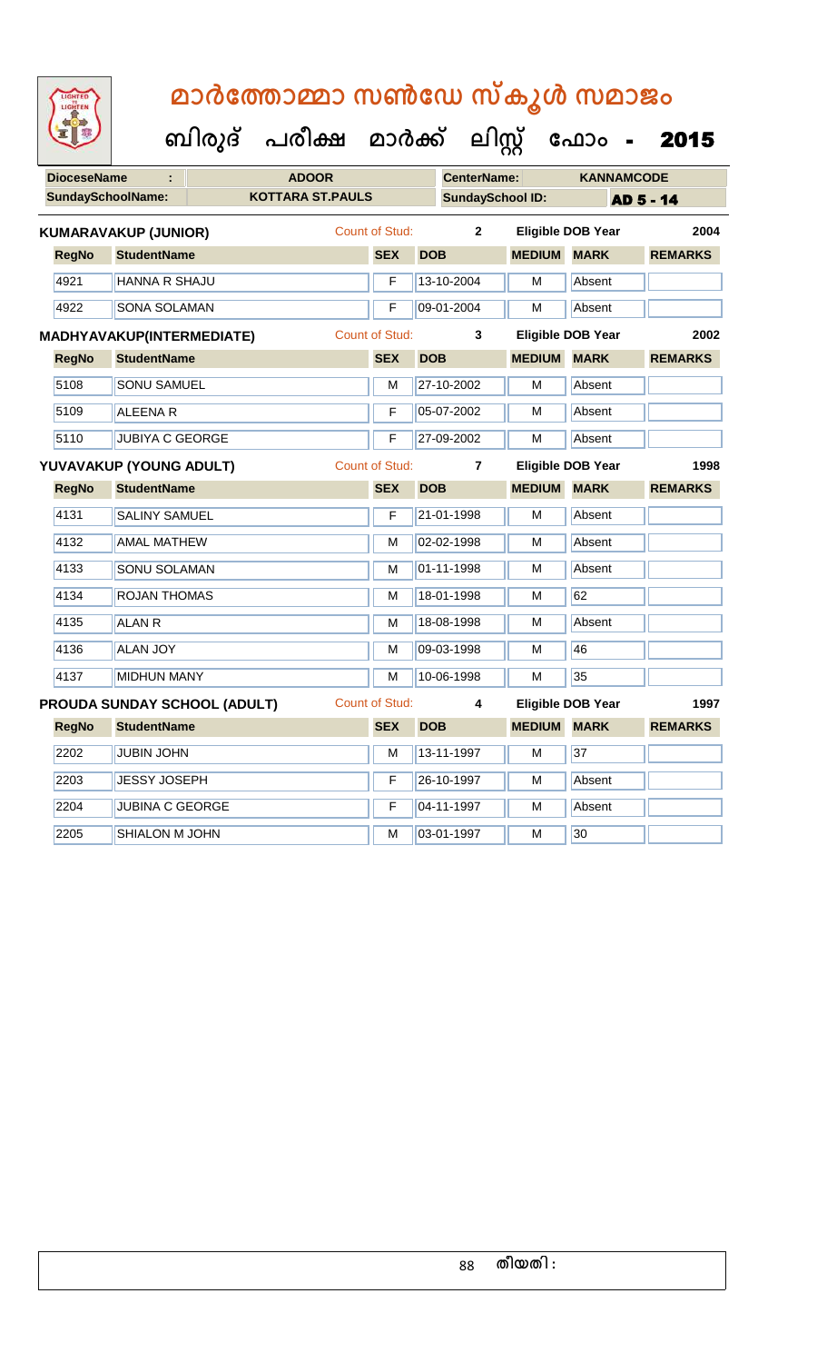# മാർത്തോമ്മാ സൺഡേ സ്കൂൾ സമാജം

**ബിരുദ് പരീക്ഷ മാർക്ക് ലിസ്റ്റ് ഫോം - 2015**

| DioceseName : | ADOOR | CenterName: | KANNAMCODE |
|---|---|---|---|
| SundaySchoolName: | KOTTARA ST.PAULS | SundaySchool ID: | AD 5 - 14 |

**KUMARAVAKUP (JUNIOR)** — Count of Stud: 2 — Eligible DOB Year: 2004

| RegNo | StudentName | SEX | DOB | MEDIUM | MARK | REMARKS |
|---|---|---|---|---|---|---|
| 4921 | HANNA R SHAJU | F | 13-10-2004 | M | Absent | |
| 4922 | SONA SOLAMAN | F | 09-01-2004 | M | Absent | |

**MADHYAVAKUP(INTERMEDIATE)** — Count of Stud: 3 — Eligible DOB Year: 2002

| RegNo | StudentName | SEX | DOB | MEDIUM | MARK | REMARKS |
|---|---|---|---|---|---|---|
| 5108 | SONU SAMUEL | M | 27-10-2002 | M | Absent | |
| 5109 | ALEENA R | F | 05-07-2002 | M | Absent | |
| 5110 | JUBIYA C GEORGE | F | 27-09-2002 | M | Absent | |

**YUVAVAKUP (YOUNG ADULT)** — Count of Stud: 7 — Eligible DOB Year: 1998

| RegNo | StudentName | SEX | DOB | MEDIUM | MARK | REMARKS |
|---|---|---|---|---|---|---|
| 4131 | SALINY SAMUEL | F | 21-01-1998 | M | Absent | |
| 4132 | AMAL MATHEW | M | 02-02-1998 | M | Absent | |
| 4133 | SONU SOLAMAN | M | 01-11-1998 | M | Absent | |
| 4134 | ROJAN THOMAS | M | 18-01-1998 | M | 62 | |
| 4135 | ALAN R | M | 18-08-1998 | M | Absent | |
| 4136 | ALAN JOY | M | 09-03-1998 | M | 46 | |
| 4137 | MIDHUN MANY | M | 10-06-1998 | M | 35 | |

**PROUDA SUNDAY SCHOOL (ADULT)** — Count of Stud: 4 — Eligible DOB Year: 1997

| RegNo | StudentName | SEX | DOB | MEDIUM | MARK | REMARKS |
|---|---|---|---|---|---|---|
| 2202 | JUBIN JOHN | M | 13-11-1997 | M | 37 | |
| 2203 | JESSY JOSEPH | F | 26-10-1997 | M | Absent | |
| 2204 | JUBINA C GEORGE | F | 04-11-1997 | M | Absent | |
| 2205 | SHIALON M JOHN | M | 03-01-1997 | M | 30 | |

തീയതി :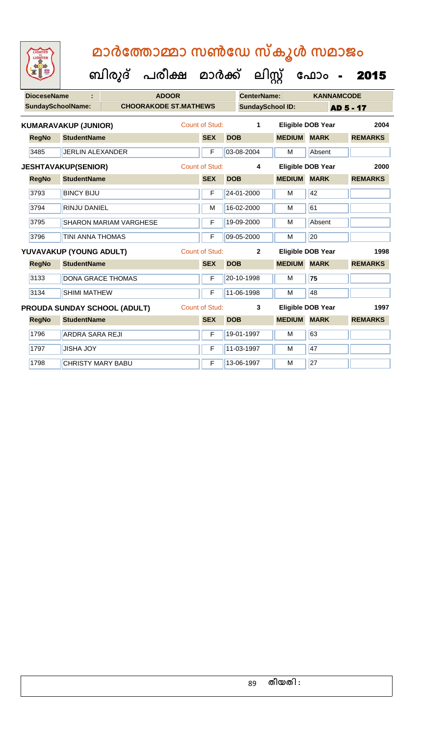# മാർത്തോമ്മാ സൺഡേ സ്കൂൾ സമാജം

**ബിരുദ് പരീക്ഷ മാർക്ക് ലിസ്റ്റ് ഫോം - 2015**

| DioceseName : | ADOOR | CenterName: | KANNAMCODE |
|---|---|---|---|
| SundaySchoolName: | CHOORAKODE ST.MATHEWS | SundaySchool ID: | AD 5 - 17 |

**KUMARAVAKUP (JUNIOR)** Count of Stud: 1 Eligible DOB Year 2004

| RegNo | StudentName | SEX | DOB | MEDIUM | MARK | REMARKS |
|---|---|---|---|---|---|---|
| 3485 | JERLIN ALEXANDER | F | 03-08-2004 | M | Absent | |

**JESHTAVAKUP(SENIOR)** Count of Stud: 4 Eligible DOB Year 2000

| RegNo | StudentName | SEX | DOB | MEDIUM | MARK | REMARKS |
|---|---|---|---|---|---|---|
| 3793 | BINCY BIJU | F | 24-01-2000 | M | 42 | |
| 3794 | RINJU DANIEL | M | 16-02-2000 | M | 61 | |
| 3795 | SHARON MARIAM VARGHESE | F | 19-09-2000 | M | Absent | |
| 3796 | TINI ANNA THOMAS | F | 09-05-2000 | M | 20 | |

**YUVAVAKUP (YOUNG ADULT)** Count of Stud: 2 Eligible DOB Year 1998

| RegNo | StudentName | SEX | DOB | MEDIUM | MARK | REMARKS |
|---|---|---|---|---|---|---|
| 3133 | DONA GRACE THOMAS | F | 20-10-1998 | M | **75** | |
| 3134 | SHIMI MATHEW | F | 11-06-1998 | M | 48 | |

**PROUDA SUNDAY SCHOOL (ADULT)** Count of Stud: 3 Eligible DOB Year 1997

| RegNo | StudentName | SEX | DOB | MEDIUM | MARK | REMARKS |
|---|---|---|---|---|---|---|
| 1796 | ARDRA SARA REJI | F | 19-01-1997 | M | 63 | |
| 1797 | JISHA JOY | F | 11-03-1997 | M | 47 | |
| 1798 | CHRISTY MARY BABU | F | 13-06-1997 | M | 27 | |

തീയതി :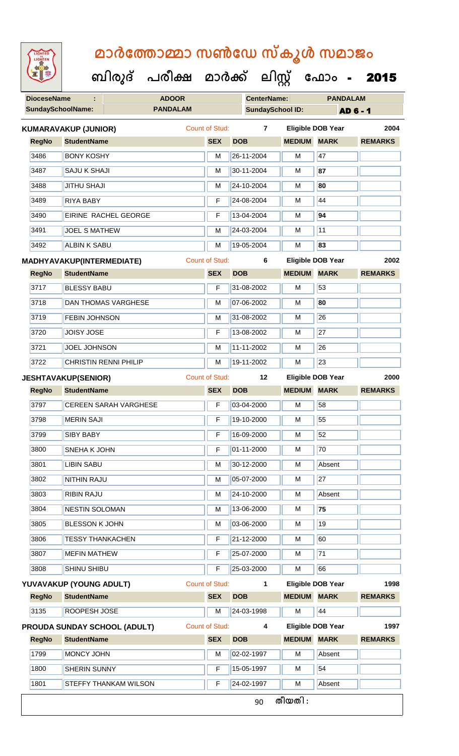# മാർത്തോമ്മാ സൺഡേ സ്കൂൾ സമാജം

**ബിരുദ് പരീക്ഷ മാർക്ക് ലിസ്റ്റ് ഫോം - 2015**

| DioceseName : | ADOOR | CenterName: | PANDALAM |
|---|---|---|---|
| SundaySchoolName: | PANDALAM | SundaySchool ID: | AD 6 - 1 |

**KUMARAVAKUP (JUNIOR)** Count of Stud: 7 Eligible DOB Year 2004

| RegNo | StudentName | SEX | DOB | MEDIUM | MARK | REMARKS |
|---|---|---|---|---|---|---|
| 3486 | BONY KOSHY | M | 26-11-2004 | M | 47 | |
| 3487 | SAJU K SHAJI | M | 30-11-2004 | M | **87** | |
| 3488 | JITHU SHAJI | M | 24-10-2004 | M | **80** | |
| 3489 | RIYA BABY | F | 24-08-2004 | M | 44 | |
| 3490 | EIRINE RACHEL GEORGE | F | 13-04-2004 | M | **94** | |
| 3491 | JOEL S MATHEW | M | 24-03-2004 | M | 11 | |
| 3492 | ALBIN K SABU | M | 19-05-2004 | M | **83** | |

**MADHYAVAKUP(INTERMEDIATE)** Count of Stud: 6 Eligible DOB Year 2002

| RegNo | StudentName | SEX | DOB | MEDIUM | MARK | REMARKS |
|---|---|---|---|---|---|---|
| 3717 | BLESSY BABU | F | 31-08-2002 | M | 53 | |
| 3718 | DAN THOMAS VARGHESE | M | 07-06-2002 | M | **80** | |
| 3719 | FEBIN JOHNSON | M | 31-08-2002 | M | 26 | |
| 3720 | JOISY JOSE | F | 13-08-2002 | M | 27 | |
| 3721 | JOEL JOHNSON | M | 11-11-2002 | M | 26 | |
| 3722 | CHRISTIN RENNI PHILIP | M | 19-11-2002 | M | 23 | |

**JESHTAVAKUP(SENIOR)** Count of Stud: 12 Eligible DOB Year 2000

| RegNo | StudentName | SEX | DOB | MEDIUM | MARK | REMARKS |
|---|---|---|---|---|---|---|
| 3797 | CEREEN SARAH VARGHESE | F | 03-04-2000 | M | 58 | |
| 3798 | MERIN SAJI | F | 19-10-2000 | M | 55 | |
| 3799 | SIBY BABY | F | 16-09-2000 | M | 52 | |
| 3800 | SNEHA K JOHN | F | 01-11-2000 | M | 70 | |
| 3801 | LIBIN SABU | M | 30-12-2000 | M | Absent | |
| 3802 | NITHIN RAJU | M | 05-07-2000 | M | 27 | |
| 3803 | RIBIN RAJU | M | 24-10-2000 | M | Absent | |
| 3804 | NESTIN SOLOMAN | M | 13-06-2000 | M | **75** | |
| 3805 | BLESSON K JOHN | M | 03-06-2000 | M | 19 | |
| 3806 | TESSY THANKACHEN | F | 21-12-2000 | M | 60 | |
| 3807 | MEFIN MATHEW | F | 25-07-2000 | M | 71 | |
| 3808 | SHINU SHIBU | F | 25-03-2000 | M | 66 | |

**YUVAVAKUP (YOUNG ADULT)** Count of Stud: 1 Eligible DOB Year 1998

| RegNo | StudentName | SEX | DOB | MEDIUM | MARK | REMARKS |
|---|---|---|---|---|---|---|
| 3135 | ROOPESH JOSE | M | 24-03-1998 | M | 44 | |

**PROUDA SUNDAY SCHOOL (ADULT)** Count of Stud: 4 Eligible DOB Year 1997

| RegNo | StudentName | SEX | DOB | MEDIUM | MARK | REMARKS |
|---|---|---|---|---|---|---|
| 1799 | MONCY JOHN | M | 02-02-1997 | M | Absent | |
| 1800 | SHERIN SUNNY | F | 15-05-1997 | M | 54 | |
| 1801 | STEFFY THANKAM WILSON | F | 24-02-1997 | M | Absent | |

തീയതി :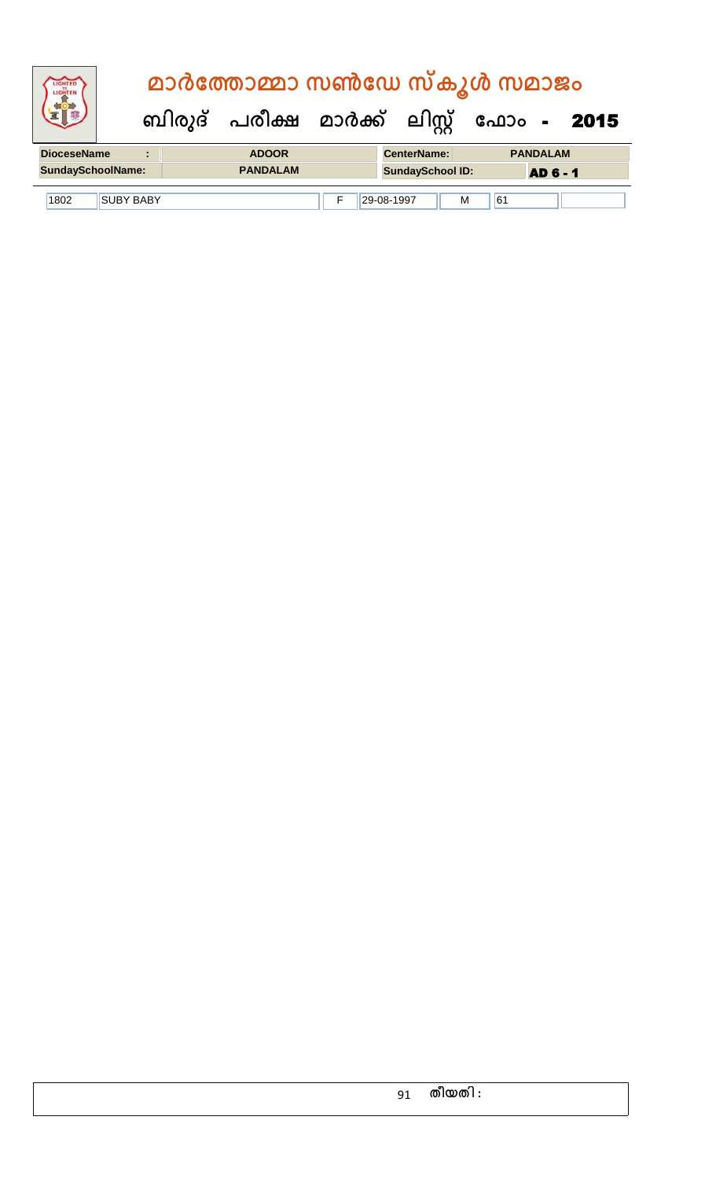# മാർത്തോമ്മാ സൺഡേ സ്കൂൾ സമാജം

## ബിരുദ് പരീക്ഷ മാർക്ക് ലിസ്റ്റ് ഫോം - 2015

| DioceseName : | ADOOR | CenterName: | PANDALAM |
|---|---|---|---|
| SundaySchoolName: | PANDALAM | SundaySchool ID: | AD 6 - 1 |

| 1802 | SUBY BABY | F | 29-08-1997 | M | 61 | |
|---|---|---|---|---|---|---|

തീയതി :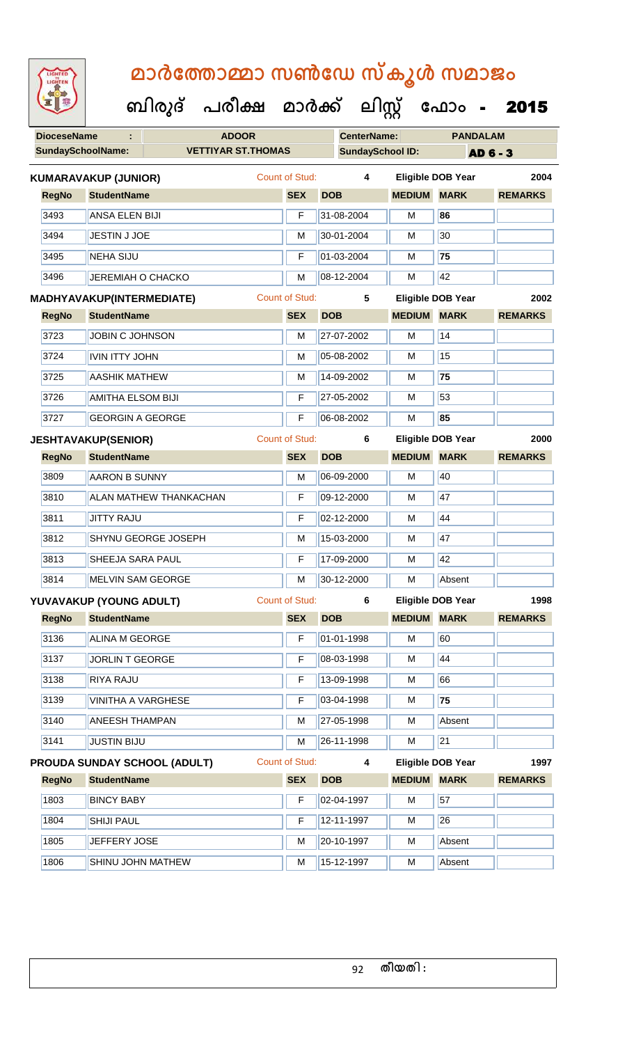# മാർത്തോമ്മാ സൺഡേ സ്കൂൾ സമാജം

## ബിരുദ് പരീക്ഷ മാർക്ക് ലിസ്റ്റ് ഫോം - 2015

| **DioceseName** : | **ADOOR** | **CenterName:** | **PANDALAM** |
|---|---|---|---|
| **SundaySchoolName:** | **VETTIYAR ST.THOMAS** | **SundaySchool ID:** | **AD 6 - 3** |

**KUMARAVAKUP (JUNIOR)** Count of Stud: **4** Eligible DOB Year **2004**

| RegNo | StudentName | SEX | DOB | MEDIUM | MARK | REMARKS |
|---|---|---|---|---|---|---|
| 3493 | ANSA ELEN BIJI | F | 31-08-2004 | M | **86** | |
| 3494 | JESTIN J JOE | M | 30-01-2004 | M | 30 | |
| 3495 | NEHA SIJU | F | 01-03-2004 | M | **75** | |
| 3496 | JEREMIAH O CHACKO | M | 08-12-2004 | M | 42 | |

**MADHYAVAKUP(INTERMEDIATE)** Count of Stud: **5** Eligible DOB Year **2002**

| RegNo | StudentName | SEX | DOB | MEDIUM | MARK | REMARKS |
|---|---|---|---|---|---|---|
| 3723 | JOBIN C JOHNSON | M | 27-07-2002 | M | 14 | |
| 3724 | IVIN ITTY JOHN | M | 05-08-2002 | M | 15 | |
| 3725 | AASHIK MATHEW | M | 14-09-2002 | M | **75** | |
| 3726 | AMITHA ELSOM BIJI | F | 27-05-2002 | M | 53 | |
| 3727 | GEORGIN A GEORGE | F | 06-08-2002 | M | **85** | |

**JESHTAVAKUP(SENIOR)** Count of Stud: **6** Eligible DOB Year **2000**

| RegNo | StudentName | SEX | DOB | MEDIUM | MARK | REMARKS |
|---|---|---|---|---|---|---|
| 3809 | AARON B SUNNY | M | 06-09-2000 | M | 40 | |
| 3810 | ALAN MATHEW THANKACHAN | F | 09-12-2000 | M | 47 | |
| 3811 | JITTY RAJU | F | 02-12-2000 | M | 44 | |
| 3812 | SHYNU GEORGE JOSEPH | M | 15-03-2000 | M | 47 | |
| 3813 | SHEEJA SARA PAUL | F | 17-09-2000 | M | 42 | |
| 3814 | MELVIN SAM GEORGE | M | 30-12-2000 | M | Absent | |

**YUVAVAKUP (YOUNG ADULT)** Count of Stud: **6** Eligible DOB Year **1998**

| RegNo | StudentName | SEX | DOB | MEDIUM | MARK | REMARKS |
|---|---|---|---|---|---|---|
| 3136 | ALINA M GEORGE | F | 01-01-1998 | M | 60 | |
| 3137 | JORLIN T GEORGE | F | 08-03-1998 | M | 44 | |
| 3138 | RIYA RAJU | F | 13-09-1998 | M | 66 | |
| 3139 | VINITHA A VARGHESE | F | 03-04-1998 | M | **75** | |
| 3140 | ANEESH THAMPAN | M | 27-05-1998 | M | Absent | |
| 3141 | JUSTIN BIJU | M | 26-11-1998 | M | 21 | |

**PROUDA SUNDAY SCHOOL (ADULT)** Count of Stud: **4** Eligible DOB Year **1997**

| RegNo | StudentName | SEX | DOB | MEDIUM | MARK | REMARKS |
|---|---|---|---|---|---|---|
| 1803 | BINCY BABY | F | 02-04-1997 | M | 57 | |
| 1804 | SHIJI PAUL | F | 12-11-1997 | M | 26 | |
| 1805 | JEFFERY JOSE | M | 20-10-1997 | M | Absent | |
| 1806 | SHINU JOHN MATHEW | M | 15-12-1997 | M | Absent | |

തീയതി :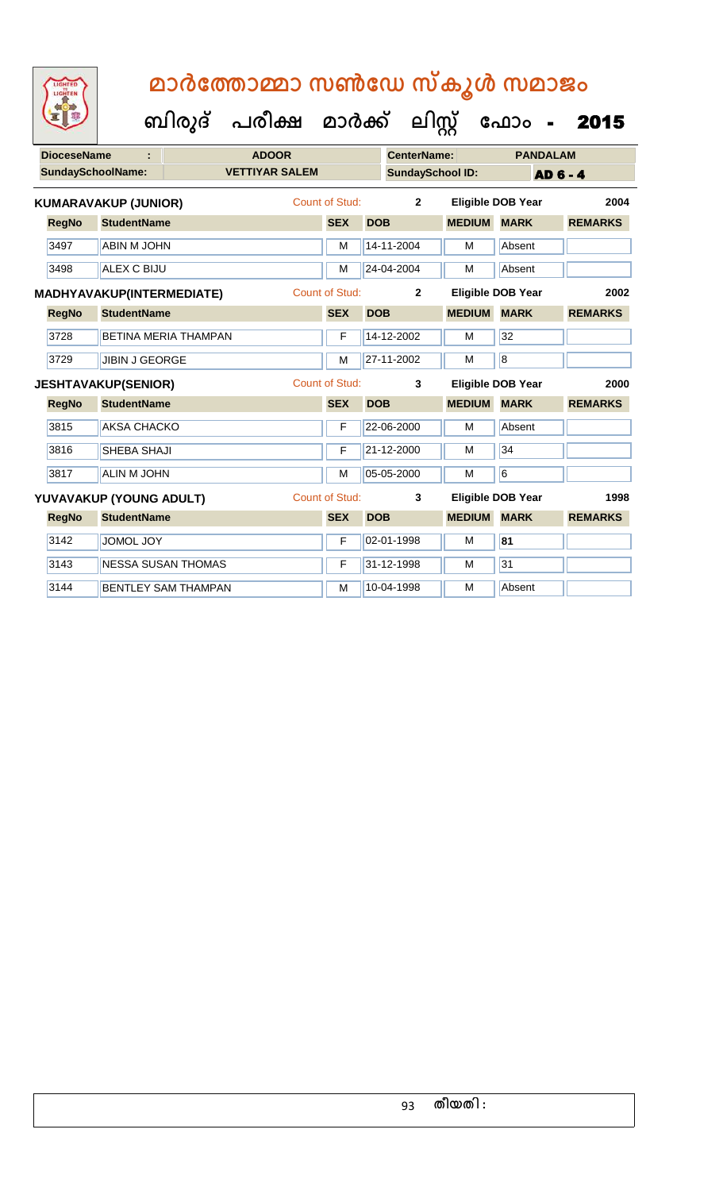# മാർത്തോമ്മാ സൺഡേ സ്കൂൾ സമാജം

## ബിരുദ് പരീക്ഷ മാർക്ക് ലിസ്റ്റ് ഫോം - 2015

| DioceseName | : | ADOOR | CenterName: | PANDALAM |
|---|---|---|---|---|
| SundaySchoolName: | | VETTIYAR SALEM | SundaySchool ID: | AD 6 - 4 |

**KUMARAVAKUP (JUNIOR)** Count of Stud: 2 Eligible DOB Year 2004

| RegNo | StudentName | SEX | DOB | MEDIUM | MARK | REMARKS |
|---|---|---|---|---|---|---|
| 3497 | ABIN M JOHN | M | 14-11-2004 | M | Absent | |
| 3498 | ALEX C BIJU | M | 24-04-2004 | M | Absent | |

**MADHYAVAKUP(INTERMEDIATE)** Count of Stud: 2 Eligible DOB Year 2002

| RegNo | StudentName | SEX | DOB | MEDIUM | MARK | REMARKS |
|---|---|---|---|---|---|---|
| 3728 | BETINA MERIA THAMPAN | F | 14-12-2002 | M | 32 | |
| 3729 | JIBIN J GEORGE | M | 27-11-2002 | M | 8 | |

**JESHTAVAKUP(SENIOR)** Count of Stud: 3 Eligible DOB Year 2000

| RegNo | StudentName | SEX | DOB | MEDIUM | MARK | REMARKS |
|---|---|---|---|---|---|---|
| 3815 | AKSA CHACKO | F | 22-06-2000 | M | Absent | |
| 3816 | SHEBA SHAJI | F | 21-12-2000 | M | 34 | |
| 3817 | ALIN M JOHN | M | 05-05-2000 | M | 6 | |

**YUVAVAKUP (YOUNG ADULT)** Count of Stud: 3 Eligible DOB Year 1998

| RegNo | StudentName | SEX | DOB | MEDIUM | MARK | REMARKS |
|---|---|---|---|---|---|---|
| 3142 | JOMOL JOY | F | 02-01-1998 | M | **81** | |
| 3143 | NESSA SUSAN THOMAS | F | 31-12-1998 | M | 31 | |
| 3144 | BENTLEY SAM THAMPAN | M | 10-04-1998 | M | Absent | |

തീയതി :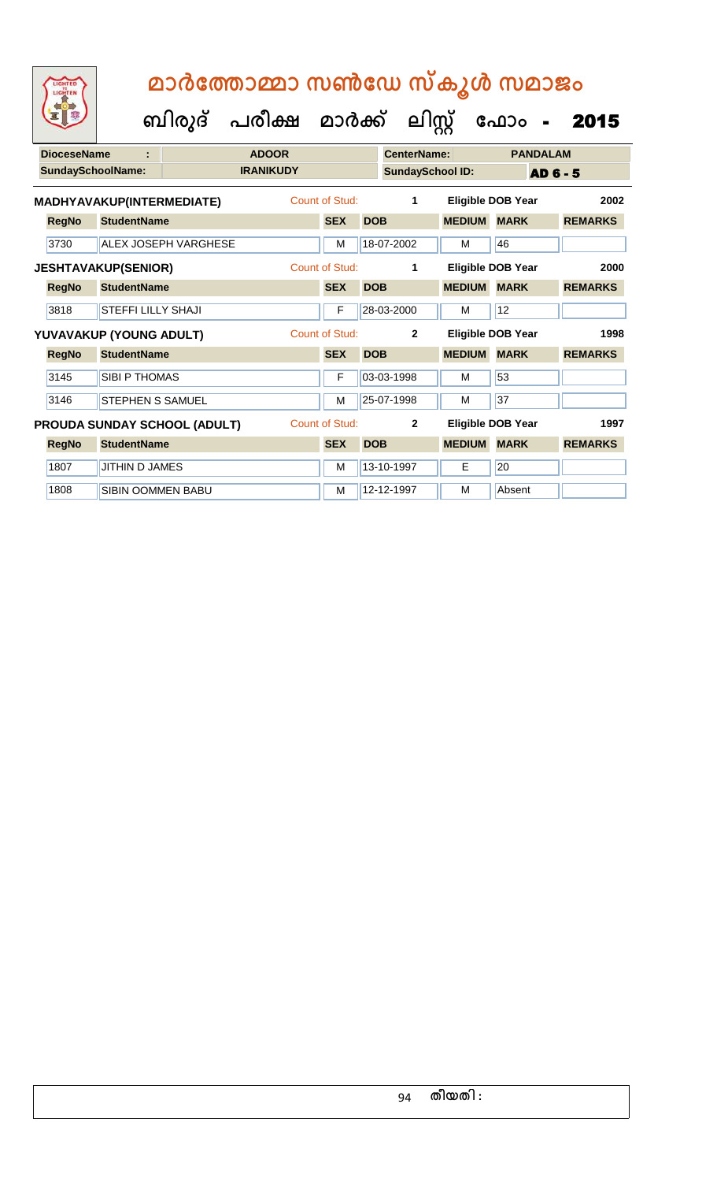# മാർത്തോമ്മാ സൺഡേ സ്കൂൾ സമാജം

## ബിരുദ് പരീക്ഷ മാർക്ക് ലിസ്റ്റ് ഫോം - 2015

| **DioceseName** : | **ADOOR** | **CenterName:** | **PANDALAM** |
|---|---|---|---|
| **SundaySchoolName:** | **IRANIKUDY** | **SundaySchool ID:** | **AD 6 - 5** |

**MADHYAVAKUP(INTERMEDIATE)** Count of Stud: 1 Eligible DOB Year 2002

| RegNo | StudentName | SEX | DOB | MEDIUM | MARK | REMARKS |
|---|---|---|---|---|---|---|
| 3730 | ALEX JOSEPH VARGHESE | M | 18-07-2002 | M | 46 | |

**JESHTAVAKUP(SENIOR)** Count of Stud: 1 Eligible DOB Year 2000

| RegNo | StudentName | SEX | DOB | MEDIUM | MARK | REMARKS |
|---|---|---|---|---|---|---|
| 3818 | STEFFI LILLY SHAJI | F | 28-03-2000 | M | 12 | |

**YUVAVAKUP (YOUNG ADULT)** Count of Stud: 2 Eligible DOB Year 1998

| RegNo | StudentName | SEX | DOB | MEDIUM | MARK | REMARKS |
|---|---|---|---|---|---|---|
| 3145 | SIBI P THOMAS | F | 03-03-1998 | M | 53 | |
| 3146 | STEPHEN S SAMUEL | M | 25-07-1998 | M | 37 | |

**PROUDA SUNDAY SCHOOL (ADULT)** Count of Stud: 2 Eligible DOB Year 1997

| RegNo | StudentName | SEX | DOB | MEDIUM | MARK | REMARKS |
|---|---|---|---|---|---|---|
| 1807 | JITHIN D JAMES | M | 13-10-1997 | E | 20 | |
| 1808 | SIBIN OOMMEN BABU | M | 12-12-1997 | M | Absent | |

തീയതി :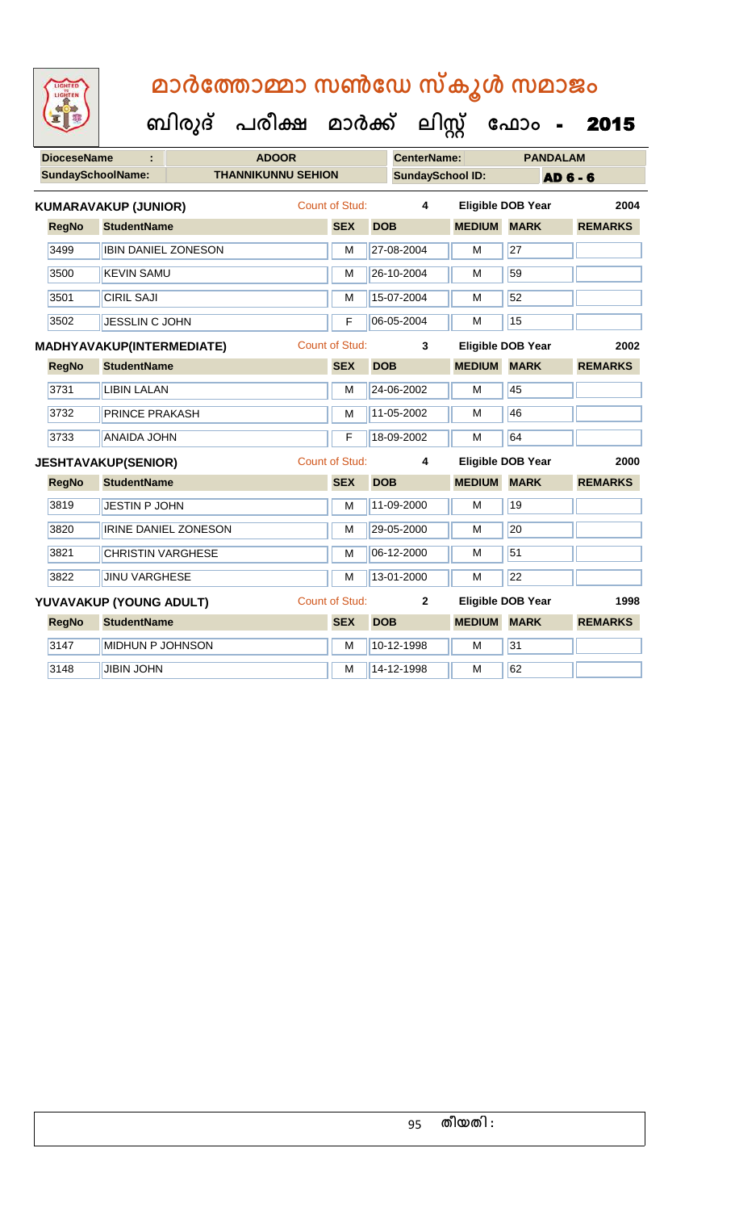# മാർത്തോമ്മാ സൺഡേ സ്കൂൾ സമാജം

## ബിരുദ് പരീക്ഷ മാർക്ക് ലിസ്റ്റ് ഫോം - 2015

| DioceseName : | ADOOR | CenterName: | PANDALAM |
|---|---|---|---|
| SundaySchoolName: | THANNIKUNNU SEHION | SundaySchool ID: | AD 6 - 6 |

**KUMARAVAKUP (JUNIOR)** Count of Stud: 4 Eligible DOB Year 2004

| RegNo | StudentName | SEX | DOB | MEDIUM | MARK | REMARKS |
|---|---|---|---|---|---|---|
| 3499 | IBIN DANIEL ZONESON | M | 27-08-2004 | M | 27 | |
| 3500 | KEVIN SAMU | M | 26-10-2004 | M | 59 | |
| 3501 | CIRIL SAJI | M | 15-07-2004 | M | 52 | |
| 3502 | JESSLIN C JOHN | F | 06-05-2004 | M | 15 | |

**MADHYAVAKUP(INTERMEDIATE)** Count of Stud: 3 Eligible DOB Year 2002

| RegNo | StudentName | SEX | DOB | MEDIUM | MARK | REMARKS |
|---|---|---|---|---|---|---|
| 3731 | LIBIN LALAN | M | 24-06-2002 | M | 45 | |
| 3732 | PRINCE PRAKASH | M | 11-05-2002 | M | 46 | |
| 3733 | ANAIDA JOHN | F | 18-09-2002 | M | 64 | |

**JESHTAVAKUP(SENIOR)** Count of Stud: 4 Eligible DOB Year 2000

| RegNo | StudentName | SEX | DOB | MEDIUM | MARK | REMARKS |
|---|---|---|---|---|---|---|
| 3819 | JESTIN P JOHN | M | 11-09-2000 | M | 19 | |
| 3820 | IRINE DANIEL ZONESON | M | 29-05-2000 | M | 20 | |
| 3821 | CHRISTIN VARGHESE | M | 06-12-2000 | M | 51 | |
| 3822 | JINU VARGHESE | M | 13-01-2000 | M | 22 | |

**YUVAVAKUP (YOUNG ADULT)** Count of Stud: 2 Eligible DOB Year 1998

| RegNo | StudentName | SEX | DOB | MEDIUM | MARK | REMARKS |
|---|---|---|---|---|---|---|
| 3147 | MIDHUN P JOHNSON | M | 10-12-1998 | M | 31 | |
| 3148 | JIBIN JOHN | M | 14-12-1998 | M | 62 | |

തീയതി :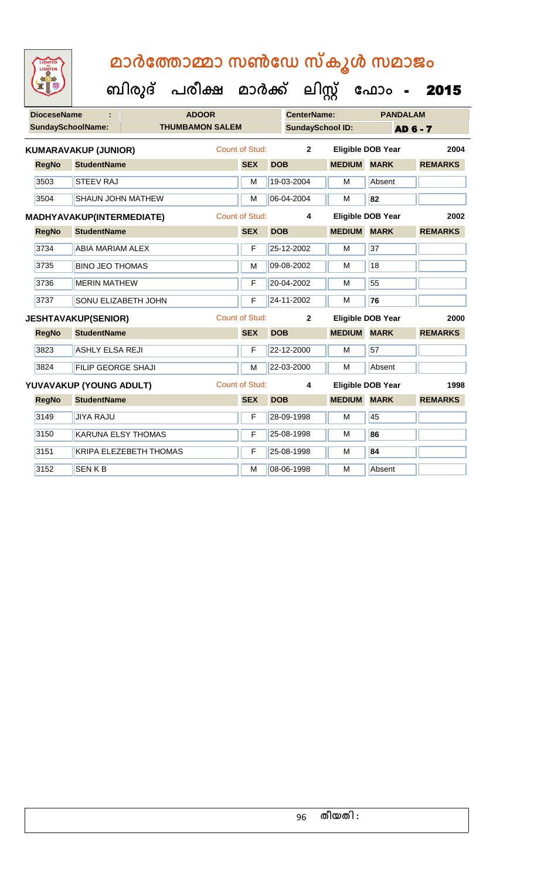# മാർത്തോമ്മാ സൺഡേ സ്കൂൾ സമാജം

## ബിരുദ് പരീക്ഷ മാർക്ക് ലിസ്റ്റ് ഫോം - 2015

| DioceseName : | ADOOR | CenterName: | PANDALAM |
|---|---|---|---|
| SundaySchoolName: | THUMBAMON SALEM | SundaySchool ID: | AD 6 - 7 |

**KUMARAVAKUP (JUNIOR)** Count of Stud: 2 Eligible DOB Year 2004

| RegNo | StudentName | SEX | DOB | MEDIUM | MARK | REMARKS |
|---|---|---|---|---|---|---|
| 3503 | STEEV RAJ | M | 19-03-2004 | M | Absent | |
| 3504 | SHAUN JOHN MATHEW | M | 06-04-2004 | M | 82 | |

**MADHYAVAKUP(INTERMEDIATE)** Count of Stud: 4 Eligible DOB Year 2002

| RegNo | StudentName | SEX | DOB | MEDIUM | MARK | REMARKS |
|---|---|---|---|---|---|---|
| 3734 | ABIA MARIAM ALEX | F | 25-12-2002 | M | 37 | |
| 3735 | BINO JEO THOMAS | M | 09-08-2002 | M | 18 | |
| 3736 | MERIN MATHEW | F | 20-04-2002 | M | 55 | |
| 3737 | SONU ELIZABETH JOHN | F | 24-11-2002 | M | 76 | |

**JESHTAVAKUP(SENIOR)** Count of Stud: 2 Eligible DOB Year 2000

| RegNo | StudentName | SEX | DOB | MEDIUM | MARK | REMARKS |
|---|---|---|---|---|---|---|
| 3823 | ASHLY ELSA REJI | F | 22-12-2000 | M | 57 | |
| 3824 | FILIP GEORGE SHAJI | M | 22-03-2000 | M | Absent | |

**YUVAVAKUP (YOUNG ADULT)** Count of Stud: 4 Eligible DOB Year 1998

| RegNo | StudentName | SEX | DOB | MEDIUM | MARK | REMARKS |
|---|---|---|---|---|---|---|
| 3149 | JIYA RAJU | F | 28-09-1998 | M | 45 | |
| 3150 | KARUNA ELSY THOMAS | F | 25-08-1998 | M | 86 | |
| 3151 | KRIPA ELEZEBETH THOMAS | F | 25-08-1998 | M | 84 | |
| 3152 | SEN K B | M | 08-06-1998 | M | Absent | |

തീയതി :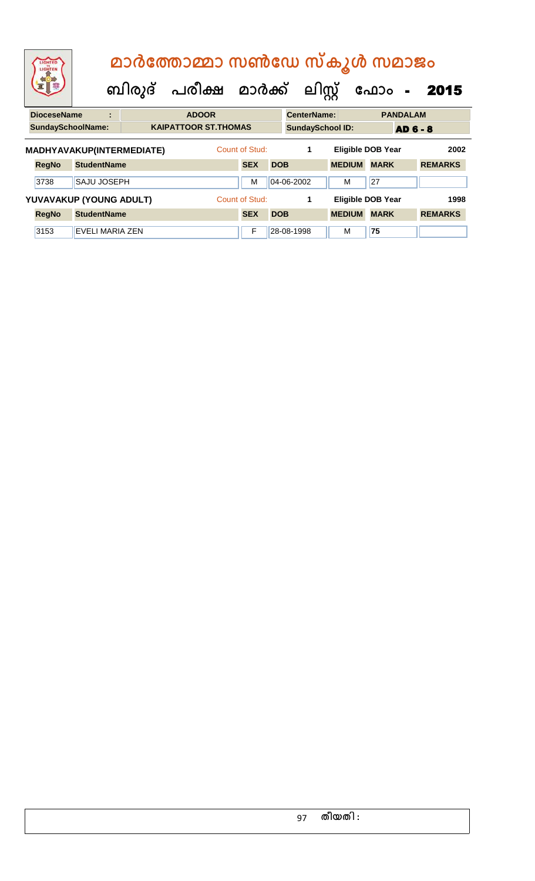# മാർത്തോമ്മാ സൺഡേ സ്കൂൾ സമാജം

## ബിരുദ് പരീക്ഷ മാർക്ക് ലിസ്റ്റ് ഫോം - 2015

| DioceseName : | ADOOR | CenterName: | PANDALAM |
|---|---|---|---|
| SundaySchoolName: | KAIPATTOOR ST.THOMAS | SundaySchool ID: | AD 6 - 8 |

**MADHYAVAKUP(INTERMEDIATE)** Count of Stud: 1 Eligible DOB Year 2002

| RegNo | StudentName | SEX | DOB | MEDIUM | MARK | REMARKS |
|---|---|---|---|---|---|---|
| 3738 | SAJU JOSEPH | M | 04-06-2002 | M | 27 | |

**YUVAVAKUP (YOUNG ADULT)** Count of Stud: 1 Eligible DOB Year 1998

| RegNo | StudentName | SEX | DOB | MEDIUM | MARK | REMARKS |
|---|---|---|---|---|---|---|
| 3153 | EVELI MARIA ZEN | F | 28-08-1998 | M | 75 | |

തീയതി :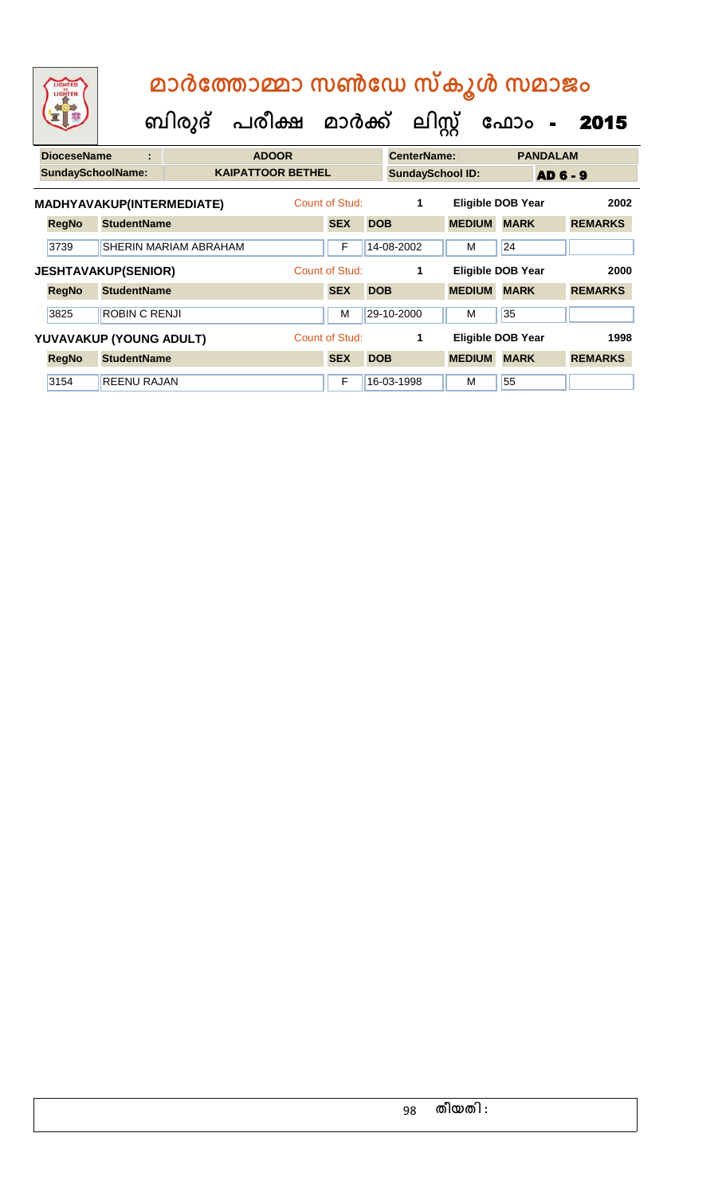# മാർത്തോമ്മാ സൺഡേ സ്കൂൾ സമാജം

## ബിരുദ് പരീക്ഷ മാർക്ക് ലിസ്റ്റ് ഫോം - 2015

| DioceseName : | ADOOR | CenterName: | PANDALAM |
|---|---|---|---|
| SundaySchoolName: | KAIPATTOOR BETHEL | SundaySchool ID: | AD 6 - 9 |

**MADHYAVAKUP(INTERMEDIATE)** Count of Stud: 1 Eligible DOB Year 2002

| RegNo | StudentName | SEX | DOB | MEDIUM | MARK | REMARKS |
|---|---|---|---|---|---|---|
| 3739 | SHERIN MARIAM ABRAHAM | F | 14-08-2002 | M | 24 | |

**JESHTAVAKUP(SENIOR)** Count of Stud: 1 Eligible DOB Year 2000

| RegNo | StudentName | SEX | DOB | MEDIUM | MARK | REMARKS |
|---|---|---|---|---|---|---|
| 3825 | ROBIN C RENJI | M | 29-10-2000 | M | 35 | |

**YUVAVAKUP (YOUNG ADULT)** Count of Stud: 1 Eligible DOB Year 1998

| RegNo | StudentName | SEX | DOB | MEDIUM | MARK | REMARKS |
|---|---|---|---|---|---|---|
| 3154 | REENU RAJAN | F | 16-03-1998 | M | 55 | |

തീയതി :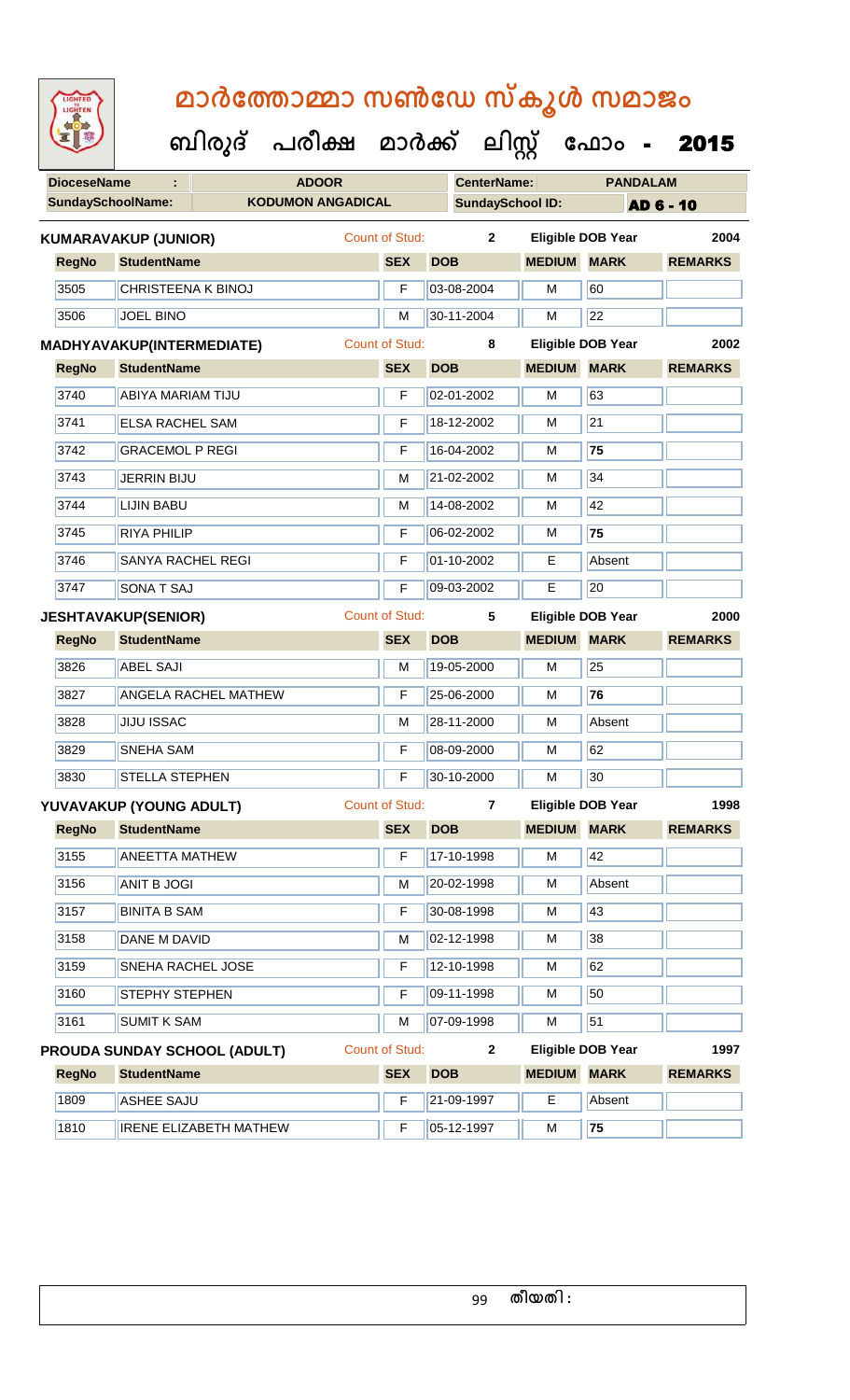# മാർത്തോമ്മാ സൺഡേ സ്കൂൾ സമാജം

## ബിരുദ് പരീക്ഷ മാർക്ക് ലിസ്റ്റ് ഫോം - 2015

| DioceseName : | ADOOR | CenterName: | PANDALAM |
|---|---|---|---|
| SundaySchoolName: | KODUMON ANGADICAL | SundaySchool ID: | AD 6 - 10 |

**KUMARAVAKUP (JUNIOR)** Count of Stud: 2 Eligible DOB Year 2004

| RegNo | StudentName | SEX | DOB | MEDIUM | MARK | REMARKS |
|---|---|---|---|---|---|---|
| 3505 | CHRISTEENA K BINOJ | F | 03-08-2004 | M | 60 | |
| 3506 | JOEL BINO | M | 30-11-2004 | M | 22 | |

**MADHYAVAKUP(INTERMEDIATE)** Count of Stud: 8 Eligible DOB Year 2002

| RegNo | StudentName | SEX | DOB | MEDIUM | MARK | REMARKS |
|---|---|---|---|---|---|---|
| 3740 | ABIYA MARIAM TIJU | F | 02-01-2002 | M | 63 | |
| 3741 | ELSA RACHEL SAM | F | 18-12-2002 | M | 21 | |
| 3742 | GRACEMOL P REGI | F | 16-04-2002 | M | **75** | |
| 3743 | JERRIN BIJU | M | 21-02-2002 | M | 34 | |
| 3744 | LIJIN BABU | M | 14-08-2002 | M | 42 | |
| 3745 | RIYA PHILIP | F | 06-02-2002 | M | **75** | |
| 3746 | SANYA RACHEL REGI | F | 01-10-2002 | E | Absent | |
| 3747 | SONA T SAJ | F | 09-03-2002 | E | 20 | |

**JESHTAVAKUP(SENIOR)** Count of Stud: 5 Eligible DOB Year 2000

| RegNo | StudentName | SEX | DOB | MEDIUM | MARK | REMARKS |
|---|---|---|---|---|---|---|
| 3826 | ABEL SAJI | M | 19-05-2000 | M | 25 | |
| 3827 | ANGELA RACHEL MATHEW | F | 25-06-2000 | M | **76** | |
| 3828 | JIJU ISSAC | M | 28-11-2000 | M | Absent | |
| 3829 | SNEHA SAM | F | 08-09-2000 | M | 62 | |
| 3830 | STELLA STEPHEN | F | 30-10-2000 | M | 30 | |

**YUVAVAKUP (YOUNG ADULT)** Count of Stud: 7 Eligible DOB Year 1998

| RegNo | StudentName | SEX | DOB | MEDIUM | MARK | REMARKS |
|---|---|---|---|---|---|---|
| 3155 | ANEETTA MATHEW | F | 17-10-1998 | M | 42 | |
| 3156 | ANIT B JOGI | M | 20-02-1998 | M | Absent | |
| 3157 | BINITA B SAM | F | 30-08-1998 | M | 43 | |
| 3158 | DANE M DAVID | M | 02-12-1998 | M | 38 | |
| 3159 | SNEHA RACHEL JOSE | F | 12-10-1998 | M | 62 | |
| 3160 | STEPHY STEPHEN | F | 09-11-1998 | M | 50 | |
| 3161 | SUMIT K SAM | M | 07-09-1998 | M | 51 | |

**PROUDA SUNDAY SCHOOL (ADULT)** Count of Stud: 2 Eligible DOB Year 1997

| RegNo | StudentName | SEX | DOB | MEDIUM | MARK | REMARKS |
|---|---|---|---|---|---|---|
| 1809 | ASHEE SAJU | F | 21-09-1997 | E | Absent | |
| 1810 | IRENE ELIZABETH MATHEW | F | 05-12-1997 | M | **75** | |

തീയതി :